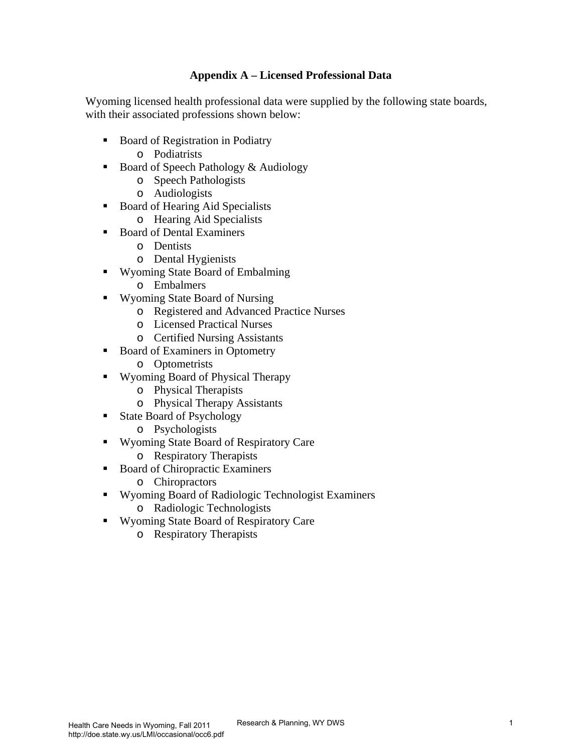## Appendix A – Licensed Professional Data

Wyoming licensed health professional data were supplied by the following state boards, with their associated professions shown below:

- Board of Registration in Podiatry
  - Podiatrists
- Board of Speech Pathology & Audiology
  - Speech Pathologists
  - Audiologists
- Board of Hearing Aid Specialists
  - Hearing Aid Specialists
- Board of Dental Examiners
  - Dentists
  - Dental Hygienists
- Wyoming State Board of Embalming
  - Embalmers
- Wyoming State Board of Nursing
  - Registered and Advanced Practice Nurses
  - Licensed Practical Nurses
  - Certified Nursing Assistants
- Board of Examiners in Optometry
  - Optometrists
- Wyoming Board of Physical Therapy
  - Physical Therapists
  - Physical Therapy Assistants
- State Board of Psychology
  - Psychologists
- Wyoming State Board of Respiratory Care
  - Respiratory Therapists
- Board of Chiropractic Examiners
  - Chiropractors
- Wyoming Board of Radiologic Technologist Examiners
  - Radiologic Technologists
- Wyoming State Board of Respiratory Care
  - Respiratory Therapists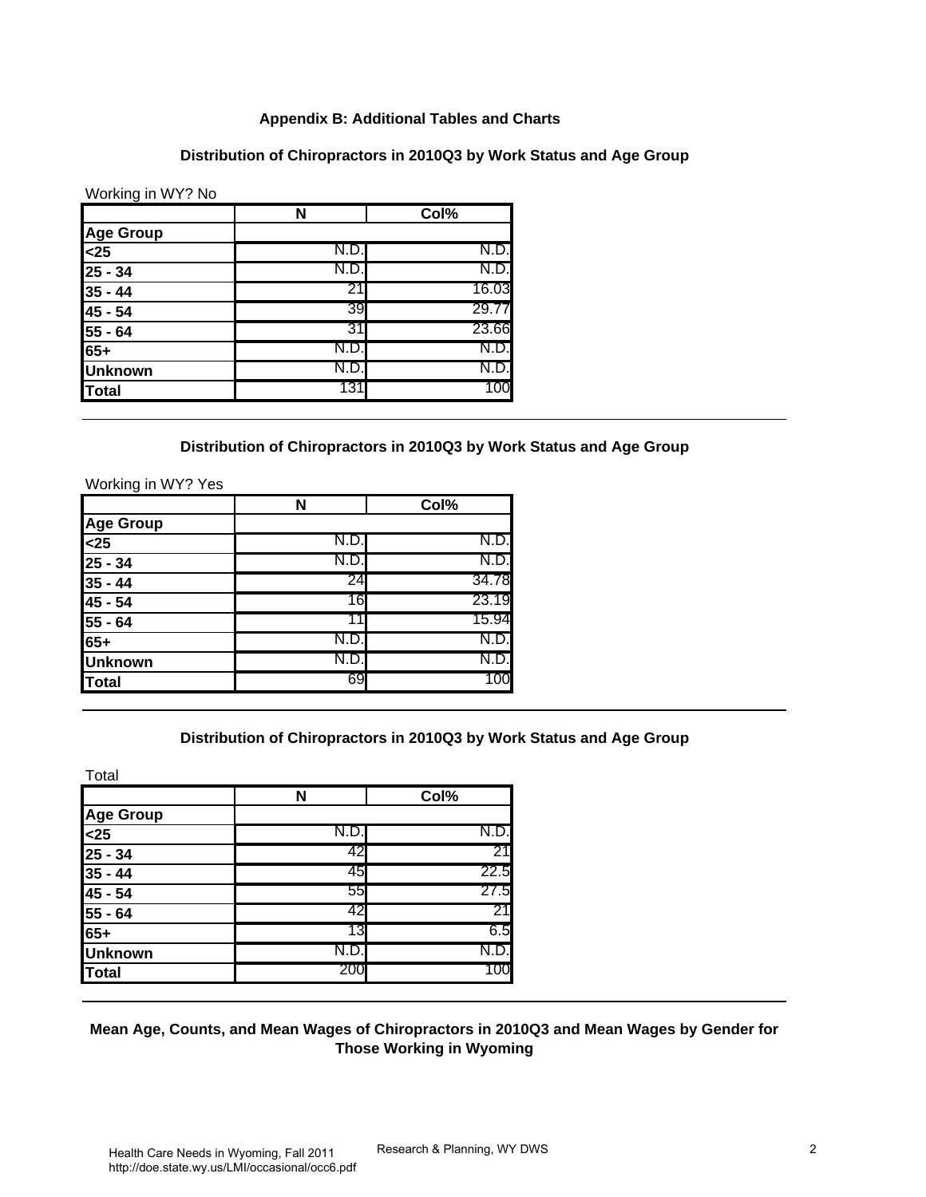## Appendix B: Additional Tables and Charts

### Distribution of Chiropractors in 2010Q3 by Work Status and Age Group

Working in WY? No

| | N | Col% |
|---|---|---|
| **Age Group** | | |
| **<25** | N.D. | N.D. |
| **25 - 34** | N.D. | N.D. |
| **35 - 44** | 21 | 16.03 |
| **45 - 54** | 39 | 29.77 |
| **55 - 64** | 31 | 23.66 |
| **65+** | N.D. | N.D. |
| **Unknown** | N.D. | N.D. |
| **Total** | 131 | 100 |

### Distribution of Chiropractors in 2010Q3 by Work Status and Age Group

Working in WY? Yes

| | N | Col% |
|---|---|---|
| **Age Group** | | |
| **<25** | N.D. | N.D. |
| **25 - 34** | N.D. | N.D. |
| **35 - 44** | 24 | 34.78 |
| **45 - 54** | 16 | 23.19 |
| **55 - 64** | 11 | 15.94 |
| **65+** | N.D. | N.D. |
| **Unknown** | N.D. | N.D. |
| **Total** | 69 | 100 |

### Distribution of Chiropractors in 2010Q3 by Work Status and Age Group

Total

| | N | Col% |
|---|---|---|
| **Age Group** | | |
| **<25** | N.D. | N.D. |
| **25 - 34** | 42 | 21 |
| **35 - 44** | 45 | 22.5 |
| **45 - 54** | 55 | 27.5 |
| **55 - 64** | 42 | 21 |
| **65+** | 13 | 6.5 |
| **Unknown** | N.D. | N.D. |
| **Total** | 200 | 100 |

### Mean Age, Counts, and Mean Wages of Chiropractors in 2010Q3 and Mean Wages by Gender for Those Working in Wyoming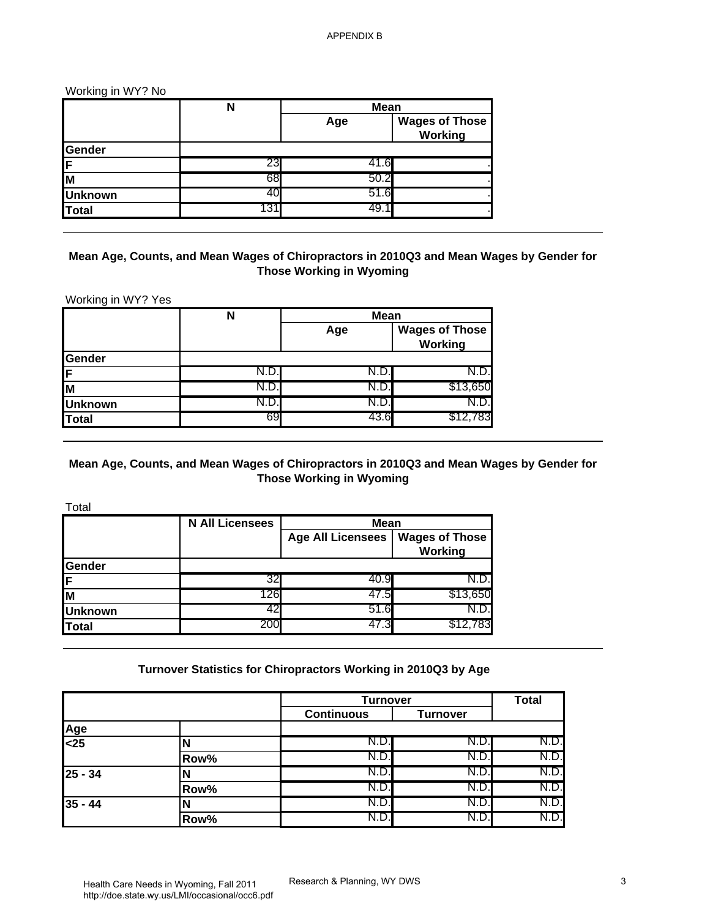APPENDIX B

Working in WY? No

| | N | Mean | |
|---|---|---|---|
| | | Age | Wages of Those Working |
| **Gender** | | | |
| **F** | 23 | 41.6 | . |
| **M** | 68 | 50.2 | . |
| **Unknown** | 40 | 51.6 | . |
| **Total** | 131 | 49.1 | . |

**Mean Age, Counts, and Mean Wages of Chiropractors in 2010Q3 and Mean Wages by Gender for Those Working in Wyoming**

Working in WY? Yes

| | N | Mean | |
|---|---|---|---|
| | | Age | Wages of Those Working |
| **Gender** | | | |
| **F** | N.D. | N.D. | N.D. |
| **M** | N.D. | N.D. | $13,650 |
| **Unknown** | N.D. | N.D. | N.D. |
| **Total** | 69 | 43.6 | $12,783 |

**Mean Age, Counts, and Mean Wages of Chiropractors in 2010Q3 and Mean Wages by Gender for Those Working in Wyoming**

Total

| | N All Licensees | Mean | |
|---|---|---|---|
| | | Age All Licensees | Wages of Those Working |
| **Gender** | | | |
| **F** | 32 | 40.9 | N.D. |
| **M** | 126 | 47.5 | $13,650 |
| **Unknown** | 42 | 51.6 | N.D. |
| **Total** | 200 | 47.3 | $12,783 |

**Turnover Statistics for Chiropractors Working in 2010Q3 by Age**

| | | Turnover | | Total |
|---|---|---|---|---|
| | | Continuous | Turnover | |
| **Age** | | | | |
| **<25** | **N** | N.D. | N.D. | N.D. |
| | **Row%** | N.D. | N.D. | N.D. |
| **25 - 34** | **N** | N.D. | N.D. | N.D. |
| | **Row%** | N.D. | N.D. | N.D. |
| **35 - 44** | **N** | N.D. | N.D. | N.D. |
| | **Row%** | N.D. | N.D. | N.D. |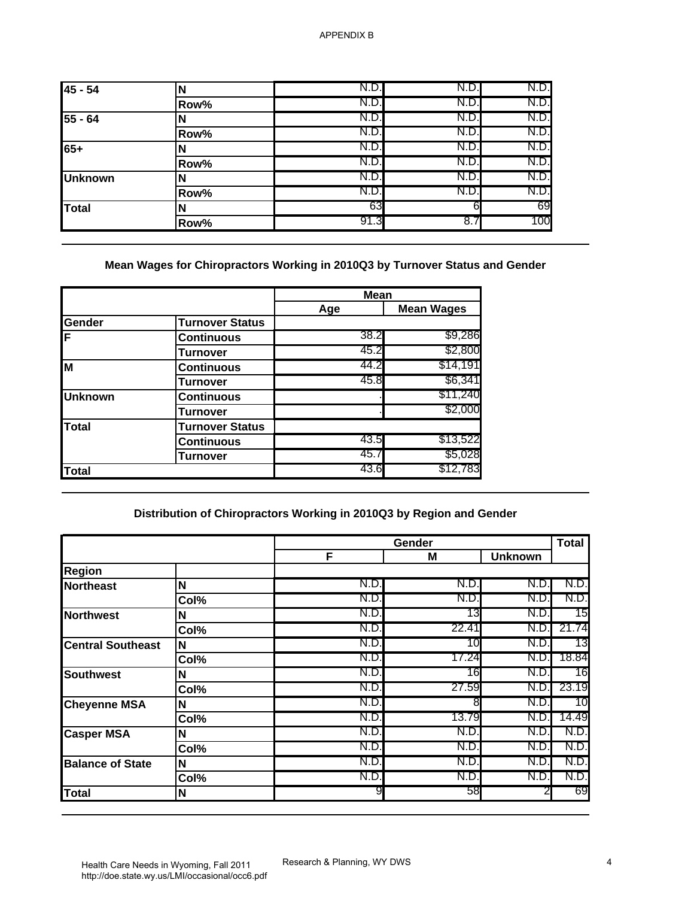APPENDIX B

| | | | | |
|---|---|---|---|---|
| 45 - 54 | N | N.D. | N.D. | N.D. |
| | Row% | N.D. | N.D. | N.D. |
| 55 - 64 | N | N.D. | N.D. | N.D. |
| | Row% | N.D. | N.D. | N.D. |
| 65+ | N | N.D. | N.D. | N.D. |
| | Row% | N.D. | N.D. | N.D. |
| Unknown | N | N.D. | N.D. | N.D. |
| | Row% | N.D. | N.D. | N.D. |
| Total | N | 63 | 6 | 69 |
| | Row% | 91.3 | 8.7 | 100 |

## Mean Wages for Chiropractors Working in 2010Q3 by Turnover Status and Gender

| | | Mean | |
|---|---|---|---|
| | | Age | Mean Wages |
| **Gender** | **Turnover Status** | | |
| F | Continuous | 38.2 | $9,286 |
| | Turnover | 45.2 | $2,800 |
| M | Continuous | 44.2 | $14,191 |
| | Turnover | 45.8 | $6,341 |
| Unknown | Continuous | . | $11,240 |
| | Turnover | . | $2,000 |
| Total | Turnover Status | | |
| | Continuous | 43.5 | $13,522 |
| | Turnover | 45.7 | $5,028 |
| Total | | 43.6 | $12,783 |

## Distribution of Chiropractors Working in 2010Q3 by Region and Gender

| | | Gender | | | Total |
|---|---|---|---|---|---|
| | | F | M | Unknown | |
| **Region** | | | | | |
| Northeast | N | N.D. | N.D. | N.D. | N.D. |
| | Col% | N.D. | N.D. | N.D. | N.D. |
| Northwest | N | N.D. | 13 | N.D. | 15 |
| | Col% | N.D. | 22.41 | N.D. | 21.74 |
| Central Southeast | N | N.D. | 10 | N.D. | 13 |
| | Col% | N.D. | 17.24 | N.D. | 18.84 |
| Southwest | N | N.D. | 16 | N.D. | 16 |
| | Col% | N.D. | 27.59 | N.D. | 23.19 |
| Cheyenne MSA | N | N.D. | 8 | N.D. | 10 |
| | Col% | N.D. | 13.79 | N.D. | 14.49 |
| Casper MSA | N | N.D. | N.D. | N.D. | N.D. |
| | Col% | N.D. | N.D. | N.D. | N.D. |
| Balance of State | N | N.D. | N.D. | N.D. | N.D. |
| | Col% | N.D. | N.D. | N.D. | N.D. |
| Total | N | 9 | 58 | 2 | 69 |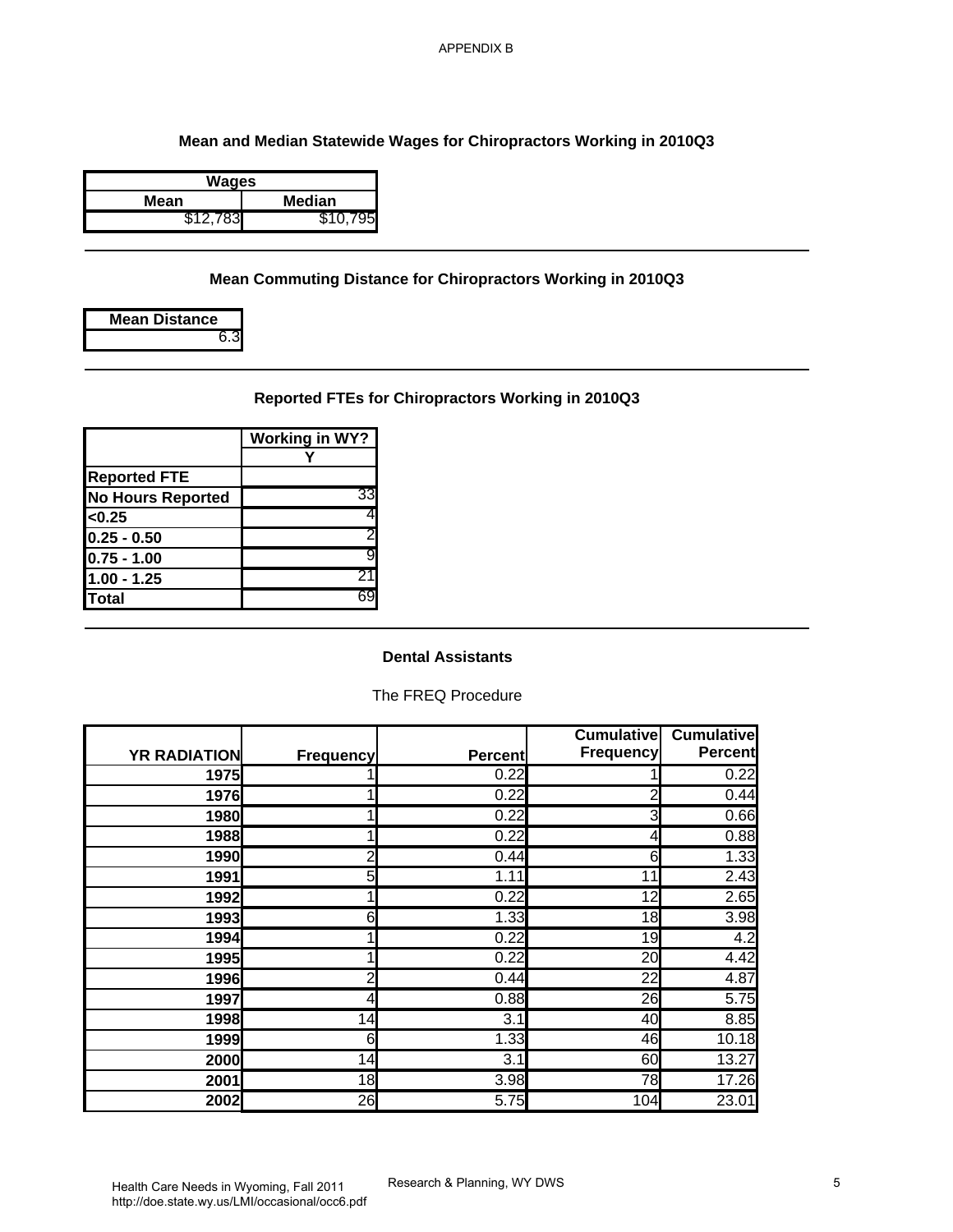APPENDIX B

### Mean and Median Statewide Wages for Chiropractors Working in 2010Q3

| Wages | |
|---|---|
| **Mean** | **Median** |
| $12,783 | $10,795 |

### Mean Commuting Distance for Chiropractors Working in 2010Q3

| Mean Distance |
|---|
| 6.3 |

### Reported FTEs for Chiropractors Working in 2010Q3

| | Working in WY? |
|---|---|
| | Y |
| **Reported FTE** | |
| **No Hours Reported** | 33 |
| **<0.25** | 4 |
| **0.25 - 0.50** | 2 |
| **0.75 - 1.00** | 9 |
| **1.00 - 1.25** | 21 |
| **Total** | 69 |

### Dental Assistants

The FREQ Procedure

| YR RADIATION | Frequency | Percent | Cumulative Frequency | Cumulative Percent |
|---|---|---|---|---|
| 1975 | 1 | 0.22 | 1 | 0.22 |
| 1976 | 1 | 0.22 | 2 | 0.44 |
| 1980 | 1 | 0.22 | 3 | 0.66 |
| 1988 | 1 | 0.22 | 4 | 0.88 |
| 1990 | 2 | 0.44 | 6 | 1.33 |
| 1991 | 5 | 1.11 | 11 | 2.43 |
| 1992 | 1 | 0.22 | 12 | 2.65 |
| 1993 | 6 | 1.33 | 18 | 3.98 |
| 1994 | 1 | 0.22 | 19 | 4.2 |
| 1995 | 1 | 0.22 | 20 | 4.42 |
| 1996 | 2 | 0.44 | 22 | 4.87 |
| 1997 | 4 | 0.88 | 26 | 5.75 |
| 1998 | 14 | 3.1 | 40 | 8.85 |
| 1999 | 6 | 1.33 | 46 | 10.18 |
| 2000 | 14 | 3.1 | 60 | 13.27 |
| 2001 | 18 | 3.98 | 78 | 17.26 |
| 2002 | 26 | 5.75 | 104 | 23.01 |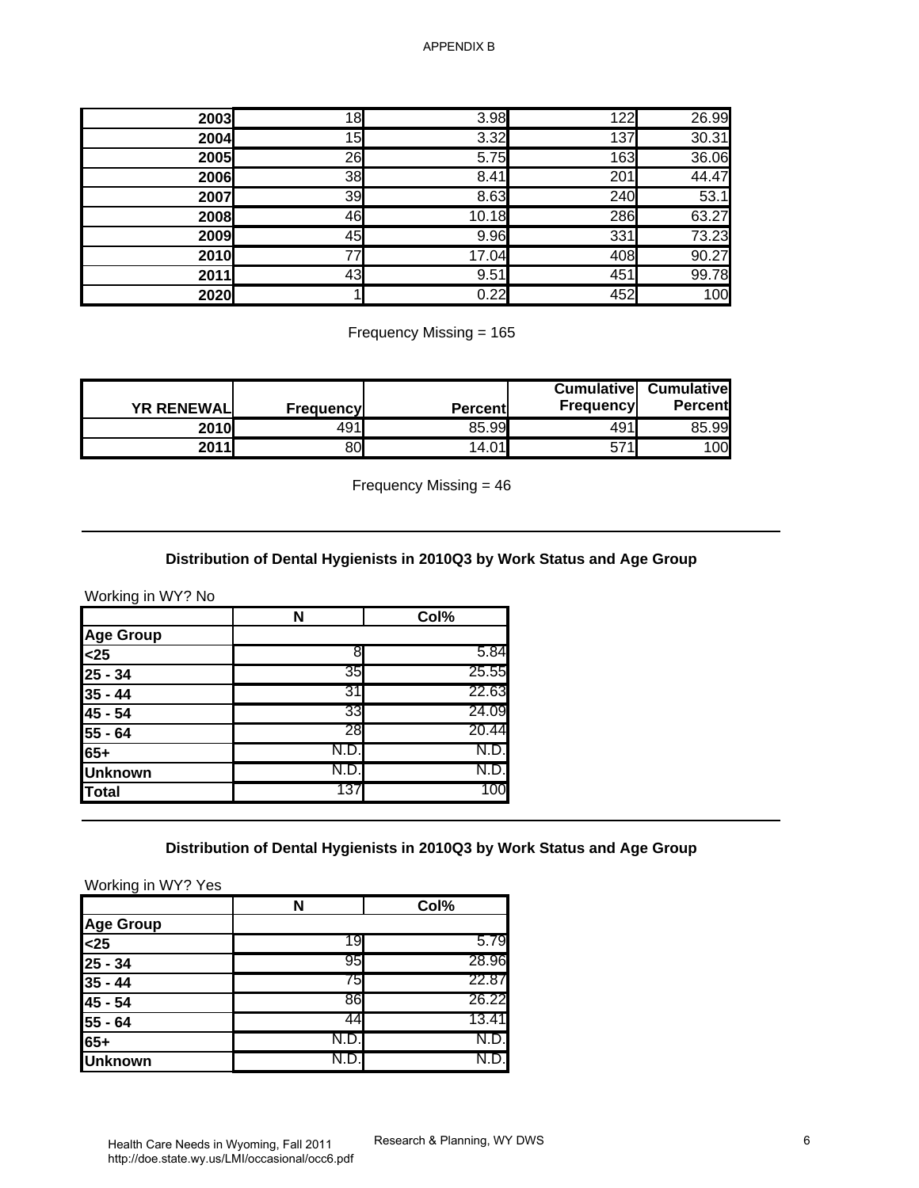APPENDIX B

| | | | | |
|---|---|---|---|---|
| 2003 | 18 | 3.98 | 122 | 26.99 |
| 2004 | 15 | 3.32 | 137 | 30.31 |
| 2005 | 26 | 5.75 | 163 | 36.06 |
| 2006 | 38 | 8.41 | 201 | 44.47 |
| 2007 | 39 | 8.63 | 240 | 53.1 |
| 2008 | 46 | 10.18 | 286 | 63.27 |
| 2009 | 45 | 9.96 | 331 | 73.23 |
| 2010 | 77 | 17.04 | 408 | 90.27 |
| 2011 | 43 | 9.51 | 451 | 99.78 |
| 2020 | 1 | 0.22 | 452 | 100 |

Frequency Missing = 165

| YR RENEWAL | Frequency | Percent | Cumulative Frequency | Cumulative Percent |
|---|---|---|---|---|
| 2010 | 491 | 85.99 | 491 | 85.99 |
| 2011 | 80 | 14.01 | 571 | 100 |

Frequency Missing = 46

### Distribution of Dental Hygienists in 2010Q3 by Work Status and Age Group

Working in WY? No

| | N | Col% |
|---|---|---|
| **Age Group** | | |
| **<25** | 8 | 5.84 |
| **25 - 34** | 35 | 25.55 |
| **35 - 44** | 31 | 22.63 |
| **45 - 54** | 33 | 24.09 |
| **55 - 64** | 28 | 20.44 |
| **65+** | N.D. | N.D. |
| **Unknown** | N.D. | N.D. |
| **Total** | 137 | 100 |

### Distribution of Dental Hygienists in 2010Q3 by Work Status and Age Group

Working in WY? Yes

| | N | Col% |
|---|---|---|
| **Age Group** | | |
| **<25** | 19 | 5.79 |
| **25 - 34** | 95 | 28.96 |
| **35 - 44** | 75 | 22.87 |
| **45 - 54** | 86 | 26.22 |
| **55 - 64** | 44 | 13.41 |
| **65+** | N.D. | N.D. |
| **Unknown** | N.D. | N.D. |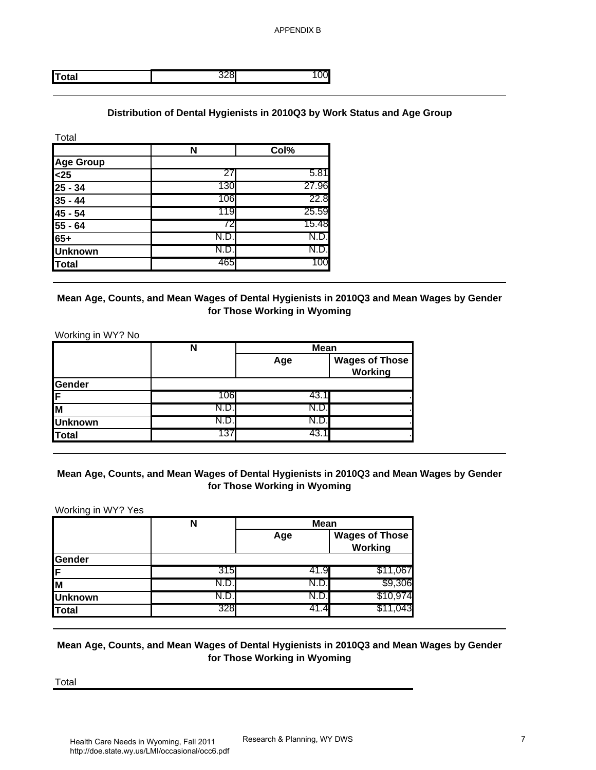| Total | 328 | 100 |
|---|---|---|

## Distribution of Dental Hygienists in 2010Q3 by Work Status and Age Group

Total

| | N | Col% |
|---|---|---|
| **Age Group** | | |
| **<25** | 27 | 5.81 |
| **25 - 34** | 130 | 27.96 |
| **35 - 44** | 106 | 22.8 |
| **45 - 54** | 119 | 25.59 |
| **55 - 64** | 72 | 15.48 |
| **65+** | N.D. | N.D. |
| **Unknown** | N.D. | N.D. |
| **Total** | 465 | 100 |

## Mean Age, Counts, and Mean Wages of Dental Hygienists in 2010Q3 and Mean Wages by Gender for Those Working in Wyoming

Working in WY? No

| | N | Mean | |
|---|---|---|---|
| | | Age | Wages of Those Working |
| **Gender** | | | |
| **F** | 106 | 43.1 | . |
| **M** | N.D. | N.D. | . |
| **Unknown** | N.D. | N.D. | . |
| **Total** | 137 | 43.1 | . |

## Mean Age, Counts, and Mean Wages of Dental Hygienists in 2010Q3 and Mean Wages by Gender for Those Working in Wyoming

Working in WY? Yes

| | N | Mean | |
|---|---|---|---|
| | | Age | Wages of Those Working |
| **Gender** | | | |
| **F** | 315 | 41.9 | $11,067 |
| **M** | N.D. | N.D. | $9,306 |
| **Unknown** | N.D. | N.D. | $10,974 |
| **Total** | 328 | 41.4 | $11,043 |

## Mean Age, Counts, and Mean Wages of Dental Hygienists in 2010Q3 and Mean Wages by Gender for Those Working in Wyoming

Total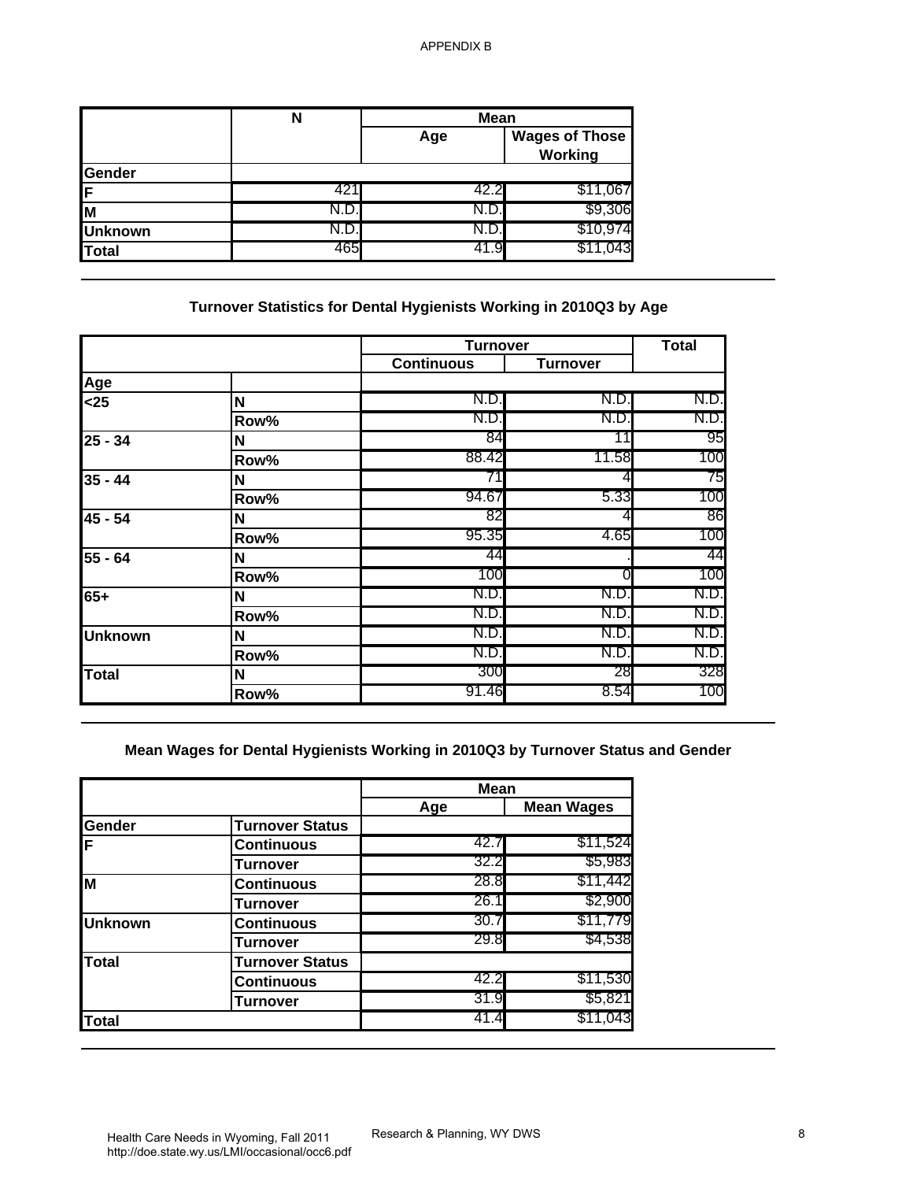APPENDIX B

| | N | Mean | |
|---|---|---|---|
| | | Age | Wages of Those Working |
| **Gender** | | | |
| **F** | 421 | 42.2 | $11,067 |
| **M** | N.D. | N.D. | $9,306 |
| **Unknown** | N.D. | N.D. | $10,974 |
| **Total** | 465 | 41.9 | $11,043 |

## Turnover Statistics for Dental Hygienists Working in 2010Q3 by Age

| | | Turnover | | Total |
|---|---|---|---|---|
| | | Continuous | Turnover | |
| **Age** | | | | |
| **<25** | **N** | N.D. | N.D. | N.D. |
| | **Row%** | N.D. | N.D. | N.D. |
| **25 - 34** | **N** | 84 | 11 | 95 |
| | **Row%** | 88.42 | 11.58 | 100 |
| **35 - 44** | **N** | 71 | 4 | 75 |
| | **Row%** | 94.67 | 5.33 | 100 |
| **45 - 54** | **N** | 82 | 4 | 86 |
| | **Row%** | 95.35 | 4.65 | 100 |
| **55 - 64** | **N** | 44 | . | 44 |
| | **Row%** | 100 | 0 | 100 |
| **65+** | **N** | N.D. | N.D. | N.D. |
| | **Row%** | N.D. | N.D. | N.D. |
| **Unknown** | **N** | N.D. | N.D. | N.D. |
| | **Row%** | N.D. | N.D. | N.D. |
| **Total** | **N** | 300 | 28 | 328 |
| | **Row%** | 91.46 | 8.54 | 100 |

## Mean Wages for Dental Hygienists Working in 2010Q3 by Turnover Status and Gender

| | | Mean | |
|---|---|---|---|
| | | Age | Mean Wages |
| **Gender** | **Turnover Status** | | |
| **F** | **Continuous** | 42.7 | $11,524 |
| | **Turnover** | 32.2 | $5,983 |
| **M** | **Continuous** | 28.8 | $11,442 |
| | **Turnover** | 26.1 | $2,900 |
| **Unknown** | **Continuous** | 30.7 | $11,779 |
| | **Turnover** | 29.8 | $4,538 |
| **Total** | **Turnover Status** | | |
| | **Continuous** | 42.2 | $11,530 |
| | **Turnover** | 31.9 | $5,821 |
| **Total** | | 41.4 | $11,043 |

Health Care Needs in Wyoming, Fall 2011
http://doe.state.wy.us/LMI/occasional/occ6.pdf

Research & Planning, WY DWS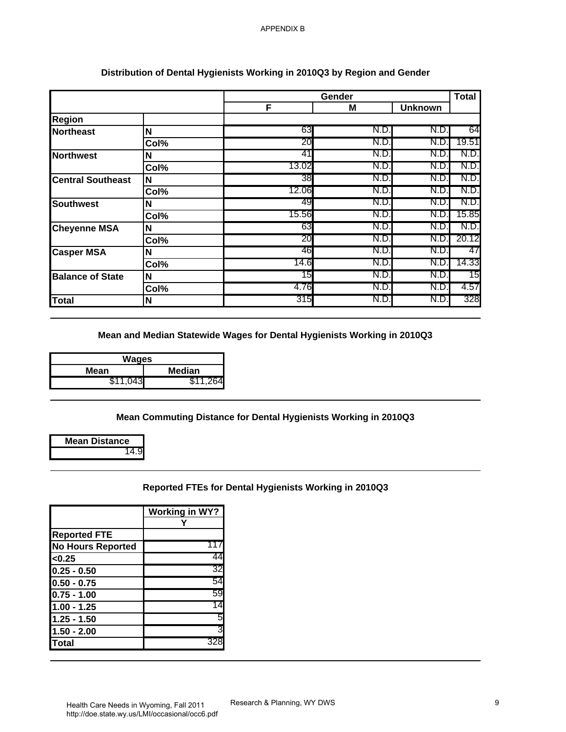APPENDIX B

## Distribution of Dental Hygienists Working in 2010Q3 by Region and Gender

| Region | | Gender | | | Total |
|---|---|---|---|---|---|
| | | F | M | Unknown | |
| Northeast | N | 63 | N.D. | N.D. | 64 |
| | Col% | 20 | N.D. | N.D. | 19.51 |
| Northwest | N | 41 | N.D. | N.D. | N.D. |
| | Col% | 13.02 | N.D. | N.D. | N.D. |
| Central Southeast | N | 38 | N.D. | N.D. | N.D. |
| | Col% | 12.06 | N.D. | N.D. | N.D. |
| Southwest | N | 49 | N.D. | N.D. | N.D. |
| | Col% | 15.56 | N.D. | N.D. | 15.85 |
| Cheyenne MSA | N | 63 | N.D. | N.D. | N.D. |
| | Col% | 20 | N.D. | N.D. | 20.12 |
| Casper MSA | N | 46 | N.D. | N.D. | 47 |
| | Col% | 14.6 | N.D. | N.D. | 14.33 |
| Balance of State | N | 15 | N.D. | N.D. | 15 |
| | Col% | 4.76 | N.D. | N.D. | 4.57 |
| Total | N | 315 | N.D. | N.D. | 328 |

## Mean and Median Statewide Wages for Dental Hygienists Working in 2010Q3

| Wages | |
|---|---|
| Mean | Median |
| $11,043 | $11,264 |

## Mean Commuting Distance for Dental Hygienists Working in 2010Q3

| Mean Distance |
|---|
| 14.9 |

## Reported FTEs for Dental Hygienists Working in 2010Q3

| | Working in WY? |
|---|---|
| | Y |
| Reported FTE | |
| No Hours Reported | 117 |
| <0.25 | 44 |
| 0.25 - 0.50 | 32 |
| 0.50 - 0.75 | 54 |
| 0.75 - 1.00 | 59 |
| 1.00 - 1.25 | 14 |
| 1.25 - 1.50 | 5 |
| 1.50 - 2.00 | 3 |
| Total | 328 |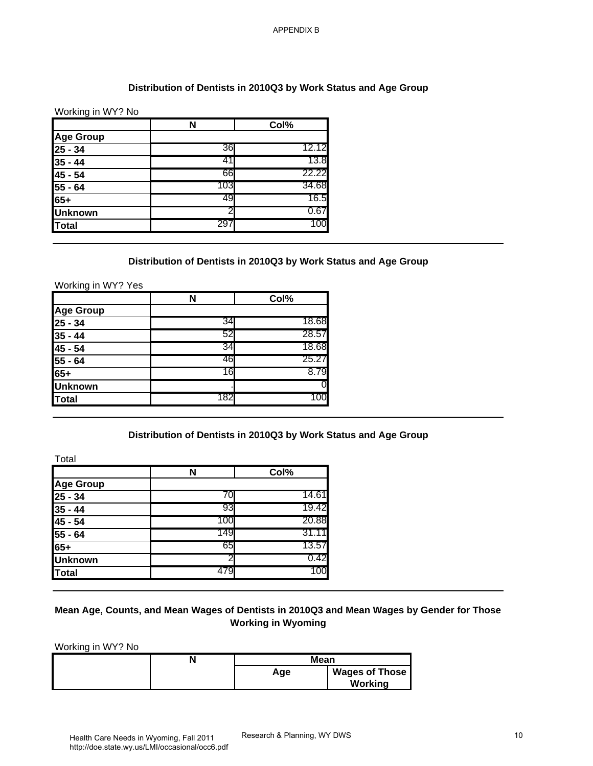APPENDIX B

## Distribution of Dentists in 2010Q3 by Work Status and Age Group

Working in WY? No

| | N | Col% |
|---|---|---|
| **Age Group** | | |
| **25 - 34** | 36 | 12.12 |
| **35 - 44** | 41 | 13.8 |
| **45 - 54** | 66 | 22.22 |
| **55 - 64** | 103 | 34.68 |
| **65+** | 49 | 16.5 |
| **Unknown** | 2 | 0.67 |
| **Total** | 297 | 100 |

## Distribution of Dentists in 2010Q3 by Work Status and Age Group

Working in WY? Yes

| | N | Col% |
|---|---|---|
| **Age Group** | | |
| **25 - 34** | 34 | 18.68 |
| **35 - 44** | 52 | 28.57 |
| **45 - 54** | 34 | 18.68 |
| **55 - 64** | 46 | 25.27 |
| **65+** | 16 | 8.79 |
| **Unknown** | . | 0 |
| **Total** | 182 | 100 |

## Distribution of Dentists in 2010Q3 by Work Status and Age Group

Total

| | N | Col% |
|---|---|---|
| **Age Group** | | |
| **25 - 34** | 70 | 14.61 |
| **35 - 44** | 93 | 19.42 |
| **45 - 54** | 100 | 20.88 |
| **55 - 64** | 149 | 31.11 |
| **65+** | 65 | 13.57 |
| **Unknown** | 2 | 0.42 |
| **Total** | 479 | 100 |

## Mean Age, Counts, and Mean Wages of Dentists in 2010Q3 and Mean Wages by Gender for Those Working in Wyoming

Working in WY? No

| | N | Mean | |
|---|---|---|---|
| | | Age | Wages of Those Working |

Health Care Needs in Wyoming, Fall 2011
http://doe.state.wy.us/LMI/occasional/occ6.pdf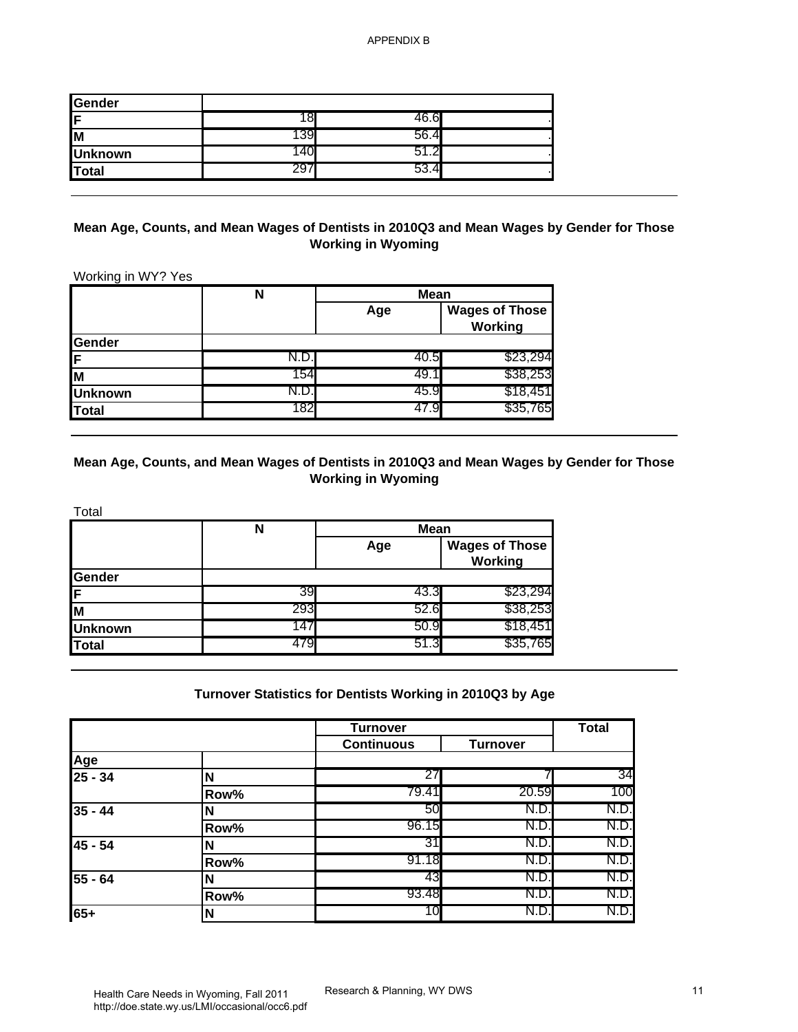APPENDIX B

| | | | |
|---|---|---|---|
| **Gender** | | | |
| **F** | 18 | 46.6 | . |
| **M** | 139 | 56.4 | . |
| **Unknown** | 140 | 51.2 | . |
| **Total** | 297 | 53.4 | . |

### Mean Age, Counts, and Mean Wages of Dentists in 2010Q3 and Mean Wages by Gender for Those Working in Wyoming

Working in WY? Yes

| | N | Mean | |
|---|---|---|---|
| | | Age | Wages of Those Working |
| **Gender** | | | |
| **F** | N.D. | 40.5 | $23,294 |
| **M** | 154 | 49.1 | $38,253 |
| **Unknown** | N.D. | 45.9 | $18,451 |
| **Total** | 182 | 47.9 | $35,765 |

### Mean Age, Counts, and Mean Wages of Dentists in 2010Q3 and Mean Wages by Gender for Those Working in Wyoming

Total

| | N | Mean | |
|---|---|---|---|
| | | Age | Wages of Those Working |
| **Gender** | | | |
| **F** | 39 | 43.3 | $23,294 |
| **M** | 293 | 52.6 | $38,253 |
| **Unknown** | 147 | 50.9 | $18,451 |
| **Total** | 479 | 51.3 | $35,765 |

### Turnover Statistics for Dentists Working in 2010Q3 by Age

| | | Turnover | | Total |
|---|---|---|---|---|
| | | Continuous | Turnover | |
| **Age** | | | | |
| **25 - 34** | **N** | 27 | 7 | 34 |
| | **Row%** | 79.41 | 20.59 | 100 |
| **35 - 44** | **N** | 50 | N.D. | N.D. |
| | **Row%** | 96.15 | N.D. | N.D. |
| **45 - 54** | **N** | 31 | N.D. | N.D. |
| | **Row%** | 91.18 | N.D. | N.D. |
| **55 - 64** | **N** | 43 | N.D. | N.D. |
| | **Row%** | 93.48 | N.D. | N.D. |
| **65+** | **N** | 10 | N.D. | N.D. |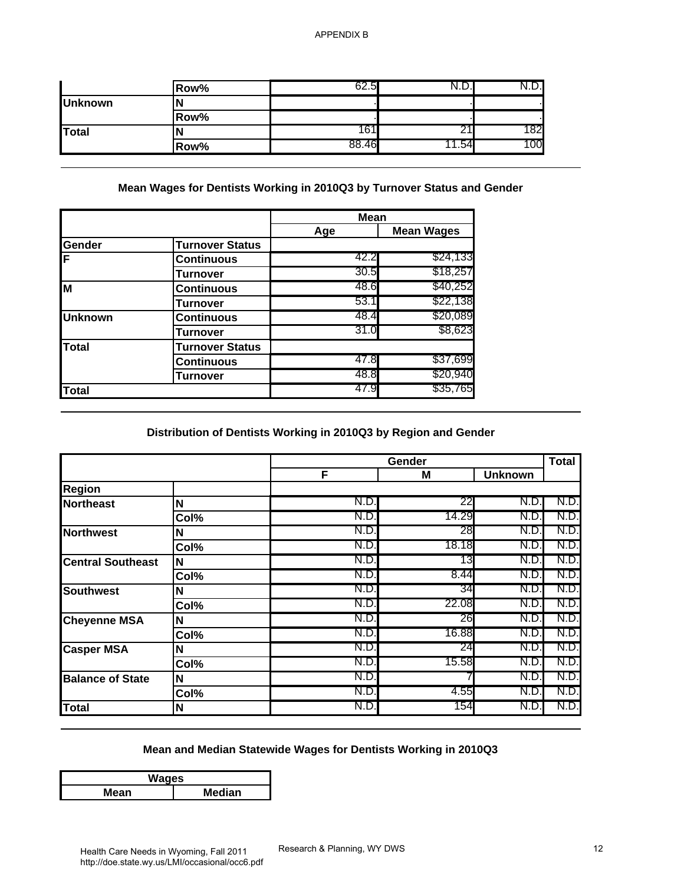|  |  |  |  |  |
|---|---|---|---|---|
|  | Row% | 62.5 | N.D. | N.D. |
| Unknown | N | . | . | . |
|  | Row% | . | . | . |
| Total | N | 161 | 21 | 182 |
|  | Row% | 88.46 | 11.54 | 100 |

### Mean Wages for Dentists Working in 2010Q3 by Turnover Status and Gender

|  |  | Mean |  |
|---|---|---|---|
|  |  | Age | Mean Wages |
| Gender | Turnover Status |  |  |
| F | Continuous | 42.2 | $24,133 |
|  | Turnover | 30.5 | $18,257 |
| M | Continuous | 48.6 | $40,252 |
|  | Turnover | 53.1 | $22,138 |
| Unknown | Continuous | 48.4 | $20,089 |
|  | Turnover | 31.0 | $8,623 |
| Total | Turnover Status |  |  |
|  | Continuous | 47.8 | $37,699 |
|  | Turnover | 48.8 | $20,940 |
| Total |  | 47.9 | $35,765 |

### Distribution of Dentists Working in 2010Q3 by Region and Gender

|  |  | Gender |  |  | Total |
|---|---|---|---|---|---|
|  |  | F | M | Unknown |  |
| Region |  |  |  |  |  |
| Northeast | N | N.D. | 22 | N.D. | N.D. |
|  | Col% | N.D. | 14.29 | N.D. | N.D. |
| Northwest | N | N.D. | 28 | N.D. | N.D. |
|  | Col% | N.D. | 18.18 | N.D. | N.D. |
| Central Southeast | N | N.D. | 13 | N.D. | N.D. |
|  | Col% | N.D. | 8.44 | N.D. | N.D. |
| Southwest | N | N.D. | 34 | N.D. | N.D. |
|  | Col% | N.D. | 22.08 | N.D. | N.D. |
| Cheyenne MSA | N | N.D. | 26 | N.D. | N.D. |
|  | Col% | N.D. | 16.88 | N.D. | N.D. |
| Casper MSA | N | N.D. | 24 | N.D. | N.D. |
|  | Col% | N.D. | 15.58 | N.D. | N.D. |
| Balance of State | N | N.D. | 7 | N.D. | N.D. |
|  | Col% | N.D. | 4.55 | N.D. | N.D. |
| Total | N | N.D. | 154 | N.D. | N.D. |

### Mean and Median Statewide Wages for Dentists Working in 2010Q3

| Wages |  |
|---|---|
| Mean | Median |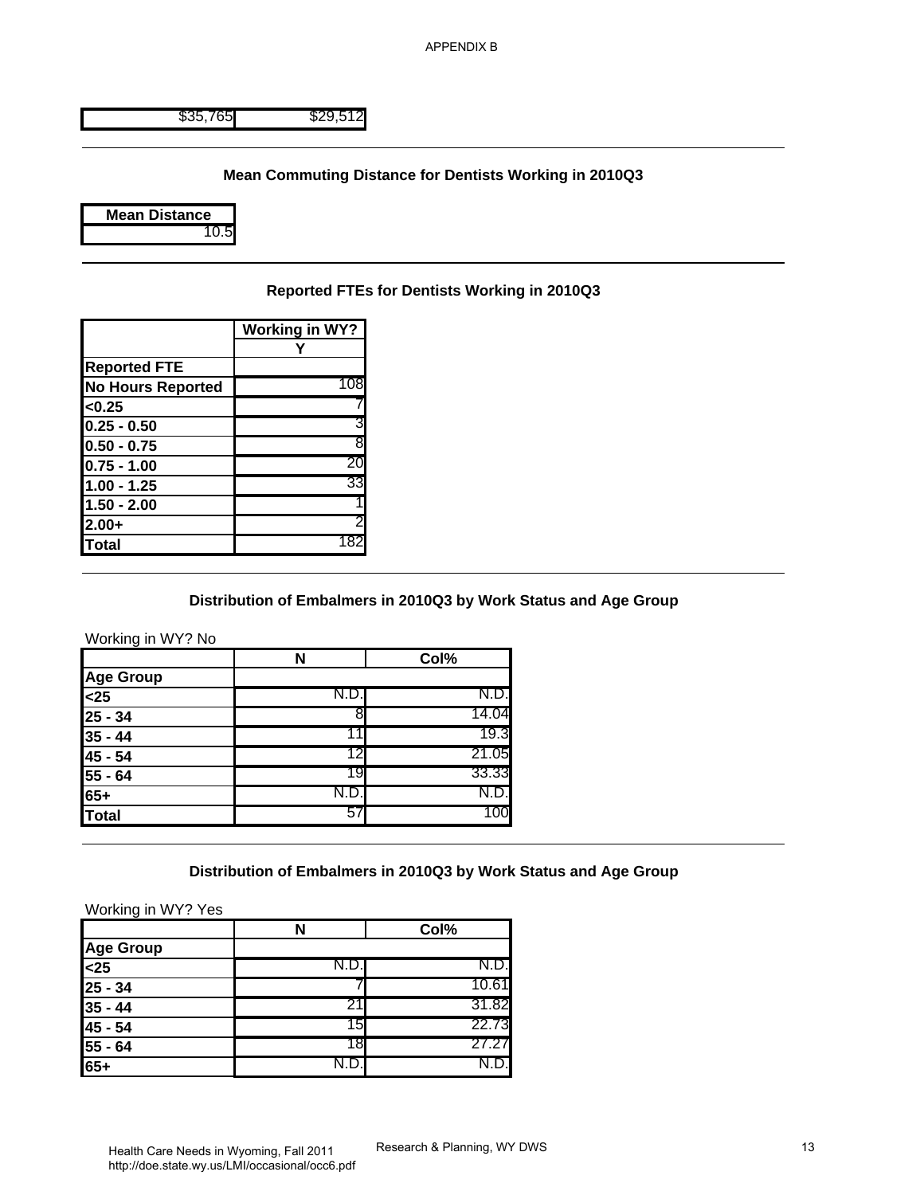| $35,765 | $29,512 |
|---|---|

### Mean Commuting Distance for Dentists Working in 2010Q3

| Mean Distance |
|---|
| 10.5 |

### Reported FTEs for Dentists Working in 2010Q3

| | Working in WY? |
|---|---|
| | Y |
| Reported FTE | |
| No Hours Reported | 108 |
| <0.25 | 7 |
| 0.25 - 0.50 | 3 |
| 0.50 - 0.75 | 8 |
| 0.75 - 1.00 | 20 |
| 1.00 - 1.25 | 33 |
| 1.50 - 2.00 | 1 |
| 2.00+ | 2 |
| Total | 182 |

### Distribution of Embalmers in 2010Q3 by Work Status and Age Group

Working in WY? No

| | N | Col% |
|---|---|---|
| Age Group | | |
| <25 | N.D. | N.D. |
| 25 - 34 | 8 | 14.04 |
| 35 - 44 | 11 | 19.3 |
| 45 - 54 | 12 | 21.05 |
| 55 - 64 | 19 | 33.33 |
| 65+ | N.D. | N.D. |
| Total | 57 | 100 |

### Distribution of Embalmers in 2010Q3 by Work Status and Age Group

Working in WY? Yes

| | N | Col% |
|---|---|---|
| Age Group | | |
| <25 | N.D. | N.D. |
| 25 - 34 | 7 | 10.61 |
| 35 - 44 | 21 | 31.82 |
| 45 - 54 | 15 | 22.73 |
| 55 - 64 | 18 | 27.27 |
| 65+ | N.D. | N.D. |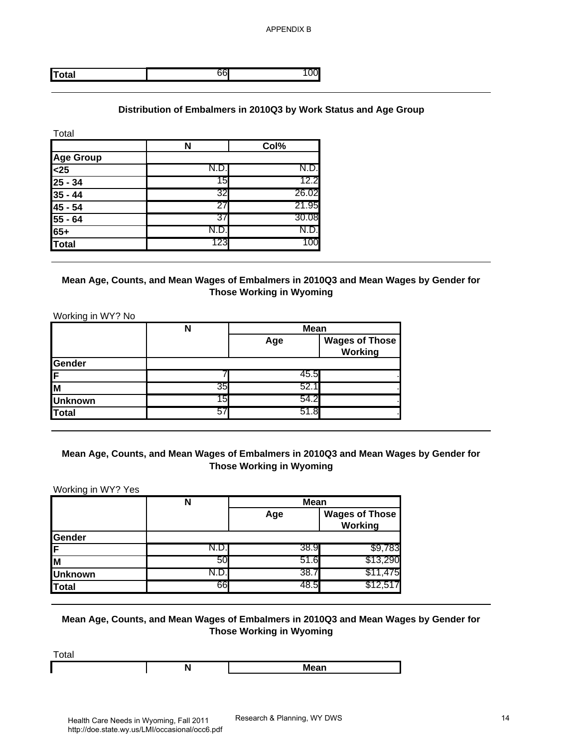APPENDIX B

| Total | 66 | 100 |
|---|---|---|

### Distribution of Embalmers in 2010Q3 by Work Status and Age Group

Total

| | N | Col% |
|---|---|---|
| **Age Group** | | |
| **<25** | N.D. | N.D. |
| **25 - 34** | 15 | 12.2 |
| **35 - 44** | 32 | 26.02 |
| **45 - 54** | 27 | 21.95 |
| **55 - 64** | 37 | 30.08 |
| **65+** | N.D. | N.D. |
| **Total** | 123 | 100 |

### Mean Age, Counts, and Mean Wages of Embalmers in 2010Q3 and Mean Wages by Gender for Those Working in Wyoming

Working in WY? No

| | N | Mean | |
|---|---|---|---|
| | | Age | Wages of Those Working |
| **Gender** | | | |
| **F** | 7 | 45.5 | . |
| **M** | 35 | 52.1 | . |
| **Unknown** | 15 | 54.2 | . |
| **Total** | 57 | 51.8 | . |

### Mean Age, Counts, and Mean Wages of Embalmers in 2010Q3 and Mean Wages by Gender for Those Working in Wyoming

Working in WY? Yes

| | N | Mean | |
|---|---|---|---|
| | | Age | Wages of Those Working |
| **Gender** | | | |
| **F** | N.D. | 38.9 | $9,783 |
| **M** | 50 | 51.6 | $13,290 |
| **Unknown** | N.D. | 38.7 | $11,475 |
| **Total** | 66 | 48.5 | $12,517 |

### Mean Age, Counts, and Mean Wages of Embalmers in 2010Q3 and Mean Wages by Gender for Those Working in Wyoming

Total

| | N | Mean |
|---|---|---|

Health Care Needs in Wyoming, Fall 2011
http://doe.state.wy.us/LMI/occasional/occ6.pdf

Research & Planning, WY DWS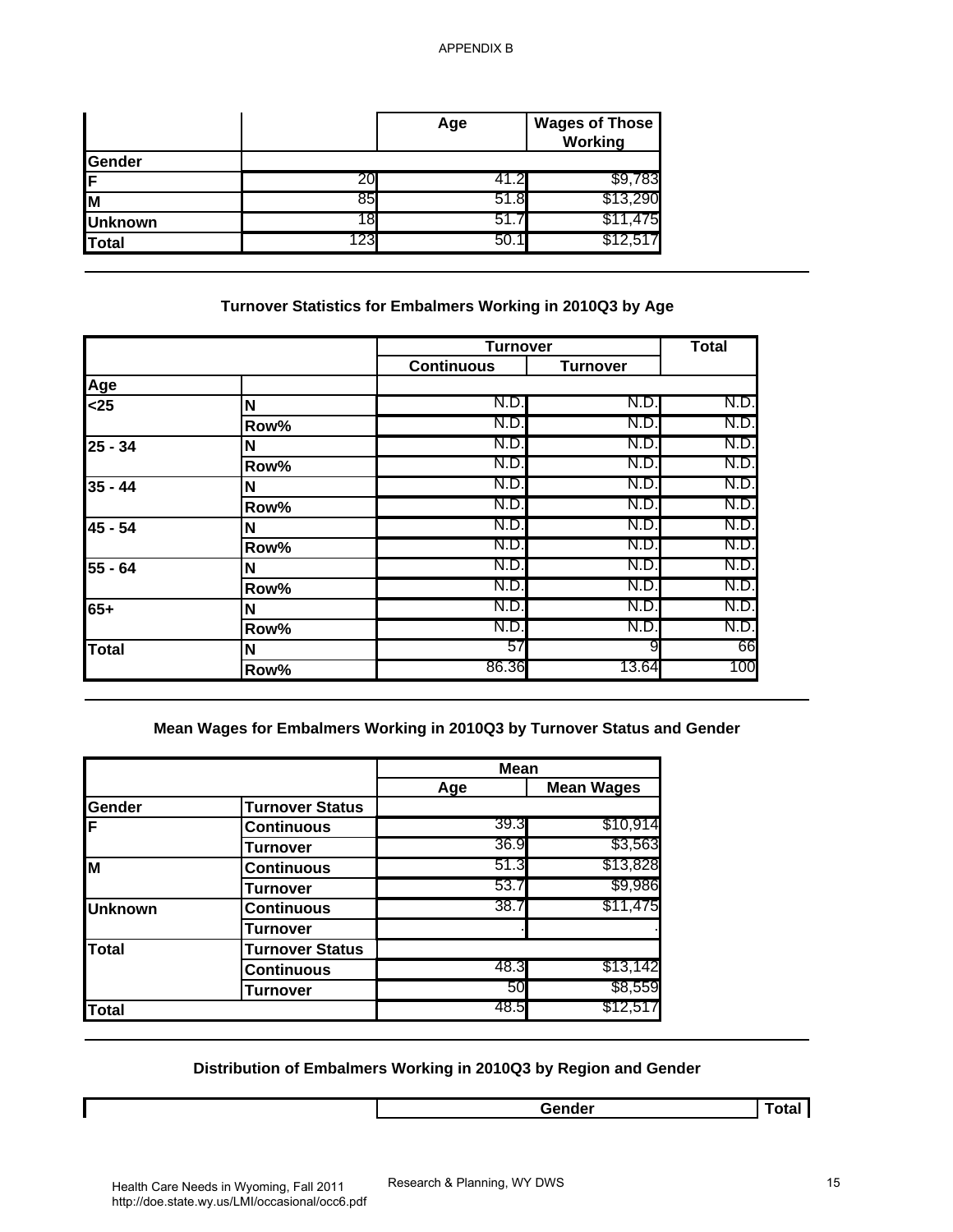APPENDIX B

| | | Age | Wages of Those Working |
|---|---|---|---|
| Gender | | | |
| F | 20 | 41.2 | $9,783 |
| M | 85 | 51.8 | $13,290 |
| Unknown | 18 | 51.7 | $11,475 |
| Total | 123 | 50.1 | $12,517 |

### Turnover Statistics for Embalmers Working in 2010Q3 by Age

| | | Turnover | | Total |
|---|---|---|---|---|
| | | Continuous | Turnover | |
| Age | | | | |
| <25 | N | N.D. | N.D. | N.D. |
| | Row% | N.D. | N.D. | N.D. |
| 25 - 34 | N | N.D. | N.D. | N.D. |
| | Row% | N.D. | N.D. | N.D. |
| 35 - 44 | N | N.D. | N.D. | N.D. |
| | Row% | N.D. | N.D. | N.D. |
| 45 - 54 | N | N.D. | N.D. | N.D. |
| | Row% | N.D. | N.D. | N.D. |
| 55 - 64 | N | N.D. | N.D. | N.D. |
| | Row% | N.D. | N.D. | N.D. |
| 65+ | N | N.D. | N.D. | N.D. |
| | Row% | N.D. | N.D. | N.D. |
| Total | N | 57 | 9 | 66 |
| | Row% | 86.36 | 13.64 | 100 |

### Mean Wages for Embalmers Working in 2010Q3 by Turnover Status and Gender

| | | Mean | |
|---|---|---|---|
| | | Age | Mean Wages |
| Gender | Turnover Status | | |
| F | Continuous | 39.3 | $10,914 |
| | Turnover | 36.9 | $3,563 |
| M | Continuous | 51.3 | $13,828 |
| | Turnover | 53.7 | $9,986 |
| Unknown | Continuous | 38.7 | $11,475 |
| | Turnover | . | . |
| Total | Turnover Status | | |
| | Continuous | 48.3 | $13,142 |
| | Turnover | 50 | $8,559 |
| Total | | 48.5 | $12,517 |

### Distribution of Embalmers Working in 2010Q3 by Region and Gender

| | Gender | Total |
|---|---|---|

Health Care Needs in Wyoming, Fall 2011
http://doe.state.wy.us/LMI/occasional/occ6.pdf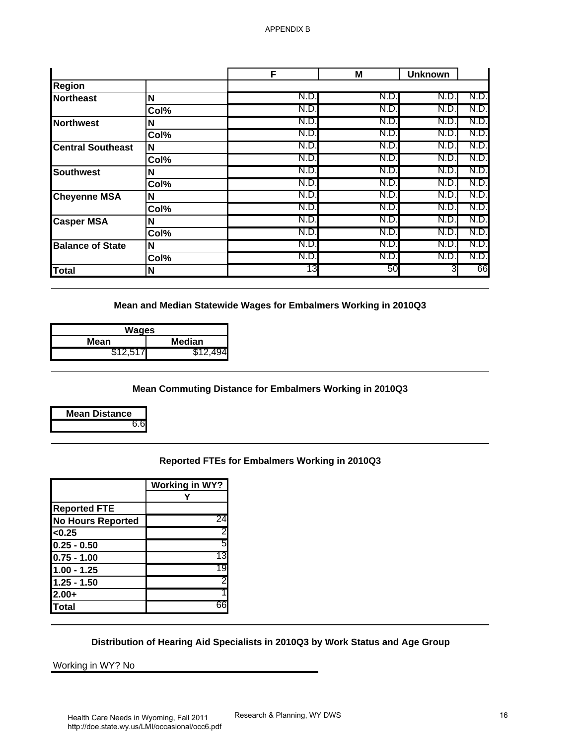APPENDIX B

| | | F | M | Unknown | |
|---|---|---|---|---|---|
| Region | | | | | |
| Northeast | N | N.D. | N.D. | N.D. | N.D. |
| | Col% | N.D. | N.D. | N.D. | N.D. |
| Northwest | N | N.D. | N.D. | N.D. | N.D. |
| | Col% | N.D. | N.D. | N.D. | N.D. |
| Central Southeast | N | N.D. | N.D. | N.D. | N.D. |
| | Col% | N.D. | N.D. | N.D. | N.D. |
| Southwest | N | N.D. | N.D. | N.D. | N.D. |
| | Col% | N.D. | N.D. | N.D. | N.D. |
| Cheyenne MSA | N | N.D. | N.D. | N.D. | N.D. |
| | Col% | N.D. | N.D. | N.D. | N.D. |
| Casper MSA | N | N.D. | N.D. | N.D. | N.D. |
| | Col% | N.D. | N.D. | N.D. | N.D. |
| Balance of State | N | N.D. | N.D. | N.D. | N.D. |
| | Col% | N.D. | N.D. | N.D. | N.D. |
| Total | N | 13 | 50 | 3 | 66 |

### Mean and Median Statewide Wages for Embalmers Working in 2010Q3

| Wages | |
|---|---|
| Mean | Median |
| $12,517 | $12,494 |

### Mean Commuting Distance for Embalmers Working in 2010Q3

| Mean Distance |
|---|
| 6.6 |

### Reported FTEs for Embalmers Working in 2010Q3

| | Working in WY? |
|---|---|
| | Y |
| Reported FTE | |
| No Hours Reported | 24 |
| <0.25 | 2 |
| 0.25 - 0.50 | 5 |
| 0.75 - 1.00 | 13 |
| 1.00 - 1.25 | 19 |
| 1.25 - 1.50 | 2 |
| 2.00+ | 1 |
| Total | 66 |

### Distribution of Hearing Aid Specialists in 2010Q3 by Work Status and Age Group

Working in WY? No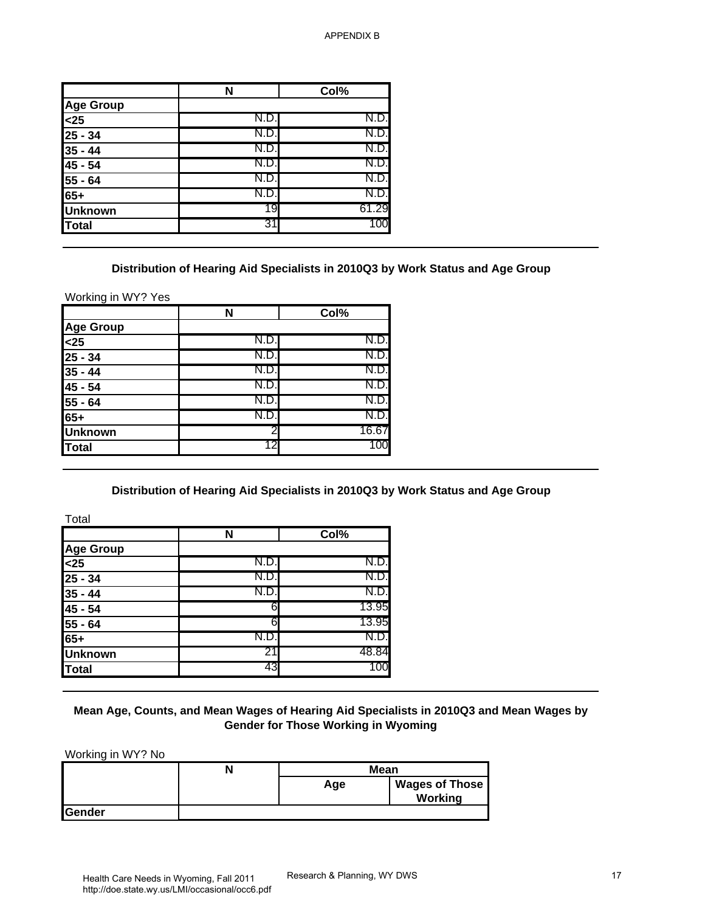APPENDIX B

| | N | Col% |
|---|---|---|
| **Age Group** | | |
| **<25** | N.D. | N.D. |
| **25 - 34** | N.D. | N.D. |
| **35 - 44** | N.D. | N.D. |
| **45 - 54** | N.D. | N.D. |
| **55 - 64** | N.D. | N.D. |
| **65+** | N.D. | N.D. |
| **Unknown** | 19 | 61.29 |
| **Total** | 31 | 100 |

## Distribution of Hearing Aid Specialists in 2010Q3 by Work Status and Age Group

Working in WY? Yes

| | N | Col% |
|---|---|---|
| **Age Group** | | |
| **<25** | N.D. | N.D. |
| **25 - 34** | N.D. | N.D. |
| **35 - 44** | N.D. | N.D. |
| **45 - 54** | N.D. | N.D. |
| **55 - 64** | N.D. | N.D. |
| **65+** | N.D. | N.D. |
| **Unknown** | 2 | 16.67 |
| **Total** | 12 | 100 |

## Distribution of Hearing Aid Specialists in 2010Q3 by Work Status and Age Group

Total

| | N | Col% |
|---|---|---|
| **Age Group** | | |
| **<25** | N.D. | N.D. |
| **25 - 34** | N.D. | N.D. |
| **35 - 44** | N.D. | N.D. |
| **45 - 54** | 6 | 13.95 |
| **55 - 64** | 6 | 13.95 |
| **65+** | N.D. | N.D. |
| **Unknown** | 21 | 48.84 |
| **Total** | 43 | 100 |

## Mean Age, Counts, and Mean Wages of Hearing Aid Specialists in 2010Q3 and Mean Wages by Gender for Those Working in Wyoming

Working in WY? No

| | N | Mean | |
|---|---|---|---|
| | | Age | Wages of Those Working |
| **Gender** | | | |

Health Care Needs in Wyoming, Fall 2011
http://doe.state.wy.us/LMI/occasional/occ6.pdf

Research & Planning, WY DWS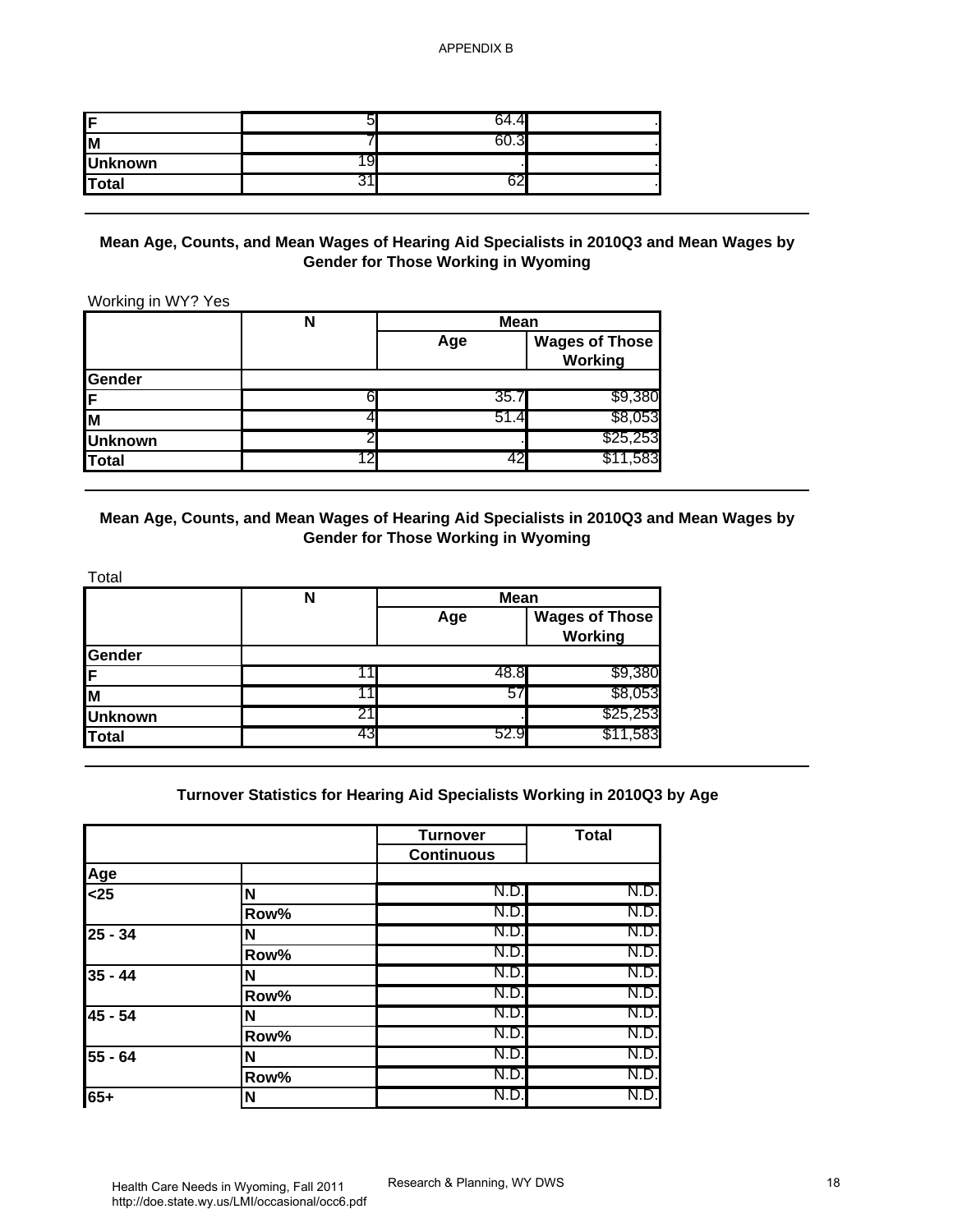| | | | |
|---|---|---|---|
| F | 5 | 64.4 | . |
| M | 7 | 60.3 | . |
| Unknown | 19 | . | . |
| Total | 31 | 62 | . |

## Mean Age, Counts, and Mean Wages of Hearing Aid Specialists in 2010Q3 and Mean Wages by Gender for Those Working in Wyoming

Working in WY? Yes

| | N | Mean | |
|---|---|---|---|
| | | Age | Wages of Those Working |
| **Gender** | | | |
| F | 6 | 35.7 | $9,380 |
| M | 4 | 51.4 | $8,053 |
| Unknown | 2 | . | $25,253 |
| Total | 12 | 42 | $11,583 |

## Mean Age, Counts, and Mean Wages of Hearing Aid Specialists in 2010Q3 and Mean Wages by Gender for Those Working in Wyoming

Total

| | N | Mean | |
|---|---|---|---|
| | | Age | Wages of Those Working |
| **Gender** | | | |
| F | 11 | 48.8 | $9,380 |
| M | 11 | 57 | $8,053 |
| Unknown | 21 | . | $25,253 |
| Total | 43 | 52.9 | $11,583 |

## Turnover Statistics for Hearing Aid Specialists Working in 2010Q3 by Age

| | | Turnover | Total |
|---|---|---|---|
| | | Continuous | |
| **Age** | | | |
| <25 | N | N.D. | N.D. |
| | Row% | N.D. | N.D. |
| 25 - 34 | N | N.D. | N.D. |
| | Row% | N.D. | N.D. |
| 35 - 44 | N | N.D. | N.D. |
| | Row% | N.D. | N.D. |
| 45 - 54 | N | N.D. | N.D. |
| | Row% | N.D. | N.D. |
| 55 - 64 | N | N.D. | N.D. |
| | Row% | N.D. | N.D. |
| 65+ | N | N.D. | N.D. |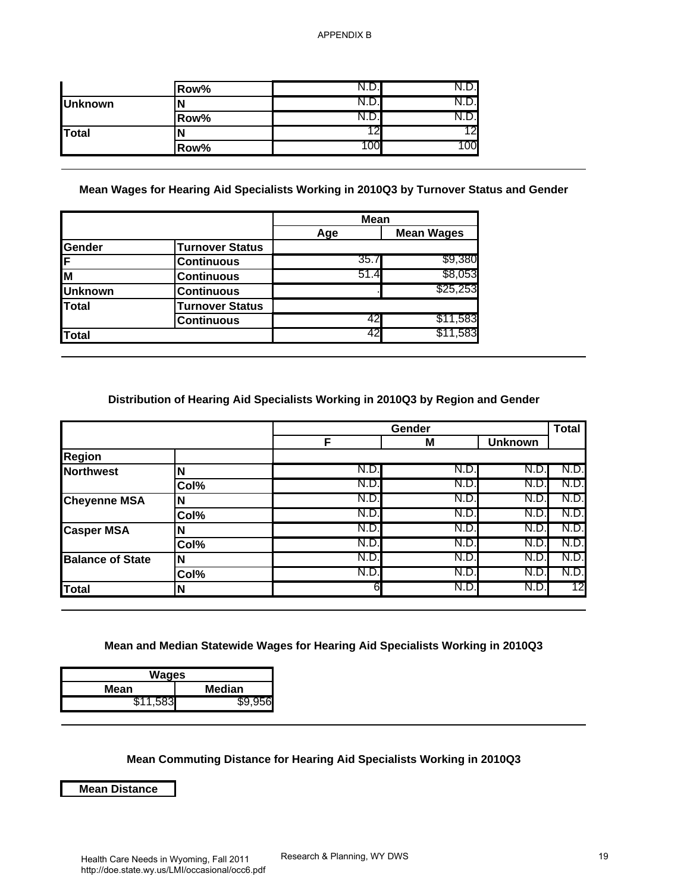| | | | |
|---|---|---|---|
| | Row% | N.D. | N.D. |
| Unknown | N | N.D. | N.D. |
| | Row% | N.D. | N.D. |
| Total | N | 12 | 12 |
| | Row% | 100 | 100 |

### Mean Wages for Hearing Aid Specialists Working in 2010Q3 by Turnover Status and Gender

| | | Mean | |
|---|---|---|---|
| | | Age | Mean Wages |
| Gender | Turnover Status | | |
| F | Continuous | 35.7 | $9,380 |
| M | Continuous | 51.4 | $8,053 |
| Unknown | Continuous | . | $25,253 |
| Total | Turnover Status | | |
| | Continuous | 42 | $11,583 |
| Total | | 42 | $11,583 |

### Distribution of Hearing Aid Specialists Working in 2010Q3 by Region and Gender

| | | Gender | | | Total |
|---|---|---|---|---|---|
| | | F | M | Unknown | |
| Region | | | | | |
| Northwest | N | N.D. | N.D. | N.D. | N.D. |
| | Col% | N.D. | N.D. | N.D. | N.D. |
| Cheyenne MSA | N | N.D. | N.D. | N.D. | N.D. |
| | Col% | N.D. | N.D. | N.D. | N.D. |
| Casper MSA | N | N.D. | N.D. | N.D. | N.D. |
| | Col% | N.D. | N.D. | N.D. | N.D. |
| Balance of State | N | N.D. | N.D. | N.D. | N.D. |
| | Col% | N.D. | N.D. | N.D. | N.D. |
| Total | N | 6 | N.D. | N.D. | 12 |

### Mean and Median Statewide Wages for Hearing Aid Specialists Working in 2010Q3

| Wages | |
|---|---|
| Mean | Median |
| $11,583 | $9,956 |

### Mean Commuting Distance for Hearing Aid Specialists Working in 2010Q3

| Mean Distance |
|---|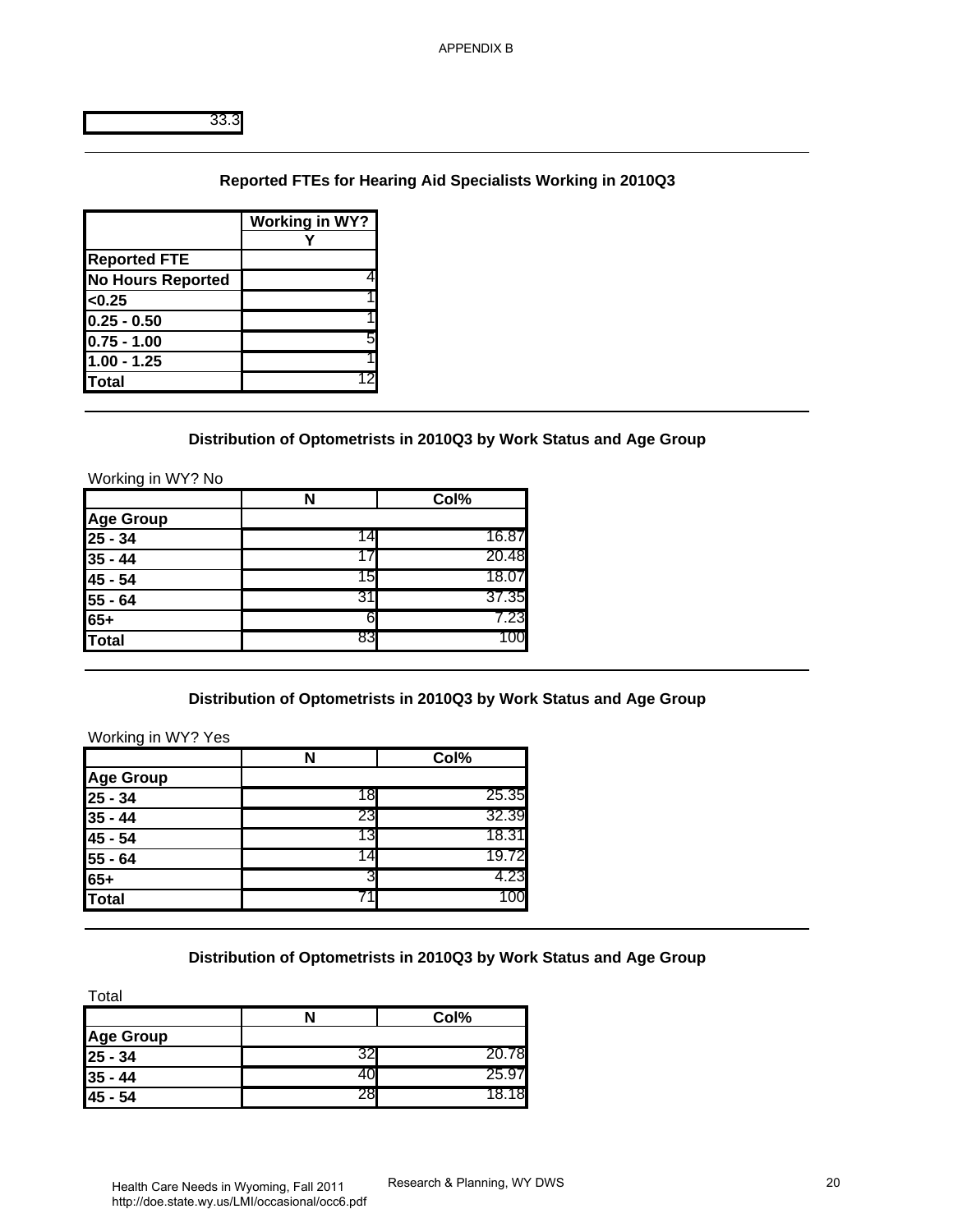| 33.3 |
|---|

## Reported FTEs for Hearing Aid Specialists Working in 2010Q3

| | Working in WY? |
|---|---|
| | Y |
| **Reported FTE** | |
| **No Hours Reported** | 4 |
| **<0.25** | 1 |
| **0.25 - 0.50** | 1 |
| **0.75 - 1.00** | 5 |
| **1.00 - 1.25** | 1 |
| **Total** | 12 |

## Distribution of Optometrists in 2010Q3 by Work Status and Age Group

Working in WY? No

| | N | Col% |
|---|---|---|
| **Age Group** | | |
| **25 - 34** | 14 | 16.87 |
| **35 - 44** | 17 | 20.48 |
| **45 - 54** | 15 | 18.07 |
| **55 - 64** | 31 | 37.35 |
| **65+** | 6 | 7.23 |
| **Total** | 83 | 100 |

## Distribution of Optometrists in 2010Q3 by Work Status and Age Group

Working in WY? Yes

| | N | Col% |
|---|---|---|
| **Age Group** | | |
| **25 - 34** | 18 | 25.35 |
| **35 - 44** | 23 | 32.39 |
| **45 - 54** | 13 | 18.31 |
| **55 - 64** | 14 | 19.72 |
| **65+** | 3 | 4.23 |
| **Total** | 71 | 100 |

## Distribution of Optometrists in 2010Q3 by Work Status and Age Group

Total

| | N | Col% |
|---|---|---|
| **Age Group** | | |
| **25 - 34** | 32 | 20.78 |
| **35 - 44** | 40 | 25.97 |
| **45 - 54** | 28 | 18.18 |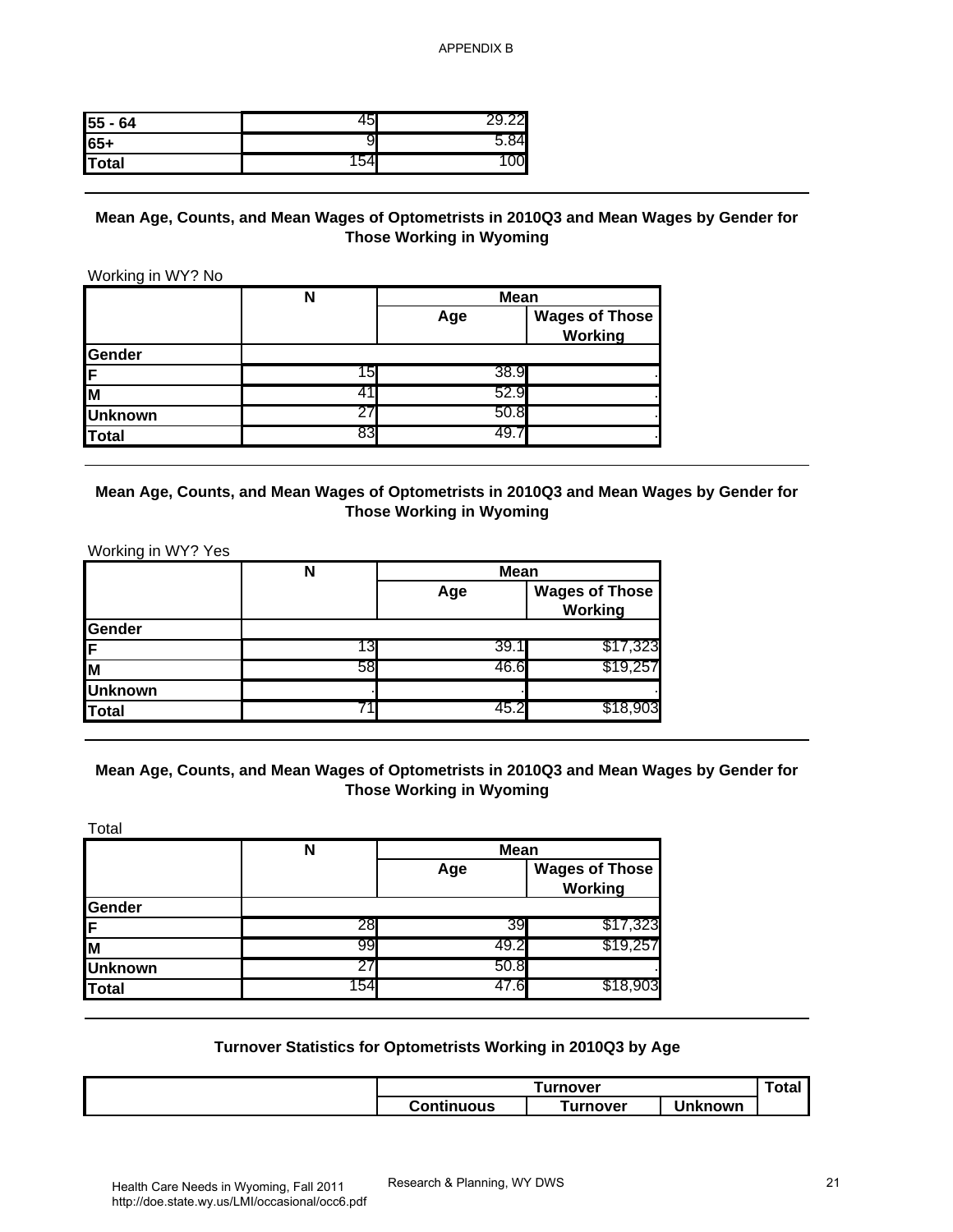| 55 - 64 | 45 | 29.22 |
|---|---|---|
| 65+ | 9 | 5.84 |
| Total | 154 | 100 |

### Mean Age, Counts, and Mean Wages of Optometrists in 2010Q3 and Mean Wages by Gender for Those Working in Wyoming

Working in WY? No

| | N | Mean | |
|---|---|---|---|
| | | Age | Wages of Those Working |
| Gender | | | |
| F | 15 | 38.9 | . |
| M | 41 | 52.9 | . |
| Unknown | 27 | 50.8 | . |
| Total | 83 | 49.7 | . |

### Mean Age, Counts, and Mean Wages of Optometrists in 2010Q3 and Mean Wages by Gender for Those Working in Wyoming

Working in WY? Yes

| | N | Mean | |
|---|---|---|---|
| | | Age | Wages of Those Working |
| Gender | | | |
| F | 13 | 39.1 | $17,323 |
| M | 58 | 46.6 | $19,257 |
| Unknown | . | . | . |
| Total | 71 | 45.2 | $18,903 |

### Mean Age, Counts, and Mean Wages of Optometrists in 2010Q3 and Mean Wages by Gender for Those Working in Wyoming

Total

| | N | Mean | |
|---|---|---|---|
| | | Age | Wages of Those Working |
| Gender | | | |
| F | 28 | 39 | $17,323 |
| M | 99 | 49.2 | $19,257 |
| Unknown | 27 | 50.8 | . |
| Total | 154 | 47.6 | $18,903 |

### Turnover Statistics for Optometrists Working in 2010Q3 by Age

| | Turnover | | | Total |
|---|---|---|---|---|
| | Continuous | Turnover | Unknown | |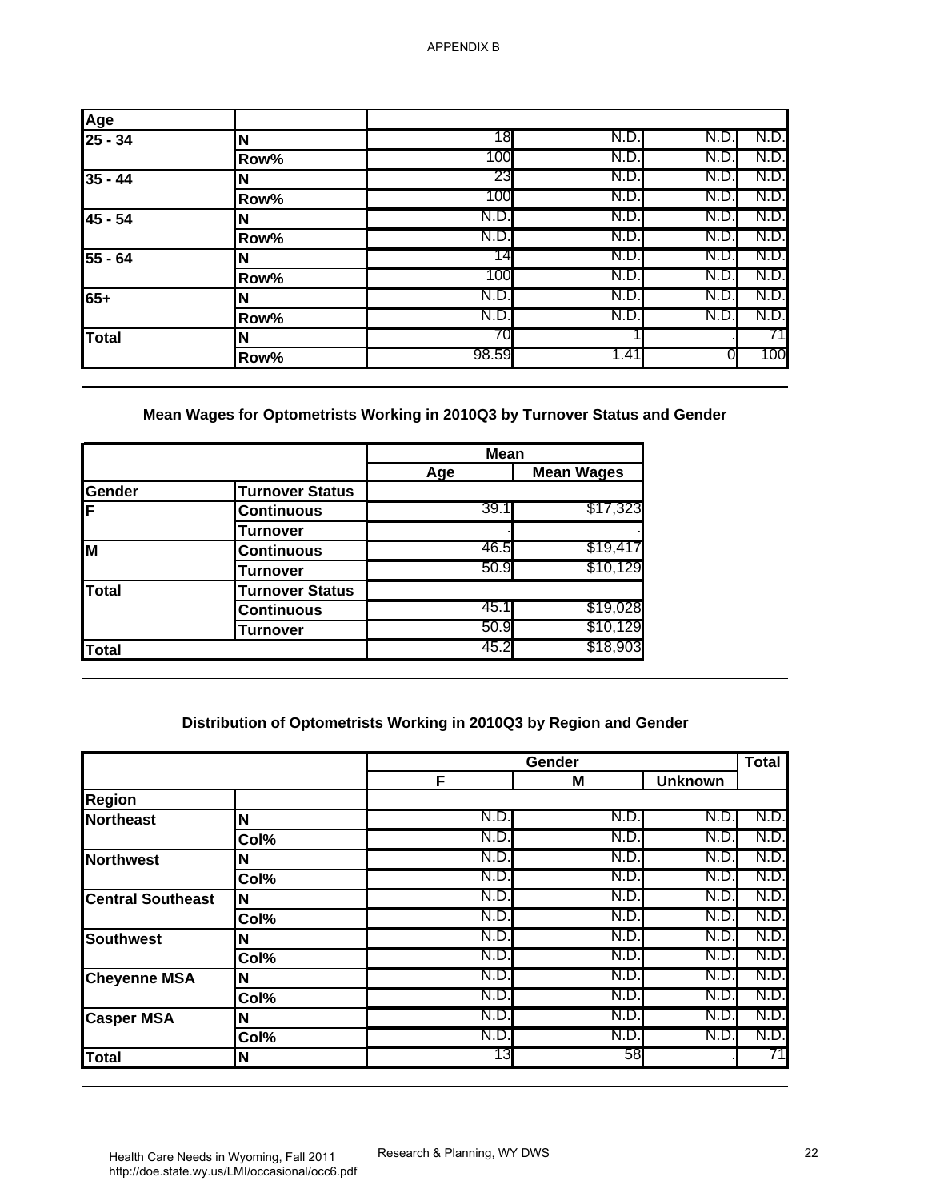| Age | | | | | |
|---|---|---|---|---|---|
| 25 - 34 | N | 18 | N.D. | N.D. | N.D. |
| | Row% | 100 | N.D. | N.D. | N.D. |
| 35 - 44 | N | 23 | N.D. | N.D. | N.D. |
| | Row% | 100 | N.D. | N.D. | N.D. |
| 45 - 54 | N | N.D. | N.D. | N.D. | N.D. |
| | Row% | N.D. | N.D. | N.D. | N.D. |
| 55 - 64 | N | 14 | N.D. | N.D. | N.D. |
| | Row% | 100 | N.D. | N.D. | N.D. |
| 65+ | N | N.D. | N.D. | N.D. | N.D. |
| | Row% | N.D. | N.D. | N.D. | N.D. |
| Total | N | 70 | 1 | . | 71 |
| | Row% | 98.59 | 1.41 | 0 | 100 |

## Mean Wages for Optometrists Working in 2010Q3 by Turnover Status and Gender

| | | Mean | |
|---|---|---|---|
| | | Age | Mean Wages |
| Gender | Turnover Status | | |
| F | Continuous | 39.1 | $17,323 |
| | Turnover | . | . |
| M | Continuous | 46.5 | $19,417 |
| | Turnover | 50.9 | $10,129 |
| Total | Turnover Status | | |
| | Continuous | 45.1 | $19,028 |
| | Turnover | 50.9 | $10,129 |
| Total | | 45.2 | $18,903 |

## Distribution of Optometrists Working in 2010Q3 by Region and Gender

| | | Gender | | | Total |
|---|---|---|---|---|---|
| | | F | M | Unknown | |
| Region | | | | | |
| Northeast | N | N.D. | N.D. | N.D. | N.D. |
| | Col% | N.D. | N.D. | N.D. | N.D. |
| Northwest | N | N.D. | N.D. | N.D. | N.D. |
| | Col% | N.D. | N.D. | N.D. | N.D. |
| Central Southeast | N | N.D. | N.D. | N.D. | N.D. |
| | Col% | N.D. | N.D. | N.D. | N.D. |
| Southwest | N | N.D. | N.D. | N.D. | N.D. |
| | Col% | N.D. | N.D. | N.D. | N.D. |
| Cheyenne MSA | N | N.D. | N.D. | N.D. | N.D. |
| | Col% | N.D. | N.D. | N.D. | N.D. |
| Casper MSA | N | N.D. | N.D. | N.D. | N.D. |
| | Col% | N.D. | N.D. | N.D. | N.D. |
| Total | N | 13 | 58 | . | 71 |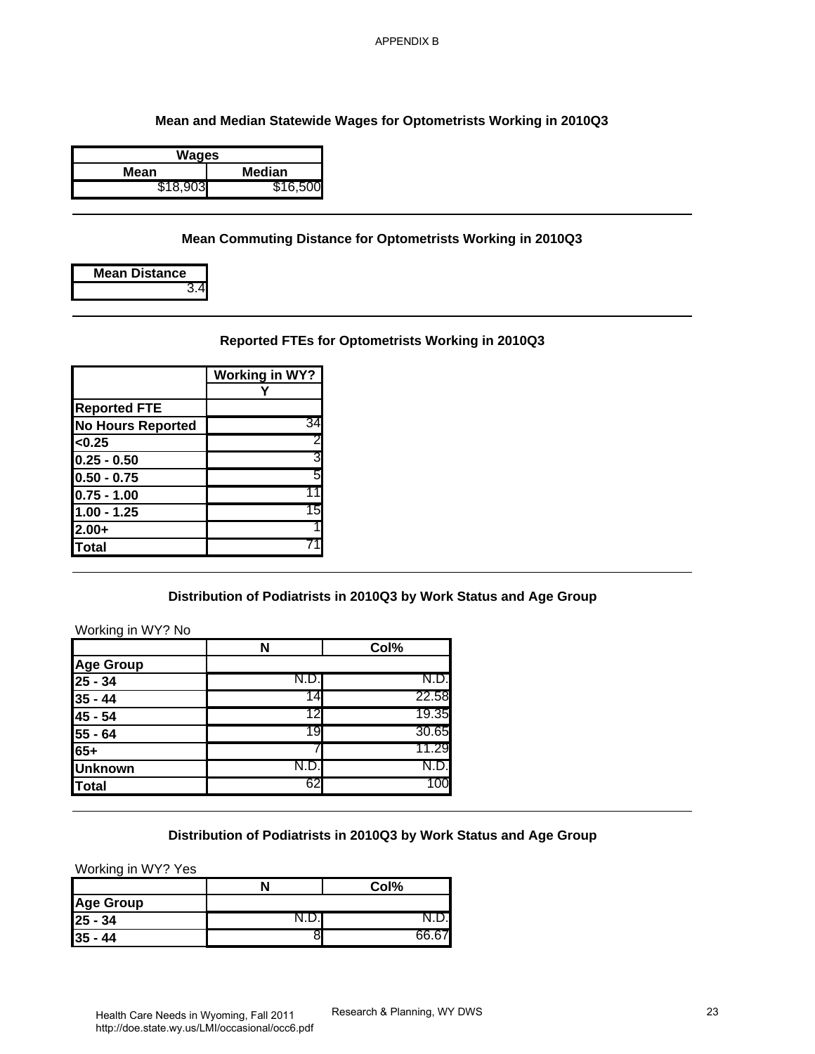APPENDIX B

### Mean and Median Statewide Wages for Optometrists Working in 2010Q3

| Wages | |
|---|---|
| Mean | Median |
| $18,903 | $16,500 |

### Mean Commuting Distance for Optometrists Working in 2010Q3

| Mean Distance |
|---|
| 3.4 |

### Reported FTEs for Optometrists Working in 2010Q3

| | Working in WY? |
|---|---|
| | Y |
| Reported FTE | |
| No Hours Reported | 34 |
| <0.25 | 2 |
| 0.25 - 0.50 | 3 |
| 0.50 - 0.75 | 5 |
| 0.75 - 1.00 | 11 |
| 1.00 - 1.25 | 15 |
| 2.00+ | 1 |
| Total | 71 |

### Distribution of Podiatrists in 2010Q3 by Work Status and Age Group

Working in WY? No

| | N | Col% |
|---|---|---|
| Age Group | | |
| 25 - 34 | N.D. | N.D. |
| 35 - 44 | 14 | 22.58 |
| 45 - 54 | 12 | 19.35 |
| 55 - 64 | 19 | 30.65 |
| 65+ | 7 | 11.29 |
| Unknown | N.D. | N.D. |
| Total | 62 | 100 |

### Distribution of Podiatrists in 2010Q3 by Work Status and Age Group

Working in WY? Yes

| | N | Col% |
|---|---|---|
| Age Group | | |
| 25 - 34 | N.D. | N.D. |
| 35 - 44 | 8 | 66.67 |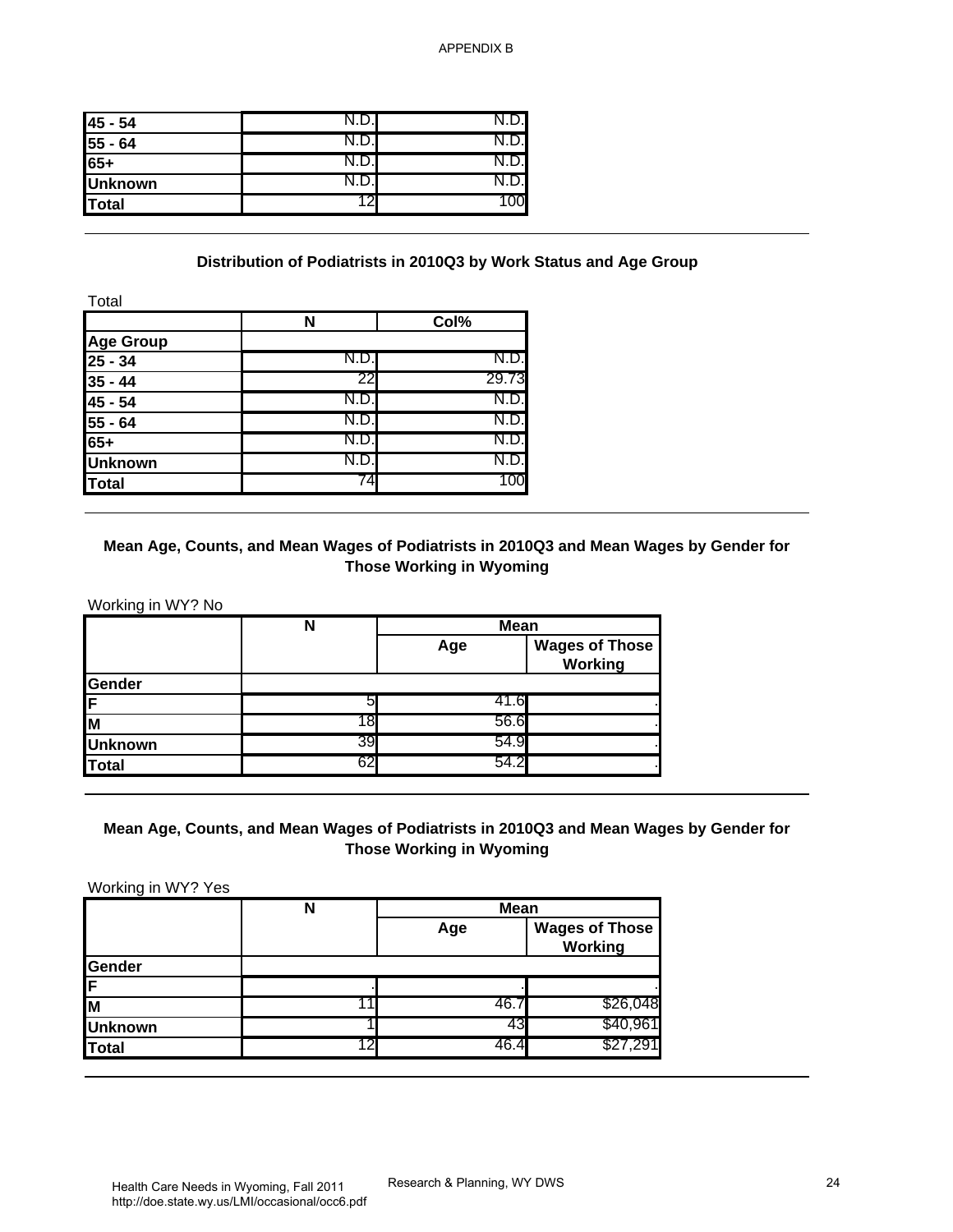| | | |
|---|---|---|
| 45 - 54 | N.D. | N.D. |
| 55 - 64 | N.D. | N.D. |
| 65+ | N.D. | N.D. |
| Unknown | N.D. | N.D. |
| Total | 12 | 100 |

### Distribution of Podiatrists in 2010Q3 by Work Status and Age Group

Total

| | N | Col% |
|---|---|---|
| **Age Group** | | |
| 25 - 34 | N.D. | N.D. |
| 35 - 44 | 22 | 29.73 |
| 45 - 54 | N.D. | N.D. |
| 55 - 64 | N.D. | N.D. |
| 65+ | N.D. | N.D. |
| Unknown | N.D. | N.D. |
| Total | 74 | 100 |

### Mean Age, Counts, and Mean Wages of Podiatrists in 2010Q3 and Mean Wages by Gender for Those Working in Wyoming

Working in WY? No

| | N | Mean | |
|---|---|---|---|
| | | Age | Wages of Those Working |
| **Gender** | | | |
| F | 5 | 41.6 | . |
| M | 18 | 56.6 | . |
| Unknown | 39 | 54.9 | . |
| Total | 62 | 54.2 | . |

### Mean Age, Counts, and Mean Wages of Podiatrists in 2010Q3 and Mean Wages by Gender for Those Working in Wyoming

Working in WY? Yes

| | N | Mean | |
|---|---|---|---|
| | | Age | Wages of Those Working |
| **Gender** | | | |
| F | . | . | . |
| M | 11 | 46.7 | $26,048 |
| Unknown | 1 | 43 | $40,961 |
| Total | 12 | 46.4 | $27,291 |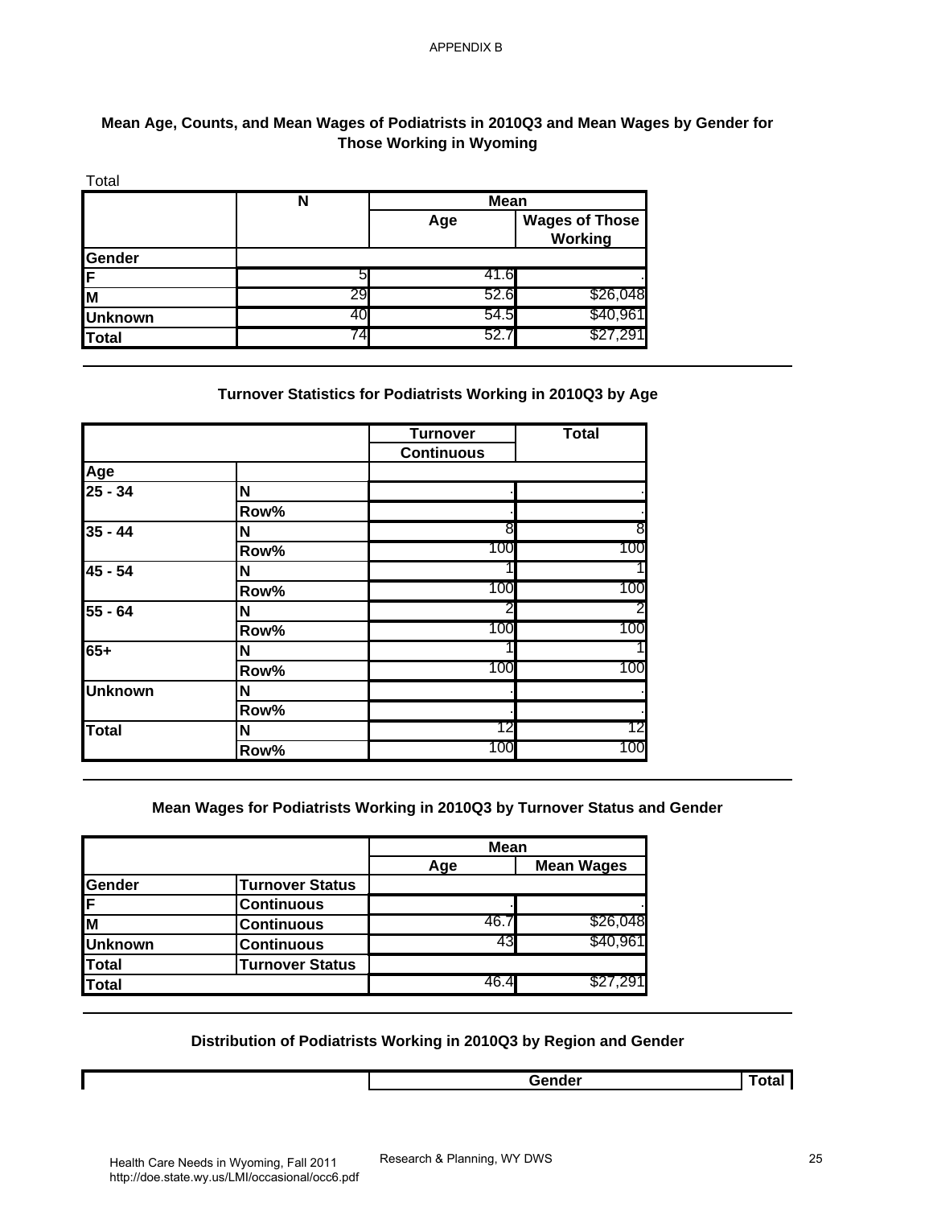APPENDIX B

### Mean Age, Counts, and Mean Wages of Podiatrists in 2010Q3 and Mean Wages by Gender for Those Working in Wyoming

Total

| | N | Mean | |
|---|---|---|---|
| | | Age | Wages of Those Working |
| **Gender** | | | |
| **F** | 5 | 41.6 | . |
| **M** | 29 | 52.6 | $26,048 |
| **Unknown** | 40 | 54.5 | $40,961 |
| **Total** | 74 | 52.7 | $27,291 |

### Turnover Statistics for Podiatrists Working in 2010Q3 by Age

| | | Turnover | Total |
|---|---|---|---|
| | | Continuous | |
| **Age** | | | |
| **25 - 34** | **N** | . | . |
| | **Row%** | . | . |
| **35 - 44** | **N** | 8 | 8 |
| | **Row%** | 100 | 100 |
| **45 - 54** | **N** | 1 | 1 |
| | **Row%** | 100 | 100 |
| **55 - 64** | **N** | 2 | 2 |
| | **Row%** | 100 | 100 |
| **65+** | **N** | 1 | 1 |
| | **Row%** | 100 | 100 |
| **Unknown** | **N** | . | . |
| | **Row%** | . | . |
| **Total** | **N** | 12 | 12 |
| | **Row%** | 100 | 100 |

### Mean Wages for Podiatrists Working in 2010Q3 by Turnover Status and Gender

| | | Mean | |
|---|---|---|---|
| | | Age | Mean Wages |
| **Gender** | **Turnover Status** | | |
| **F** | **Continuous** | . | . |
| **M** | **Continuous** | 46.7 | $26,048 |
| **Unknown** | **Continuous** | 43 | $40,961 |
| **Total** | **Turnover Status** | | |
| **Total** | | 46.4 | $27,291 |

### Distribution of Podiatrists Working in 2010Q3 by Region and Gender

| | Gender | Total |
|---|---|---|

Health Care Needs in Wyoming, Fall 2011
http://doe.state.wy.us/LMI/occasional/occ6.pdf

Research & Planning, WY DWS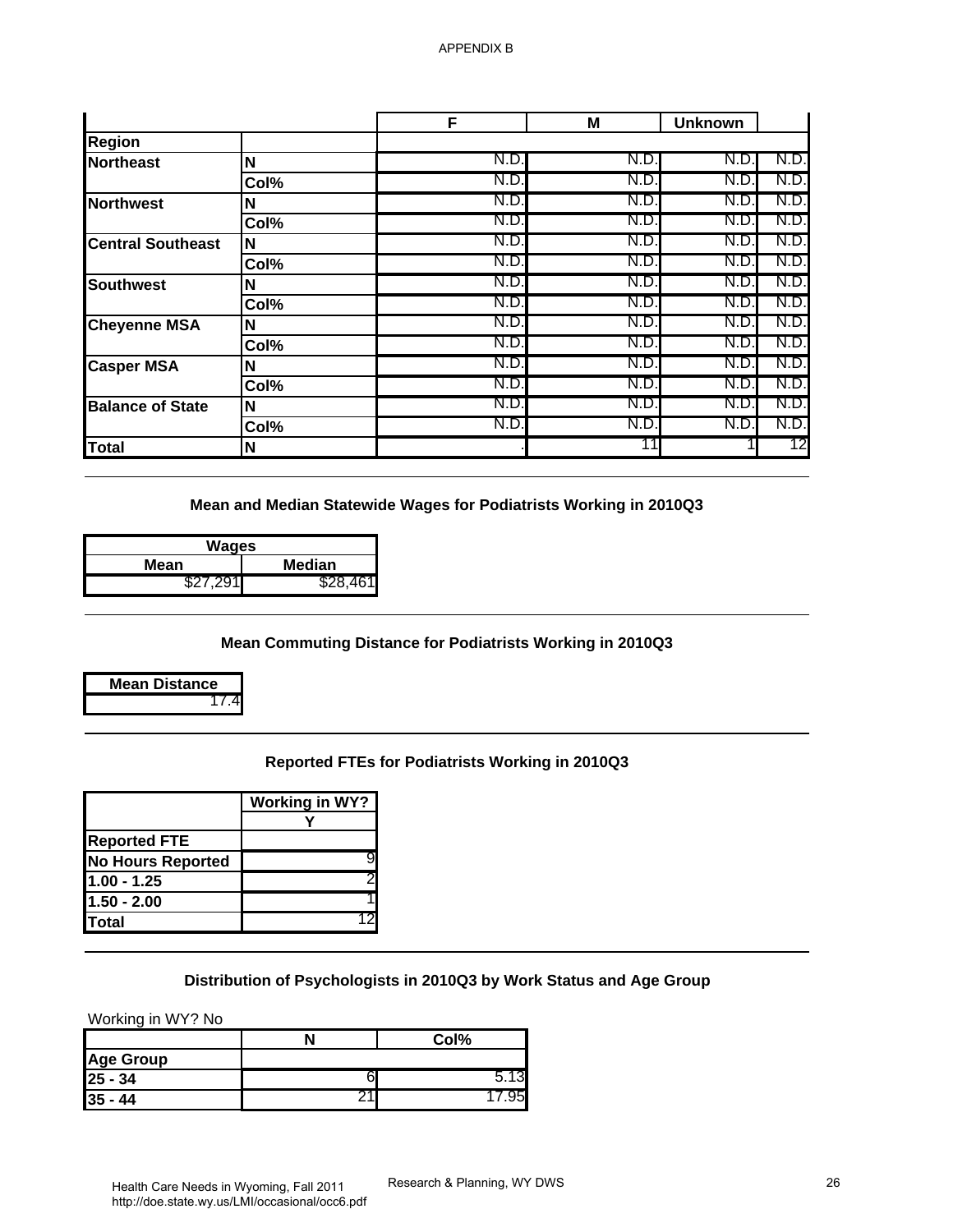APPENDIX B

| | | F | M | Unknown | |
|---|---|---|---|---|---|
| **Region** | | | | | |
| **Northeast** | **N** | N.D. | N.D. | N.D. | N.D. |
| | **Col%** | N.D. | N.D. | N.D. | N.D. |
| **Northwest** | **N** | N.D. | N.D. | N.D. | N.D. |
| | **Col%** | N.D. | N.D. | N.D. | N.D. |
| **Central Southeast** | **N** | N.D. | N.D. | N.D. | N.D. |
| | **Col%** | N.D. | N.D. | N.D. | N.D. |
| **Southwest** | **N** | N.D. | N.D. | N.D. | N.D. |
| | **Col%** | N.D. | N.D. | N.D. | N.D. |
| **Cheyenne MSA** | **N** | N.D. | N.D. | N.D. | N.D. |
| | **Col%** | N.D. | N.D. | N.D. | N.D. |
| **Casper MSA** | **N** | N.D. | N.D. | N.D. | N.D. |
| | **Col%** | N.D. | N.D. | N.D. | N.D. |
| **Balance of State** | **N** | N.D. | N.D. | N.D. | N.D. |
| | **Col%** | N.D. | N.D. | N.D. | N.D. |
| **Total** | **N** | . | 11 | 1 | 12 |

### Mean and Median Statewide Wages for Podiatrists Working in 2010Q3

| Wages | |
|---|---|
| **Mean** | **Median** |
| $27,291 | $28,461 |

### Mean Commuting Distance for Podiatrists Working in 2010Q3

| Mean Distance |
|---|
| 17.4 |

### Reported FTEs for Podiatrists Working in 2010Q3

| | Working in WY? |
|---|---|
| | **Y** |
| **Reported FTE** | |
| **No Hours Reported** | 9 |
| **1.00 - 1.25** | 2 |
| **1.50 - 2.00** | 1 |
| **Total** | 12 |

### Distribution of Psychologists in 2010Q3 by Work Status and Age Group

Working in WY? No

| | N | Col% |
|---|---|---|
| **Age Group** | | |
| **25 - 34** | 6 | 5.13 |
| **35 - 44** | 21 | 17.95 |

Health Care Needs in Wyoming, Fall 2011
http://doe.state.wy.us/LMI/occasional/occ6.pdf
Research & Planning, WY DWS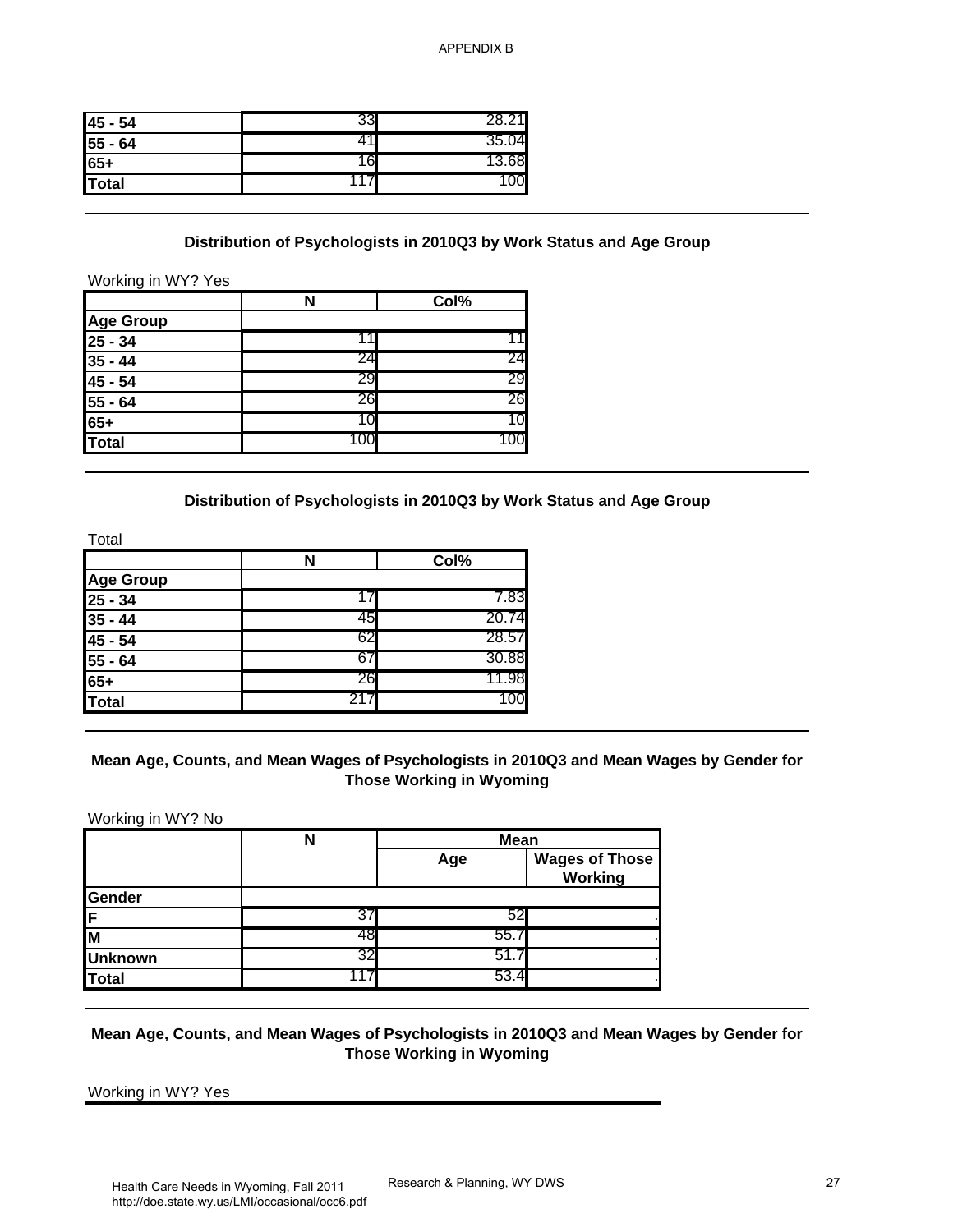| | | |
|---|---|---|
| 45 - 54 | 33 | 28.21 |
| 55 - 64 | 41 | 35.04 |
| 65+ | 16 | 13.68 |
| Total | 117 | 100 |

### Distribution of Psychologists in 2010Q3 by Work Status and Age Group

Working in WY? Yes

| | N | Col% |
|---|---|---|
| **Age Group** | | |
| 25 - 34 | 11 | 11 |
| 35 - 44 | 24 | 24 |
| 45 - 54 | 29 | 29 |
| 55 - 64 | 26 | 26 |
| 65+ | 10 | 10 |
| **Total** | 100 | 100 |

### Distribution of Psychologists in 2010Q3 by Work Status and Age Group

Total

| | N | Col% |
|---|---|---|
| **Age Group** | | |
| 25 - 34 | 17 | 7.83 |
| 35 - 44 | 45 | 20.74 |
| 45 - 54 | 62 | 28.57 |
| 55 - 64 | 67 | 30.88 |
| 65+ | 26 | 11.98 |
| **Total** | 217 | 100 |

### Mean Age, Counts, and Mean Wages of Psychologists in 2010Q3 and Mean Wages by Gender for Those Working in Wyoming

Working in WY? No

| | N | Mean | |
|---|---|---|---|
| | | Age | Wages of Those Working |
| **Gender** | | | |
| F | 37 | 52 | . |
| M | 48 | 55.7 | . |
| Unknown | 32 | 51.7 | . |
| **Total** | 117 | 53.4 | . |

### Mean Age, Counts, and Mean Wages of Psychologists in 2010Q3 and Mean Wages by Gender for Those Working in Wyoming

Working in WY? Yes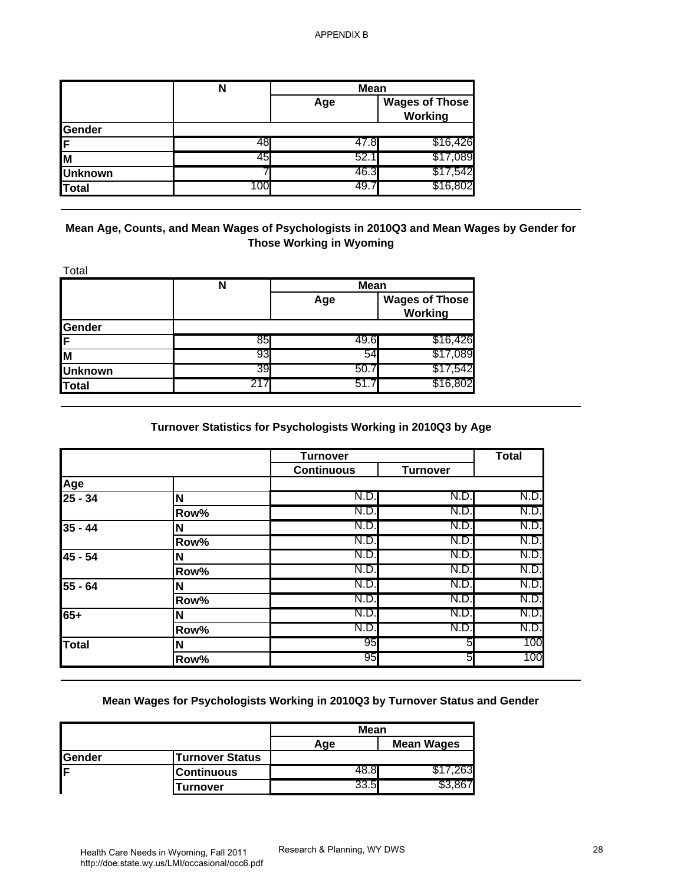APPENDIX B

| | N | Mean | |
|---|---|---|---|
| | | Age | Wages of Those Working |
| **Gender** | | | |
| **F** | 48 | 47.8 | $16,426 |
| **M** | 45 | 52.1 | $17,089 |
| **Unknown** | 7 | 46.3 | $17,542 |
| **Total** | 100 | 49.7 | $16,802 |

## Mean Age, Counts, and Mean Wages of Psychologists in 2010Q3 and Mean Wages by Gender for Those Working in Wyoming

Total

| | N | Mean | |
|---|---|---|---|
| | | Age | Wages of Those Working |
| **Gender** | | | |
| **F** | 85 | 49.6 | $16,426 |
| **M** | 93 | 54 | $17,089 |
| **Unknown** | 39 | 50.7 | $17,542 |
| **Total** | 217 | 51.7 | $16,802 |

## Turnover Statistics for Psychologists Working in 2010Q3 by Age

| | | Turnover | | Total |
|---|---|---|---|---|
| | | Continuous | Turnover | |
| **Age** | | | | |
| **25 - 34** | **N** | N.D. | N.D. | N.D. |
| | **Row%** | N.D. | N.D. | N.D. |
| **35 - 44** | **N** | N.D. | N.D. | N.D. |
| | **Row%** | N.D. | N.D. | N.D. |
| **45 - 54** | **N** | N.D. | N.D. | N.D. |
| | **Row%** | N.D. | N.D. | N.D. |
| **55 - 64** | **N** | N.D. | N.D. | N.D. |
| | **Row%** | N.D. | N.D. | N.D. |
| **65+** | **N** | N.D. | N.D. | N.D. |
| | **Row%** | N.D. | N.D. | N.D. |
| **Total** | **N** | 95 | 5 | 100 |
| | **Row%** | 95 | 5 | 100 |

## Mean Wages for Psychologists Working in 2010Q3 by Turnover Status and Gender

| | | Mean | |
|---|---|---|---|
| | | Age | Mean Wages |
| **Gender** | **Turnover Status** | | |
| **F** | **Continuous** | 48.8 | $17,263 |
| | **Turnover** | 33.5 | $3,867 |

Health Care Needs in Wyoming, Fall 2011
http://doe.state.wy.us/LMI/occasional/occ6.pdf

Research & Planning, WY DWS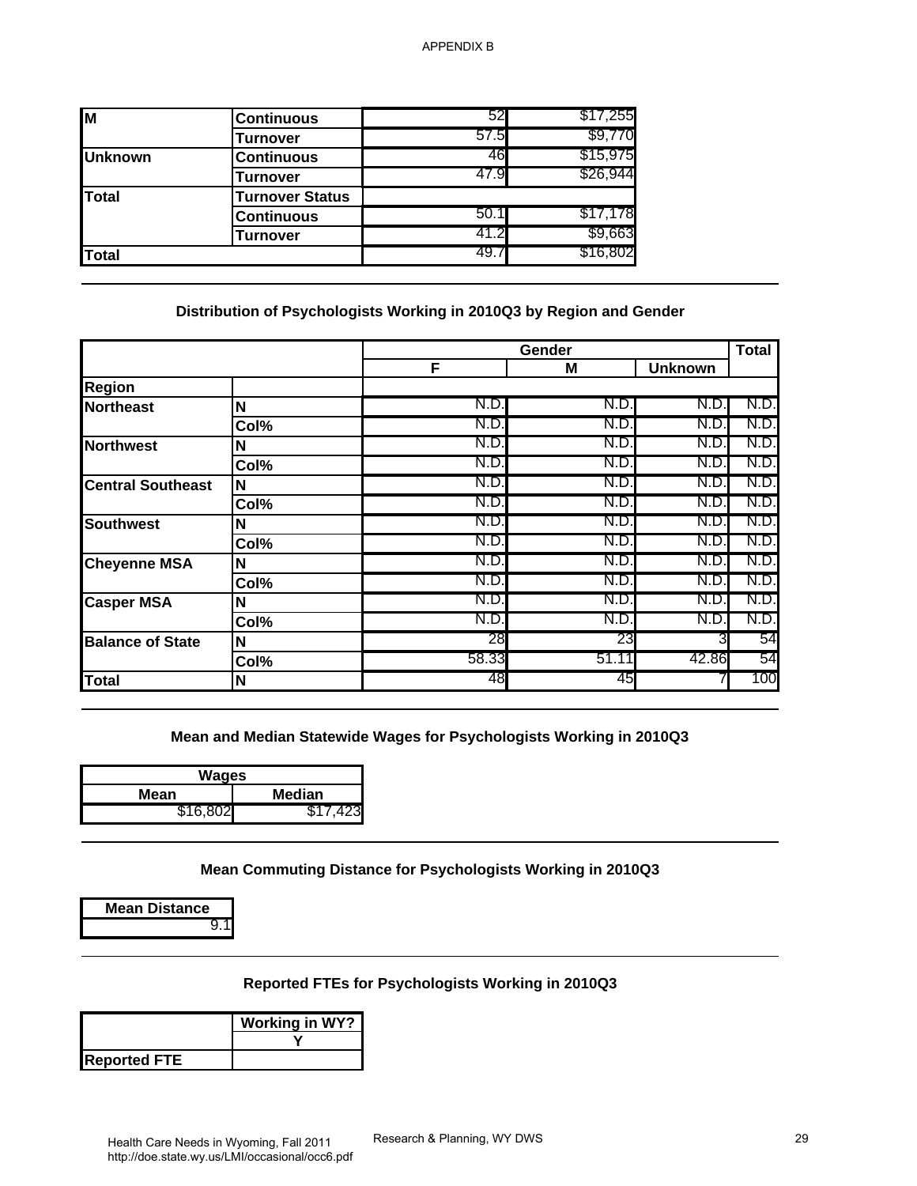APPENDIX B

| | | | |
|---|---|---|---|
| **M** | **Continuous** | 52 | $17,255 |
| | **Turnover** | 57.5 | $9,770 |
| **Unknown** | **Continuous** | 46 | $15,975 |
| | **Turnover** | 47.9 | $26,944 |
| **Total** | **Turnover Status** | | |
| | **Continuous** | 50.1 | $17,178 |
| | **Turnover** | 41.2 | $9,663 |
| **Total** | | 49.7 | $16,802 |

### Distribution of Psychologists Working in 2010Q3 by Region and Gender

| | | Gender | | | Total |
|---|---|---|---|---|---|
| | | F | M | Unknown | |
| **Region** | | | | | |
| **Northeast** | **N** | N.D. | N.D. | N.D. | N.D. |
| | **Col%** | N.D. | N.D. | N.D. | N.D. |
| **Northwest** | **N** | N.D. | N.D. | N.D. | N.D. |
| | **Col%** | N.D. | N.D. | N.D. | N.D. |
| **Central Southeast** | **N** | N.D. | N.D. | N.D. | N.D. |
| | **Col%** | N.D. | N.D. | N.D. | N.D. |
| **Southwest** | **N** | N.D. | N.D. | N.D. | N.D. |
| | **Col%** | N.D. | N.D. | N.D. | N.D. |
| **Cheyenne MSA** | **N** | N.D. | N.D. | N.D. | N.D. |
| | **Col%** | N.D. | N.D. | N.D. | N.D. |
| **Casper MSA** | **N** | N.D. | N.D. | N.D. | N.D. |
| | **Col%** | N.D. | N.D. | N.D. | N.D. |
| **Balance of State** | **N** | 28 | 23 | 3 | 54 |
| | **Col%** | 58.33 | 51.11 | 42.86 | 54 |
| **Total** | **N** | 48 | 45 | 7 | 100 |

### Mean and Median Statewide Wages for Psychologists Working in 2010Q3

| Wages | |
|---|---|
| **Mean** | **Median** |
| $16,802 | $17,423 |

### Mean Commuting Distance for Psychologists Working in 2010Q3

| Mean Distance |
|---|
| 9.1 |

### Reported FTEs for Psychologists Working in 2010Q3

| | Working in WY? |
|---|---|
| | Y |
| **Reported FTE** | |

Health Care Needs in Wyoming, Fall 2011
http://doe.state.wy.us/LMI/occasional/occ6.pdf

Research & Planning, WY DWS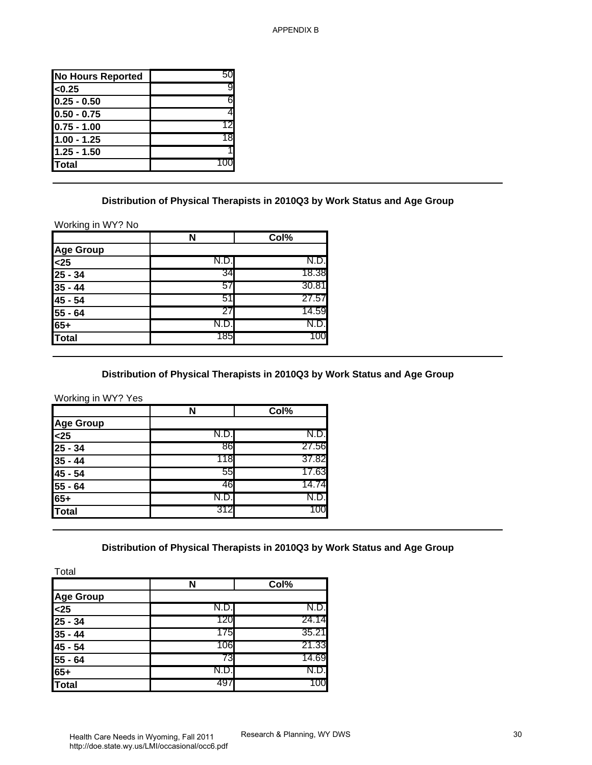| No Hours Reported | 50 |
|---|---|
| <0.25 | 9 |
| 0.25 - 0.50 | 6 |
| 0.50 - 0.75 | 4 |
| 0.75 - 1.00 | 12 |
| 1.00 - 1.25 | 18 |
| 1.25 - 1.50 | 1 |
| Total | 100 |

## Distribution of Physical Therapists in 2010Q3 by Work Status and Age Group

Working in WY? No

| | N | Col% |
|---|---|---|
| Age Group | | |
| <25 | N.D. | N.D. |
| 25 - 34 | 34 | 18.38 |
| 35 - 44 | 57 | 30.81 |
| 45 - 54 | 51 | 27.57 |
| 55 - 64 | 27 | 14.59 |
| 65+ | N.D. | N.D. |
| Total | 185 | 100 |

## Distribution of Physical Therapists in 2010Q3 by Work Status and Age Group

Working in WY? Yes

| | N | Col% |
|---|---|---|
| Age Group | | |
| <25 | N.D. | N.D. |
| 25 - 34 | 86 | 27.56 |
| 35 - 44 | 118 | 37.82 |
| 45 - 54 | 55 | 17.63 |
| 55 - 64 | 46 | 14.74 |
| 65+ | N.D. | N.D. |
| Total | 312 | 100 |

## Distribution of Physical Therapists in 2010Q3 by Work Status and Age Group

Total

| | N | Col% |
|---|---|---|
| Age Group | | |
| <25 | N.D. | N.D. |
| 25 - 34 | 120 | 24.14 |
| 35 - 44 | 175 | 35.21 |
| 45 - 54 | 106 | 21.33 |
| 55 - 64 | 73 | 14.69 |
| 65+ | N.D. | N.D. |
| Total | 497 | 100 |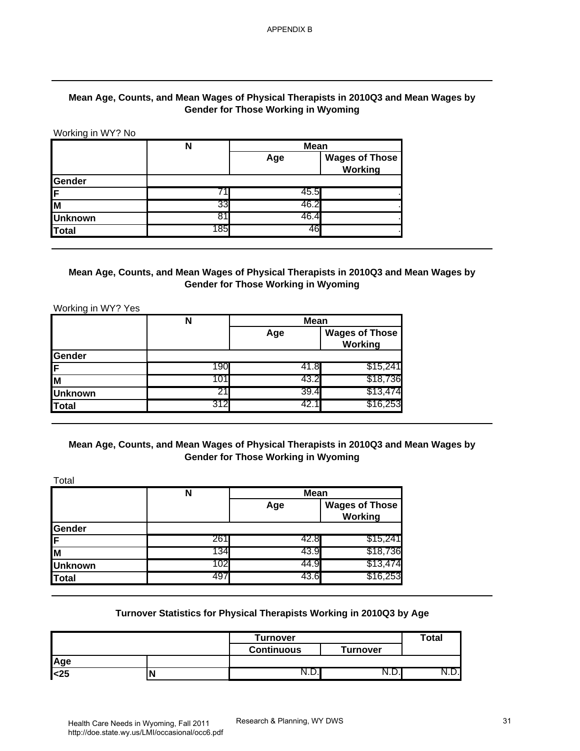APPENDIX B

### Mean Age, Counts, and Mean Wages of Physical Therapists in 2010Q3 and Mean Wages by Gender for Those Working in Wyoming

Working in WY? No

| | N | Mean | |
|---|---|---|---|
| | | Age | Wages of Those Working |
| **Gender** | | | |
| **F** | 71 | 45.5 | . |
| **M** | 33 | 46.2 | . |
| **Unknown** | 81 | 46.4 | . |
| **Total** | 185 | 46 | . |

### Mean Age, Counts, and Mean Wages of Physical Therapists in 2010Q3 and Mean Wages by Gender for Those Working in Wyoming

Working in WY? Yes

| | N | Mean | |
|---|---|---|---|
| | | Age | Wages of Those Working |
| **Gender** | | | |
| **F** | 190 | 41.8 | $15,241 |
| **M** | 101 | 43.2 | $18,736 |
| **Unknown** | 21 | 39.4 | $13,474 |
| **Total** | 312 | 42.1 | $16,253 |

### Mean Age, Counts, and Mean Wages of Physical Therapists in 2010Q3 and Mean Wages by Gender for Those Working in Wyoming

Total

| | N | Mean | |
|---|---|---|---|
| | | Age | Wages of Those Working |
| **Gender** | | | |
| **F** | 261 | 42.8 | $15,241 |
| **M** | 134 | 43.9 | $18,736 |
| **Unknown** | 102 | 44.9 | $13,474 |
| **Total** | 497 | 43.6 | $16,253 |

### Turnover Statistics for Physical Therapists Working in 2010Q3 by Age

| | | Turnover | | Total |
|---|---|---|---|---|
| | | Continuous | Turnover | |
| **Age** | | | | |
| **<25** | **N** | N.D. | N.D. | N.D. |

Health Care Needs in Wyoming, Fall 2011
http://doe.state.wy.us/LMI/occasional/occ6.pdf

Research & Planning, WY DWS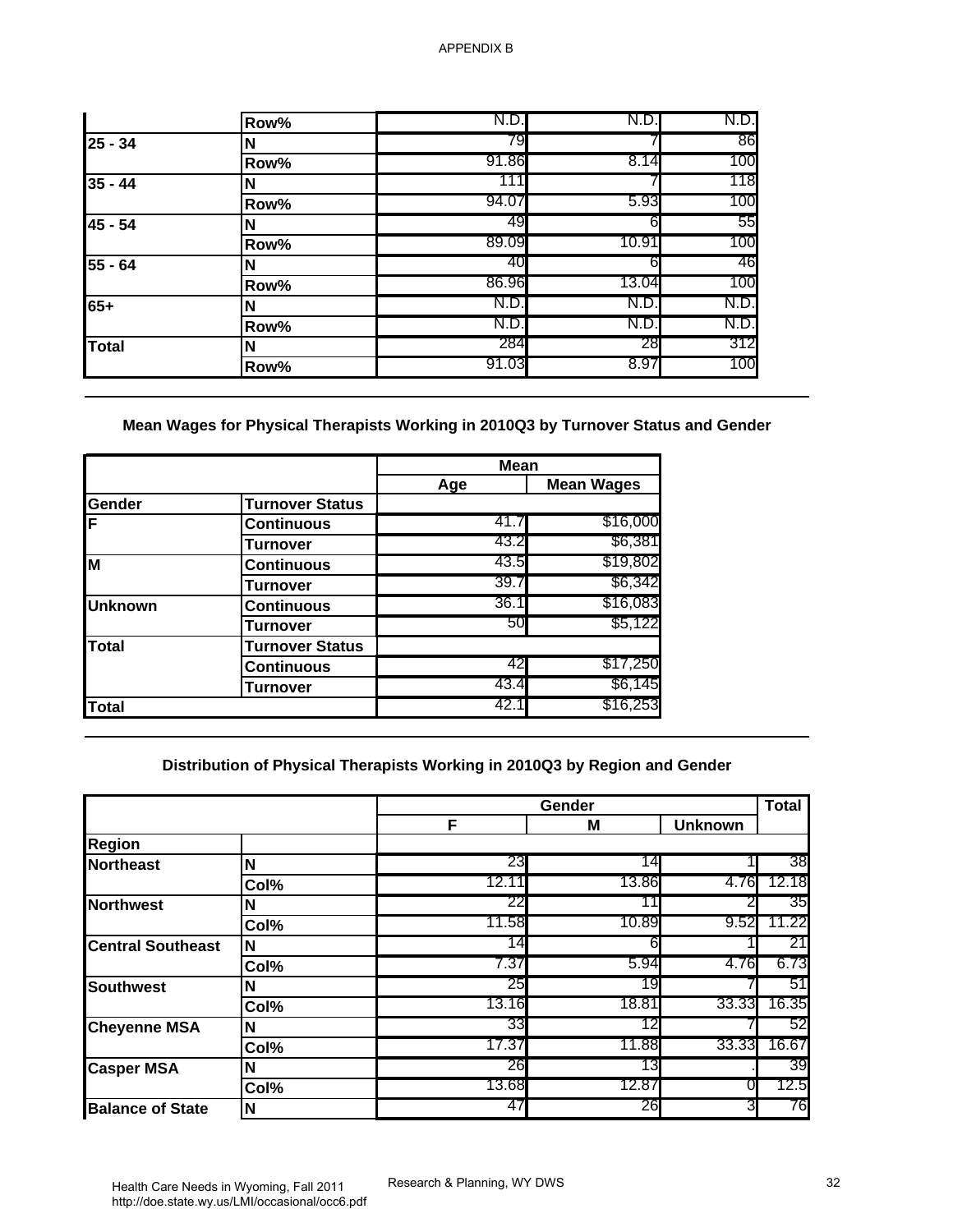APPENDIX B

| | | | | |
|---|---|---|---|---|
| | Row% | N.D. | N.D. | N.D. |
| 25 - 34 | N | 79 | 7 | 86 |
| | Row% | 91.86 | 8.14 | 100 |
| 35 - 44 | N | 111 | 7 | 118 |
| | Row% | 94.07 | 5.93 | 100 |
| 45 - 54 | N | 49 | 6 | 55 |
| | Row% | 89.09 | 10.91 | 100 |
| 55 - 64 | N | 40 | 6 | 46 |
| | Row% | 86.96 | 13.04 | 100 |
| 65+ | N | N.D. | N.D. | N.D. |
| | Row% | N.D. | N.D. | N.D. |
| Total | N | 284 | 28 | 312 |
| | Row% | 91.03 | 8.97 | 100 |

**Mean Wages for Physical Therapists Working in 2010Q3 by Turnover Status and Gender**

| | | Mean | |
|---|---|---|---|
| | | Age | Mean Wages |
| Gender | Turnover Status | | |
| F | Continuous | 41.7 | $16,000 |
| | Turnover | 43.2 | $6,381 |
| M | Continuous | 43.5 | $19,802 |
| | Turnover | 39.7 | $6,342 |
| Unknown | Continuous | 36.1 | $16,083 |
| | Turnover | 50 | $5,122 |
| Total | Turnover Status | | |
| | Continuous | 42 | $17,250 |
| | Turnover | 43.4 | $6,145 |
| Total | | 42.1 | $16,253 |

**Distribution of Physical Therapists Working in 2010Q3 by Region and Gender**

| | | Gender | | | Total |
|---|---|---|---|---|---|
| | | F | M | Unknown | |
| Region | | | | | |
| Northeast | N | 23 | 14 | 1 | 38 |
| | Col% | 12.11 | 13.86 | 4.76 | 12.18 |
| Northwest | N | 22 | 11 | 2 | 35 |
| | Col% | 11.58 | 10.89 | 9.52 | 11.22 |
| Central Southeast | N | 14 | 6 | 1 | 21 |
| | Col% | 7.37 | 5.94 | 4.76 | 6.73 |
| Southwest | N | 25 | 19 | 7 | 51 |
| | Col% | 13.16 | 18.81 | 33.33 | 16.35 |
| Cheyenne MSA | N | 33 | 12 | 7 | 52 |
| | Col% | 17.37 | 11.88 | 33.33 | 16.67 |
| Casper MSA | N | 26 | 13 | . | 39 |
| | Col% | 13.68 | 12.87 | 0 | 12.5 |
| Balance of State | N | 47 | 26 | 3 | 76 |

Health Care Needs in Wyoming, Fall 2011
http://doe.state.wy.us/LMI/occasional/occ6.pdf

Research & Planning, WY DWS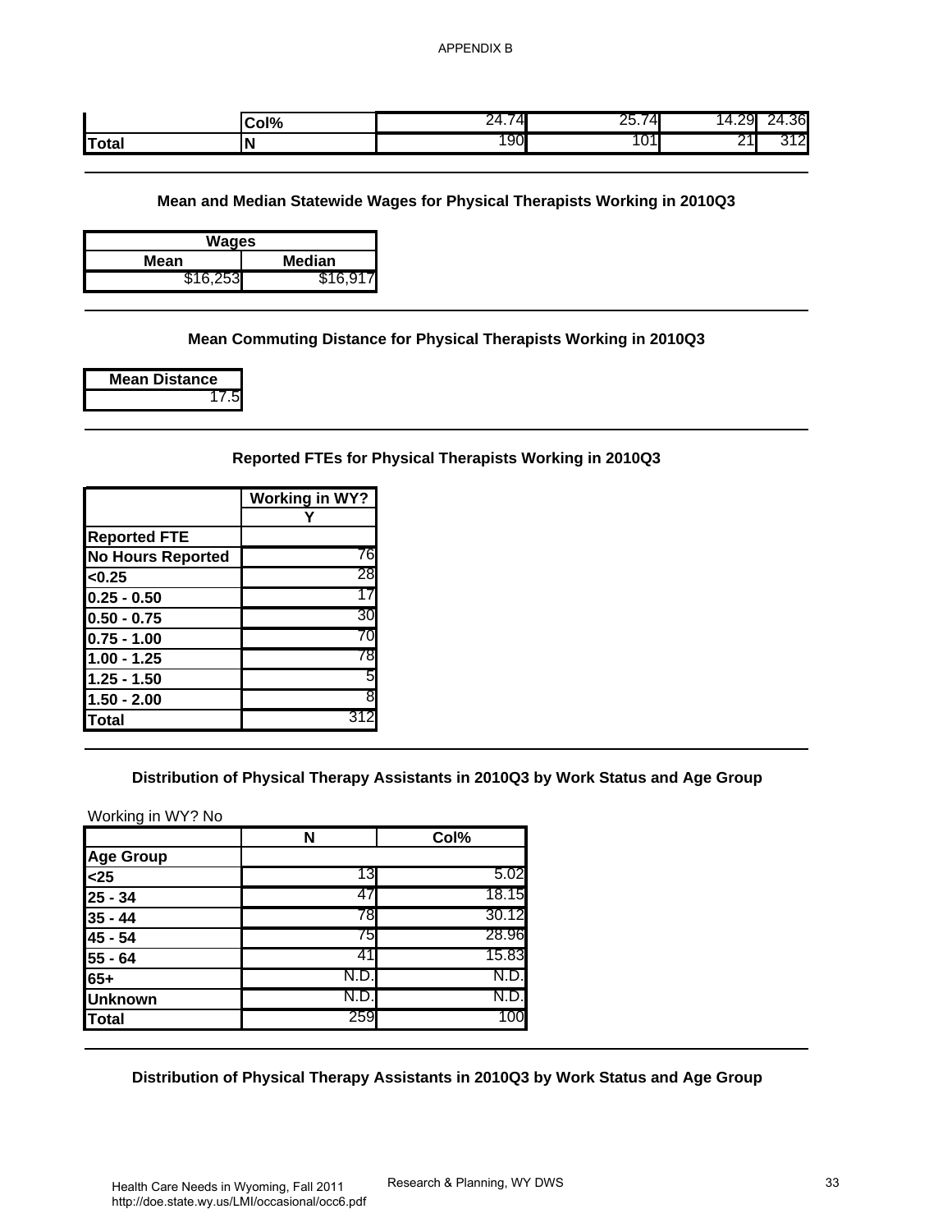APPENDIX B

| | | | | | |
|---|---|---|---|---|---|
| | **Col%** | 24.74 | 25.74 | 14.29 | 24.36 |
| **Total** | **N** | 190 | 101 | 21 | 312 |

### Mean and Median Statewide Wages for Physical Therapists Working in 2010Q3

| Wages | |
|---|---|
| **Mean** | **Median** |
| $16,253 | $16,917 |

### Mean Commuting Distance for Physical Therapists Working in 2010Q3

| Mean Distance |
|---|
| 17.5 |

### Reported FTEs for Physical Therapists Working in 2010Q3

| | Working in WY? |
|---|---|
| | **Y** |
| **Reported FTE** | |
| **No Hours Reported** | 76 |
| **<0.25** | 28 |
| **0.25 - 0.50** | 17 |
| **0.50 - 0.75** | 30 |
| **0.75 - 1.00** | 70 |
| **1.00 - 1.25** | 78 |
| **1.25 - 1.50** | 5 |
| **1.50 - 2.00** | 8 |
| **Total** | 312 |

### Distribution of Physical Therapy Assistants in 2010Q3 by Work Status and Age Group

Working in WY? No

| | N | Col% |
|---|---|---|
| **Age Group** | | |
| **<25** | 13 | 5.02 |
| **25 - 34** | 47 | 18.15 |
| **35 - 44** | 78 | 30.12 |
| **45 - 54** | 75 | 28.96 |
| **55 - 64** | 41 | 15.83 |
| **65+** | N.D. | N.D. |
| **Unknown** | N.D. | N.D. |
| **Total** | 259 | 100 |

### Distribution of Physical Therapy Assistants in 2010Q3 by Work Status and Age Group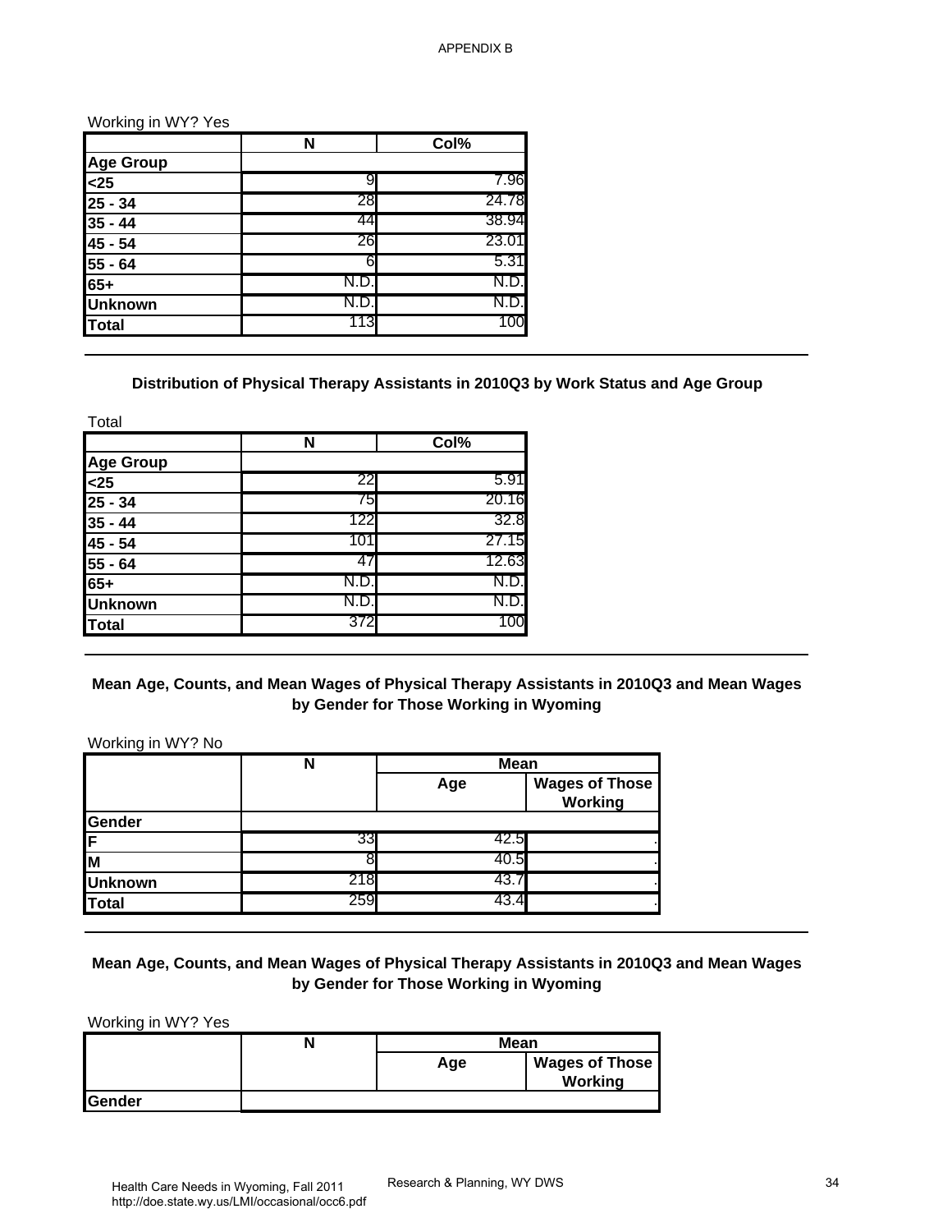APPENDIX B

Working in WY? Yes

| | N | Col% |
|---|---|---|
| **Age Group** | | |
| **<25** | 9 | 7.96 |
| **25 - 34** | 28 | 24.78 |
| **35 - 44** | 44 | 38.94 |
| **45 - 54** | 26 | 23.01 |
| **55 - 64** | 6 | 5.31 |
| **65+** | N.D. | N.D. |
| **Unknown** | N.D. | N.D. |
| **Total** | 113 | 100 |

**Distribution of Physical Therapy Assistants in 2010Q3 by Work Status and Age Group**

Total

| | N | Col% |
|---|---|---|
| **Age Group** | | |
| **<25** | 22 | 5.91 |
| **25 - 34** | 75 | 20.16 |
| **35 - 44** | 122 | 32.8 |
| **45 - 54** | 101 | 27.15 |
| **55 - 64** | 47 | 12.63 |
| **65+** | N.D. | N.D. |
| **Unknown** | N.D. | N.D. |
| **Total** | 372 | 100 |

**Mean Age, Counts, and Mean Wages of Physical Therapy Assistants in 2010Q3 and Mean Wages by Gender for Those Working in Wyoming**

Working in WY? No

| | N | Mean | |
|---|---|---|---|
| | | Age | Wages of Those Working |
| **Gender** | | | |
| **F** | 33 | 42.5 | . |
| **M** | 8 | 40.5 | . |
| **Unknown** | 218 | 43.7 | . |
| **Total** | 259 | 43.4 | . |

**Mean Age, Counts, and Mean Wages of Physical Therapy Assistants in 2010Q3 and Mean Wages by Gender for Those Working in Wyoming**

Working in WY? Yes

| | N | Mean | |
|---|---|---|---|
| | | Age | Wages of Those Working |
| **Gender** | | | |

Health Care Needs in Wyoming, Fall 2011
http://doe.state.wy.us/LMI/occasional/occ6.pdf

Research & Planning, WY DWS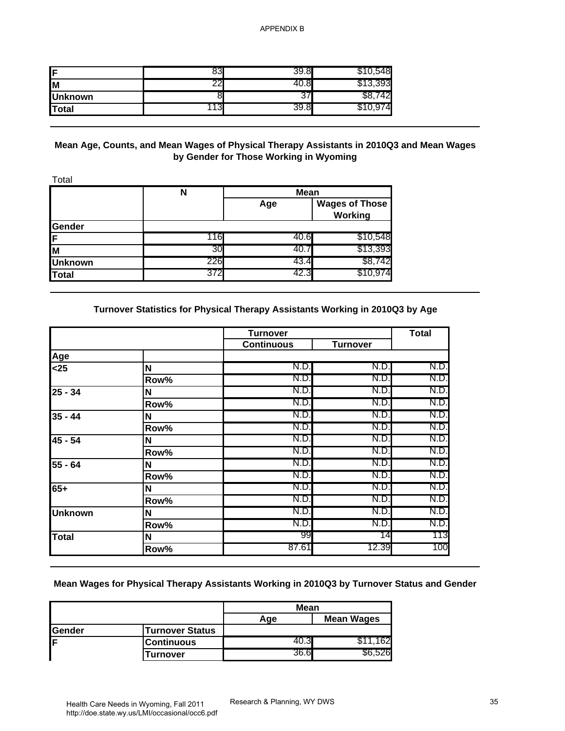| | | | |
|---|---|---|---|
| F | 83 | 39.8 | $10,548 |
| M | 22 | 40.8 | $13,393 |
| Unknown | 8 | 37 | $8,742 |
| Total | 113 | 39.8 | $10,974 |

### Mean Age, Counts, and Mean Wages of Physical Therapy Assistants in 2010Q3 and Mean Wages by Gender for Those Working in Wyoming

Total

| | N | Mean | |
|---|---|---|---|
| | | Age | Wages of Those Working |
| Gender | | | |
| F | 116 | 40.6 | $10,548 |
| M | 30 | 40.7 | $13,393 |
| Unknown | 226 | 43.4 | $8,742 |
| Total | 372 | 42.3 | $10,974 |

### Turnover Statistics for Physical Therapy Assistants Working in 2010Q3 by Age

| | | Turnover | | Total |
|---|---|---|---|---|
| | | Continuous | Turnover | |
| Age | | | | |
| <25 | N | N.D. | N.D. | N.D. |
| | Row% | N.D. | N.D. | N.D. |
| 25 - 34 | N | N.D. | N.D. | N.D. |
| | Row% | N.D. | N.D. | N.D. |
| 35 - 44 | N | N.D. | N.D. | N.D. |
| | Row% | N.D. | N.D. | N.D. |
| 45 - 54 | N | N.D. | N.D. | N.D. |
| | Row% | N.D. | N.D. | N.D. |
| 55 - 64 | N | N.D. | N.D. | N.D. |
| | Row% | N.D. | N.D. | N.D. |
| 65+ | N | N.D. | N.D. | N.D. |
| | Row% | N.D. | N.D. | N.D. |
| Unknown | N | N.D. | N.D. | N.D. |
| | Row% | N.D. | N.D. | N.D. |
| Total | N | 99 | 14 | 113 |
| | Row% | 87.61 | 12.39 | 100 |

### Mean Wages for Physical Therapy Assistants Working in 2010Q3 by Turnover Status and Gender

| | | Mean | |
|---|---|---|---|
| | | Age | Mean Wages |
| Gender | Turnover Status | | |
| F | Continuous | 40.3 | $11,162 |
| | Turnover | 36.6 | $6,526 |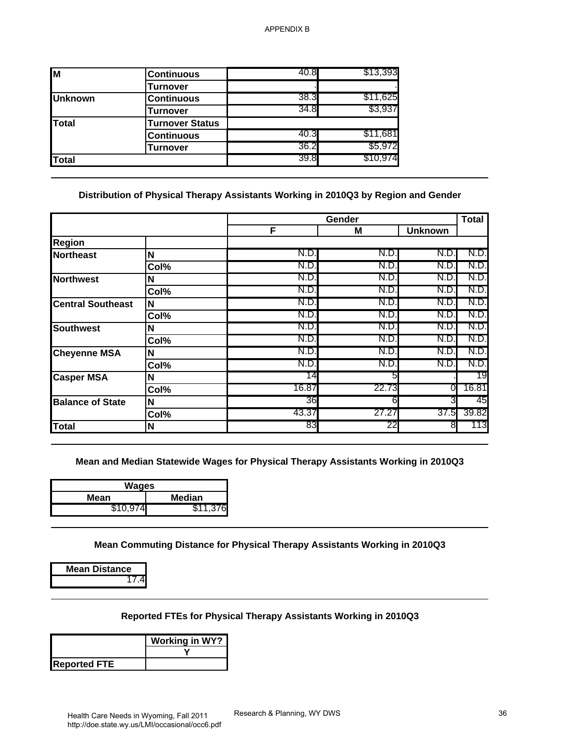APPENDIX B

| | | | |
|---|---|---|---|
| M | Continuous | 40.8 | $13,393 |
| | Turnover | . | . |
| Unknown | Continuous | 38.3 | $11,625 |
| | Turnover | 34.8 | $3,937 |
| Total | Turnover Status | | |
| | Continuous | 40.3 | $11,681 |
| | Turnover | 36.2 | $5,972 |
| Total | | 39.8 | $10,974 |

## Distribution of Physical Therapy Assistants Working in 2010Q3 by Region and Gender

| | | Gender | | | Total |
|---|---|---|---|---|---|
| | | F | M | Unknown | |
| Region | | | | | |
| Northeast | N | N.D. | N.D. | N.D. | N.D. |
| | Col% | N.D. | N.D. | N.D. | N.D. |
| Northwest | N | N.D. | N.D. | N.D. | N.D. |
| | Col% | N.D. | N.D. | N.D. | N.D. |
| Central Southeast | N | N.D. | N.D. | N.D. | N.D. |
| | Col% | N.D. | N.D. | N.D. | N.D. |
| Southwest | N | N.D. | N.D. | N.D. | N.D. |
| | Col% | N.D. | N.D. | N.D. | N.D. |
| Cheyenne MSA | N | N.D. | N.D. | N.D. | N.D. |
| | Col% | N.D. | N.D. | N.D. | N.D. |
| Casper MSA | N | 14 | 5 | . | 19 |
| | Col% | 16.87 | 22.73 | 0 | 16.81 |
| Balance of State | N | 36 | 6 | 3 | 45 |
| | Col% | 43.37 | 27.27 | 37.5 | 39.82 |
| Total | N | 83 | 22 | 8 | 113 |

## Mean and Median Statewide Wages for Physical Therapy Assistants Working in 2010Q3

| Wages | |
|---|---|
| Mean | Median |
| $10,974 | $11,376 |

## Mean Commuting Distance for Physical Therapy Assistants Working in 2010Q3

| Mean Distance |
|---|
| 17.4 |

## Reported FTEs for Physical Therapy Assistants Working in 2010Q3

| | Working in WY? |
|---|---|
| | Y |
| Reported FTE | |

Health Care Needs in Wyoming, Fall 2011
http://doe.state.wy.us/LMI/occasional/occ6.pdf

Research & Planning, WY DWS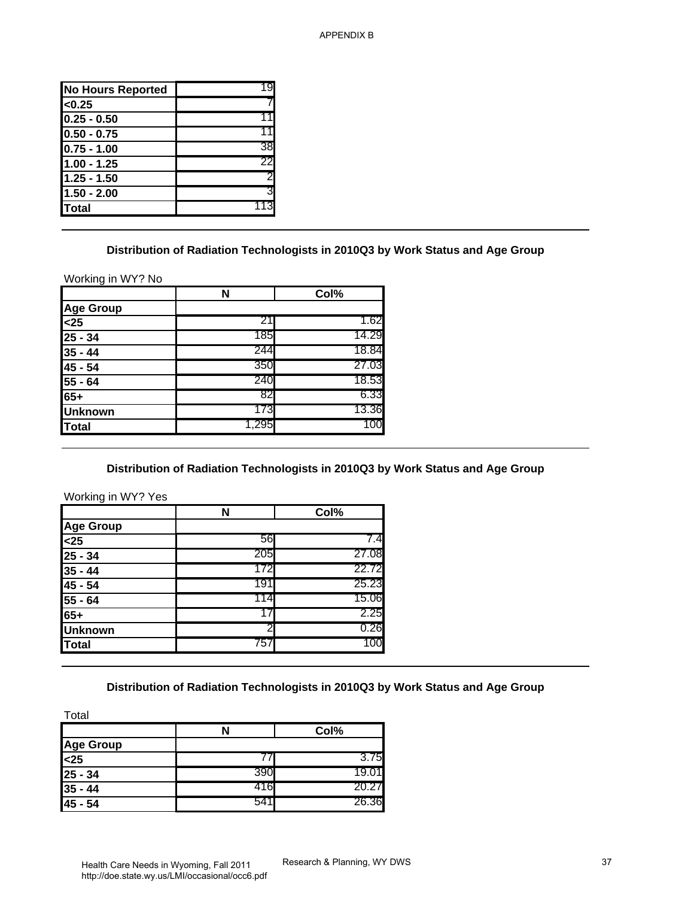| | |
|---|---|
| No Hours Reported | 19 |
| <0.25 | 7 |
| 0.25 - 0.50 | 11 |
| 0.50 - 0.75 | 11 |
| 0.75 - 1.00 | 38 |
| 1.00 - 1.25 | 22 |
| 1.25 - 1.50 | 2 |
| 1.50 - 2.00 | 3 |
| Total | 113 |

### Distribution of Radiation Technologists in 2010Q3 by Work Status and Age Group

Working in WY? No

| | N | Col% |
|---|---|---|
| **Age Group** | | |
| <25 | 21 | 1.62 |
| 25 - 34 | 185 | 14.29 |
| 35 - 44 | 244 | 18.84 |
| 45 - 54 | 350 | 27.03 |
| 55 - 64 | 240 | 18.53 |
| 65+ | 82 | 6.33 |
| Unknown | 173 | 13.36 |
| Total | 1,295 | 100 |

### Distribution of Radiation Technologists in 2010Q3 by Work Status and Age Group

Working in WY? Yes

| | N | Col% |
|---|---|---|
| **Age Group** | | |
| <25 | 56 | 7.4 |
| 25 - 34 | 205 | 27.08 |
| 35 - 44 | 172 | 22.72 |
| 45 - 54 | 191 | 25.23 |
| 55 - 64 | 114 | 15.06 |
| 65+ | 17 | 2.25 |
| Unknown | 2 | 0.26 |
| Total | 757 | 100 |

### Distribution of Radiation Technologists in 2010Q3 by Work Status and Age Group

Total

| | N | Col% |
|---|---|---|
| **Age Group** | | |
| <25 | 77 | 3.75 |
| 25 - 34 | 390 | 19.01 |
| 35 - 44 | 416 | 20.27 |
| 45 - 54 | 541 | 26.36 |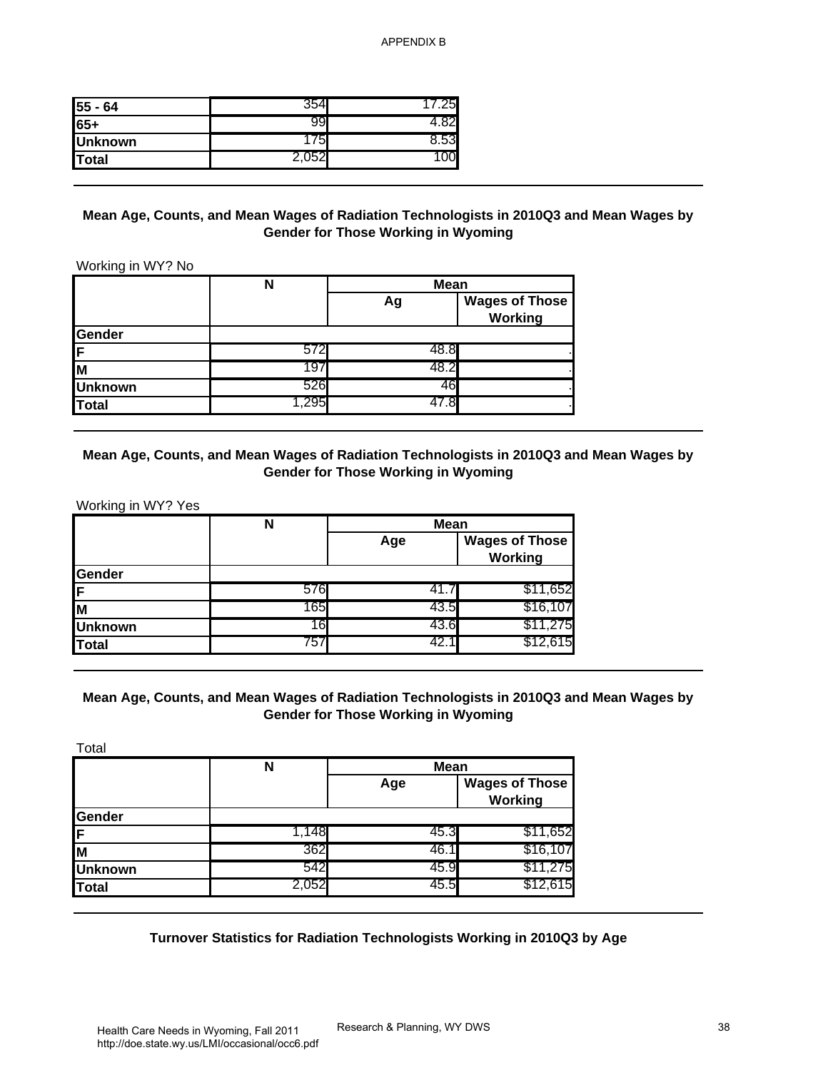| | | |
|---|---|---|
| 55 - 64 | 354 | 17.25 |
| 65+ | 99 | 4.82 |
| Unknown | 175 | 8.53 |
| Total | 2,052 | 100 |

### Mean Age, Counts, and Mean Wages of Radiation Technologists in 2010Q3 and Mean Wages by Gender for Those Working in Wyoming

Working in WY? No

| | N | Mean | |
|---|---|---|---|
| | | Ag | Wages of Those Working |
| **Gender** | | | |
| F | 572 | 48.8 | . |
| M | 197 | 48.2 | . |
| Unknown | 526 | 46 | . |
| Total | 1,295 | 47.8 | . |

### Mean Age, Counts, and Mean Wages of Radiation Technologists in 2010Q3 and Mean Wages by Gender for Those Working in Wyoming

Working in WY? Yes

| | N | Mean | |
|---|---|---|---|
| | | Age | Wages of Those Working |
| **Gender** | | | |
| F | 576 | 41.7 | $11,652 |
| M | 165 | 43.5 | $16,107 |
| Unknown | 16 | 43.6 | $11,275 |
| Total | 757 | 42.1 | $12,615 |

### Mean Age, Counts, and Mean Wages of Radiation Technologists in 2010Q3 and Mean Wages by Gender for Those Working in Wyoming

Total

| | N | Mean | |
|---|---|---|---|
| | | Age | Wages of Those Working |
| **Gender** | | | |
| F | 1,148 | 45.3 | $11,652 |
| M | 362 | 46.1 | $16,107 |
| Unknown | 542 | 45.9 | $11,275 |
| Total | 2,052 | 45.5 | $12,615 |

### Turnover Statistics for Radiation Technologists Working in 2010Q3 by Age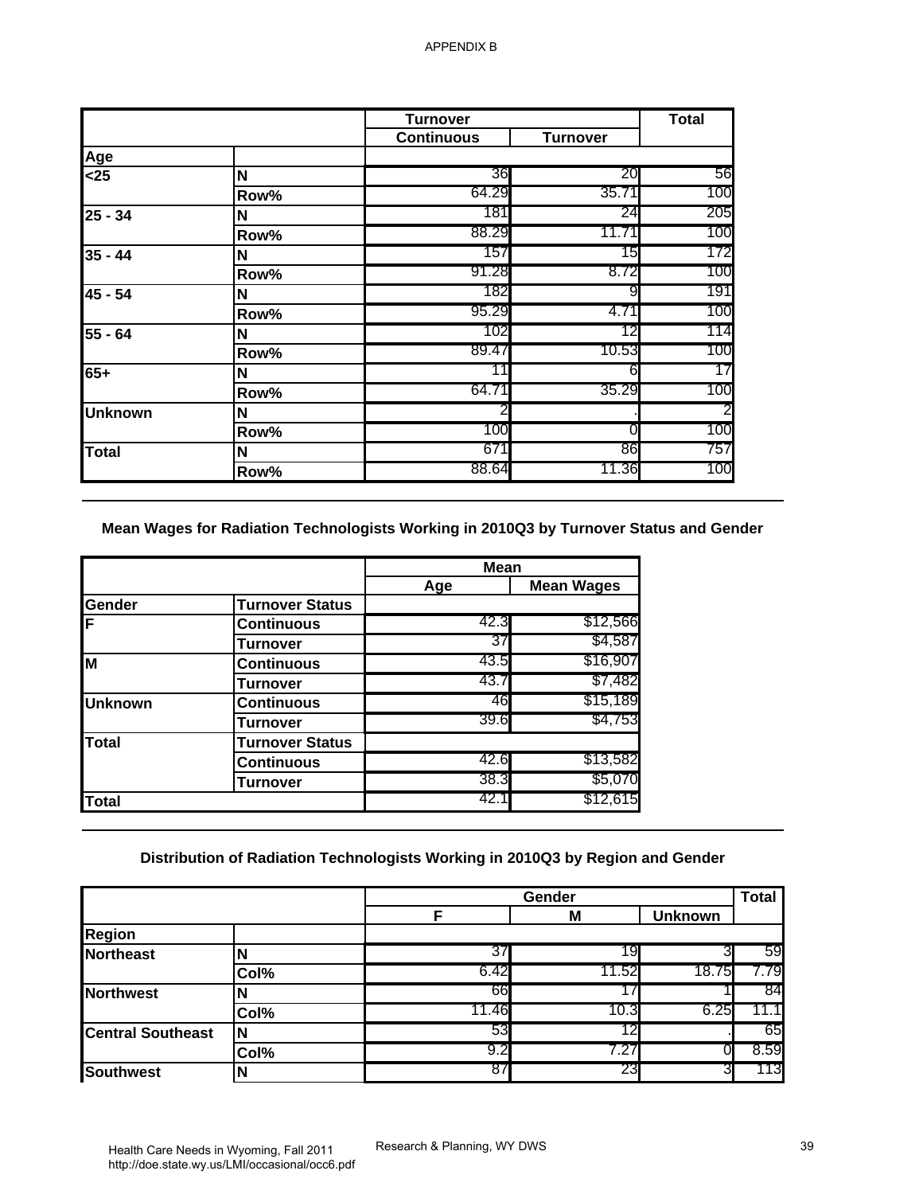APPENDIX B

| | | Turnover | | Total |
|---|---|---|---|---|
| | | Continuous | Turnover | |
| **Age** | | | | |
| **<25** | **N** | 36 | 20 | 56 |
| | **Row%** | 64.29 | 35.71 | 100 |
| **25 - 34** | **N** | 181 | 24 | 205 |
| | **Row%** | 88.29 | 11.71 | 100 |
| **35 - 44** | **N** | 157 | 15 | 172 |
| | **Row%** | 91.28 | 8.72 | 100 |
| **45 - 54** | **N** | 182 | 9 | 191 |
| | **Row%** | 95.29 | 4.71 | 100 |
| **55 - 64** | **N** | 102 | 12 | 114 |
| | **Row%** | 89.47 | 10.53 | 100 |
| **65+** | **N** | 11 | 6 | 17 |
| | **Row%** | 64.71 | 35.29 | 100 |
| **Unknown** | **N** | 2 | . | 2 |
| | **Row%** | 100 | 0 | 100 |
| **Total** | **N** | 671 | 86 | 757 |
| | **Row%** | 88.64 | 11.36 | 100 |

### Mean Wages for Radiation Technologists Working in 2010Q3 by Turnover Status and Gender

| | | Mean | |
|---|---|---|---|
| | | Age | Mean Wages |
| **Gender** | **Turnover Status** | | |
| **F** | **Continuous** | 42.3 | $12,566 |
| | **Turnover** | 37 | $4,587 |
| **M** | **Continuous** | 43.5 | $16,907 |
| | **Turnover** | 43.7 | $7,482 |
| **Unknown** | **Continuous** | 46 | $15,189 |
| | **Turnover** | 39.6 | $4,753 |
| **Total** | **Turnover Status** | | |
| | **Continuous** | 42.6 | $13,582 |
| | **Turnover** | 38.3 | $5,070 |
| **Total** | | 42.1 | $12,615 |

### Distribution of Radiation Technologists Working in 2010Q3 by Region and Gender

| | | Gender | | | Total |
|---|---|---|---|---|---|
| | | F | M | Unknown | |
| **Region** | | | | | |
| **Northeast** | **N** | 37 | 19 | 3 | 59 |
| | **Col%** | 6.42 | 11.52 | 18.75 | 7.79 |
| **Northwest** | **N** | 66 | 17 | 1 | 84 |
| | **Col%** | 11.46 | 10.3 | 6.25 | 11.1 |
| **Central Southeast** | **N** | 53 | 12 | . | 65 |
| | **Col%** | 9.2 | 7.27 | 0 | 8.59 |
| **Southwest** | **N** | 87 | 23 | 3 | 113 |

Health Care Needs in Wyoming, Fall 2011
http://doe.state.wy.us/LMI/occasional/occ6.pdf

Research & Planning, WY DWS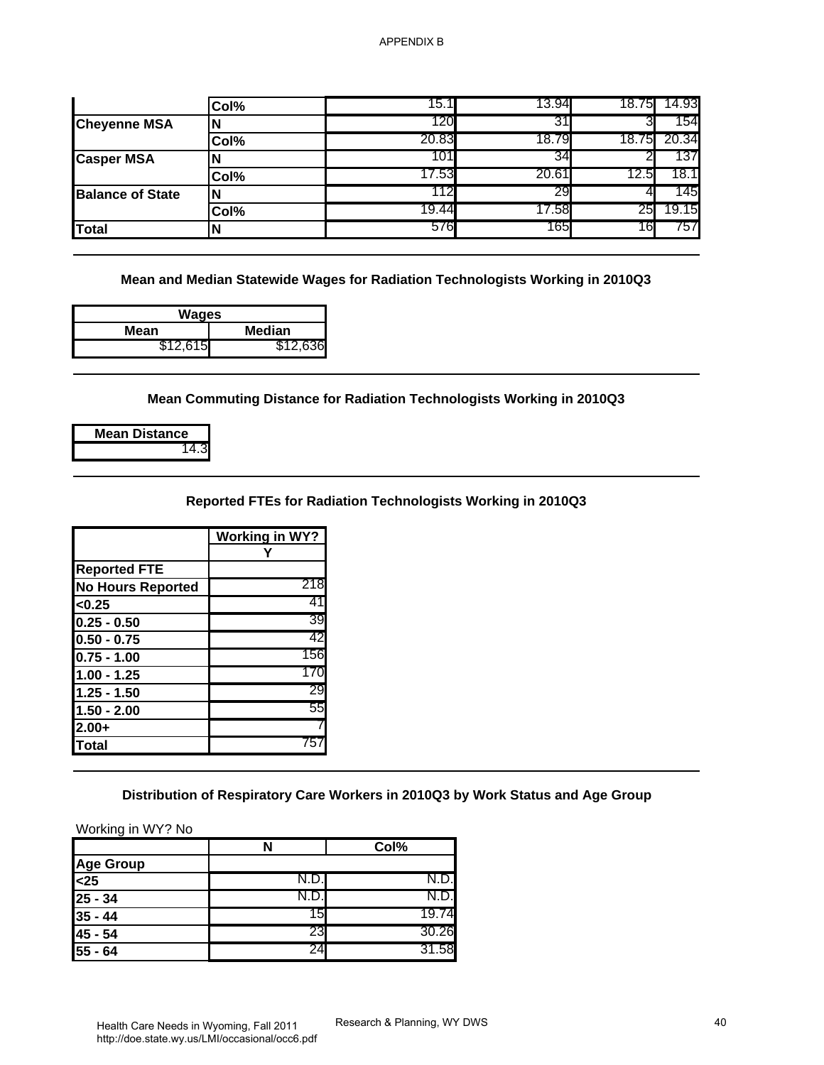|  |  |  |  |  |  |
|---|---|---|---|---|---|
|  | Col% | 15.1 | 13.94 | 18.75 | 14.93 |
| Cheyenne MSA | N | 120 | 31 | 3 | 154 |
|  | Col% | 20.83 | 18.79 | 18.75 | 20.34 |
| Casper MSA | N | 101 | 34 | 2 | 137 |
|  | Col% | 17.53 | 20.61 | 12.5 | 18.1 |
| Balance of State | N | 112 | 29 | 4 | 145 |
|  | Col% | 19.44 | 17.58 | 25 | 19.15 |
| Total | N | 576 | 165 | 16 | 757 |

### Mean and Median Statewide Wages for Radiation Technologists Working in 2010Q3

| Wages |  |
|---|---|
| Mean | Median |
| $12,615 | $12,636 |

### Mean Commuting Distance for Radiation Technologists Working in 2010Q3

| Mean Distance |
|---|
| 14.3 |

### Reported FTEs for Radiation Technologists Working in 2010Q3

|  | Working in WY? |
|---|---|
|  | Y |
| Reported FTE |  |
| No Hours Reported | 218 |
| <0.25 | 41 |
| 0.25 - 0.50 | 39 |
| 0.50 - 0.75 | 42 |
| 0.75 - 1.00 | 156 |
| 1.00 - 1.25 | 170 |
| 1.25 - 1.50 | 29 |
| 1.50 - 2.00 | 55 |
| 2.00+ | 7 |
| Total | 757 |

### Distribution of Respiratory Care Workers in 2010Q3 by Work Status and Age Group

Working in WY? No

|  | N | Col% |
|---|---|---|
| Age Group |  |  |
| <25 | N.D. | N.D. |
| 25 - 34 | N.D. | N.D. |
| 35 - 44 | 15 | 19.74 |
| 45 - 54 | 23 | 30.26 |
| 55 - 64 | 24 | 31.58 |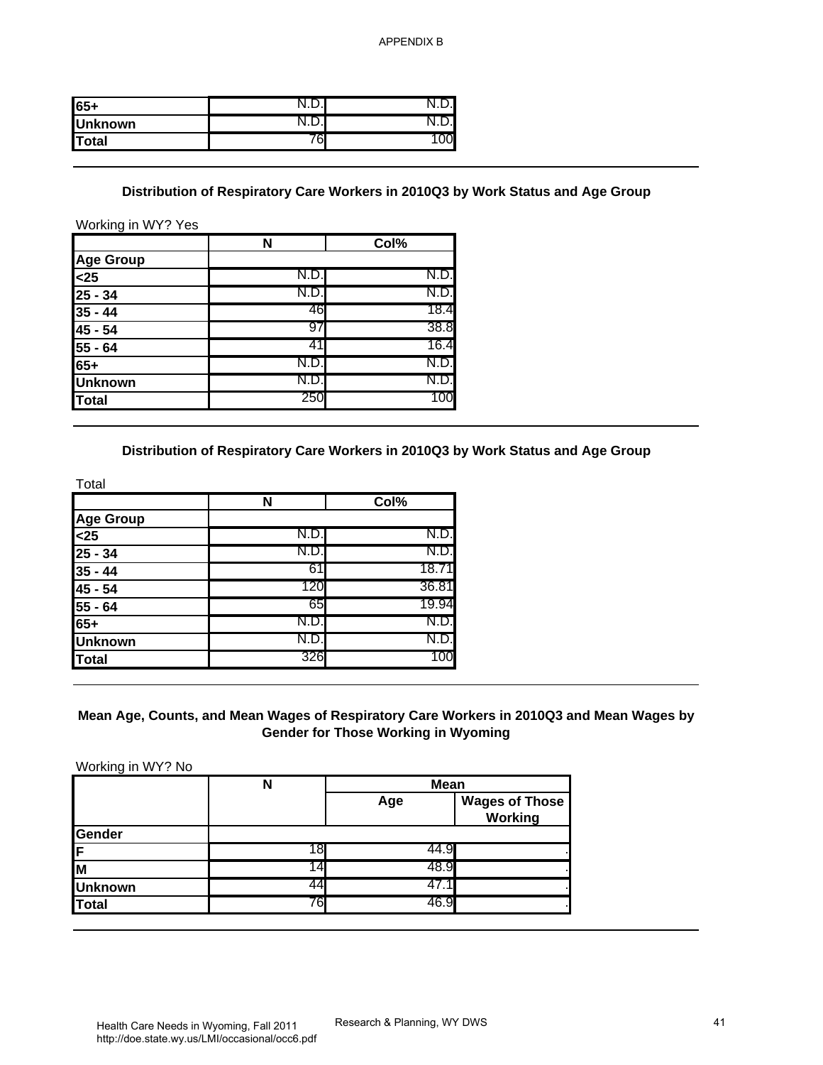| | | |
|---|---|---|
| **65+** | N.D. | N.D. |
| **Unknown** | N.D. | N.D. |
| **Total** | 76 | 100 |

### Distribution of Respiratory Care Workers in 2010Q3 by Work Status and Age Group

Working in WY? Yes

| | N | Col% |
|---|---|---|
| **Age Group** | | |
| **<25** | N.D. | N.D. |
| **25 - 34** | N.D. | N.D. |
| **35 - 44** | 46 | 18.4 |
| **45 - 54** | 97 | 38.8 |
| **55 - 64** | 41 | 16.4 |
| **65+** | N.D. | N.D. |
| **Unknown** | N.D. | N.D. |
| **Total** | 250 | 100 |

### Distribution of Respiratory Care Workers in 2010Q3 by Work Status and Age Group

Total

| | N | Col% |
|---|---|---|
| **Age Group** | | |
| **<25** | N.D. | N.D. |
| **25 - 34** | N.D. | N.D. |
| **35 - 44** | 61 | 18.71 |
| **45 - 54** | 120 | 36.81 |
| **55 - 64** | 65 | 19.94 |
| **65+** | N.D. | N.D. |
| **Unknown** | N.D. | N.D. |
| **Total** | 326 | 100 |

### Mean Age, Counts, and Mean Wages of Respiratory Care Workers in 2010Q3 and Mean Wages by Gender for Those Working in Wyoming

Working in WY? No

| | N | Mean | |
|---|---|---|---|
| | | Age | Wages of Those Working |
| **Gender** | | | |
| **F** | 18 | 44.9 | . |
| **M** | 14 | 48.9 | . |
| **Unknown** | 44 | 47.1 | . |
| **Total** | 76 | 46.9 | . |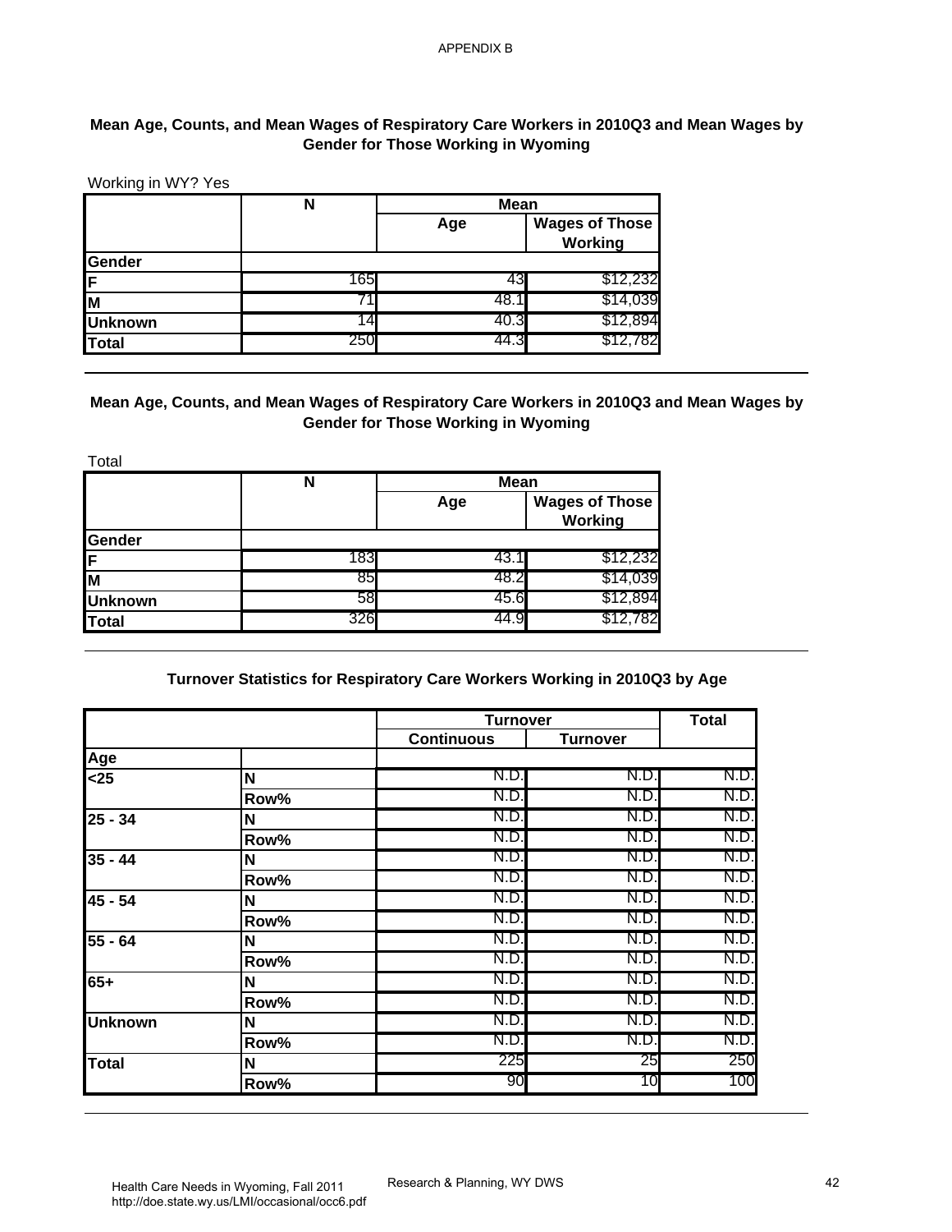APPENDIX B

### Mean Age, Counts, and Mean Wages of Respiratory Care Workers in 2010Q3 and Mean Wages by Gender for Those Working in Wyoming

Working in WY? Yes

| | N | Mean | |
|---|---|---|---|
| | | Age | Wages of Those Working |
| **Gender** | | | |
| **F** | 165 | 43 | $12,232 |
| **M** | 71 | 48.1 | $14,039 |
| **Unknown** | 14 | 40.3 | $12,894 |
| **Total** | 250 | 44.3 | $12,782 |

### Mean Age, Counts, and Mean Wages of Respiratory Care Workers in 2010Q3 and Mean Wages by Gender for Those Working in Wyoming

Total

| | N | Mean | |
|---|---|---|---|
| | | Age | Wages of Those Working |
| **Gender** | | | |
| **F** | 183 | 43.1 | $12,232 |
| **M** | 85 | 48.2 | $14,039 |
| **Unknown** | 58 | 45.6 | $12,894 |
| **Total** | 326 | 44.9 | $12,782 |

### Turnover Statistics for Respiratory Care Workers Working in 2010Q3 by Age

| | | Turnover | | Total |
|---|---|---|---|---|
| | | Continuous | Turnover | |
| **Age** | | | | |
| **<25** | **N** | N.D. | N.D. | N.D. |
| | **Row%** | N.D. | N.D. | N.D. |
| **25 - 34** | **N** | N.D. | N.D. | N.D. |
| | **Row%** | N.D. | N.D. | N.D. |
| **35 - 44** | **N** | N.D. | N.D. | N.D. |
| | **Row%** | N.D. | N.D. | N.D. |
| **45 - 54** | **N** | N.D. | N.D. | N.D. |
| | **Row%** | N.D. | N.D. | N.D. |
| **55 - 64** | **N** | N.D. | N.D. | N.D. |
| | **Row%** | N.D. | N.D. | N.D. |
| **65+** | **N** | N.D. | N.D. | N.D. |
| | **Row%** | N.D. | N.D. | N.D. |
| **Unknown** | **N** | N.D. | N.D. | N.D. |
| | **Row%** | N.D. | N.D. | N.D. |
| **Total** | **N** | 225 | 25 | 250 |
| | **Row%** | 90 | 10 | 100 |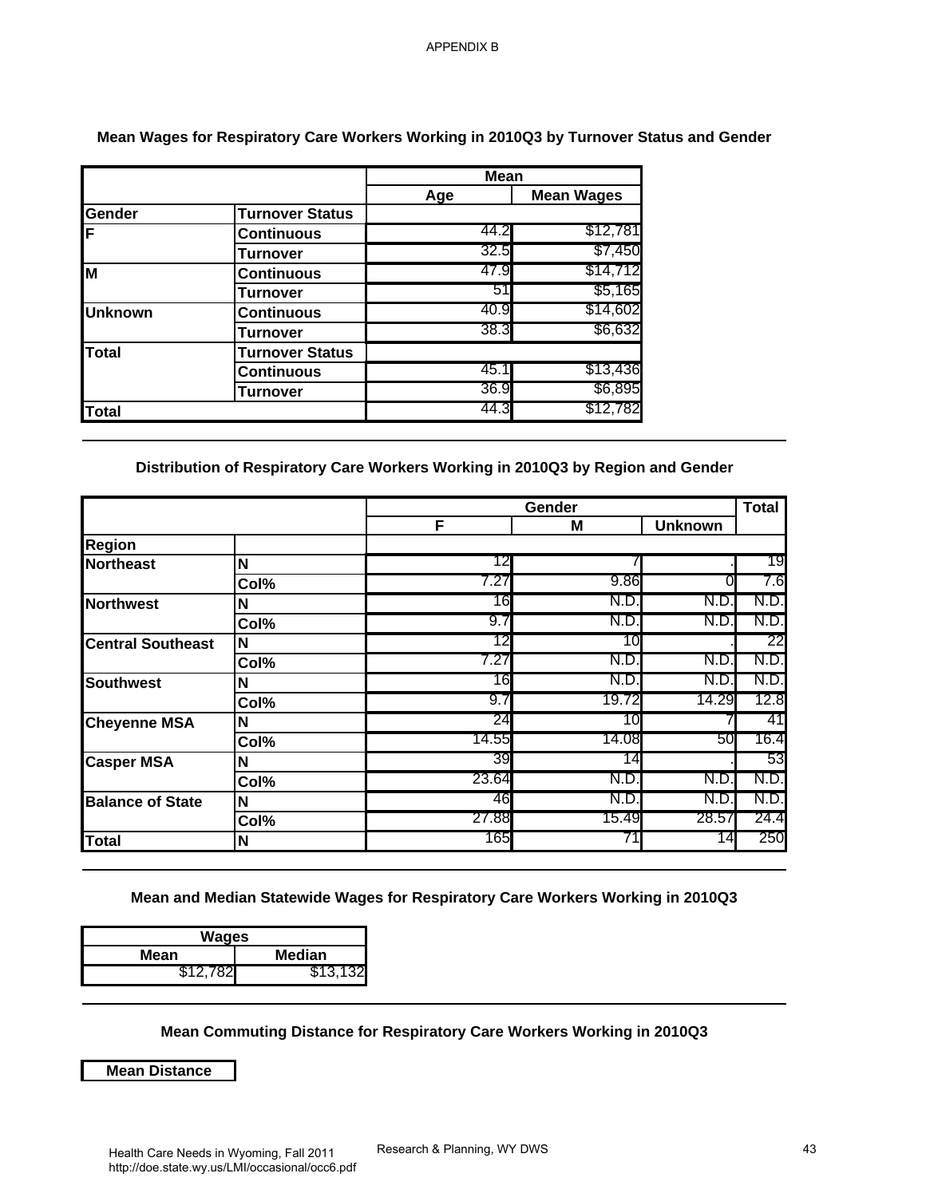APPENDIX B

### Mean Wages for Respiratory Care Workers Working in 2010Q3 by Turnover Status and Gender

| | | Mean | |
|---|---|---|---|
| | | Age | Mean Wages |
| **Gender** | **Turnover Status** | | |
| **F** | **Continuous** | 44.2 | $12,781 |
| | **Turnover** | 32.5 | $7,450 |
| **M** | **Continuous** | 47.9 | $14,712 |
| | **Turnover** | 51 | $5,165 |
| **Unknown** | **Continuous** | 40.9 | $14,602 |
| | **Turnover** | 38.3 | $6,632 |
| **Total** | **Turnover Status** | | |
| | **Continuous** | 45.1 | $13,436 |
| | **Turnover** | 36.9 | $6,895 |
| **Total** | | 44.3 | $12,782 |

### Distribution of Respiratory Care Workers Working in 2010Q3 by Region and Gender

| | | Gender | | | Total |
|---|---|---|---|---|---|
| | | F | M | Unknown | |
| **Region** | | | | | |
| **Northeast** | **N** | 12 | 7 | . | 19 |
| | **Col%** | 7.27 | 9.86 | 0 | 7.6 |
| **Northwest** | **N** | 16 | N.D. | N.D. | N.D. |
| | **Col%** | 9.7 | N.D. | N.D. | N.D. |
| **Central Southeast** | **N** | 12 | 10 | . | 22 |
| | **Col%** | 7.27 | N.D. | N.D. | N.D. |
| **Southwest** | **N** | 16 | N.D. | N.D. | N.D. |
| | **Col%** | 9.7 | 19.72 | 14.29 | 12.8 |
| **Cheyenne MSA** | **N** | 24 | 10 | 7 | 41 |
| | **Col%** | 14.55 | 14.08 | 50 | 16.4 |
| **Casper MSA** | **N** | 39 | 14 | . | 53 |
| | **Col%** | 23.64 | N.D. | N.D. | N.D. |
| **Balance of State** | **N** | 46 | N.D. | N.D. | N.D. |
| | **Col%** | 27.88 | 15.49 | 28.57 | 24.4 |
| **Total** | **N** | 165 | 71 | 14 | 250 |

### Mean and Median Statewide Wages for Respiratory Care Workers Working in 2010Q3

| Wages | |
|---|---|
| Mean | Median |
| $12,782 | $13,132 |

### Mean Commuting Distance for Respiratory Care Workers Working in 2010Q3

| Mean Distance |
|---|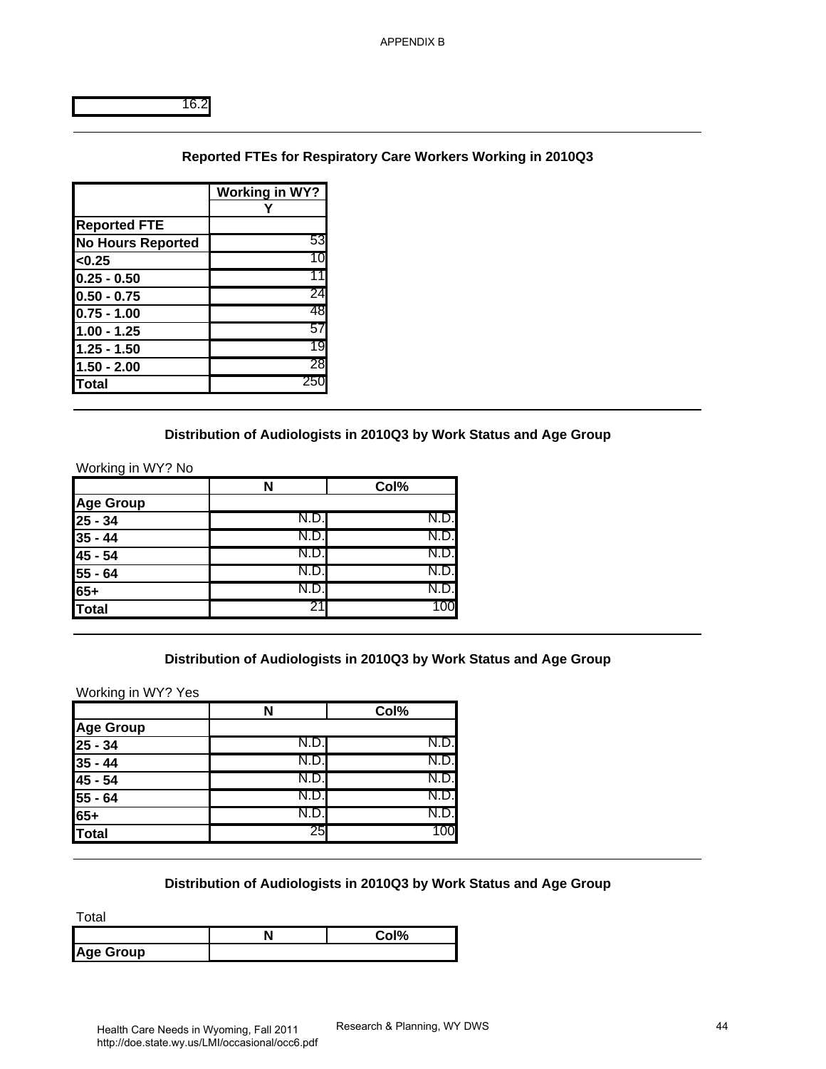16.2

## Reported FTEs for Respiratory Care Workers Working in 2010Q3

| | Working in WY? |
|---|---|
| | Y |
| **Reported FTE** | |
| **No Hours Reported** | 53 |
| **<0.25** | 10 |
| **0.25 - 0.50** | 11 |
| **0.50 - 0.75** | 24 |
| **0.75 - 1.00** | 48 |
| **1.00 - 1.25** | 57 |
| **1.25 - 1.50** | 19 |
| **1.50 - 2.00** | 28 |
| **Total** | 250 |

## Distribution of Audiologists in 2010Q3 by Work Status and Age Group

Working in WY? No

| | N | Col% |
|---|---|---|
| **Age Group** | | |
| **25 - 34** | N.D. | N.D. |
| **35 - 44** | N.D. | N.D. |
| **45 - 54** | N.D. | N.D. |
| **55 - 64** | N.D. | N.D. |
| **65+** | N.D. | N.D. |
| **Total** | 21 | 100 |

## Distribution of Audiologists in 2010Q3 by Work Status and Age Group

Working in WY? Yes

| | N | Col% |
|---|---|---|
| **Age Group** | | |
| **25 - 34** | N.D. | N.D. |
| **35 - 44** | N.D. | N.D. |
| **45 - 54** | N.D. | N.D. |
| **55 - 64** | N.D. | N.D. |
| **65+** | N.D. | N.D. |
| **Total** | 25 | 100 |

## Distribution of Audiologists in 2010Q3 by Work Status and Age Group

Total

| | N | Col% |
|---|---|---|
| **Age Group** | | |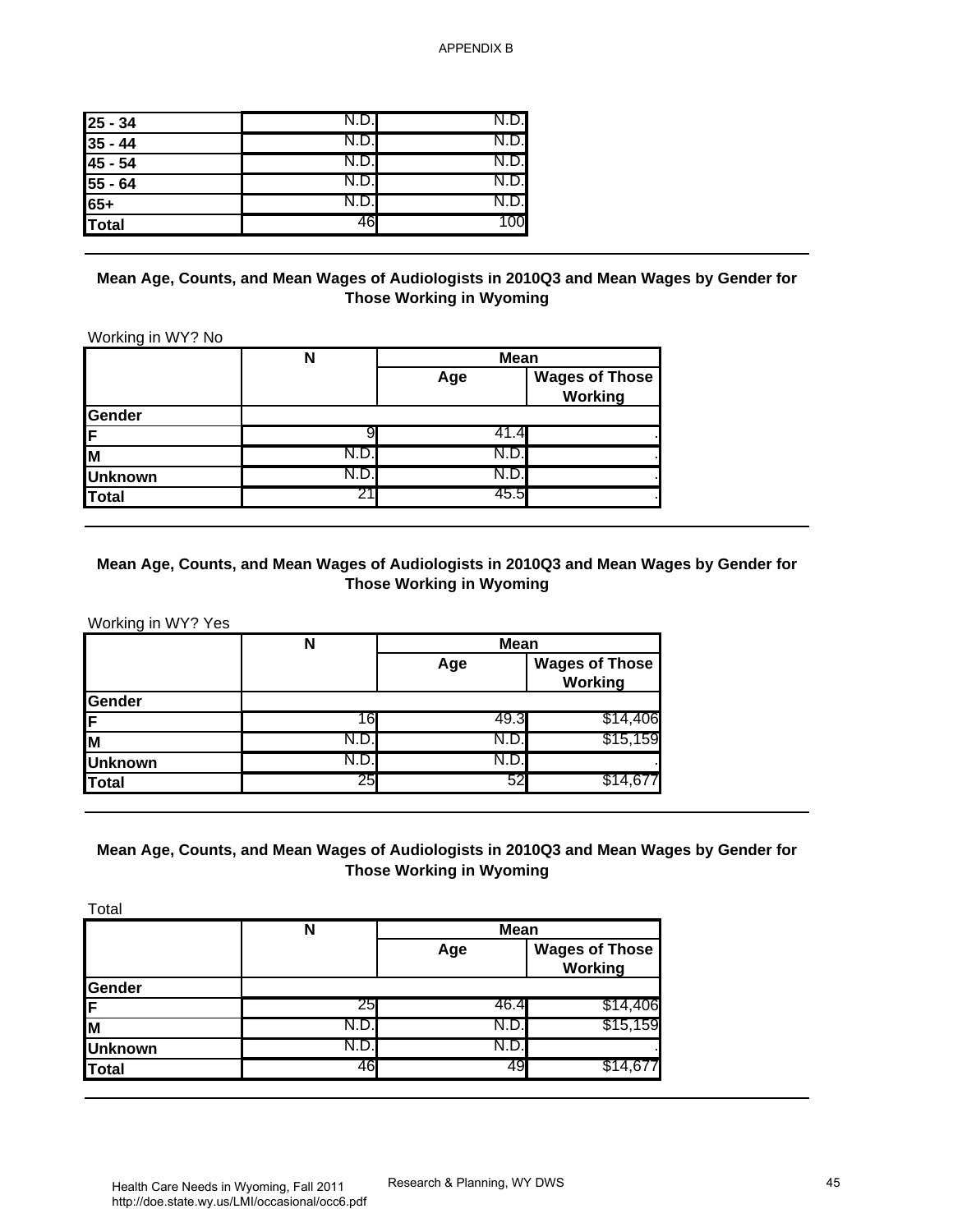| | | |
|---|---|---|
| 25 - 34 | N.D. | N.D. |
| 35 - 44 | N.D. | N.D. |
| 45 - 54 | N.D. | N.D. |
| 55 - 64 | N.D. | N.D. |
| 65+ | N.D. | N.D. |
| Total | 46 | 100 |

### Mean Age, Counts, and Mean Wages of Audiologists in 2010Q3 and Mean Wages by Gender for Those Working in Wyoming

Working in WY? No

| | N | Mean | |
|---|---|---|---|
| | | Age | Wages of Those Working |
| **Gender** | | | |
| F | 9 | 41.4 | . |
| M | N.D. | N.D. | . |
| Unknown | N.D. | N.D. | . |
| Total | 21 | 45.5 | . |

### Mean Age, Counts, and Mean Wages of Audiologists in 2010Q3 and Mean Wages by Gender for Those Working in Wyoming

Working in WY? Yes

| | N | Mean | |
|---|---|---|---|
| | | Age | Wages of Those Working |
| **Gender** | | | |
| F | 16 | 49.3 | $14,406 |
| M | N.D. | N.D. | $15,159 |
| Unknown | N.D. | N.D. | . |
| Total | 25 | 52 | $14,677 |

### Mean Age, Counts, and Mean Wages of Audiologists in 2010Q3 and Mean Wages by Gender for Those Working in Wyoming

Total

| | N | Mean | |
|---|---|---|---|
| | | Age | Wages of Those Working |
| **Gender** | | | |
| F | 25 | 46.4 | $14,406 |
| M | N.D. | N.D. | $15,159 |
| Unknown | N.D. | N.D. | . |
| Total | 46 | 49 | $14,677 |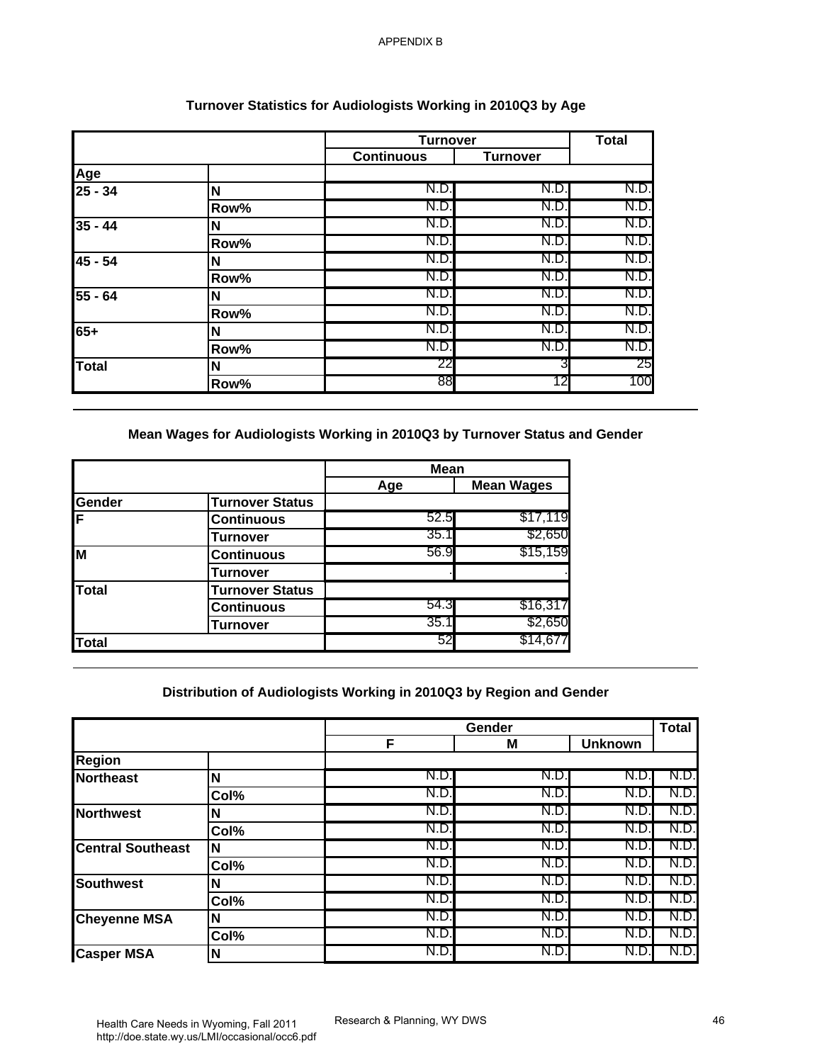APPENDIX B

## Turnover Statistics for Audiologists Working in 2010Q3 by Age

| | | Turnover | | Total |
|---|---|---|---|---|
| | | Continuous | Turnover | |
| **Age** | | | | |
| **25 - 34** | **N** | N.D. | N.D. | N.D. |
| | **Row%** | N.D. | N.D. | N.D. |
| **35 - 44** | **N** | N.D. | N.D. | N.D. |
| | **Row%** | N.D. | N.D. | N.D. |
| **45 - 54** | **N** | N.D. | N.D. | N.D. |
| | **Row%** | N.D. | N.D. | N.D. |
| **55 - 64** | **N** | N.D. | N.D. | N.D. |
| | **Row%** | N.D. | N.D. | N.D. |
| **65+** | **N** | N.D. | N.D. | N.D. |
| | **Row%** | N.D. | N.D. | N.D. |
| **Total** | **N** | 22 | 3 | 25 |
| | **Row%** | 88 | 12 | 100 |

## Mean Wages for Audiologists Working in 2010Q3 by Turnover Status and Gender

| | | Mean | |
|---|---|---|---|
| | | Age | Mean Wages |
| **Gender** | **Turnover Status** | | |
| **F** | **Continuous** | 52.5 | $17,119 |
| | **Turnover** | 35.1 | $2,650 |
| **M** | **Continuous** | 56.9 | $15,159 |
| | **Turnover** | . | . |
| **Total** | **Turnover Status** | | |
| | **Continuous** | 54.3 | $16,317 |
| | **Turnover** | 35.1 | $2,650 |
| **Total** | | 52 | $14,677 |

## Distribution of Audiologists Working in 2010Q3 by Region and Gender

| | | Gender | | | Total |
|---|---|---|---|---|---|
| | | F | M | Unknown | |
| **Region** | | | | | |
| **Northeast** | **N** | N.D. | N.D. | N.D. | N.D. |
| | **Col%** | N.D. | N.D. | N.D. | N.D. |
| **Northwest** | **N** | N.D. | N.D. | N.D. | N.D. |
| | **Col%** | N.D. | N.D. | N.D. | N.D. |
| **Central Southeast** | **N** | N.D. | N.D. | N.D. | N.D. |
| | **Col%** | N.D. | N.D. | N.D. | N.D. |
| **Southwest** | **N** | N.D. | N.D. | N.D. | N.D. |
| | **Col%** | N.D. | N.D. | N.D. | N.D. |
| **Cheyenne MSA** | **N** | N.D. | N.D. | N.D. | N.D. |
| | **Col%** | N.D. | N.D. | N.D. | N.D. |
| **Casper MSA** | **N** | N.D. | N.D. | N.D. | N.D. |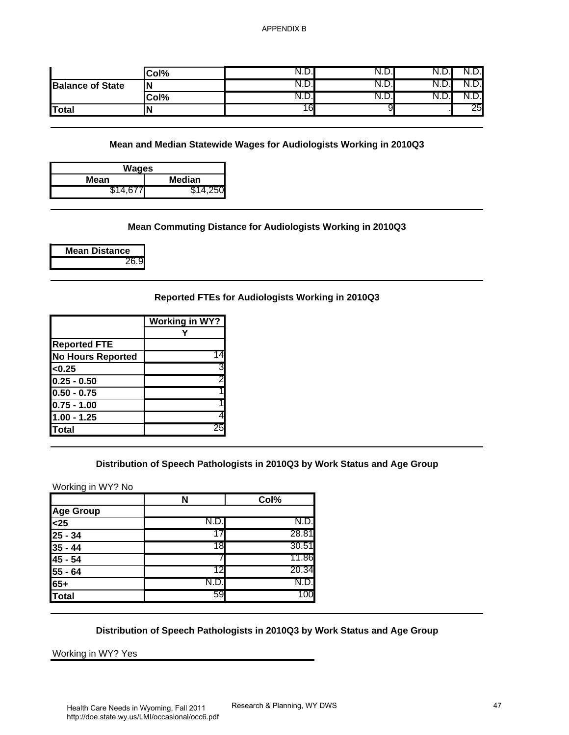|  |  |  |  |  |  |
|---|---|---|---|---|---|
|  | Col% | N.D. | N.D. | N.D. | N.D. |
| Balance of State | N | N.D. | N.D. | N.D. | N.D. |
|  | Col% | N.D. | N.D. | N.D. | N.D. |
| Total | N | 16 | 9 | . | 25 |

### Mean and Median Statewide Wages for Audiologists Working in 2010Q3

| Wages | |
|---|---|
| Mean | Median |
| $14,677 | $14,250 |

### Mean Commuting Distance for Audiologists Working in 2010Q3

| Mean Distance |
|---|
| 26.9 |

### Reported FTEs for Audiologists Working in 2010Q3

|  | Working in WY? |
|---|---|
|  | Y |
| Reported FTE |  |
| No Hours Reported | 14 |
| <0.25 | 3 |
| 0.25 - 0.50 | 2 |
| 0.50 - 0.75 | 1 |
| 0.75 - 1.00 | 1 |
| 1.00 - 1.25 | 4 |
| Total | 25 |

### Distribution of Speech Pathologists in 2010Q3 by Work Status and Age Group

Working in WY? No

|  | N | Col% |
|---|---|---|
| Age Group |  |  |
| <25 | N.D. | N.D. |
| 25 - 34 | 17 | 28.81 |
| 35 - 44 | 18 | 30.51 |
| 45 - 54 | 7 | 11.86 |
| 55 - 64 | 12 | 20.34 |
| 65+ | N.D. | N.D. |
| Total | 59 | 100 |

### Distribution of Speech Pathologists in 2010Q3 by Work Status and Age Group

Working in WY? Yes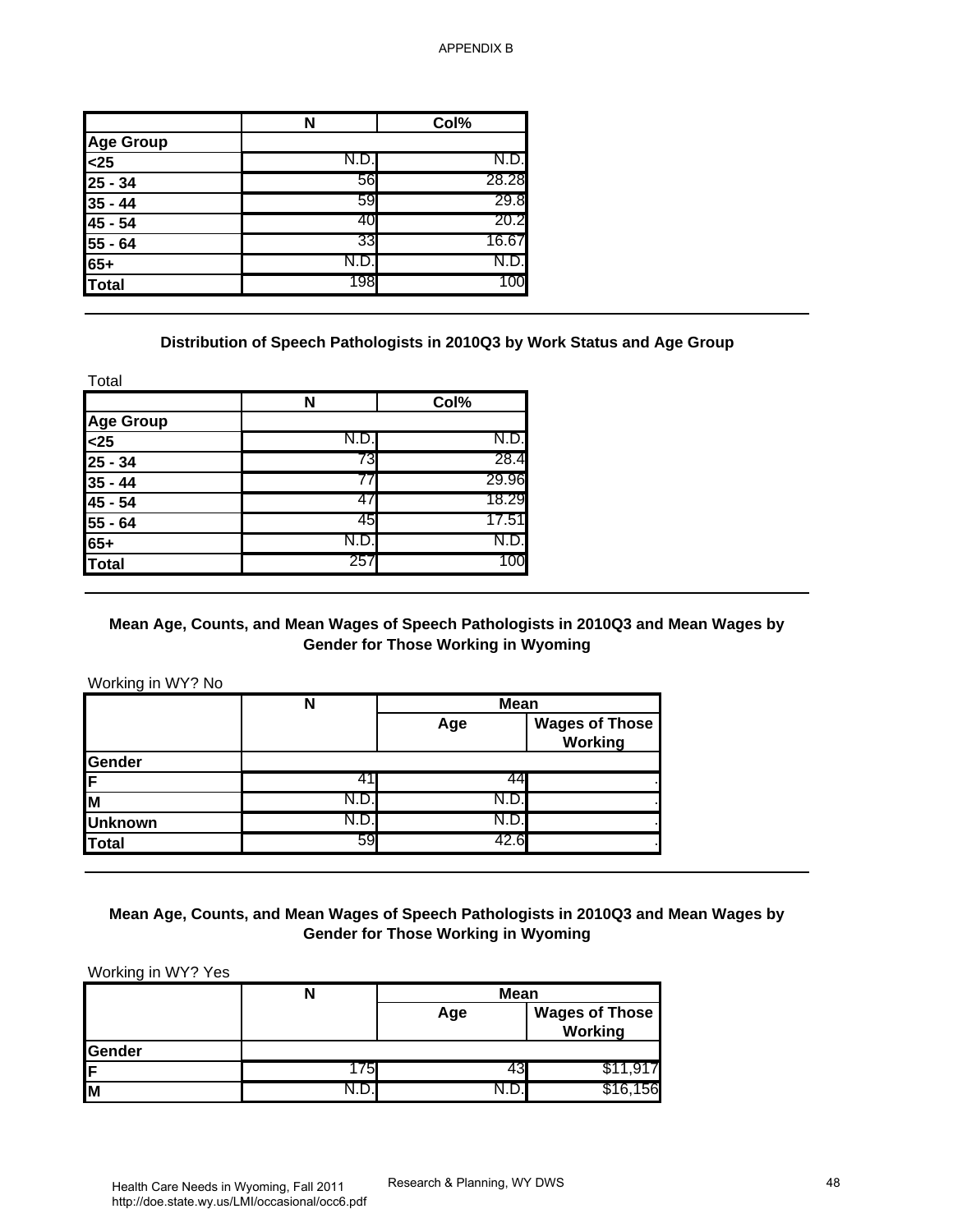APPENDIX B

| | N | Col% |
|---|---|---|
| **Age Group** | | |
| **<25** | N.D. | N.D. |
| **25 - 34** | 56 | 28.28 |
| **35 - 44** | 59 | 29.8 |
| **45 - 54** | 40 | 20.2 |
| **55 - 64** | 33 | 16.67 |
| **65+** | N.D. | N.D. |
| **Total** | 198 | 100 |

### Distribution of Speech Pathologists in 2010Q3 by Work Status and Age Group

Total

| | N | Col% |
|---|---|---|
| **Age Group** | | |
| **<25** | N.D. | N.D. |
| **25 - 34** | 73 | 28.4 |
| **35 - 44** | 77 | 29.96 |
| **45 - 54** | 47 | 18.29 |
| **55 - 64** | 45 | 17.51 |
| **65+** | N.D. | N.D. |
| **Total** | 257 | 100 |

### Mean Age, Counts, and Mean Wages of Speech Pathologists in 2010Q3 and Mean Wages by Gender for Those Working in Wyoming

Working in WY? No

| | N | Mean | |
|---|---|---|---|
| | | Age | Wages of Those Working |
| **Gender** | | | |
| **F** | 41 | 44 | . |
| **M** | N.D. | N.D. | . |
| **Unknown** | N.D. | N.D. | . |
| **Total** | 59 | 42.6 | . |

### Mean Age, Counts, and Mean Wages of Speech Pathologists in 2010Q3 and Mean Wages by Gender for Those Working in Wyoming

Working in WY? Yes

| | N | Mean | |
|---|---|---|---|
| | | Age | Wages of Those Working |
| **Gender** | | | |
| **F** | 175 | 43 | $11,917 |
| **M** | N.D. | N.D. | $16,156 |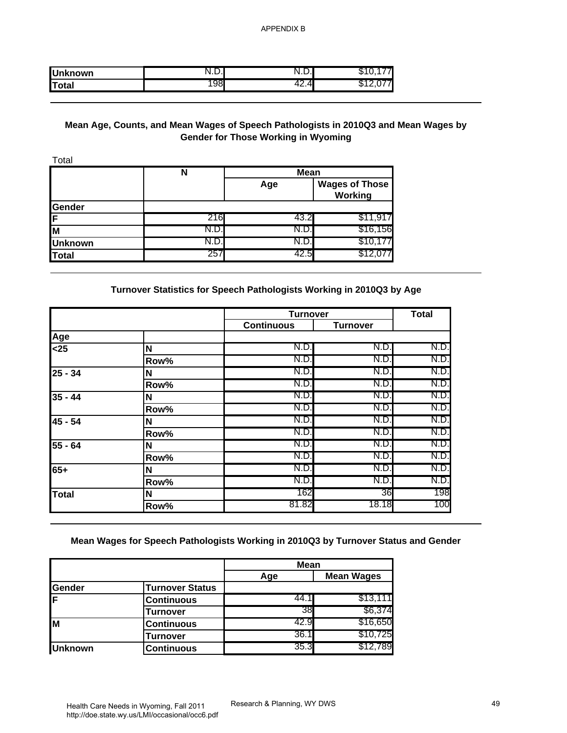| Unknown | N.D. | N.D. | $10,177 |
|---|---|---|---|
| Total | 198 | 42.4 | $12,077 |

## Mean Age, Counts, and Mean Wages of Speech Pathologists in 2010Q3 and Mean Wages by Gender for Those Working in Wyoming

Total

| | N | Mean | |
|---|---|---|---|
| | | Age | Wages of Those Working |
| Gender | | | |
| F | 216 | 43.2 | $11,917 |
| M | N.D. | N.D. | $16,156 |
| Unknown | N.D. | N.D. | $10,177 |
| Total | 257 | 42.5 | $12,077 |

## Turnover Statistics for Speech Pathologists Working in 2010Q3 by Age

| | | Turnover | | Total |
|---|---|---|---|---|
| | | Continuous | Turnover | |
| Age | | | | |
| <25 | N | N.D. | N.D. | N.D. |
| | Row% | N.D. | N.D. | N.D. |
| 25 - 34 | N | N.D. | N.D. | N.D. |
| | Row% | N.D. | N.D. | N.D. |
| 35 - 44 | N | N.D. | N.D. | N.D. |
| | Row% | N.D. | N.D. | N.D. |
| 45 - 54 | N | N.D. | N.D. | N.D. |
| | Row% | N.D. | N.D. | N.D. |
| 55 - 64 | N | N.D. | N.D. | N.D. |
| | Row% | N.D. | N.D. | N.D. |
| 65+ | N | N.D. | N.D. | N.D. |
| | Row% | N.D. | N.D. | N.D. |
| Total | N | 162 | 36 | 198 |
| | Row% | 81.82 | 18.18 | 100 |

## Mean Wages for Speech Pathologists Working in 2010Q3 by Turnover Status and Gender

| | | Mean | |
|---|---|---|---|
| | | Age | Mean Wages |
| Gender | Turnover Status | | |
| F | Continuous | 44.1 | $13,111 |
| | Turnover | 38 | $6,374 |
| M | Continuous | 42.9 | $16,650 |
| | Turnover | 36.1 | $10,725 |
| Unknown | Continuous | 35.3 | $12,789 |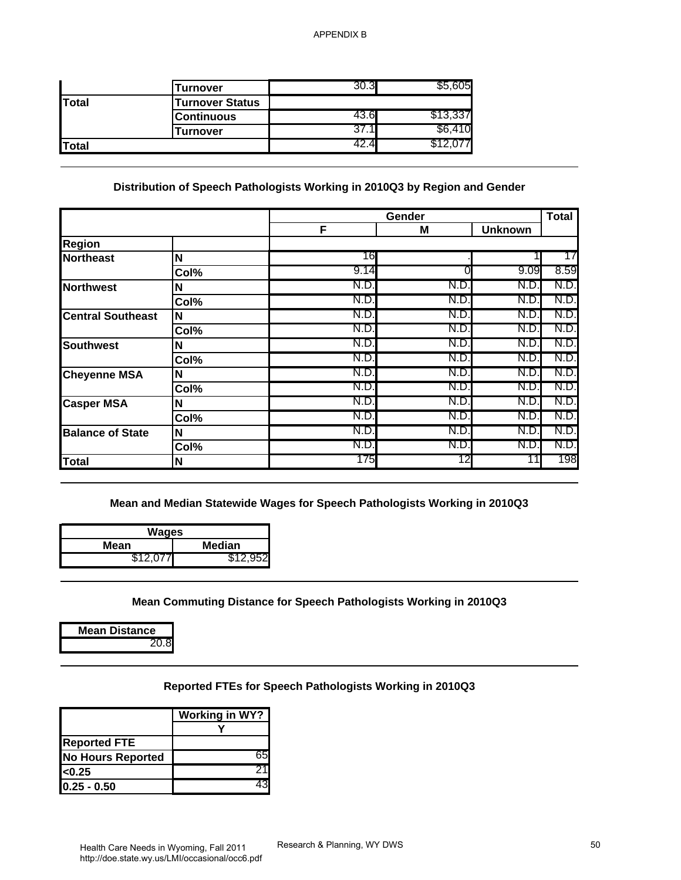|  |  |  |  |
|---|---|---|---|
|  | Turnover | 30.3 | $5,605 |
| Total | Turnover Status |  |  |
|  | Continuous | 43.6 | $13,337 |
|  | Turnover | 37.1 | $6,410 |
| Total |  | 42.4 | $12,077 |

### Distribution of Speech Pathologists Working in 2010Q3 by Region and Gender

|  |  | Gender |  |  | Total |
|---|---|---|---|---|---|
|  |  | F | M | Unknown |  |
| Region |  |  |  |  |  |
| Northeast | N | 16 | . | 1 | 17 |
|  | Col% | 9.14 | 0 | 9.09 | 8.59 |
| Northwest | N | N.D. | N.D. | N.D. | N.D. |
|  | Col% | N.D. | N.D. | N.D. | N.D. |
| Central Southeast | N | N.D. | N.D. | N.D. | N.D. |
|  | Col% | N.D. | N.D. | N.D. | N.D. |
| Southwest | N | N.D. | N.D. | N.D. | N.D. |
|  | Col% | N.D. | N.D. | N.D. | N.D. |
| Cheyenne MSA | N | N.D. | N.D. | N.D. | N.D. |
|  | Col% | N.D. | N.D. | N.D. | N.D. |
| Casper MSA | N | N.D. | N.D. | N.D. | N.D. |
|  | Col% | N.D. | N.D. | N.D. | N.D. |
| Balance of State | N | N.D. | N.D. | N.D. | N.D. |
|  | Col% | N.D. | N.D. | N.D. | N.D. |
| Total | N | 175 | 12 | 11 | 198 |

### Mean and Median Statewide Wages for Speech Pathologists Working in 2010Q3

| Wages |  |
|---|---|
| Mean | Median |
| $12,077 | $12,952 |

### Mean Commuting Distance for Speech Pathologists Working in 2010Q3

| Mean Distance |
|---|
| 20.8 |

### Reported FTEs for Speech Pathologists Working in 2010Q3

|  | Working in WY? |
|---|---|
|  | Y |
| Reported FTE |  |
| No Hours Reported | 65 |
| <0.25 | 21 |
| 0.25 - 0.50 | 43 |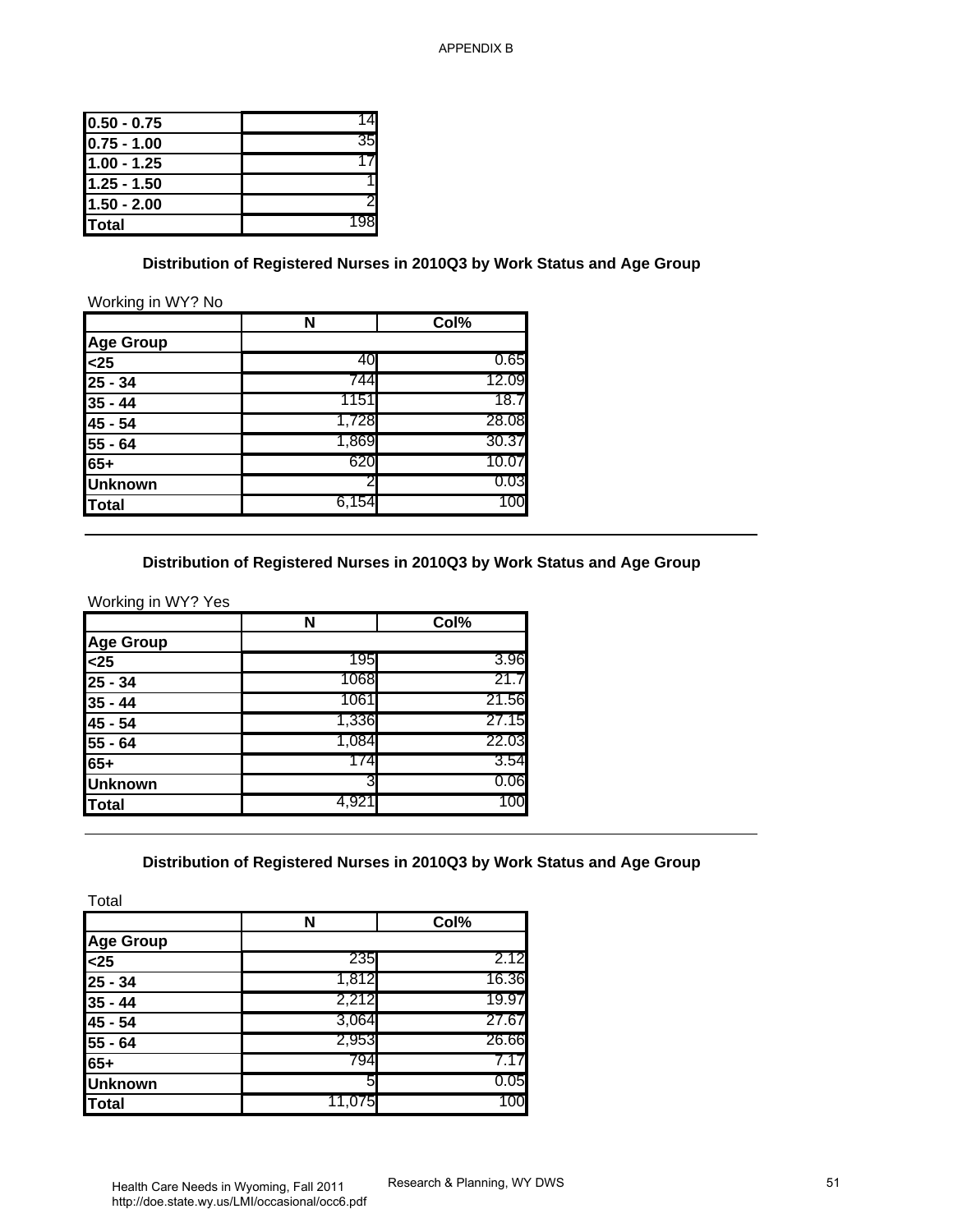| | |
|---|---|
| 0.50 - 0.75 | 14 |
| 0.75 - 1.00 | 35 |
| 1.00 - 1.25 | 17 |
| 1.25 - 1.50 | 1 |
| 1.50 - 2.00 | 2 |
| Total | 198 |

### Distribution of Registered Nurses in 2010Q3 by Work Status and Age Group

Working in WY? No

| | N | Col% |
|---|---|---|
| Age Group | | |
| <25 | 40 | 0.65 |
| 25 - 34 | 744 | 12.09 |
| 35 - 44 | 1151 | 18.7 |
| 45 - 54 | 1,728 | 28.08 |
| 55 - 64 | 1,869 | 30.37 |
| 65+ | 620 | 10.07 |
| Unknown | 2 | 0.03 |
| Total | 6,154 | 100 |

### Distribution of Registered Nurses in 2010Q3 by Work Status and Age Group

Working in WY? Yes

| | N | Col% |
|---|---|---|
| Age Group | | |
| <25 | 195 | 3.96 |
| 25 - 34 | 1068 | 21.7 |
| 35 - 44 | 1061 | 21.56 |
| 45 - 54 | 1,336 | 27.15 |
| 55 - 64 | 1,084 | 22.03 |
| 65+ | 174 | 3.54 |
| Unknown | 3 | 0.06 |
| Total | 4,921 | 100 |

### Distribution of Registered Nurses in 2010Q3 by Work Status and Age Group

Total

| | N | Col% |
|---|---|---|
| Age Group | | |
| <25 | 235 | 2.12 |
| 25 - 34 | 1,812 | 16.36 |
| 35 - 44 | 2,212 | 19.97 |
| 45 - 54 | 3,064 | 27.67 |
| 55 - 64 | 2,953 | 26.66 |
| 65+ | 794 | 7.17 |
| Unknown | 5 | 0.05 |
| Total | 11,075 | 100 |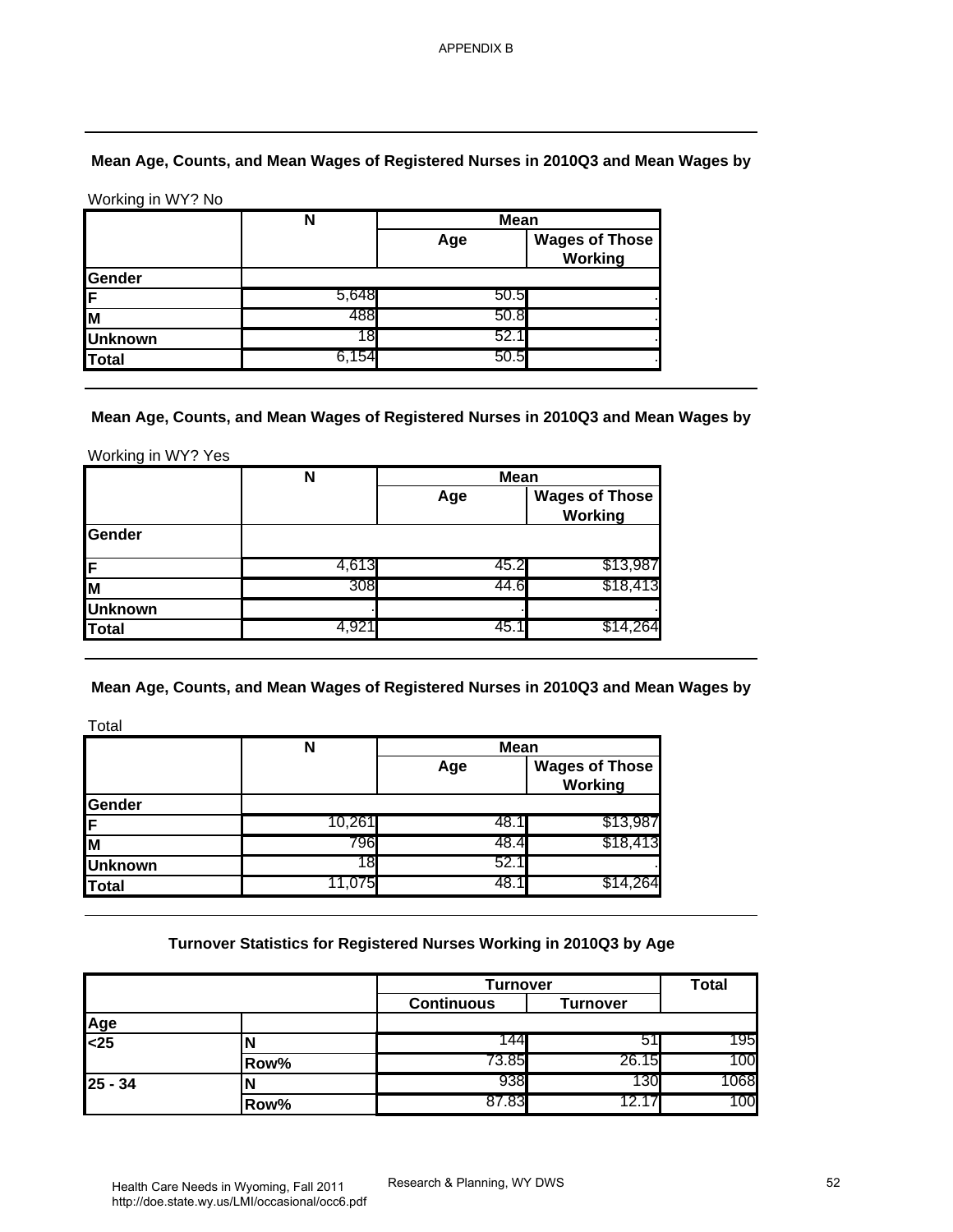APPENDIX B

## Mean Age, Counts, and Mean Wages of Registered Nurses in 2010Q3 and Mean Wages by

Working in WY? No

| | N | Mean | |
|---|---|---|---|
| | | Age | Wages of Those Working |
| **Gender** | | | |
| **F** | 5,648 | 50.5 | . |
| **M** | 488 | 50.8 | . |
| **Unknown** | 18 | 52.1 | . |
| **Total** | 6,154 | 50.5 | . |

## Mean Age, Counts, and Mean Wages of Registered Nurses in 2010Q3 and Mean Wages by

Working in WY? Yes

| | N | Mean | |
|---|---|---|---|
| | | Age | Wages of Those Working |
| **Gender** | | | |
| **F** | 4,613 | 45.2 | $13,987 |
| **M** | 308 | 44.6 | $18,413 |
| **Unknown** | . | . | . |
| **Total** | 4,921 | 45.1 | $14,264 |

## Mean Age, Counts, and Mean Wages of Registered Nurses in 2010Q3 and Mean Wages by

Total

| | N | Mean | |
|---|---|---|---|
| | | Age | Wages of Those Working |
| **Gender** | | | |
| **F** | 10,261 | 48.1 | $13,987 |
| **M** | 796 | 48.4 | $18,413 |
| **Unknown** | 18 | 52.1 | . |
| **Total** | 11,075 | 48.1 | $14,264 |

## Turnover Statistics for Registered Nurses Working in 2010Q3 by Age

| | | Turnover | | Total |
|---|---|---|---|---|
| | | Continuous | Turnover | |
| **Age** | | | | |
| **<25** | **N** | 144 | 51 | 195 |
| | **Row%** | 73.85 | 26.15 | 100 |
| **25 - 34** | **N** | 938 | 130 | 1068 |
| | **Row%** | 87.83 | 12.17 | 100 |

Health Care Needs in Wyoming, Fall 2011
http://doe.state.wy.us/LMI/occasional/occ6.pdf

Research & Planning, WY DWS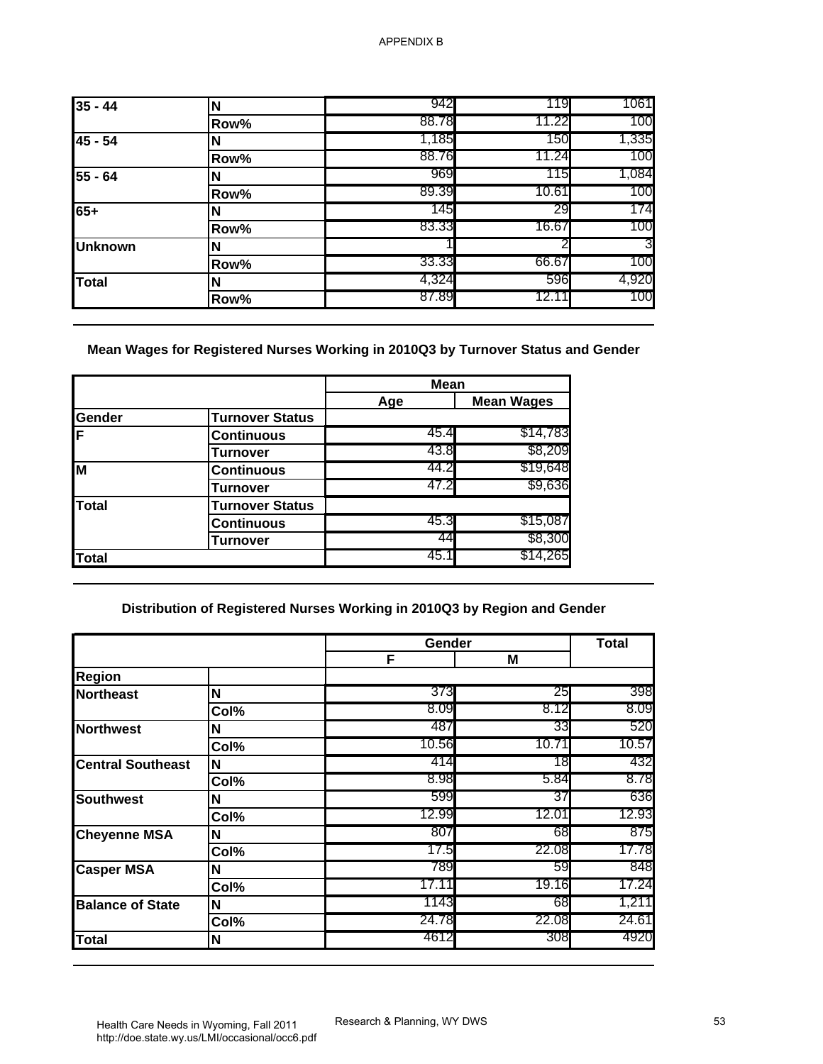APPENDIX B

| | | | | |
|---|---|---|---|---|
| 35 - 44 | N | 942 | 119 | 1061 |
| | Row% | 88.78 | 11.22 | 100 |
| 45 - 54 | N | 1,185 | 150 | 1,335 |
| | Row% | 88.76 | 11.24 | 100 |
| 55 - 64 | N | 969 | 115 | 1,084 |
| | Row% | 89.39 | 10.61 | 100 |
| 65+ | N | 145 | 29 | 174 |
| | Row% | 83.33 | 16.67 | 100 |
| Unknown | N | 1 | 2 | 3 |
| | Row% | 33.33 | 66.67 | 100 |
| Total | N | 4,324 | 596 | 4,920 |
| | Row% | 87.89 | 12.11 | 100 |

### Mean Wages for Registered Nurses Working in 2010Q3 by Turnover Status and Gender

| | | Mean | |
|---|---|---|---|
| | | Age | Mean Wages |
| Gender | Turnover Status | | |
| F | Continuous | 45.4 | $14,783 |
| | Turnover | 43.8 | $8,209 |
| M | Continuous | 44.2 | $19,648 |
| | Turnover | 47.2 | $9,636 |
| Total | Turnover Status | | |
| | Continuous | 45.3 | $15,087 |
| | Turnover | 44 | $8,300 |
| Total | | 45.1 | $14,265 |

### Distribution of Registered Nurses Working in 2010Q3 by Region and Gender

| | | Gender | | Total |
|---|---|---|---|---|
| | | F | M | |
| Region | | | | |
| Northeast | N | 373 | 25 | 398 |
| | Col% | 8.09 | 8.12 | 8.09 |
| Northwest | N | 487 | 33 | 520 |
| | Col% | 10.56 | 10.71 | 10.57 |
| Central Southeast | N | 414 | 18 | 432 |
| | Col% | 8.98 | 5.84 | 8.78 |
| Southwest | N | 599 | 37 | 636 |
| | Col% | 12.99 | 12.01 | 12.93 |
| Cheyenne MSA | N | 807 | 68 | 875 |
| | Col% | 17.5 | 22.08 | 17.78 |
| Casper MSA | N | 789 | 59 | 848 |
| | Col% | 17.11 | 19.16 | 17.24 |
| Balance of State | N | 1143 | 68 | 1,211 |
| | Col% | 24.78 | 22.08 | 24.61 |
| Total | N | 4612 | 308 | 4920 |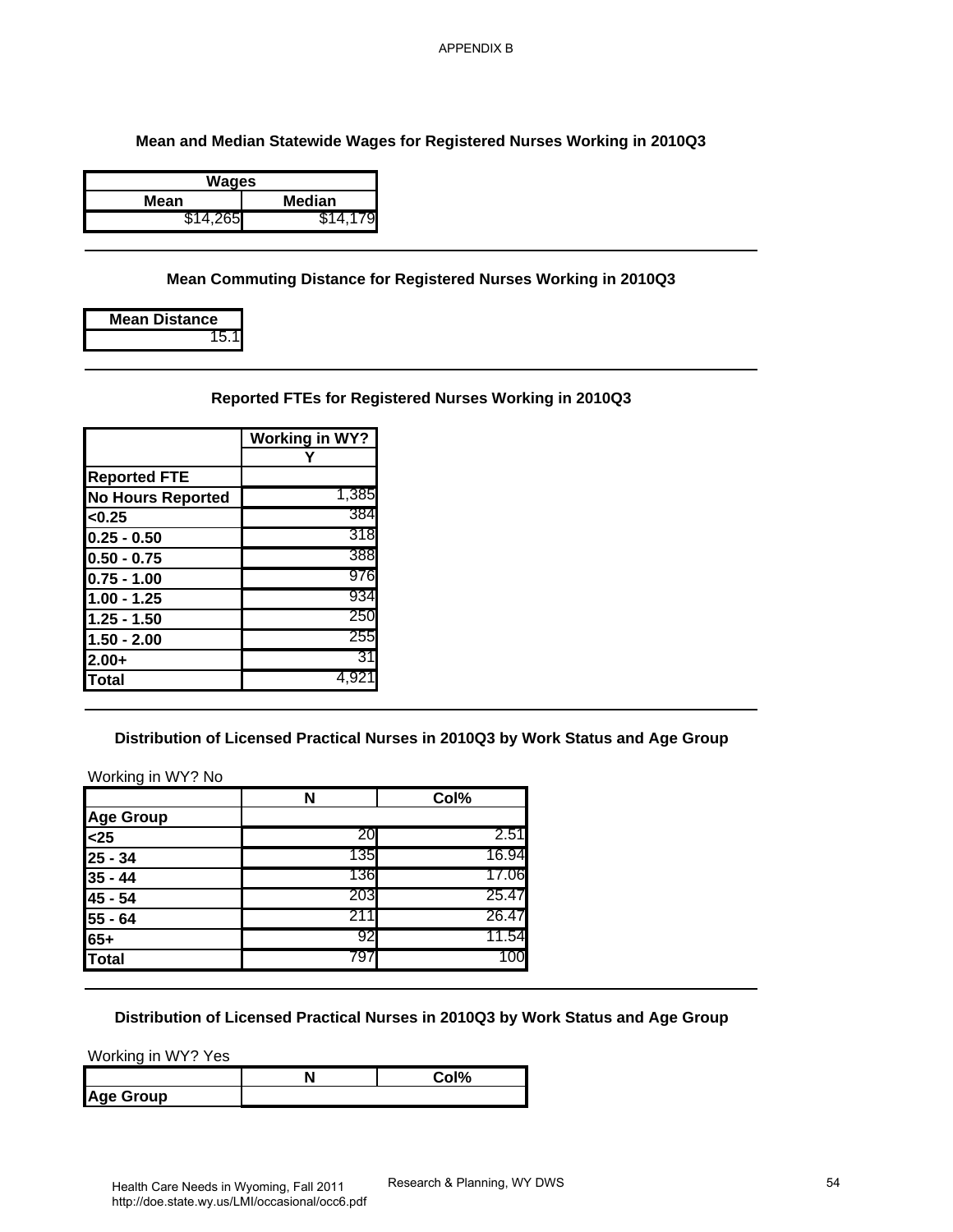APPENDIX B

### Mean and Median Statewide Wages for Registered Nurses Working in 2010Q3

| Wages | |
|---|---|
| Mean | Median |
| $14,265 | $14,179 |

### Mean Commuting Distance for Registered Nurses Working in 2010Q3

| Mean Distance |
|---|
| 15.1 |

### Reported FTEs for Registered Nurses Working in 2010Q3

| | Working in WY? |
|---|---|
| | Y |
| Reported FTE | |
| No Hours Reported | 1,385 |
| <0.25 | 384 |
| 0.25 - 0.50 | 318 |
| 0.50 - 0.75 | 388 |
| 0.75 - 1.00 | 976 |
| 1.00 - 1.25 | 934 |
| 1.25 - 1.50 | 250 |
| 1.50 - 2.00 | 255 |
| 2.00+ | 31 |
| Total | 4,921 |

### Distribution of Licensed Practical Nurses in 2010Q3 by Work Status and Age Group

Working in WY? No

| | N | Col% |
|---|---|---|
| Age Group | | |
| <25 | 20 | 2.51 |
| 25 - 34 | 135 | 16.94 |
| 35 - 44 | 136 | 17.06 |
| 45 - 54 | 203 | 25.47 |
| 55 - 64 | 211 | 26.47 |
| 65+ | 92 | 11.54 |
| Total | 797 | 100 |

### Distribution of Licensed Practical Nurses in 2010Q3 by Work Status and Age Group

Working in WY? Yes

| | N | Col% |
|---|---|---|
| Age Group | | |

Health Care Needs in Wyoming, Fall 2011
http://doe.state.wy.us/LMI/occasional/occ6.pdf

Research & Planning, WY DWS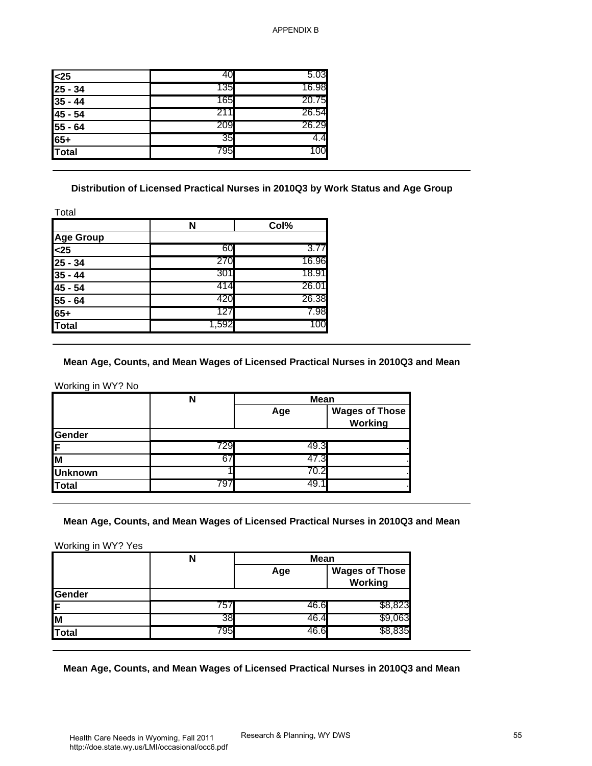| | | |
|---|---|---|
| <25 | 40 | 5.03 |
| 25 - 34 | 135 | 16.98 |
| 35 - 44 | 165 | 20.75 |
| 45 - 54 | 211 | 26.54 |
| 55 - 64 | 209 | 26.29 |
| 65+ | 35 | 4.4 |
| Total | 795 | 100 |

### Distribution of Licensed Practical Nurses in 2010Q3 by Work Status and Age Group

Total

| | N | Col% |
|---|---|---|
| **Age Group** | | |
| <25 | 60 | 3.77 |
| 25 - 34 | 270 | 16.96 |
| 35 - 44 | 301 | 18.91 |
| 45 - 54 | 414 | 26.01 |
| 55 - 64 | 420 | 26.38 |
| 65+ | 127 | 7.98 |
| Total | 1,592 | 100 |

### Mean Age, Counts, and Mean Wages of Licensed Practical Nurses in 2010Q3 and Mean

Working in WY? No

| | N | Mean | |
|---|---|---|---|
| | | Age | Wages of Those Working |
| **Gender** | | | |
| F | 729 | 49.3 | . |
| M | 67 | 47.3 | . |
| Unknown | 1 | 70.2 | . |
| Total | 797 | 49.1 | . |

### Mean Age, Counts, and Mean Wages of Licensed Practical Nurses in 2010Q3 and Mean

Working in WY? Yes

| | N | Mean | |
|---|---|---|---|
| | | Age | Wages of Those Working |
| **Gender** | | | |
| F | 757 | 46.6 | $8,823 |
| M | 38 | 46.4 | $9,063 |
| Total | 795 | 46.6 | $8,835 |

### Mean Age, Counts, and Mean Wages of Licensed Practical Nurses in 2010Q3 and Mean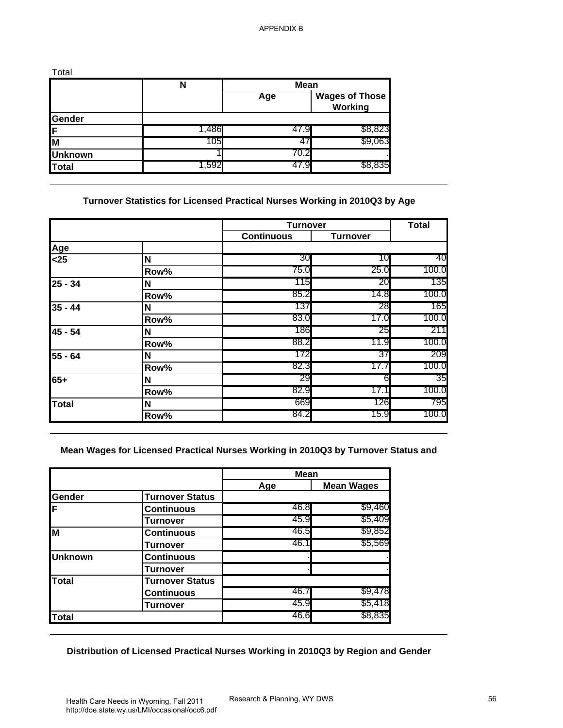Total

| | N | Mean | |
|---|---|---|---|
| | | Age | Wages of Those Working |
| **Gender** | | | |
| **F** | 1,486 | 47.9 | $8,823 |
| **M** | 105 | 47 | $9,063 |
| **Unknown** | 1 | 70.2 | . |
| **Total** | 1,592 | 47.9 | $8,835 |

### Turnover Statistics for Licensed Practical Nurses Working in 2010Q3 by Age

| | | Turnover | | Total |
|---|---|---|---|---|
| | | Continuous | Turnover | |
| **Age** | | | | |
| **<25** | **N** | 30 | 10 | 40 |
| | **Row%** | 75.0 | 25.0 | 100.0 |
| **25 - 34** | **N** | 115 | 20 | 135 |
| | **Row%** | 85.2 | 14.8 | 100.0 |
| **35 - 44** | **N** | 137 | 28 | 165 |
| | **Row%** | 83.0 | 17.0 | 100.0 |
| **45 - 54** | **N** | 186 | 25 | 211 |
| | **Row%** | 88.2 | 11.9 | 100.0 |
| **55 - 64** | **N** | 172 | 37 | 209 |
| | **Row%** | 82.3 | 17.7 | 100.0 |
| **65+** | **N** | 29 | 6 | 35 |
| | **Row%** | 82.9 | 17.1 | 100.0 |
| **Total** | **N** | 669 | 126 | 795 |
| | **Row%** | 84.2 | 15.9 | 100.0 |

### Mean Wages for Licensed Practical Nurses Working in 2010Q3 by Turnover Status and

| | | Mean | |
|---|---|---|---|
| | | Age | Mean Wages |
| **Gender** | **Turnover Status** | | |
| **F** | **Continuous** | 46.8 | $9,460 |
| | **Turnover** | 45.9 | $5,409 |
| **M** | **Continuous** | 46.5 | $9,852 |
| | **Turnover** | 46.1 | $5,569 |
| **Unknown** | **Continuous** | . | . |
| | **Turnover** | . | . |
| **Total** | **Turnover Status** | | |
| | **Continuous** | 46.7 | $9,478 |
| | **Turnover** | 45.9 | $5,418 |
| **Total** | | 46.6 | $8,835 |

### Distribution of Licensed Practical Nurses Working in 2010Q3 by Region and Gender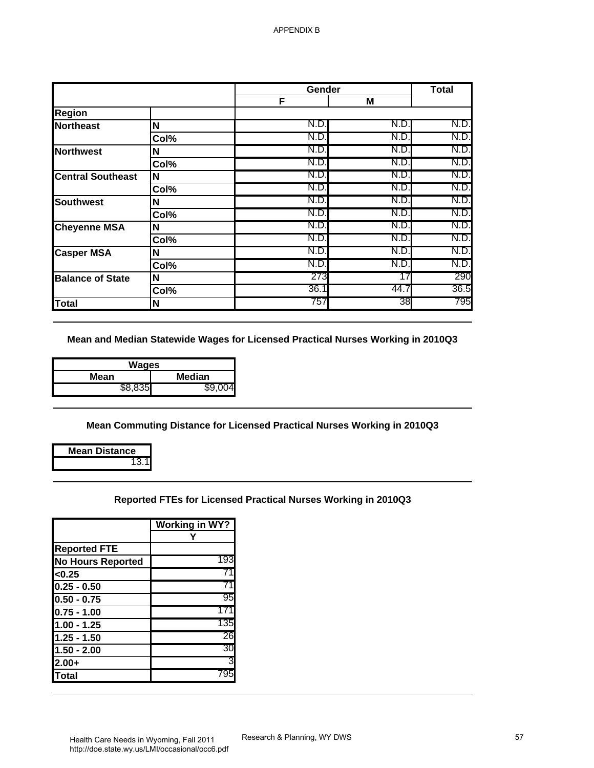APPENDIX B

| | | Gender | | Total |
|---|---|---|---|---|
| | | F | M | |
| **Region** | | | | |
| **Northeast** | **N** | N.D. | N.D. | N.D. |
| | **Col%** | N.D. | N.D. | N.D. |
| **Northwest** | **N** | N.D. | N.D. | N.D. |
| | **Col%** | N.D. | N.D. | N.D. |
| **Central Southeast** | **N** | N.D. | N.D. | N.D. |
| | **Col%** | N.D. | N.D. | N.D. |
| **Southwest** | **N** | N.D. | N.D. | N.D. |
| | **Col%** | N.D. | N.D. | N.D. |
| **Cheyenne MSA** | **N** | N.D. | N.D. | N.D. |
| | **Col%** | N.D. | N.D. | N.D. |
| **Casper MSA** | **N** | N.D. | N.D. | N.D. |
| | **Col%** | N.D. | N.D. | N.D. |
| **Balance of State** | **N** | 273 | 17 | 290 |
| | **Col%** | 36.1 | 44.7 | 36.5 |
| **Total** | **N** | 757 | 38 | 795 |

**Mean and Median Statewide Wages for Licensed Practical Nurses Working in 2010Q3**

| Wages | |
|---|---|
| **Mean** | **Median** |
| $8,835 | $9,004 |

**Mean Commuting Distance for Licensed Practical Nurses Working in 2010Q3**

| Mean Distance |
|---|
| 13.1 |

**Reported FTEs for Licensed Practical Nurses Working in 2010Q3**

| | Working in WY? |
|---|---|
| | Y |
| **Reported FTE** | |
| **No Hours Reported** | 193 |
| **<0.25** | 71 |
| **0.25 - 0.50** | 71 |
| **0.50 - 0.75** | 95 |
| **0.75 - 1.00** | 171 |
| **1.00 - 1.25** | 135 |
| **1.25 - 1.50** | 26 |
| **1.50 - 2.00** | 30 |
| **2.00+** | 3 |
| **Total** | 795 |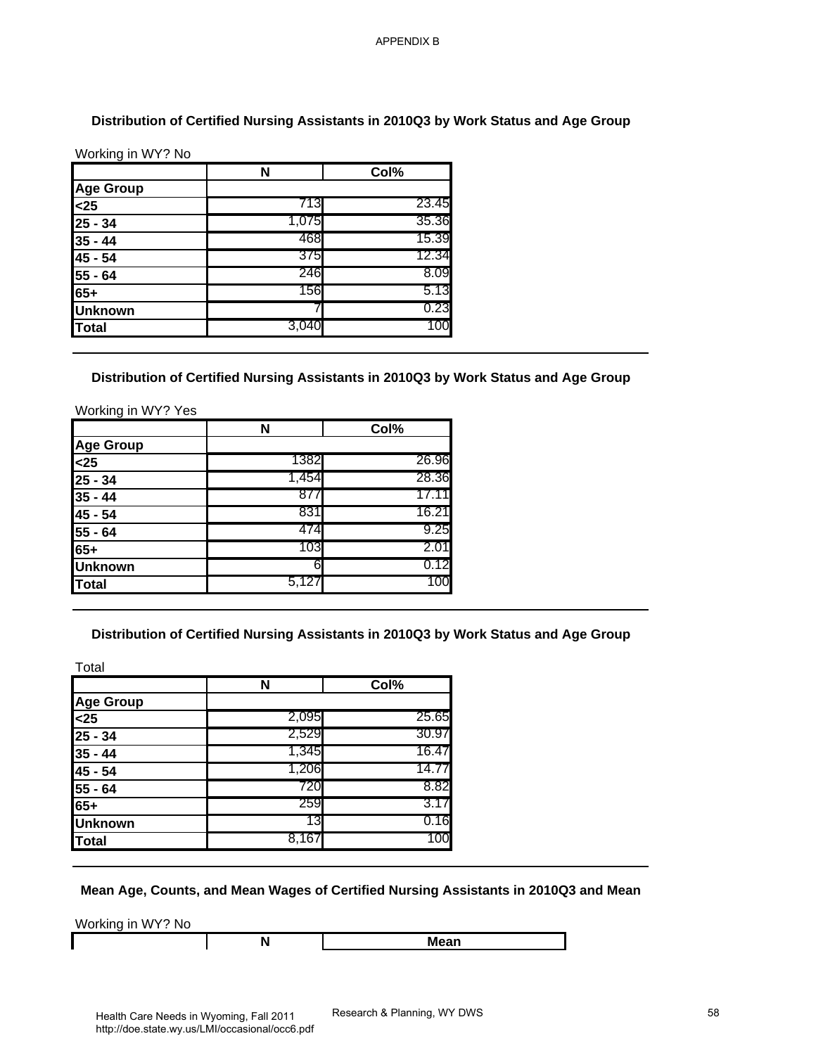APPENDIX B

### Distribution of Certified Nursing Assistants in 2010Q3 by Work Status and Age Group

Working in WY? No

| | N | Col% |
|---|---|---|
| **Age Group** | | |
| **<25** | 713 | 23.45 |
| **25 - 34** | 1,075 | 35.36 |
| **35 - 44** | 468 | 15.39 |
| **45 - 54** | 375 | 12.34 |
| **55 - 64** | 246 | 8.09 |
| **65+** | 156 | 5.13 |
| **Unknown** | 7 | 0.23 |
| **Total** | 3,040 | 100 |

### Distribution of Certified Nursing Assistants in 2010Q3 by Work Status and Age Group

Working in WY? Yes

| | N | Col% |
|---|---|---|
| **Age Group** | | |
| **<25** | 1382 | 26.96 |
| **25 - 34** | 1,454 | 28.36 |
| **35 - 44** | 877 | 17.11 |
| **45 - 54** | 831 | 16.21 |
| **55 - 64** | 474 | 9.25 |
| **65+** | 103 | 2.01 |
| **Unknown** | 6 | 0.12 |
| **Total** | 5,127 | 100 |

### Distribution of Certified Nursing Assistants in 2010Q3 by Work Status and Age Group

Total

| | N | Col% |
|---|---|---|
| **Age Group** | | |
| **<25** | 2,095 | 25.65 |
| **25 - 34** | 2,529 | 30.97 |
| **35 - 44** | 1,345 | 16.47 |
| **45 - 54** | 1,206 | 14.77 |
| **55 - 64** | 720 | 8.82 |
| **65+** | 259 | 3.17 |
| **Unknown** | 13 | 0.16 |
| **Total** | 8,167 | 100 |

### Mean Age, Counts, and Mean Wages of Certified Nursing Assistants in 2010Q3 and Mean

Working in WY? No

| | N | Mean |
|---|---|---|

Health Care Needs in Wyoming, Fall 2011
http://doe.state.wy.us/LMI/occasional/occ6.pdf

Research & Planning, WY DWS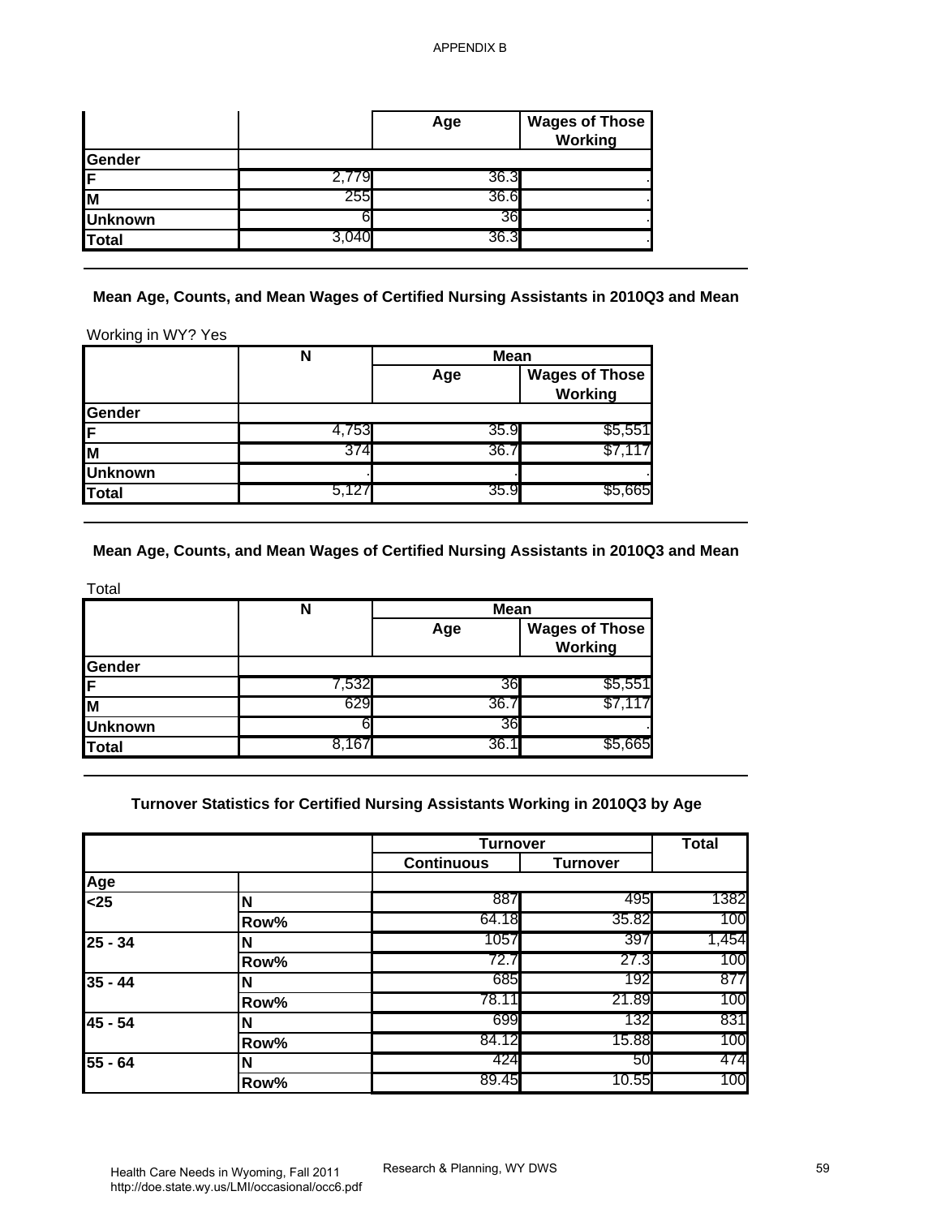APPENDIX B

| | | Age | Wages of Those Working |
|---|---|---|---|
| **Gender** | | | |
| **F** | 2,779 | 36.3 | . |
| **M** | 255 | 36.6 | . |
| **Unknown** | 6 | 36 | . |
| **Total** | 3,040 | 36.3 | . |

### Mean Age, Counts, and Mean Wages of Certified Nursing Assistants in 2010Q3 and Mean

Working in WY? Yes

| | N | Mean | |
|---|---|---|---|
| | | Age | Wages of Those Working |
| **Gender** | | | |
| **F** | 4,753 | 35.9 | $5,551 |
| **M** | 374 | 36.7 | $7,117 |
| **Unknown** | . | . | . |
| **Total** | 5,127 | 35.9 | $5,665 |

### Mean Age, Counts, and Mean Wages of Certified Nursing Assistants in 2010Q3 and Mean

Total

| | N | Mean | |
|---|---|---|---|
| | | Age | Wages of Those Working |
| **Gender** | | | |
| **F** | 7,532 | 36 | $5,551 |
| **M** | 629 | 36.7 | $7,117 |
| **Unknown** | 6 | 36 | . |
| **Total** | 8,167 | 36.1 | $5,665 |

### Turnover Statistics for Certified Nursing Assistants Working in 2010Q3 by Age

| | | Turnover | | Total |
|---|---|---|---|---|
| | | Continuous | Turnover | |
| **Age** | | | | |
| **<25** | **N** | 887 | 495 | 1382 |
| | **Row%** | 64.18 | 35.82 | 100 |
| **25 - 34** | **N** | 1057 | 397 | 1,454 |
| | **Row%** | 72.7 | 27.3 | 100 |
| **35 - 44** | **N** | 685 | 192 | 877 |
| | **Row%** | 78.11 | 21.89 | 100 |
| **45 - 54** | **N** | 699 | 132 | 831 |
| | **Row%** | 84.12 | 15.88 | 100 |
| **55 - 64** | **N** | 424 | 50 | 474 |
| | **Row%** | 89.45 | 10.55 | 100 |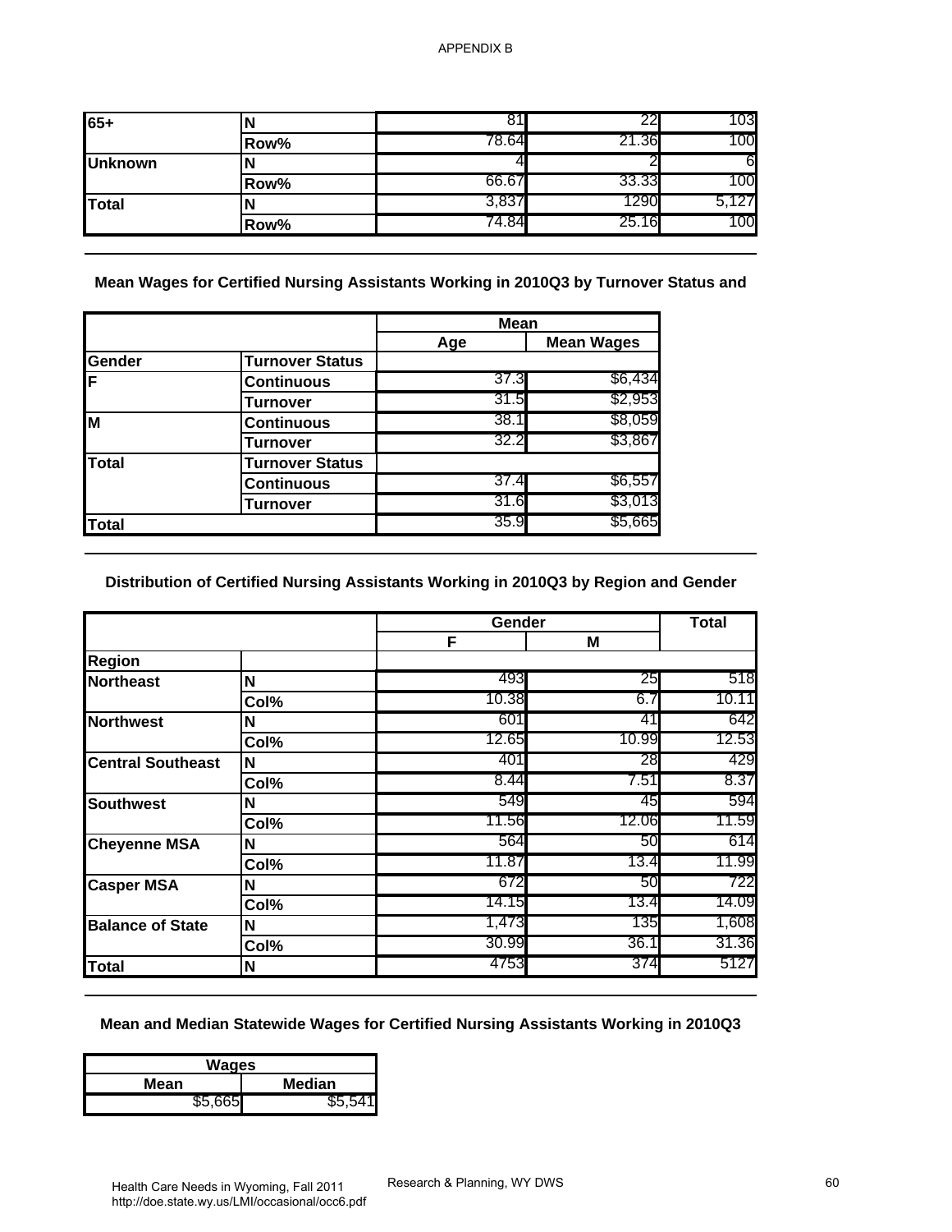APPENDIX B

| | | | | |
|---|---|---|---|---|
| 65+ | N | 81 | 22 | 103 |
| | Row% | 78.64 | 21.36 | 100 |
| Unknown | N | 4 | 2 | 6 |
| | Row% | 66.67 | 33.33 | 100 |
| Total | N | 3,837 | 1290 | 5,127 |
| | Row% | 74.84 | 25.16 | 100 |

**Mean Wages for Certified Nursing Assistants Working in 2010Q3 by Turnover Status and**

| | | Mean | |
|---|---|---|---|
| | | Age | Mean Wages |
| Gender | Turnover Status | | |
| F | Continuous | 37.3 | $6,434 |
| | Turnover | 31.5 | $2,953 |
| M | Continuous | 38.1 | $8,059 |
| | Turnover | 32.2 | $3,867 |
| Total | Turnover Status | | |
| | Continuous | 37.4 | $6,557 |
| | Turnover | 31.6 | $3,013 |
| Total | | 35.9 | $5,665 |

**Distribution of Certified Nursing Assistants Working in 2010Q3 by Region and Gender**

| | | Gender | | Total |
|---|---|---|---|---|
| | | F | M | |
| Region | | | | |
| Northeast | N | 493 | 25 | 518 |
| | Col% | 10.38 | 6.7 | 10.11 |
| Northwest | N | 601 | 41 | 642 |
| | Col% | 12.65 | 10.99 | 12.53 |
| Central Southeast | N | 401 | 28 | 429 |
| | Col% | 8.44 | 7.51 | 8.37 |
| Southwest | N | 549 | 45 | 594 |
| | Col% | 11.56 | 12.06 | 11.59 |
| Cheyenne MSA | N | 564 | 50 | 614 |
| | Col% | 11.87 | 13.4 | 11.99 |
| Casper MSA | N | 672 | 50 | 722 |
| | Col% | 14.15 | 13.4 | 14.09 |
| Balance of State | N | 1,473 | 135 | 1,608 |
| | Col% | 30.99 | 36.1 | 31.36 |
| Total | N | 4753 | 374 | 5127 |

**Mean and Median Statewide Wages for Certified Nursing Assistants Working in 2010Q3**

| Wages | |
|---|---|
| Mean | Median |
| $5,665 | $5,541 |

Health Care Needs in Wyoming, Fall 2011
http://doe.state.wy.us/LMI/occasional/occ6.pdf

Research & Planning, WY DWS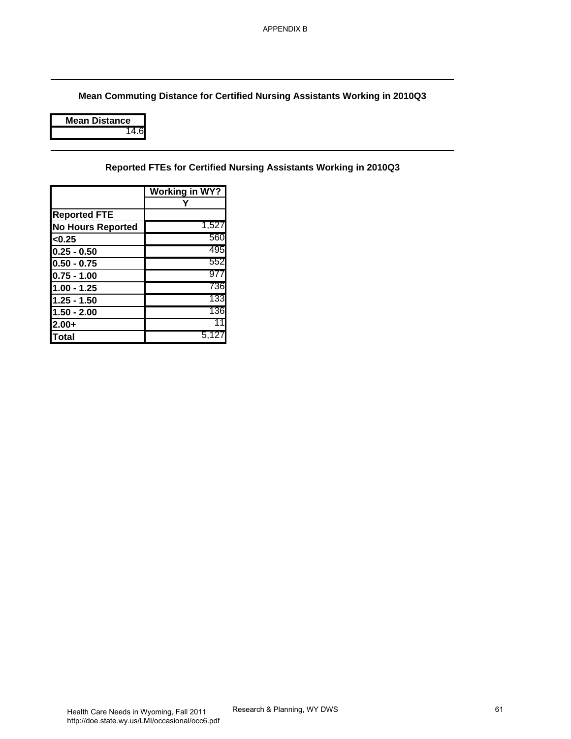## Mean Commuting Distance for Certified Nursing Assistants Working in 2010Q3

| Mean Distance |
|---|
| 14.6 |

## Reported FTEs for Certified Nursing Assistants Working in 2010Q3

| | Working in WY? |
|---|---|
| | Y |
| **Reported FTE** | |
| **No Hours Reported** | 1,527 |
| **<0.25** | 560 |
| **0.25 - 0.50** | 495 |
| **0.50 - 0.75** | 552 |
| **0.75 - 1.00** | 977 |
| **1.00 - 1.25** | 736 |
| **1.25 - 1.50** | 133 |
| **1.50 - 2.00** | 136 |
| **2.00+** | 11 |
| **Total** | 5,127 |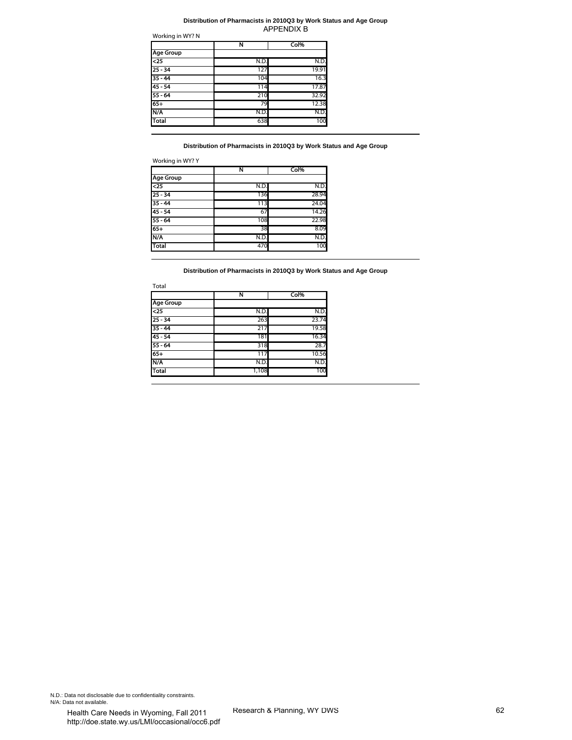# APPENDIX B

### Distribution of Pharmacists in 2010Q3 by Work Status and Age Group

Working in WY? N

| | N | Col% |
|---|---|---|
| **Age Group** | | |
| <25 | N.D. | N.D. |
| 25 - 34 | 127 | 19.91 |
| 35 - 44 | 104 | 16.3 |
| 45 - 54 | 114 | 17.87 |
| 55 - 64 | 210 | 32.92 |
| 65+ | 79 | 12.38 |
| N/A | N.D. | N.D. |
| Total | 638 | 100 |

### Distribution of Pharmacists in 2010Q3 by Work Status and Age Group

Working in WY? Y

| | N | Col% |
|---|---|---|
| **Age Group** | | |
| <25 | N.D. | N.D. |
| 25 - 34 | 136 | 28.94 |
| 35 - 44 | 113 | 24.04 |
| 45 - 54 | 67 | 14.26 |
| 55 - 64 | 108 | 22.98 |
| 65+ | 38 | 8.09 |
| N/A | N.D. | N.D. |
| Total | 470 | 100 |

### Distribution of Pharmacists in 2010Q3 by Work Status and Age Group

Total

| | N | Col% |
|---|---|---|
| **Age Group** | | |
| <25 | N.D. | N.D. |
| 25 - 34 | 263 | 23.74 |
| 35 - 44 | 217 | 19.58 |
| 45 - 54 | 181 | 16.34 |
| 55 - 64 | 318 | 28.7 |
| 65+ | 117 | 10.56 |
| N/A | N.D. | N.D. |
| Total | 1,108 | 100 |

N.D.: Data not disclosable due to confidentiality constraints.
N/A: Data not available.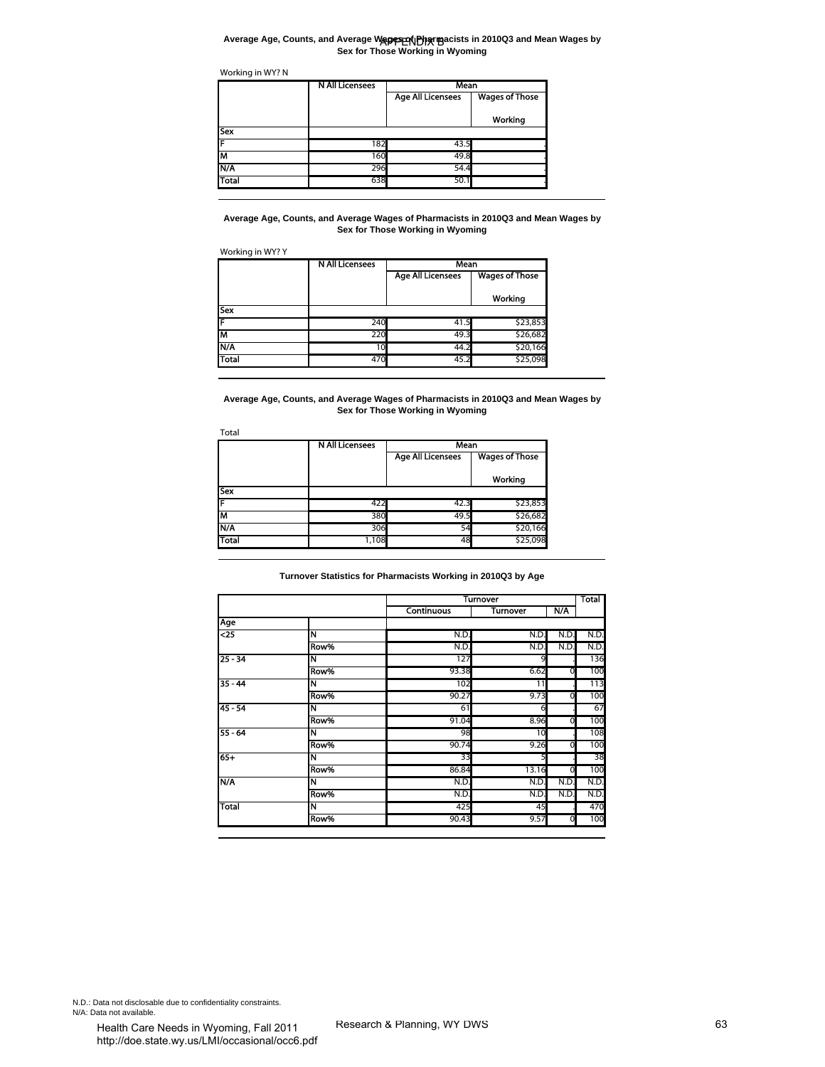APPENDIX B

**Average Age, Counts, and Average Wages of Pharmacists in 2010Q3 and Mean Wages by Sex for Those Working in Wyoming**

Working in WY? N

| | N All Licensees | Mean | |
|---|---|---|---|
| | | Age All Licensees | Wages of Those Working |
| Sex | | | |
| F | 182 | 43.5 | . |
| M | 160 | 49.8 | . |
| N/A | 296 | 54.4 | . |
| Total | 638 | 50.1 | . |

**Average Age, Counts, and Average Wages of Pharmacists in 2010Q3 and Mean Wages by Sex for Those Working in Wyoming**

Working in WY? Y

| | N All Licensees | Mean | |
|---|---|---|---|
| | | Age All Licensees | Wages of Those Working |
| Sex | | | |
| F | 240 | 41.5 | $23,853 |
| M | 220 | 49.3 | $26,682 |
| N/A | 10 | 44.2 | $20,166 |
| Total | 470 | 45.2 | $25,098 |

**Average Age, Counts, and Average Wages of Pharmacists in 2010Q3 and Mean Wages by Sex for Those Working in Wyoming**

Total

| | N All Licensees | Mean | |
|---|---|---|---|
| | | Age All Licensees | Wages of Those Working |
| Sex | | | |
| F | 422 | 42.3 | $23,853 |
| M | 380 | 49.5 | $26,682 |
| N/A | 306 | 54 | $20,166 |
| Total | 1,108 | 48 | $25,098 |

**Turnover Statistics for Pharmacists Working in 2010Q3 by Age**

| | | Turnover | | | Total |
|---|---|---|---|---|---|
| | | Continuous | Turnover | N/A | |
| Age | | | | | |
| <25 | N | N.D. | N.D. | N.D. | N.D. |
| | Row% | N.D. | N.D. | N.D. | N.D. |
| 25 - 34 | N | 127 | 9 | . | 136 |
| | Row% | 93.38 | 6.62 | 0 | 100 |
| 35 - 44 | N | 102 | 11 | . | 113 |
| | Row% | 90.27 | 9.73 | 0 | 100 |
| 45 - 54 | N | 61 | 6 | . | 67 |
| | Row% | 91.04 | 8.96 | 0 | 100 |
| 55 - 64 | N | 98 | 10 | . | 108 |
| | Row% | 90.74 | 9.26 | 0 | 100 |
| 65+ | N | 33 | 5 | . | 38 |
| | Row% | 86.84 | 13.16 | 0 | 100 |
| N/A | N | N.D. | N.D. | N.D. | N.D. |
| | Row% | N.D. | N.D. | N.D. | N.D. |
| Total | N | 425 | 45 | . | 470 |
| | Row% | 90.43 | 9.57 | 0 | 100 |

N.D.: Data not disclosable due to confidentiality constraints.
N/A: Data not available.

Health Care Needs in Wyoming, Fall 2011
http://doe.state.wy.us/LMI/occasional/occ6.pdf

Research & Planning, WY DWS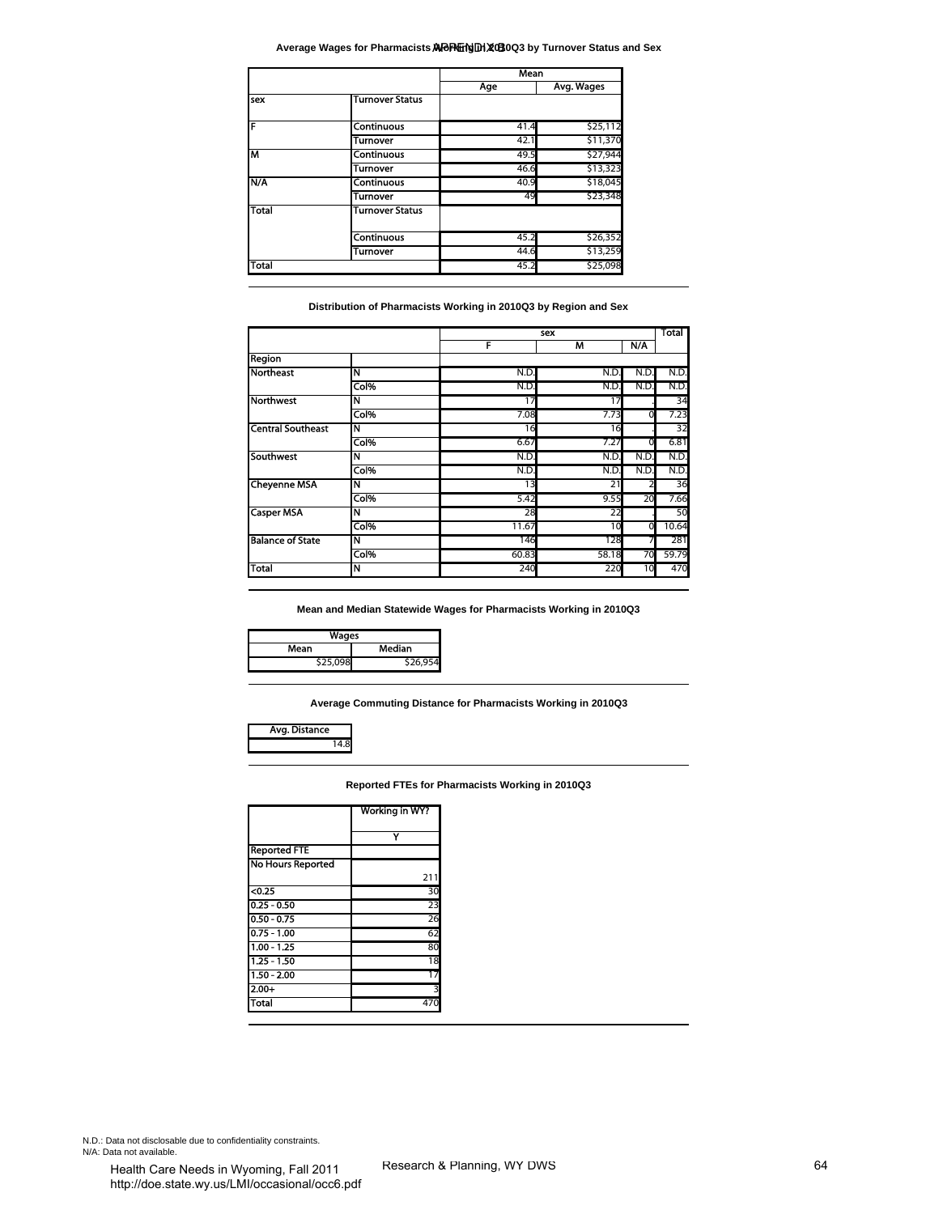APPENDIX B

### Average Wages for Pharmacists Working in 2010Q3 by Turnover Status and Sex

| sex | Turnover Status | Mean Age | Mean Avg. Wages |
|---|---|---|---|
| F | Continuous | 41.4 | $25,112 |
| | Turnover | 42.1 | $11,370 |
| M | Continuous | 49.5 | $27,944 |
| | Turnover | 46.6 | $13,323 |
| N/A | Continuous | 40.9 | $18,045 |
| | Turnover | 49 | $23,348 |
| Total | Continuous | 45.2 | $26,352 |
| | Turnover | 44.6 | $13,259 |
| Total | | 45.2 | $25,098 |

### Distribution of Pharmacists Working in 2010Q3 by Region and Sex

| Region | | F | M | N/A | Total |
|---|---|---|---|---|---|
| Northeast | N | N.D. | N.D. | N.D. | N.D. |
| | Col% | N.D. | N.D. | N.D. | N.D. |
| Northwest | N | 17 | 17 | . | 34 |
| | Col% | 7.08 | 7.73 | 0 | 7.23 |
| Central Southeast | N | 16 | 16 | . | 32 |
| | Col% | 6.67 | 7.27 | 0 | 6.81 |
| Southwest | N | N.D. | N.D. | N.D. | N.D. |
| | Col% | N.D. | N.D. | N.D. | N.D. |
| Cheyenne MSA | N | 13 | 21 | 2 | 36 |
| | Col% | 5.42 | 9.55 | 20 | 7.66 |
| Casper MSA | N | 28 | 22 | . | 50 |
| | Col% | 11.67 | 10 | 0 | 10.64 |
| Balance of State | N | 146 | 128 | 7 | 281 |
| | Col% | 60.83 | 58.18 | 70 | 59.79 |
| Total | N | 240 | 220 | 10 | 470 |

### Mean and Median Statewide Wages for Pharmacists Working in 2010Q3

| Wages Mean | Wages Median |
|---|---|
| $25,098 | $26,954 |

### Average Commuting Distance for Pharmacists Working in 2010Q3

| Avg. Distance |
|---|
| 14.8 |

### Reported FTEs for Pharmacists Working in 2010Q3

| Reported FTE | Working in WY? Y |
|---|---|
| No Hours Reported | 211 |
| <0.25 | 30 |
| 0.25 - 0.50 | 23 |
| 0.50 - 0.75 | 26 |
| 0.75 - 1.00 | 62 |
| 1.00 - 1.25 | 80 |
| 1.25 - 1.50 | 18 |
| 1.50 - 2.00 | 17 |
| 2.00+ | 3 |
| Total | 470 |

N.D.: Data not disclosable due to confidentiality constraints.
N/A: Data not available.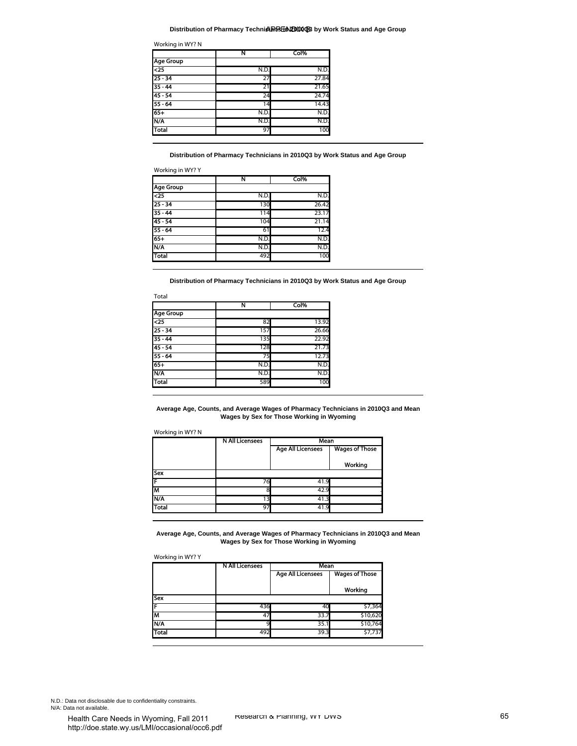### Distribution of Pharmacy Technicians in 2010Q3 by Work Status and Age Group

Working in WY? N

| | N | Col% |
|---|---|---|
| **Age Group** | | |
| <25 | N.D. | N.D. |
| 25 - 34 | 27 | 27.84 |
| 35 - 44 | 21 | 21.65 |
| 45 - 54 | 24 | 24.74 |
| 55 - 64 | 14 | 14.43 |
| 65+ | N.D. | N.D. |
| N/A | N.D. | N.D. |
| Total | 97 | 100 |

### Distribution of Pharmacy Technicians in 2010Q3 by Work Status and Age Group

Working in WY? Y

| | N | Col% |
|---|---|---|
| **Age Group** | | |
| <25 | N.D. | N.D. |
| 25 - 34 | 130 | 26.42 |
| 35 - 44 | 114 | 23.17 |
| 45 - 54 | 104 | 21.14 |
| 55 - 64 | 61 | 12.4 |
| 65+ | N.D. | N.D. |
| N/A | N.D. | N.D. |
| Total | 492 | 100 |

### Distribution of Pharmacy Technicians in 2010Q3 by Work Status and Age Group

Total

| | N | Col% |
|---|---|---|
| **Age Group** | | |
| <25 | 82 | 13.92 |
| 25 - 34 | 157 | 26.66 |
| 35 - 44 | 135 | 22.92 |
| 45 - 54 | 128 | 21.73 |
| 55 - 64 | 75 | 12.73 |
| 65+ | N.D. | N.D. |
| N/A | N.D. | N.D. |
| Total | 589 | 100 |

### Average Age, Counts, and Average Wages of Pharmacy Technicians in 2010Q3 and Mean Wages by Sex for Those Working in Wyoming

Working in WY? N

| | N All Licensees | Mean | |
|---|---|---|---|
| | | Age All Licensees | Wages of Those Working |
| **Sex** | | | |
| F | 76 | 41.9 | . |
| M | 8 | 42.9 | . |
| N/A | 13 | 41.3 | . |
| Total | 97 | 41.9 | . |

### Average Age, Counts, and Average Wages of Pharmacy Technicians in 2010Q3 and Mean Wages by Sex for Those Working in Wyoming

Working in WY? Y

| | N All Licensees | Mean | |
|---|---|---|---|
| | | Age All Licensees | Wages of Those Working |
| **Sex** | | | |
| F | 436 | 40 | $7,364 |
| M | 47 | 33.7 | $10,620 |
| N/A | 9 | 35.1 | $10,764 |
| Total | 492 | 39.3 | $7,737 |

N.D.: Data not disclosable due to confidentiality constraints.
N/A: Data not available.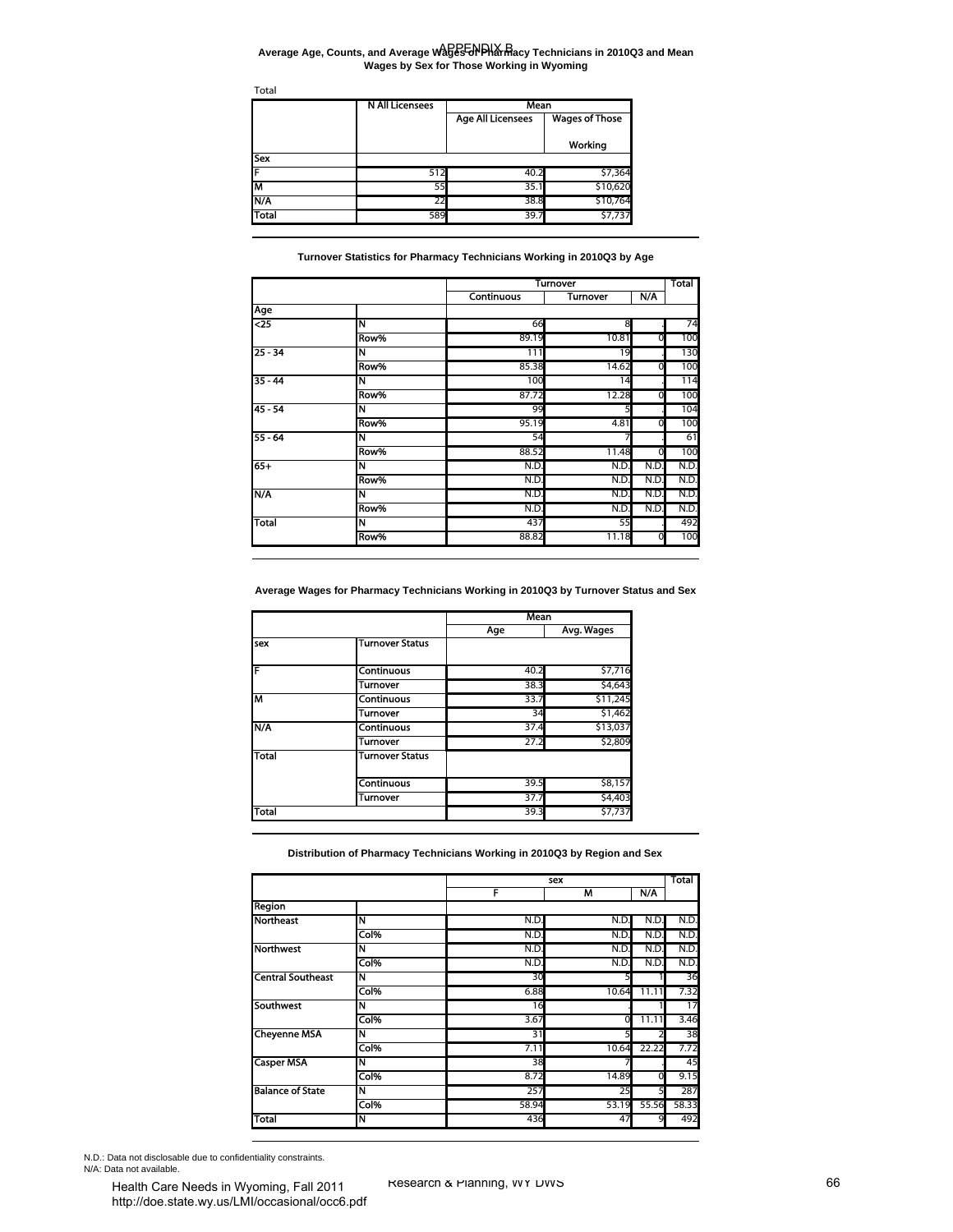# APPENDIX B

## Average Age, Counts, and Average Wages of Pharmacy Technicians in 2010Q3 and Mean Wages by Sex for Those Working in Wyoming

Total

| | N All Licensees | Mean | |
|---|---|---|---|
| | | Age All Licensees | Wages of Those Working |
| **Sex** | | | |
| F | 512 | 40.2 | $7,364 |
| M | 55 | 35.1 | $10,620 |
| N/A | 22 | 38.8 | $10,764 |
| Total | 589 | 39.7 | $7,737 |

## Turnover Statistics for Pharmacy Technicians Working in 2010Q3 by Age

| | | Turnover | | | Total |
|---|---|---|---|---|---|
| | | Continuous | Turnover | N/A | |
| **Age** | | | | | |
| <25 | N | 66 | 8 | . | 74 |
| | Row% | 89.19 | 10.81 | 0 | 100 |
| 25 - 34 | N | 111 | 19 | . | 130 |
| | Row% | 85.38 | 14.62 | 0 | 100 |
| 35 - 44 | N | 100 | 14 | . | 114 |
| | Row% | 87.72 | 12.28 | 0 | 100 |
| 45 - 54 | N | 99 | 5 | . | 104 |
| | Row% | 95.19 | 4.81 | 0 | 100 |
| 55 - 64 | N | 54 | 7 | . | 61 |
| | Row% | 88.52 | 11.48 | 0 | 100 |
| 65+ | N | N.D. | N.D. | N.D. | N.D. |
| | Row% | N.D. | N.D. | N.D. | N.D. |
| N/A | N | N.D. | N.D. | N.D. | N.D. |
| | Row% | N.D. | N.D. | N.D. | N.D. |
| Total | N | 437 | 55 | . | 492 |
| | Row% | 88.82 | 11.18 | 0 | 100 |

## Average Wages for Pharmacy Technicians Working in 2010Q3 by Turnover Status and Sex

| | | Mean | |
|---|---|---|---|
| | | Age | Avg. Wages |
| **sex** | **Turnover Status** | | |
| F | Continuous | 40.2 | $7,716 |
| | Turnover | 38.3 | $4,643 |
| M | Continuous | 33.7 | $11,245 |
| | Turnover | 34 | $1,462 |
| N/A | Continuous | 37.4 | $13,037 |
| | Turnover | 27.2 | $2,809 |
| Total | Turnover Status | | |
| | Continuous | 39.5 | $8,157 |
| | Turnover | 37.7 | $4,403 |
| Total | | 39.3 | $7,737 |

## Distribution of Pharmacy Technicians Working in 2010Q3 by Region and Sex

| | | sex | | | Total |
|---|---|---|---|---|---|
| | | F | M | N/A | |
| **Region** | | | | | |
| Northeast | N | N.D. | N.D. | N.D. | N.D. |
| | Col% | N.D. | N.D. | N.D. | N.D. |
| Northwest | N | N.D. | N.D. | N.D. | N.D. |
| | Col% | N.D. | N.D. | N.D. | N.D. |
| Central Southeast | N | 30 | 5 | 1 | 36 |
| | Col% | 6.88 | 10.64 | 11.11 | 7.32 |
| Southwest | N | 16 | . | 1 | 17 |
| | Col% | 3.67 | 0 | 11.11 | 3.46 |
| Cheyenne MSA | N | 31 | 5 | 2 | 38 |
| | Col% | 7.11 | 10.64 | 22.22 | 7.72 |
| Casper MSA | N | 38 | 7 | . | 45 |
| | Col% | 8.72 | 14.89 | 0 | 9.15 |
| Balance of State | N | 257 | 25 | 5 | 287 |
| | Col% | 58.94 | 53.19 | 55.56 | 58.33 |
| Total | N | 436 | 47 | 9 | 492 |

N.D.: Data not disclosable due to confidentiality constraints.
N/A: Data not available.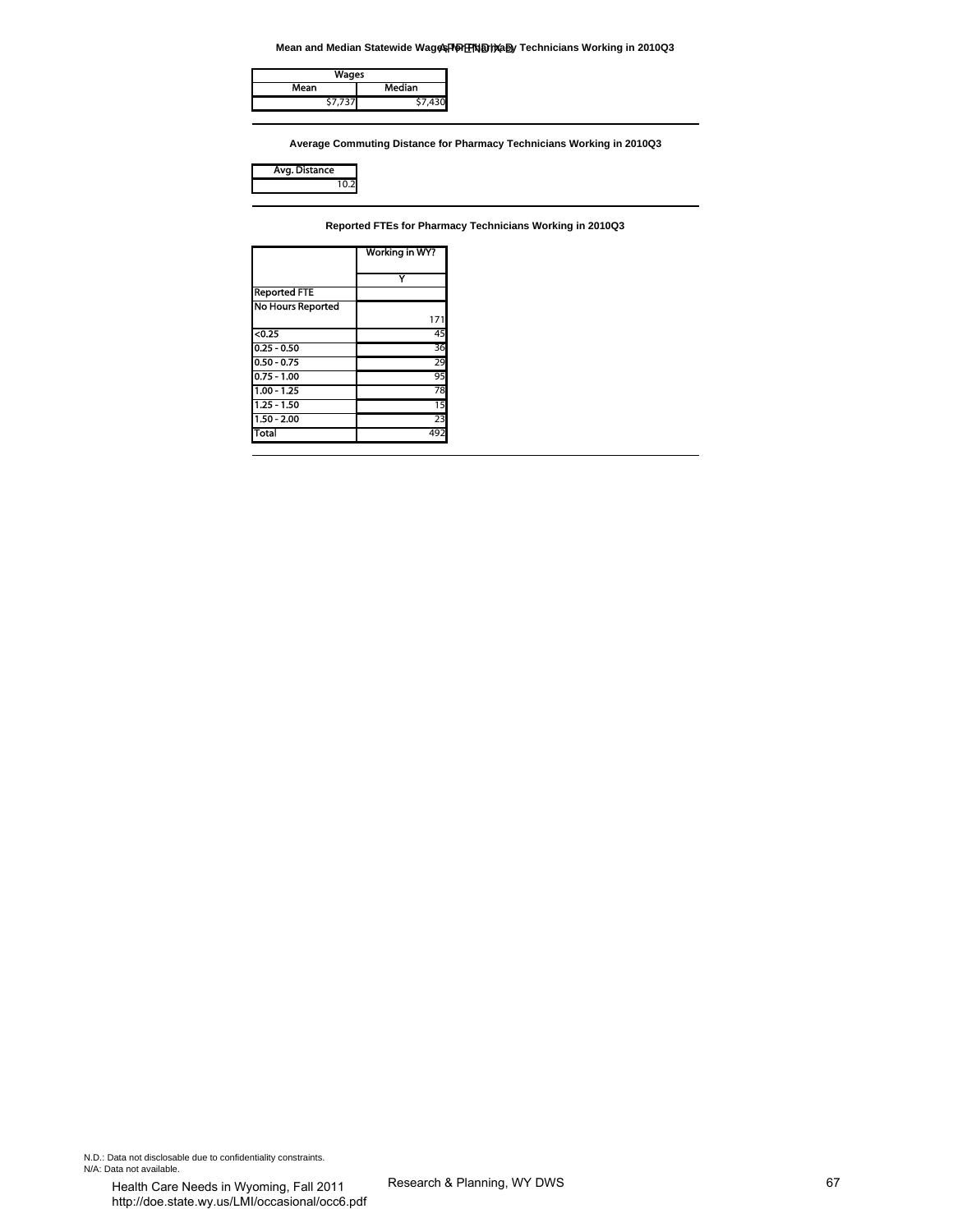**Mean and Median Statewide Wages for Pharmacy Technicians Working in 2010Q3**

| Wages | |
|---|---|
| Mean | Median |
| $7,737 | $7,430 |

**Average Commuting Distance for Pharmacy Technicians Working in 2010Q3**

| Avg. Distance |
|---|
| 10.2 |

**Reported FTEs for Pharmacy Technicians Working in 2010Q3**

| | Working in WY? |
|---|---|
| | Y |
| Reported FTE | |
| No Hours Reported | 171 |
| <0.25 | 45 |
| 0.25 - 0.50 | 36 |
| 0.50 - 0.75 | 29 |
| 0.75 - 1.00 | 95 |
| 1.00 - 1.25 | 78 |
| 1.25 - 1.50 | 15 |
| 1.50 - 2.00 | 23 |
| Total | 492 |

N.D.: Data not disclosable due to confidentiality constraints.
N/A: Data not available.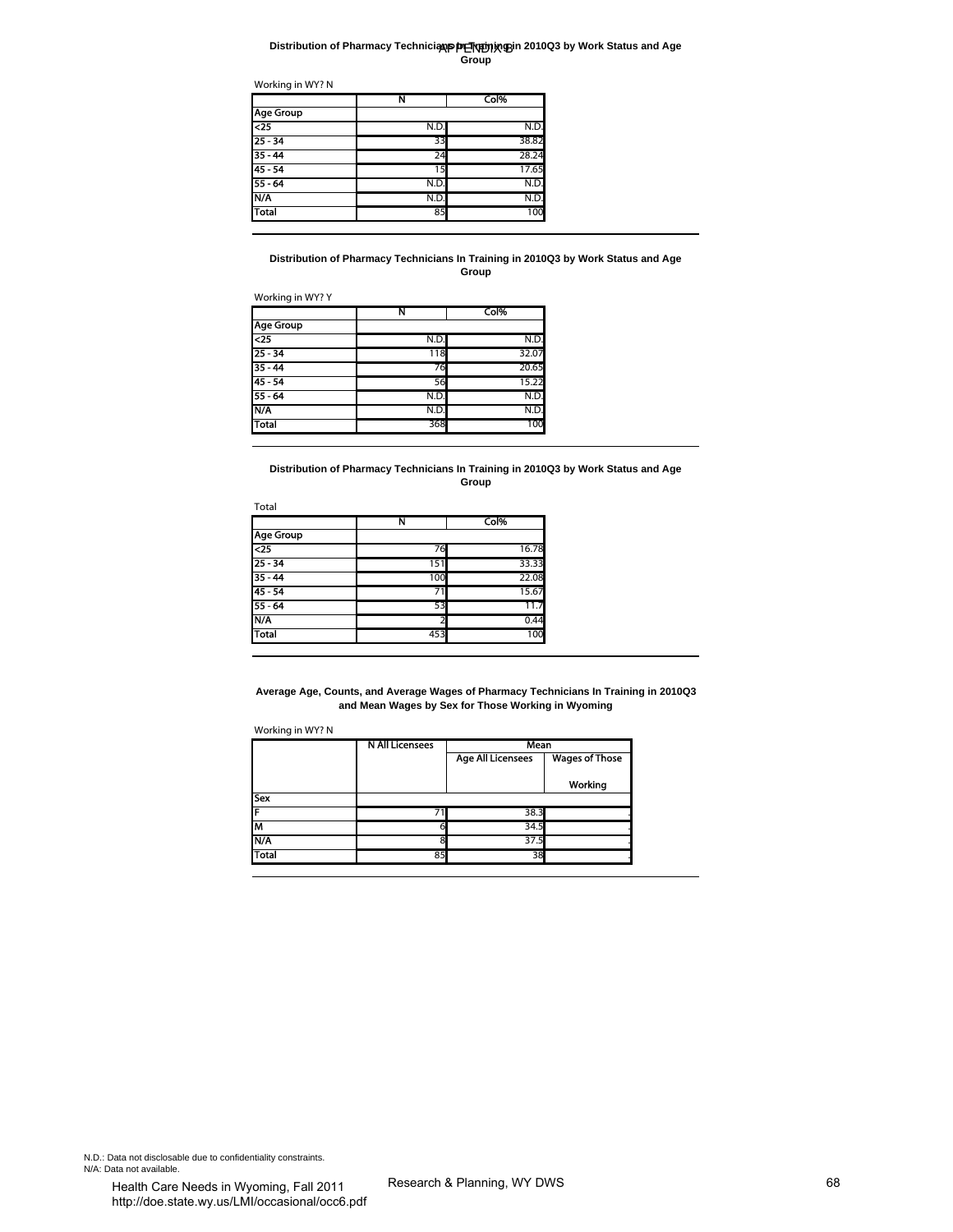APPENDIX B

**Distribution of Pharmacy Technicians In Training in 2010Q3 by Work Status and Age Group**

Working in WY? N

| | N | Col% |
|---|---|---|
| Age Group | | |
| <25 | N.D. | N.D. |
| 25 - 34 | 33 | 38.82 |
| 35 - 44 | 24 | 28.24 |
| 45 - 54 | 15 | 17.65 |
| 55 - 64 | N.D. | N.D. |
| N/A | N.D. | N.D. |
| Total | 85 | 100 |

**Distribution of Pharmacy Technicians In Training in 2010Q3 by Work Status and Age Group**

Working in WY? Y

| | N | Col% |
|---|---|---|
| Age Group | | |
| <25 | N.D. | N.D. |
| 25 - 34 | 118 | 32.07 |
| 35 - 44 | 76 | 20.65 |
| 45 - 54 | 56 | 15.22 |
| 55 - 64 | N.D. | N.D. |
| N/A | N.D. | N.D. |
| Total | 368 | 100 |

**Distribution of Pharmacy Technicians In Training in 2010Q3 by Work Status and Age Group**

Total

| | N | Col% |
|---|---|---|
| Age Group | | |
| <25 | 76 | 16.78 |
| 25 - 34 | 151 | 33.33 |
| 35 - 44 | 100 | 22.08 |
| 45 - 54 | 71 | 15.67 |
| 55 - 64 | 53 | 11.7 |
| N/A | 2 | 0.44 |
| Total | 453 | 100 |

**Average Age, Counts, and Average Wages of Pharmacy Technicians In Training in 2010Q3 and Mean Wages by Sex for Those Working in Wyoming**

Working in WY? N

| | N All Licensees | Mean | |
|---|---|---|---|
| | | Age All Licensees | Wages of Those Working |
| Sex | | | |
| F | 71 | 38.3 | . |
| M | 6 | 34.5 | . |
| N/A | 8 | 37.5 | . |
| Total | 85 | 38 | . |

N.D.: Data not disclosable due to confidentiality constraints.
N/A: Data not available.

Health Care Needs in Wyoming, Fall 2011
http://doe.state.wy.us/LMI/occasional/occ6.pdf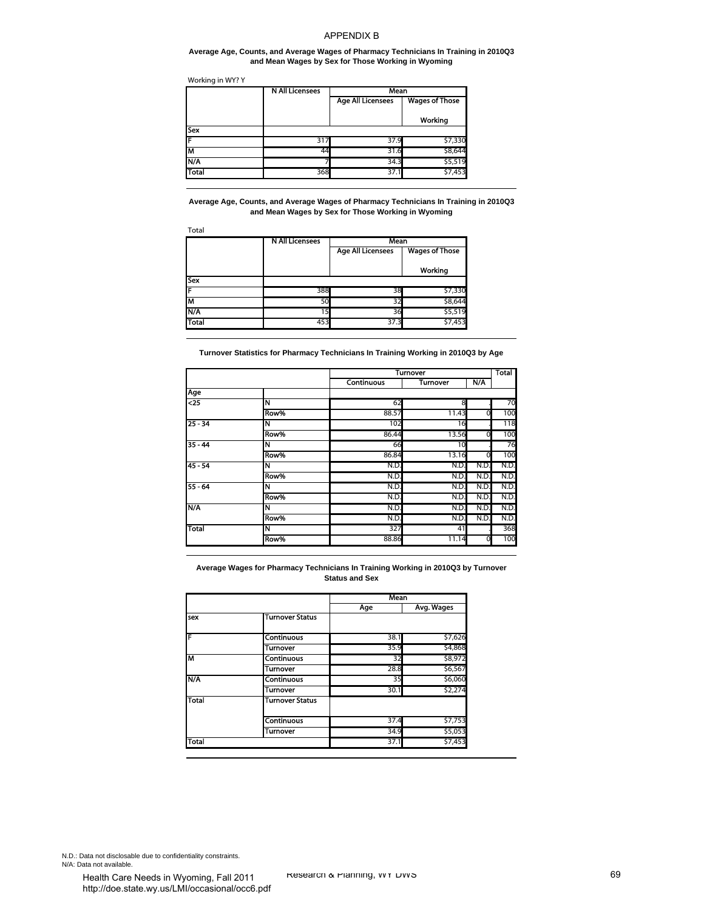# APPENDIX B

**Average Age, Counts, and Average Wages of Pharmacy Technicians In Training in 2010Q3 and Mean Wages by Sex for Those Working in Wyoming**

Working in WY? Y

| | N All Licensees | Mean | |
|---|---|---|---|
| | | Age All Licensees | Wages of Those Working |
| **Sex** | | | |
| F | 317 | 37.9 | $7,330 |
| M | 44 | 31.6 | $8,644 |
| N/A | 7 | 34.3 | $5,519 |
| Total | 368 | 37.1 | $7,453 |

**Average Age, Counts, and Average Wages of Pharmacy Technicians In Training in 2010Q3 and Mean Wages by Sex for Those Working in Wyoming**

Total

| | N All Licensees | Mean | |
|---|---|---|---|
| | | Age All Licensees | Wages of Those Working |
| **Sex** | | | |
| F | 388 | 38 | $7,330 |
| M | 50 | 32 | $8,644 |
| N/A | 15 | 36 | $5,519 |
| Total | 453 | 37.3 | $7,453 |

**Turnover Statistics for Pharmacy Technicians In Training Working in 2010Q3 by Age**

| | | Turnover | | | Total |
|---|---|---|---|---|---|
| | | Continuous | Turnover | N/A | |
| **Age** | | | | | |
| <25 | N | 62 | 8 | . | 70 |
| | Row% | 88.57 | 11.43 | 0 | 100 |
| 25 - 34 | N | 102 | 16 | . | 118 |
| | Row% | 86.44 | 13.56 | 0 | 100 |
| 35 - 44 | N | 66 | 10 | . | 76 |
| | Row% | 86.84 | 13.16 | 0 | 100 |
| 45 - 54 | N | N.D. | N.D. | N.D. | N.D. |
| | Row% | N.D. | N.D. | N.D. | N.D. |
| 55 - 64 | N | N.D. | N.D. | N.D. | N.D. |
| | Row% | N.D. | N.D. | N.D. | N.D. |
| N/A | N | N.D. | N.D. | N.D. | N.D. |
| | Row% | N.D. | N.D. | N.D. | N.D. |
| Total | N | 327 | 41 | . | 368 |
| | Row% | 88.86 | 11.14 | 0 | 100 |

**Average Wages for Pharmacy Technicians In Training Working in 2010Q3 by Turnover Status and Sex**

| | | Mean | |
|---|---|---|---|
| | | Age | Avg. Wages |
| **sex** | **Turnover Status** | | |
| F | Continuous | 38.1 | $7,626 |
| | Turnover | 35.9 | $4,868 |
| M | Continuous | 32 | $8,972 |
| | Turnover | 28.8 | $6,567 |
| N/A | Continuous | 35 | $6,060 |
| | Turnover | 30.1 | $2,274 |
| Total | Turnover Status | | |
| | Continuous | 37.4 | $7,753 |
| | Turnover | 34.9 | $5,053 |
| Total | | 37.1 | $7,453 |

N.D.: Data not disclosable due to confidentiality constraints.
N/A: Data not available.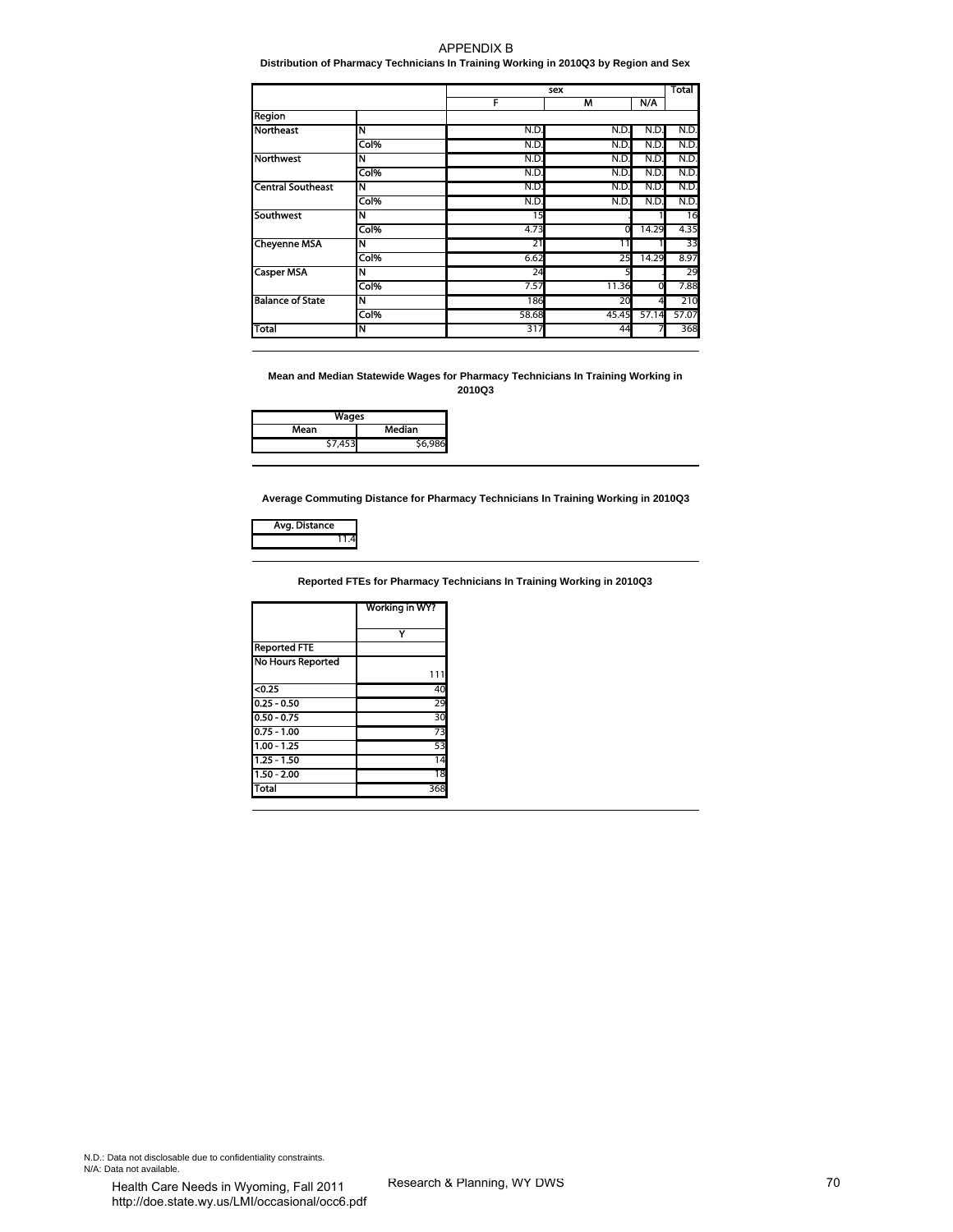APPENDIX B

**Distribution of Pharmacy Technicians In Training Working in 2010Q3 by Region and Sex**

| Region | | sex F | sex M | sex N/A | Total |
|---|---|---|---|---|---|
| Northeast | N | N.D. | N.D. | N.D. | N.D. |
| | Col% | N.D. | N.D. | N.D. | N.D. |
| Northwest | N | N.D. | N.D. | N.D. | N.D. |
| | Col% | N.D. | N.D. | N.D. | N.D. |
| Central Southeast | N | N.D. | N.D. | N.D. | N.D. |
| | Col% | N.D. | N.D. | N.D. | N.D. |
| Southwest | N | 15 | . | 1 | 16 |
| | Col% | 4.73 | 0 | 14.29 | 4.35 |
| Cheyenne MSA | N | 21 | 11 | 1 | 33 |
| | Col% | 6.62 | 25 | 14.29 | 8.97 |
| Casper MSA | N | 24 | 5 | . | 29 |
| | Col% | 7.57 | 11.36 | 0 | 7.88 |
| Balance of State | N | 186 | 20 | 4 | 210 |
| | Col% | 58.68 | 45.45 | 57.14 | 57.07 |
| Total | N | 317 | 44 | 7 | 368 |

**Mean and Median Statewide Wages for Pharmacy Technicians In Training Working in 2010Q3**

| Wages | |
|---|---|
| Mean | Median |
| $7,453 | $6,986 |

**Average Commuting Distance for Pharmacy Technicians In Training Working in 2010Q3**

| Avg. Distance |
|---|
| 11.4 |

**Reported FTEs for Pharmacy Technicians In Training Working in 2010Q3**

| Reported FTE | Working in WY? Y |
|---|---|
| No Hours Reported | 111 |
| <0.25 | 40 |
| 0.25 - 0.50 | 29 |
| 0.50 - 0.75 | 30 |
| 0.75 - 1.00 | 73 |
| 1.00 - 1.25 | 53 |
| 1.25 - 1.50 | 14 |
| 1.50 - 2.00 | 18 |
| Total | 368 |

N.D.: Data not disclosable due to confidentiality constraints.
N/A: Data not available.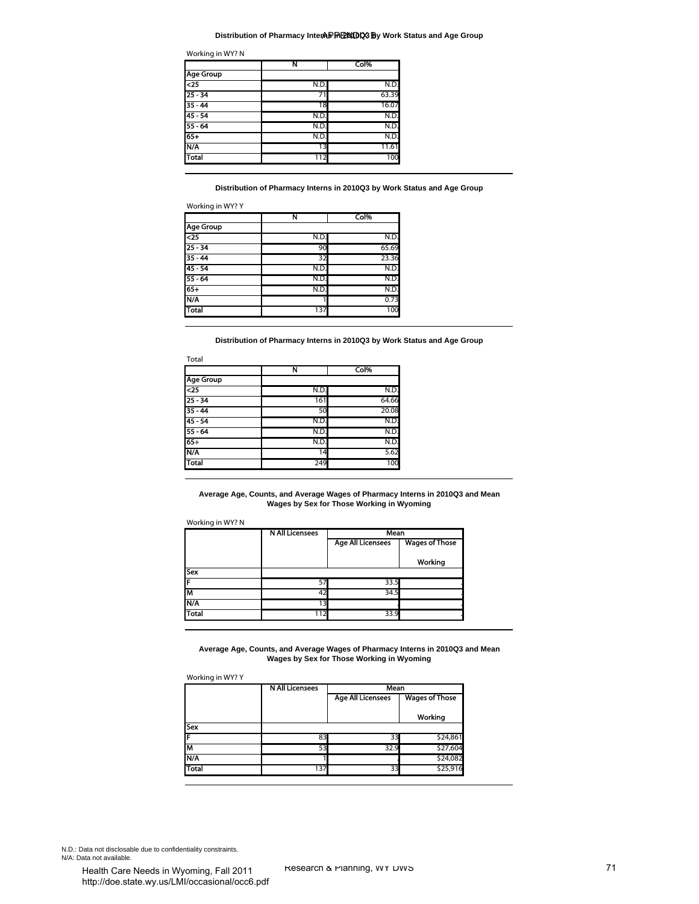## Distribution of Pharmacy Interns in 2010Q3 by Work Status and Age Group

Working in WY? N

| | N | Col% |
|---|---|---|
| **Age Group** | | |
| <25 | N.D. | N.D. |
| 25 - 34 | 71 | 63.39 |
| 35 - 44 | 18 | 16.07 |
| 45 - 54 | N.D. | N.D. |
| 55 - 64 | N.D. | N.D. |
| 65+ | N.D. | N.D. |
| N/A | 13 | 11.61 |
| Total | 112 | 100 |

## Distribution of Pharmacy Interns in 2010Q3 by Work Status and Age Group

Working in WY? Y

| | N | Col% |
|---|---|---|
| **Age Group** | | |
| <25 | N.D. | N.D. |
| 25 - 34 | 90 | 65.69 |
| 35 - 44 | 32 | 23.36 |
| 45 - 54 | N.D. | N.D. |
| 55 - 64 | N.D. | N.D. |
| 65+ | N.D. | N.D. |
| N/A | 1 | 0.73 |
| Total | 137 | 100 |

## Distribution of Pharmacy Interns in 2010Q3 by Work Status and Age Group

Total

| | N | Col% |
|---|---|---|
| **Age Group** | | |
| <25 | N.D. | N.D. |
| 25 - 34 | 161 | 64.66 |
| 35 - 44 | 50 | 20.08 |
| 45 - 54 | N.D. | N.D. |
| 55 - 64 | N.D. | N.D. |
| 65+ | N.D. | N.D. |
| N/A | 14 | 5.62 |
| Total | 249 | 100 |

## Average Age, Counts, and Average Wages of Pharmacy Interns in 2010Q3 and Mean Wages by Sex for Those Working in Wyoming

Working in WY? N

| | N All Licensees | Mean | |
|---|---|---|---|
| | | Age All Licensees | Wages of Those Working |
| **Sex** | | | |
| F | 57 | 33.5 | . |
| M | 42 | 34.5 | . |
| N/A | 13 | . | . |
| Total | 112 | 33.9 | . |

## Average Age, Counts, and Average Wages of Pharmacy Interns in 2010Q3 and Mean Wages by Sex for Those Working in Wyoming

Working in WY? Y

| | N All Licensees | Mean | |
|---|---|---|---|
| | | Age All Licensees | Wages of Those Working |
| **Sex** | | | |
| F | 83 | 33 | $24,861 |
| M | 53 | 32.9 | $27,604 |
| N/A | 1 | | $24,082 |
| Total | 137 | 33 | $25,916 |

N.D.: Data not disclosable due to confidentiality constraints.
N/A: Data not available.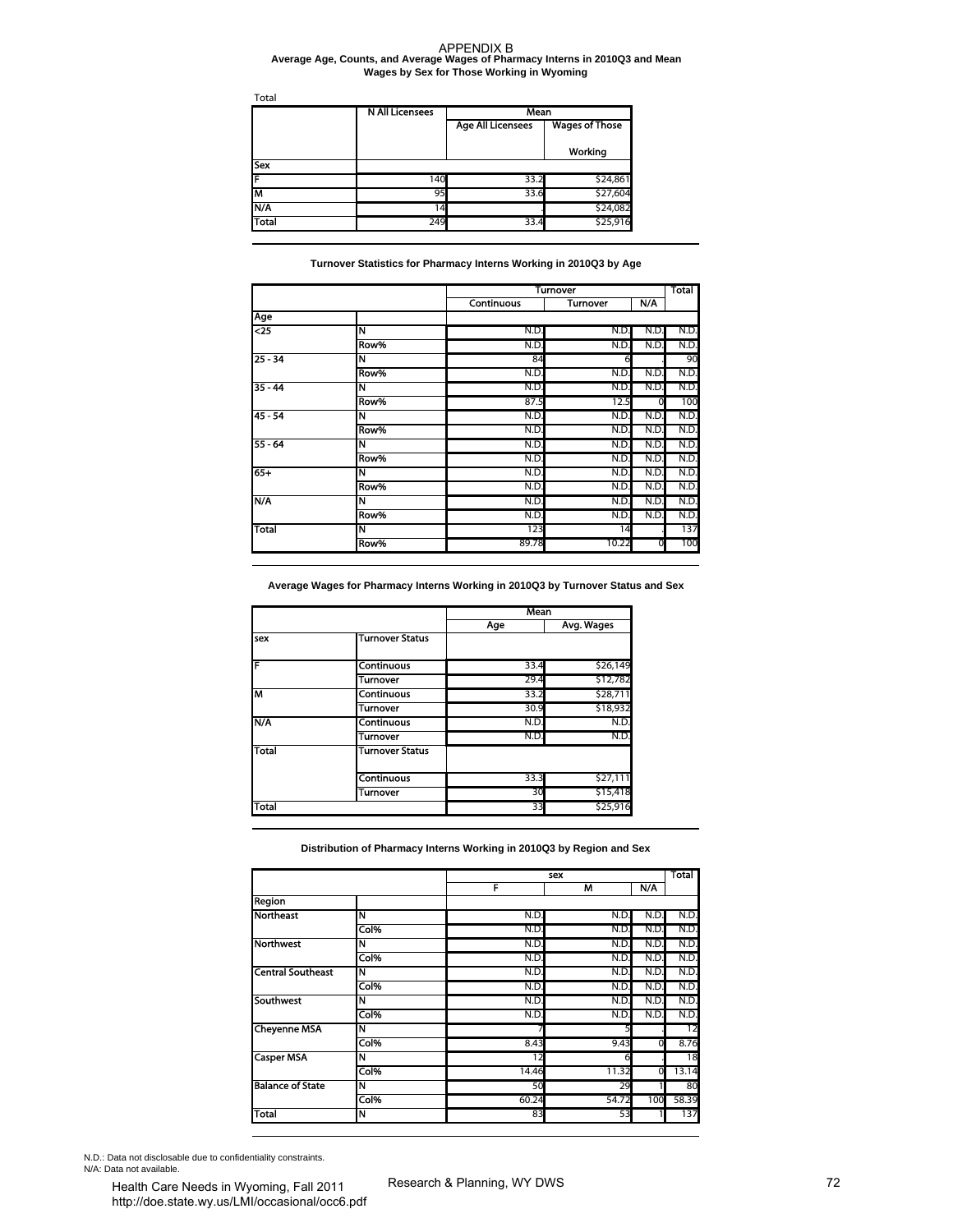# APPENDIX B

## Average Age, Counts, and Average Wages of Pharmacy Interns in 2010Q3 and Mean Wages by Sex for Those Working in Wyoming

Total

| | N All Licensees | Mean | |
|---|---|---|---|
| | | Age All Licensees | Wages of Those Working |
| **Sex** | | | |
| F | 140 | 33.2 | $24,861 |
| M | 95 | 33.6 | $27,604 |
| N/A | 14 | . | $24,082 |
| Total | 249 | 33.4 | $25,916 |

### Turnover Statistics for Pharmacy Interns Working in 2010Q3 by Age

| | | Turnover | | | Total |
|---|---|---|---|---|---|
| | | Continuous | Turnover | N/A | |
| **Age** | | | | | |
| <25 | N | N.D. | N.D. | N.D. | N.D. |
| | Row% | N.D. | N.D. | N.D. | N.D. |
| 25 - 34 | N | 84 | 6 | . | 90 |
| | Row% | N.D. | N.D. | N.D. | N.D. |
| 35 - 44 | N | N.D. | N.D. | N.D. | N.D. |
| | Row% | 87.5 | 12.5 | 0 | 100 |
| 45 - 54 | N | N.D. | N.D. | N.D. | N.D. |
| | Row% | N.D. | N.D. | N.D. | N.D. |
| 55 - 64 | N | N.D. | N.D. | N.D. | N.D. |
| | Row% | N.D. | N.D. | N.D. | N.D. |
| 65+ | N | N.D. | N.D. | N.D. | N.D. |
| | Row% | N.D. | N.D. | N.D. | N.D. |
| N/A | N | N.D. | N.D. | N.D. | N.D. |
| | Row% | N.D. | N.D. | N.D. | N.D. |
| Total | N | 123 | 14 | . | 137 |
| | Row% | 89.78 | 10.22 | 0 | 100 |

### Average Wages for Pharmacy Interns Working in 2010Q3 by Turnover Status and Sex

| | | Mean | |
|---|---|---|---|
| | | Age | Avg. Wages |
| **sex** | **Turnover Status** | | |
| F | Continuous | 33.4 | $26,149 |
| | Turnover | 29.4 | $12,782 |
| M | Continuous | 33.2 | $28,711 |
| | Turnover | 30.9 | $18,932 |
| N/A | Continuous | N.D. | N.D. |
| | Turnover | N.D. | N.D. |
| Total | Turnover Status | | |
| | Continuous | 33.3 | $27,111 |
| | Turnover | 30 | $15,418 |
| Total | | 33 | $25,916 |

### Distribution of Pharmacy Interns Working in 2010Q3 by Region and Sex

| | | sex | | | Total |
|---|---|---|---|---|---|
| | | F | M | N/A | |
| **Region** | | | | | |
| Northeast | N | N.D. | N.D. | N.D. | N.D. |
| | Col% | N.D. | N.D. | N.D. | N.D. |
| Northwest | N | N.D. | N.D. | N.D. | N.D. |
| | Col% | N.D. | N.D. | N.D. | N.D. |
| Central Southeast | N | N.D. | N.D. | N.D. | N.D. |
| | Col% | N.D. | N.D. | N.D. | N.D. |
| Southwest | N | N.D. | N.D. | N.D. | N.D. |
| | Col% | N.D. | N.D. | N.D. | N.D. |
| Cheyenne MSA | N | 7 | 5 | . | 12 |
| | Col% | 8.43 | 9.43 | 0 | 8.76 |
| Casper MSA | N | 12 | 6 | . | 18 |
| | Col% | 14.46 | 11.32 | 0 | 13.14 |
| Balance of State | N | 50 | 29 | 1 | 80 |
| | Col% | 60.24 | 54.72 | 100 | 58.39 |
| Total | N | 83 | 53 | 1 | 137 |

N.D.: Data not disclosable due to confidentiality constraints.
N/A: Data not available.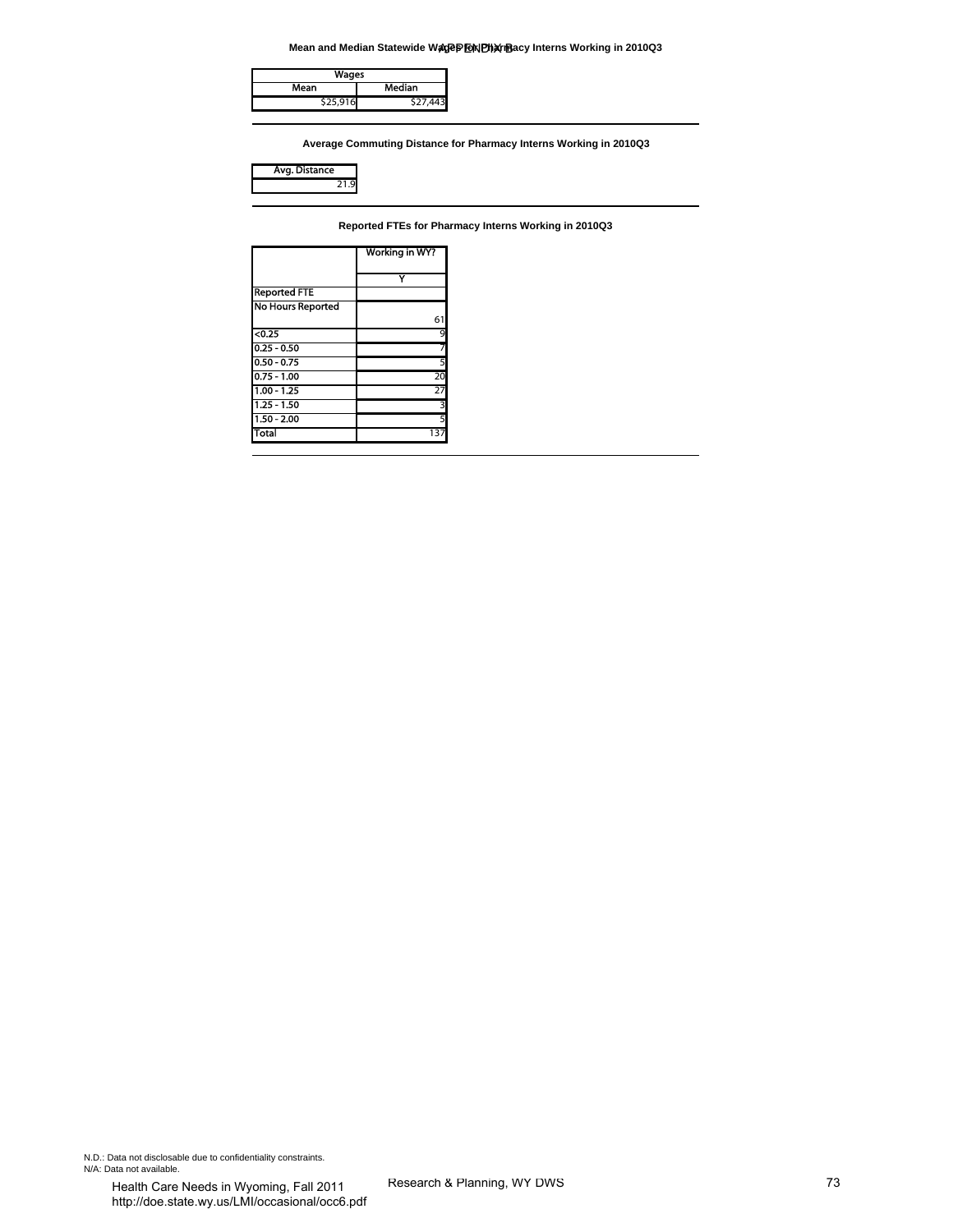APPENDIX B

**Mean and Median Statewide Wages for Pharmacy Interns Working in 2010Q3**

| Wages | |
|---|---|
| Mean | Median |
| $25,916 | $27,443 |

**Average Commuting Distance for Pharmacy Interns Working in 2010Q3**

| Avg. Distance |
|---|
| 21.9 |

**Reported FTEs for Pharmacy Interns Working in 2010Q3**

| | Working in WY? |
|---|---|
| | Y |
| Reported FTE | |
| No Hours Reported | 61 |
| <0.25 | 9 |
| 0.25 - 0.50 | 7 |
| 0.50 - 0.75 | 5 |
| 0.75 - 1.00 | 20 |
| 1.00 - 1.25 | 27 |
| 1.25 - 1.50 | 3 |
| 1.50 - 2.00 | 5 |
| Total | 137 |

N.D.: Data not disclosable due to confidentiality constraints.
N/A: Data not available.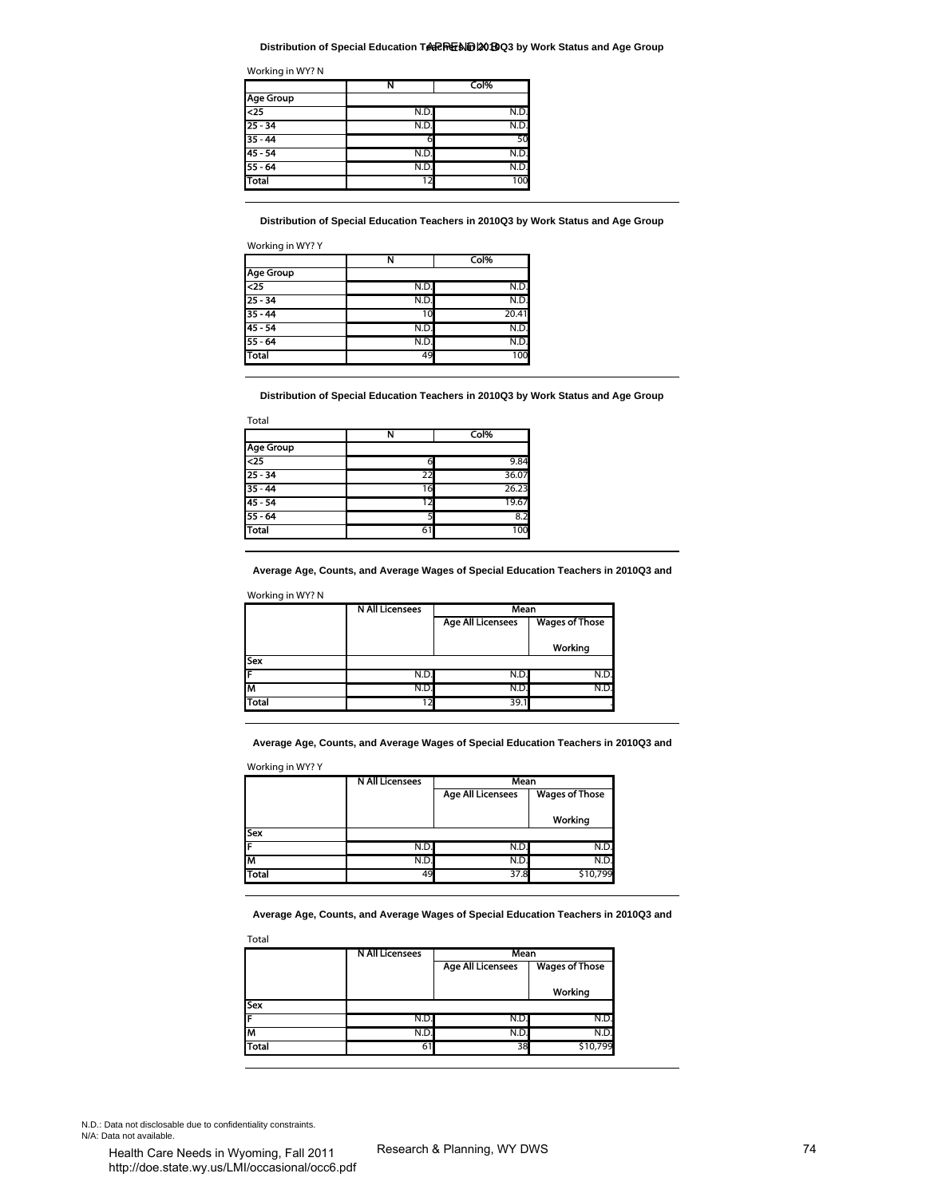### Distribution of Special Education Teachers in 2010Q3 by Work Status and Age Group

Working in WY? N

| | N | Col% |
|---|---|---|
| **Age Group** | | |
| <25 | N.D. | N.D. |
| 25 - 34 | N.D. | N.D. |
| 35 - 44 | 6 | 50 |
| 45 - 54 | N.D. | N.D. |
| 55 - 64 | N.D. | N.D. |
| **Total** | 12 | 100 |

### Distribution of Special Education Teachers in 2010Q3 by Work Status and Age Group

Working in WY? Y

| | N | Col% |
|---|---|---|
| **Age Group** | | |
| <25 | N.D. | N.D. |
| 25 - 34 | N.D. | N.D. |
| 35 - 44 | 10 | 20.41 |
| 45 - 54 | N.D. | N.D. |
| 55 - 64 | N.D. | N.D. |
| **Total** | 49 | 100 |

### Distribution of Special Education Teachers in 2010Q3 by Work Status and Age Group

Total

| | N | Col% |
|---|---|---|
| **Age Group** | | |
| <25 | 6 | 9.84 |
| 25 - 34 | 22 | 36.07 |
| 35 - 44 | 16 | 26.23 |
| 45 - 54 | 12 | 19.67 |
| 55 - 64 | 5 | 8.2 |
| **Total** | 61 | 100 |

### Average Age, Counts, and Average Wages of Special Education Teachers in 2010Q3 and

Working in WY? N

| | N All Licensees | Mean | |
|---|---|---|---|
| | | Age All Licensees | Wages of Those Working |
| **Sex** | | | |
| F | N.D. | N.D. | N.D. |
| M | N.D. | N.D. | N.D. |
| **Total** | 12 | 39.1 | . |

### Average Age, Counts, and Average Wages of Special Education Teachers in 2010Q3 and

Working in WY? Y

| | N All Licensees | Mean | |
|---|---|---|---|
| | | Age All Licensees | Wages of Those Working |
| **Sex** | | | |
| F | N.D. | N.D. | N.D. |
| M | N.D. | N.D. | N.D. |
| **Total** | 49 | 37.8 | $10,799 |

### Average Age, Counts, and Average Wages of Special Education Teachers in 2010Q3 and

Total

| | N All Licensees | Mean | |
|---|---|---|---|
| | | Age All Licensees | Wages of Those Working |
| **Sex** | | | |
| F | N.D. | N.D. | N.D. |
| M | N.D. | N.D. | N.D. |
| **Total** | 61 | 38 | $10,799 |

N.D.: Data not disclosable due to confidentiality constraints.
N/A: Data not available.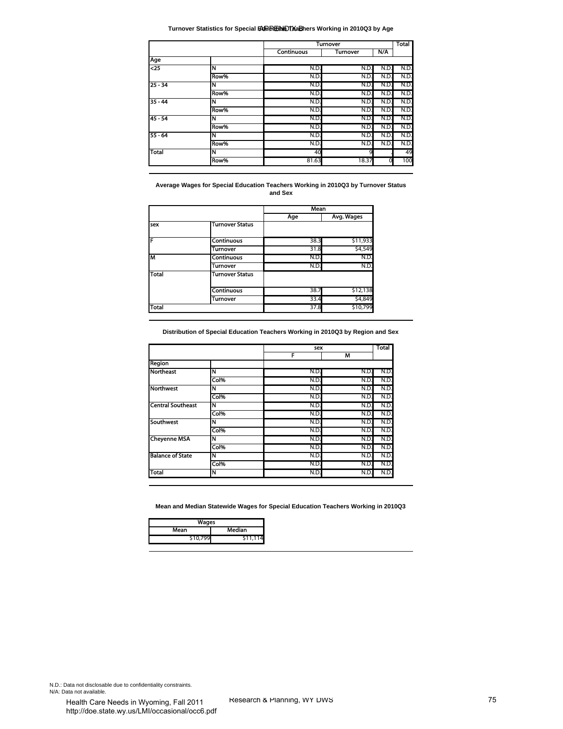**Turnover Statistics for Special Education Teachers Working in 2010Q3 by Age**

| | | Turnover | | | Total |
|---|---|---|---|---|---|
| | | Continuous | Turnover | N/A | |
| **Age** | | | | | |
| <25 | N | N.D. | N.D. | N.D. | N.D. |
| | Row% | N.D. | N.D. | N.D. | N.D. |
| 25 - 34 | N | N.D. | N.D. | N.D. | N.D. |
| | Row% | N.D. | N.D. | N.D. | N.D. |
| 35 - 44 | N | N.D. | N.D. | N.D. | N.D. |
| | Row% | N.D. | N.D. | N.D. | N.D. |
| 45 - 54 | N | N.D. | N.D. | N.D. | N.D. |
| | Row% | N.D. | N.D. | N.D. | N.D. |
| 55 - 64 | N | N.D. | N.D. | N.D. | N.D. |
| | Row% | N.D. | N.D. | N.D. | N.D. |
| Total | N | 40 | 9 | . | 49 |
| | Row% | 81.63 | 18.37 | 0 | 100 |

**Average Wages for Special Education Teachers Working in 2010Q3 by Turnover Status and Sex**

| | | Mean | |
|---|---|---|---|
| | | Age | Avg. Wages |
| sex | Turnover Status | | |
| F | Continuous | 38.3 | $11,933 |
| | Turnover | 31.8 | $4,549 |
| M | Continuous | N.D. | N.D. |
| | Turnover | N.D. | N.D. |
| Total | Turnover Status | | |
| | Continuous | 38.7 | $12,138 |
| | Turnover | 33.4 | $4,849 |
| Total | | 37.8 | $10,799 |

**Distribution of Special Education Teachers Working in 2010Q3 by Region and Sex**

| | | sex | | Total |
|---|---|---|---|---|
| | | F | M | |
| **Region** | | | | |
| Northeast | N | N.D. | N.D. | N.D. |
| | Col% | N.D. | N.D. | N.D. |
| Northwest | N | N.D. | N.D. | N.D. |
| | Col% | N.D. | N.D. | N.D. |
| Central Southeast | N | N.D. | N.D. | N.D. |
| | Col% | N.D. | N.D. | N.D. |
| Southwest | N | N.D. | N.D. | N.D. |
| | Col% | N.D. | N.D. | N.D. |
| Cheyenne MSA | N | N.D. | N.D. | N.D. |
| | Col% | N.D. | N.D. | N.D. |
| Balance of State | N | N.D. | N.D. | N.D. |
| | Col% | N.D. | N.D. | N.D. |
| Total | N | N.D. | N.D. | N.D. |

**Mean and Median Statewide Wages for Special Education Teachers Working in 2010Q3**

| Wages | |
|---|---|
| Mean | Median |
| $10,799 | $11,114 |

N.D.: Data not disclosable due to confidentiality constraints.
N/A: Data not available.

Health Care Needs in Wyoming, Fall 2011
http://doe.state.wy.us/LMI/occasional/occ6.pdf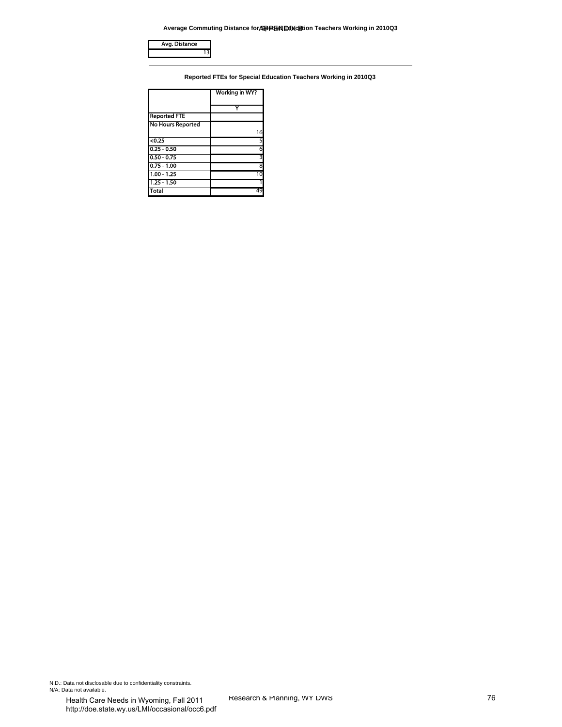**Average Commuting Distance for Special Education Teachers Working in 2010Q3**

| Avg. Distance |
| --- |
| 13 |

**Reported FTEs for Special Education Teachers Working in 2010Q3**

| | Working in WY? |
| --- | --- |
| | Y |
| Reported FTE | |
| No Hours Reported | 16 |
| <0.25 | 5 |
| 0.25 - 0.50 | 6 |
| 0.50 - 0.75 | 3 |
| 0.75 - 1.00 | 8 |
| 1.00 - 1.25 | 10 |
| 1.25 - 1.50 | 1 |
| Total | 49 |

N.D.: Data not disclosable due to confidentiality constraints.
N/A: Data not available.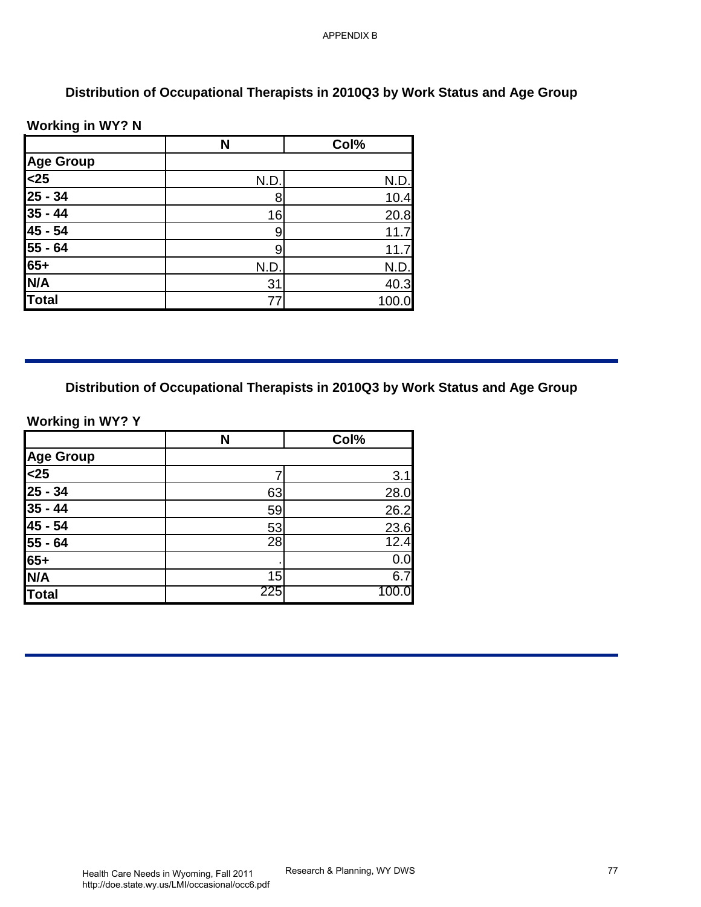## Distribution of Occupational Therapists in 2010Q3 by Work Status and Age Group

**Working in WY? N**

| | N | Col% |
|---|---|---|
| **Age Group** | | |
| **<25** | N.D. | N.D. |
| **25 - 34** | 8 | 10.4 |
| **35 - 44** | 16 | 20.8 |
| **45 - 54** | 9 | 11.7 |
| **55 - 64** | 9 | 11.7 |
| **65+** | N.D. | N.D. |
| **N/A** | 31 | 40.3 |
| **Total** | 77 | 100.0 |

## Distribution of Occupational Therapists in 2010Q3 by Work Status and Age Group

**Working in WY? Y**

| | N | Col% |
|---|---|---|
| **Age Group** | | |
| **<25** | 7 | 3.1 |
| **25 - 34** | 63 | 28.0 |
| **35 - 44** | 59 | 26.2 |
| **45 - 54** | 53 | 23.6 |
| **55 - 64** | 28 | 12.4 |
| **65+** | . | 0.0 |
| **N/A** | 15 | 6.7 |
| **Total** | 225 | 100.0 |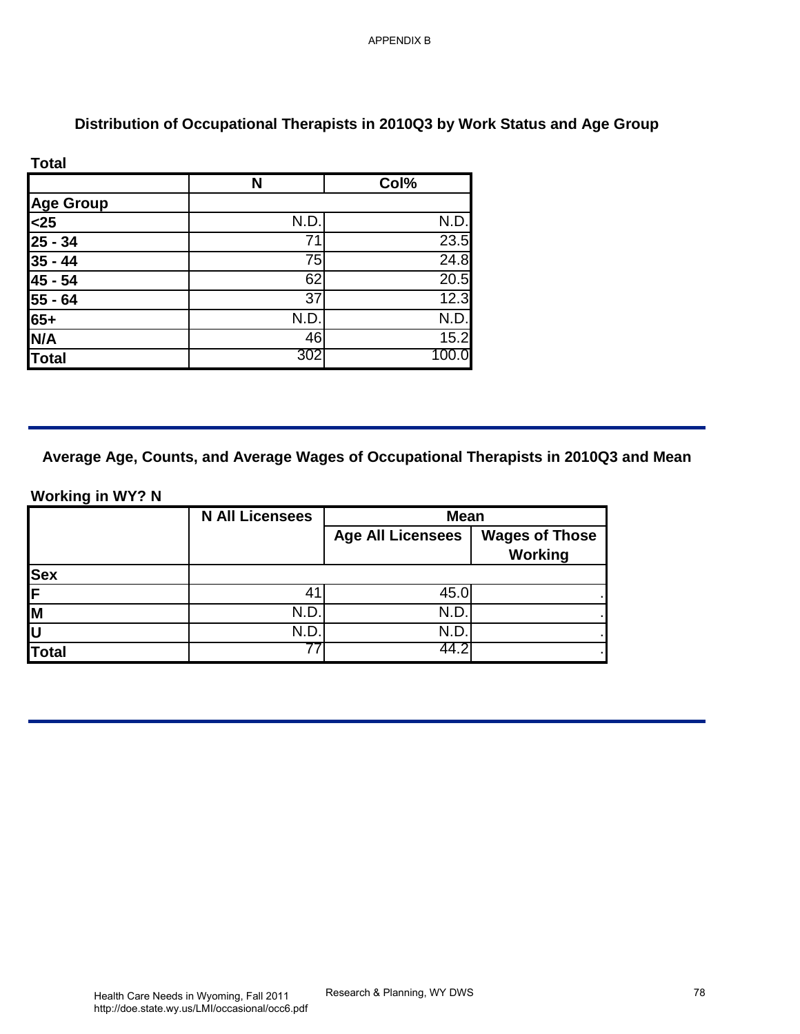## Distribution of Occupational Therapists in 2010Q3 by Work Status and Age Group

**Total**

| | N | Col% |
|---|---|---|
| **Age Group** | | |
| **<25** | N.D. | N.D. |
| **25 - 34** | 71 | 23.5 |
| **35 - 44** | 75 | 24.8 |
| **45 - 54** | 62 | 20.5 |
| **55 - 64** | 37 | 12.3 |
| **65+** | N.D. | N.D. |
| **N/A** | 46 | 15.2 |
| **Total** | 302 | 100.0 |

## Average Age, Counts, and Average Wages of Occupational Therapists in 2010Q3 and Mean

**Working in WY? N**

| | N All Licensees | Mean | |
|---|---|---|---|
| | | Age All Licensees | Wages of Those Working |
| **Sex** | | | |
| **F** | 41 | 45.0 | . |
| **M** | N.D. | N.D. | . |
| **U** | N.D. | N.D. | . |
| **Total** | 77 | 44.2 | . |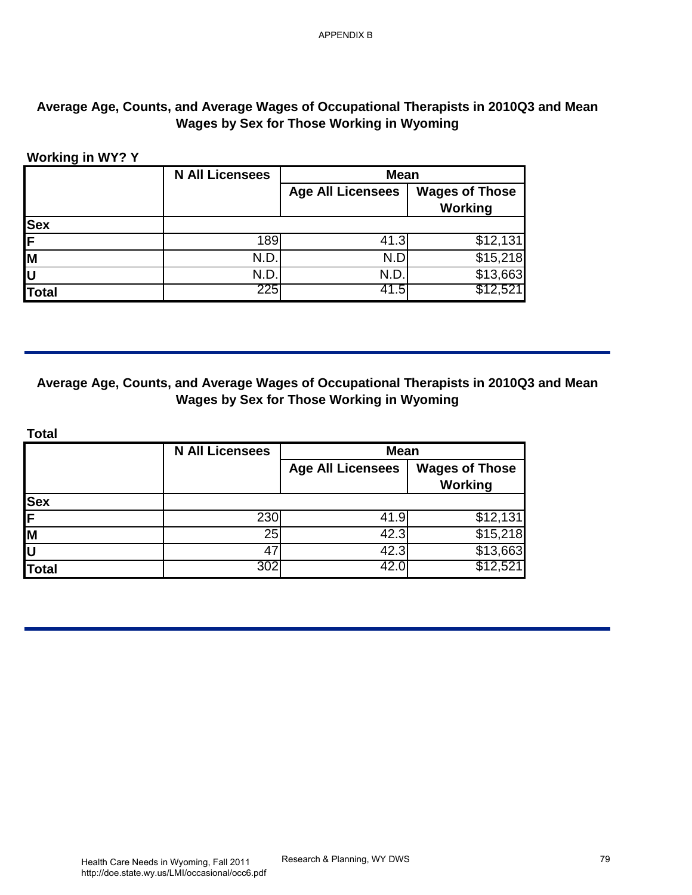## Average Age, Counts, and Average Wages of Occupational Therapists in 2010Q3 and Mean Wages by Sex for Those Working in Wyoming

**Working in WY? Y**

| | N All Licensees | Mean | |
|---|---|---|---|
| | | Age All Licensees | Wages of Those Working |
| **Sex** | | | |
| **F** | 189 | 41.3 | $12,131 |
| **M** | N.D. | N.D | $15,218 |
| **U** | N.D. | N.D. | $13,663 |
| **Total** | 225 | 41.5 | $12,521 |

## Average Age, Counts, and Average Wages of Occupational Therapists in 2010Q3 and Mean Wages by Sex for Those Working in Wyoming

**Total**

| | N All Licensees | Mean | |
|---|---|---|---|
| | | Age All Licensees | Wages of Those Working |
| **Sex** | | | |
| **F** | 230 | 41.9 | $12,131 |
| **M** | 25 | 42.3 | $15,218 |
| **U** | 47 | 42.3 | $13,663 |
| **Total** | 302 | 42.0 | $12,521 |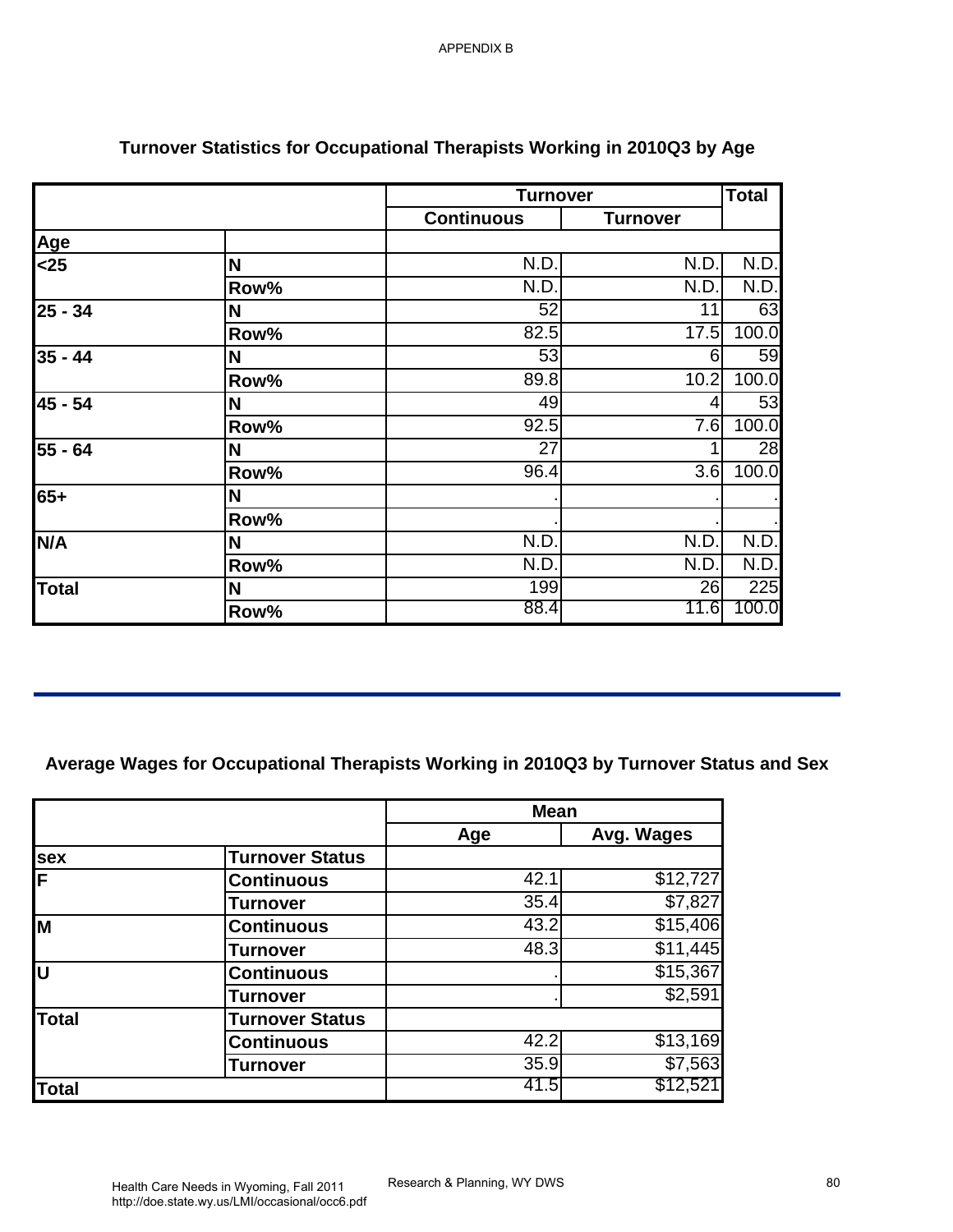APPENDIX B

## Turnover Statistics for Occupational Therapists Working in 2010Q3 by Age

| | | Turnover | | Total |
|---|---|---|---|---|
| | | Continuous | Turnover | |
| **Age** | | | | |
| **<25** | **N** | N.D. | N.D. | N.D. |
| | **Row%** | N.D. | N.D. | N.D. |
| **25 - 34** | **N** | 52 | 11 | 63 |
| | **Row%** | 82.5 | 17.5 | 100.0 |
| **35 - 44** | **N** | 53 | 6 | 59 |
| | **Row%** | 89.8 | 10.2 | 100.0 |
| **45 - 54** | **N** | 49 | 4 | 53 |
| | **Row%** | 92.5 | 7.6 | 100.0 |
| **55 - 64** | **N** | 27 | 1 | 28 |
| | **Row%** | 96.4 | 3.6 | 100.0 |
| **65+** | **N** | . | . | . |
| | **Row%** | . | . | . |
| **N/A** | **N** | N.D. | N.D. | N.D. |
| | **Row%** | N.D. | N.D. | N.D. |
| **Total** | **N** | 199 | 26 | 225 |
| | **Row%** | 88.4 | 11.6 | 100.0 |

## Average Wages for Occupational Therapists Working in 2010Q3 by Turnover Status and Sex

| | | Mean | |
|---|---|---|---|
| | | Age | Avg. Wages |
| **sex** | **Turnover Status** | | |
| **F** | **Continuous** | 42.1 | $12,727 |
| | **Turnover** | 35.4 | $7,827 |
| **M** | **Continuous** | 43.2 | $15,406 |
| | **Turnover** | 48.3 | $11,445 |
| **U** | **Continuous** | . | $15,367 |
| | **Turnover** | . | $2,591 |
| **Total** | **Turnover Status** | | |
| | **Continuous** | 42.2 | $13,169 |
| | **Turnover** | 35.9 | $7,563 |
| **Total** | | 41.5 | $12,521 |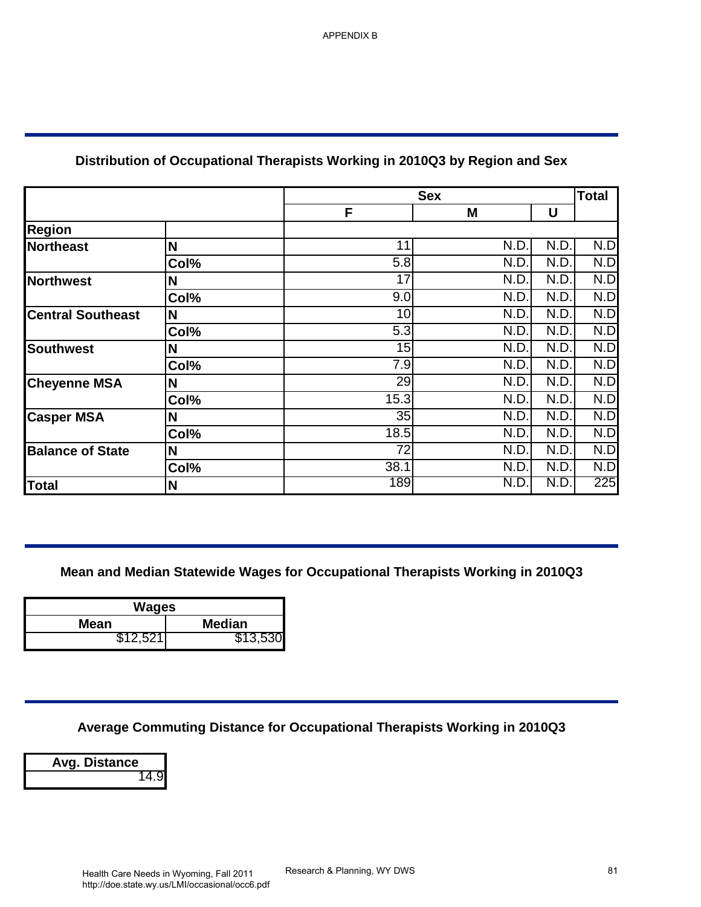APPENDIX B

## Distribution of Occupational Therapists Working in 2010Q3 by Region and Sex

| | | Sex | | | Total |
|---|---|---|---|---|---|
| | | F | M | U | |
| **Region** | | | | | |
| **Northeast** | **N** | 11 | N.D. | N.D. | N.D |
| | **Col%** | 5.8 | N.D. | N.D. | N.D |
| **Northwest** | **N** | 17 | N.D. | N.D. | N.D |
| | **Col%** | 9.0 | N.D. | N.D. | N.D |
| **Central Southeast** | **N** | 10 | N.D. | N.D. | N.D |
| | **Col%** | 5.3 | N.D. | N.D. | N.D |
| **Southwest** | **N** | 15 | N.D. | N.D. | N.D |
| | **Col%** | 7.9 | N.D. | N.D. | N.D |
| **Cheyenne MSA** | **N** | 29 | N.D. | N.D. | N.D |
| | **Col%** | 15.3 | N.D. | N.D. | N.D |
| **Casper MSA** | **N** | 35 | N.D. | N.D. | N.D |
| | **Col%** | 18.5 | N.D. | N.D. | N.D |
| **Balance of State** | **N** | 72 | N.D. | N.D. | N.D |
| | **Col%** | 38.1 | N.D. | N.D. | N.D |
| **Total** | **N** | 189 | N.D. | N.D. | 225 |

## Mean and Median Statewide Wages for Occupational Therapists Working in 2010Q3

| Wages | |
|---|---|
| **Mean** | **Median** |
| $12,521 | $13,530 |

## Average Commuting Distance for Occupational Therapists Working in 2010Q3

| Avg. Distance |
|---|
| 14.9 |

Health Care Needs in Wyoming, Fall 2011
http://doe.state.wy.us/LMI/occasional/occ6.pdf

Research & Planning, WY DWS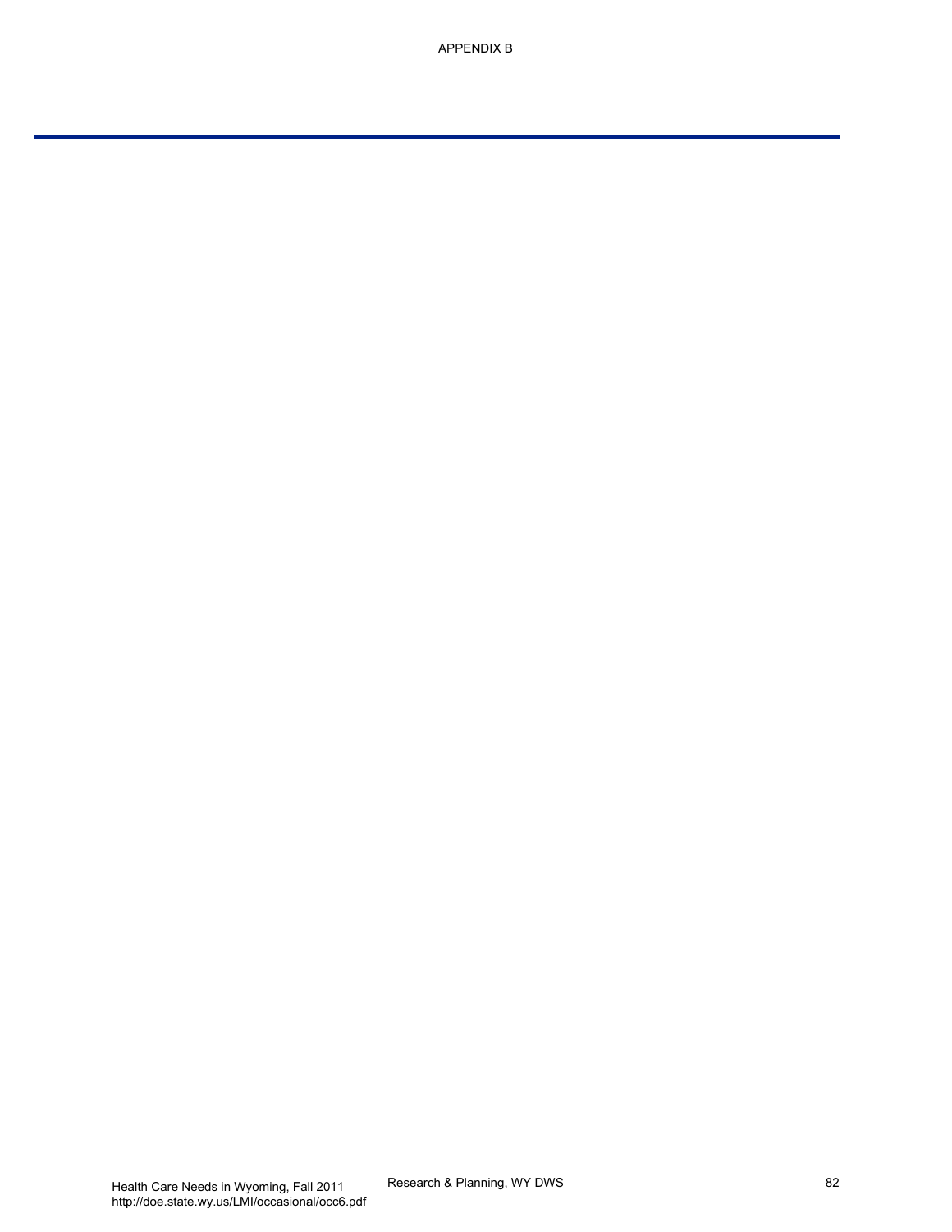APPENDIX B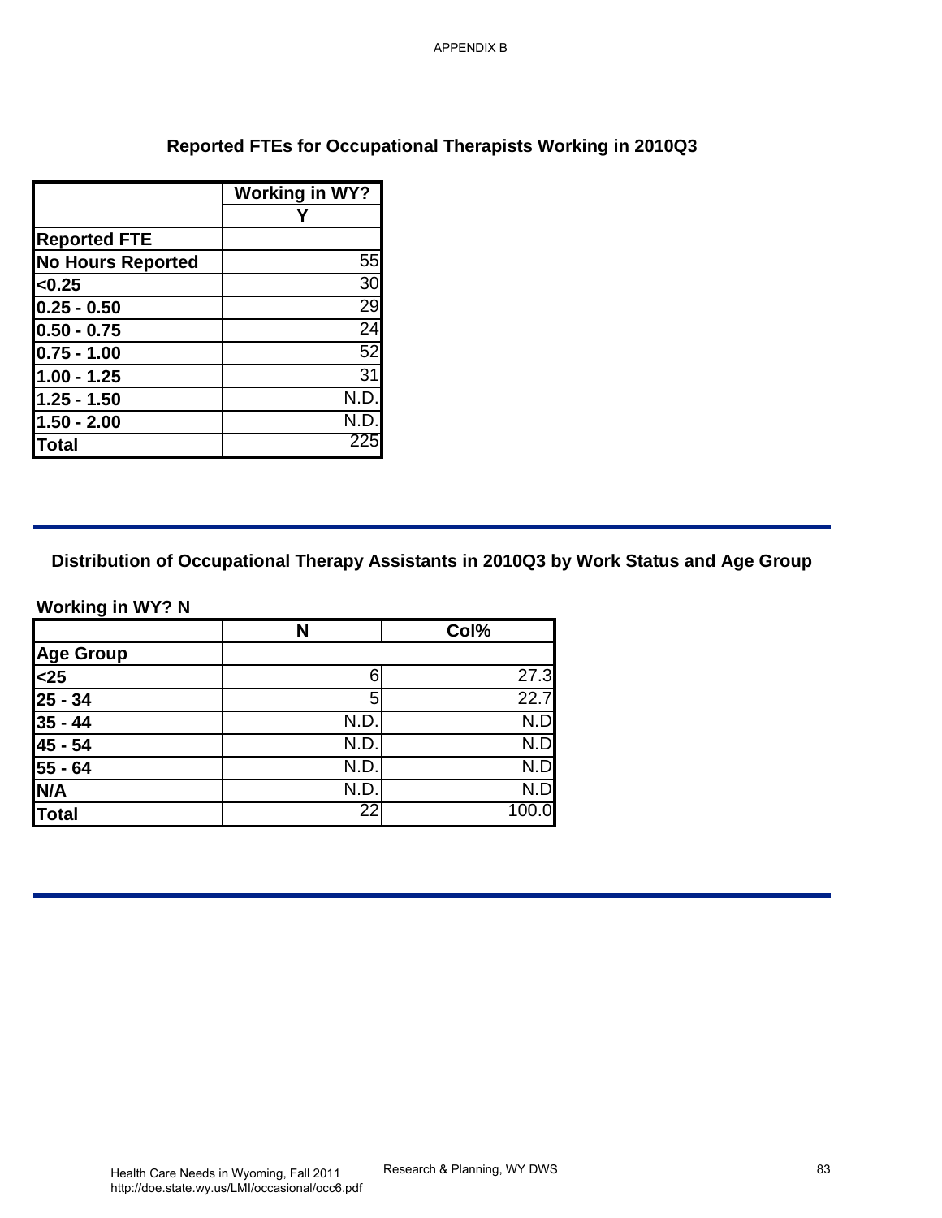APPENDIX B

## Reported FTEs for Occupational Therapists Working in 2010Q3

| | Working in WY? |
|---|---|
| | Y |
| **Reported FTE** | |
| **No Hours Reported** | 55 |
| **<0.25** | 30 |
| **0.25 - 0.50** | 29 |
| **0.50 - 0.75** | 24 |
| **0.75 - 1.00** | 52 |
| **1.00 - 1.25** | 31 |
| **1.25 - 1.50** | N.D. |
| **1.50 - 2.00** | N.D. |
| **Total** | 225 |

## Distribution of Occupational Therapy Assistants in 2010Q3 by Work Status and Age Group

**Working in WY? N**

| | N | Col% |
|---|---|---|
| **Age Group** | | |
| **<25** | 6 | 27.3 |
| **25 - 34** | 5 | 22.7 |
| **35 - 44** | N.D. | N.D |
| **45 - 54** | N.D. | N.D |
| **55 - 64** | N.D. | N.D |
| **N/A** | N.D. | N.D |
| **Total** | 22 | 100.0 |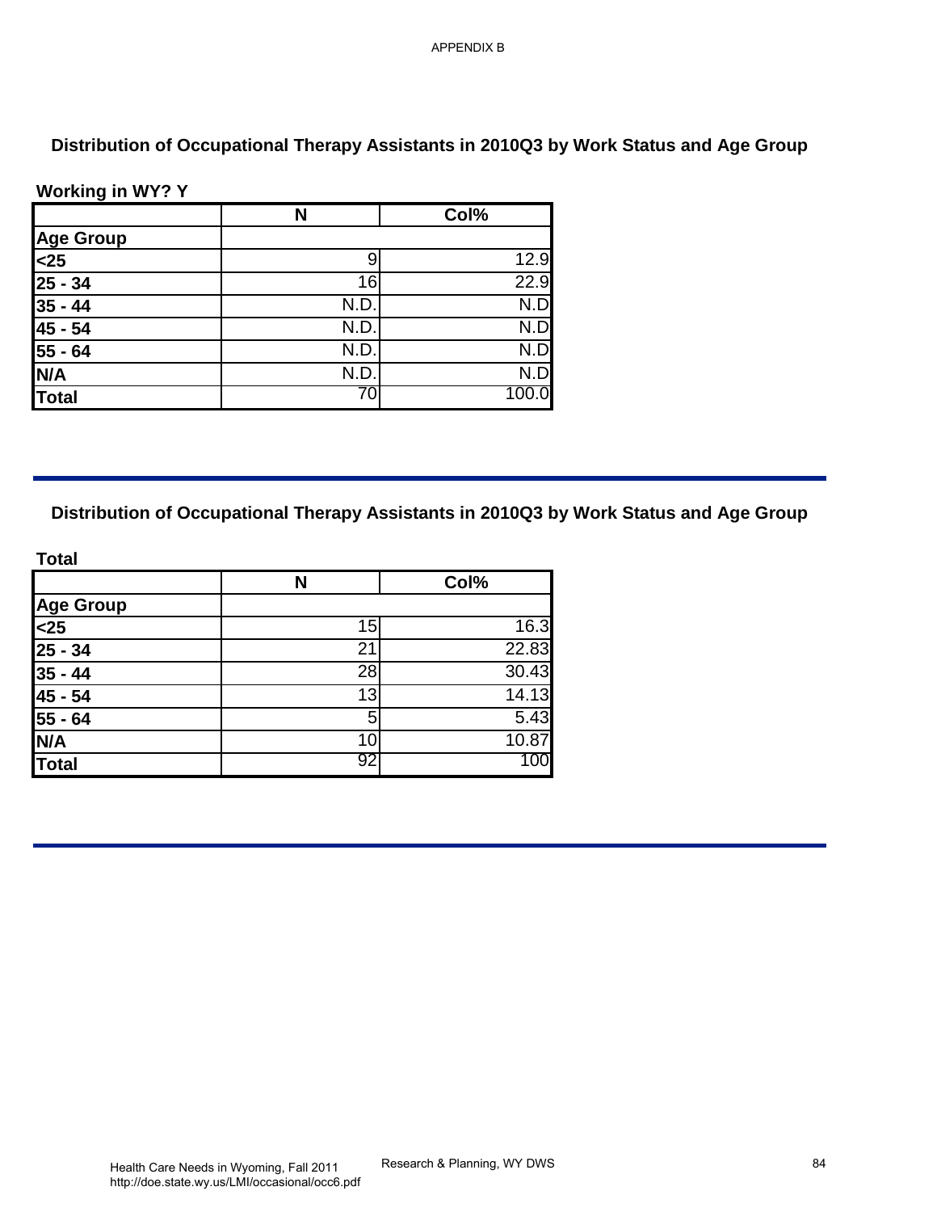APPENDIX B

## Distribution of Occupational Therapy Assistants in 2010Q3 by Work Status and Age Group

**Working in WY? Y**

| | N | Col% |
|---|---|---|
| **Age Group** | | |
| **<25** | 9 | 12.9 |
| **25 - 34** | 16 | 22.9 |
| **35 - 44** | N.D. | N.D |
| **45 - 54** | N.D. | N.D |
| **55 - 64** | N.D. | N.D |
| **N/A** | N.D. | N.D |
| **Total** | 70 | 100.0 |

## Distribution of Occupational Therapy Assistants in 2010Q3 by Work Status and Age Group

**Total**

| | N | Col% |
|---|---|---|
| **Age Group** | | |
| **<25** | 15 | 16.3 |
| **25 - 34** | 21 | 22.83 |
| **35 - 44** | 28 | 30.43 |
| **45 - 54** | 13 | 14.13 |
| **55 - 64** | 5 | 5.43 |
| **N/A** | 10 | 10.87 |
| **Total** | 92 | 100 |

Health Care Needs in Wyoming, Fall 2011
http://doe.state.wy.us/LMI/occasional/occ6.pdf

Research & Planning, WY DWS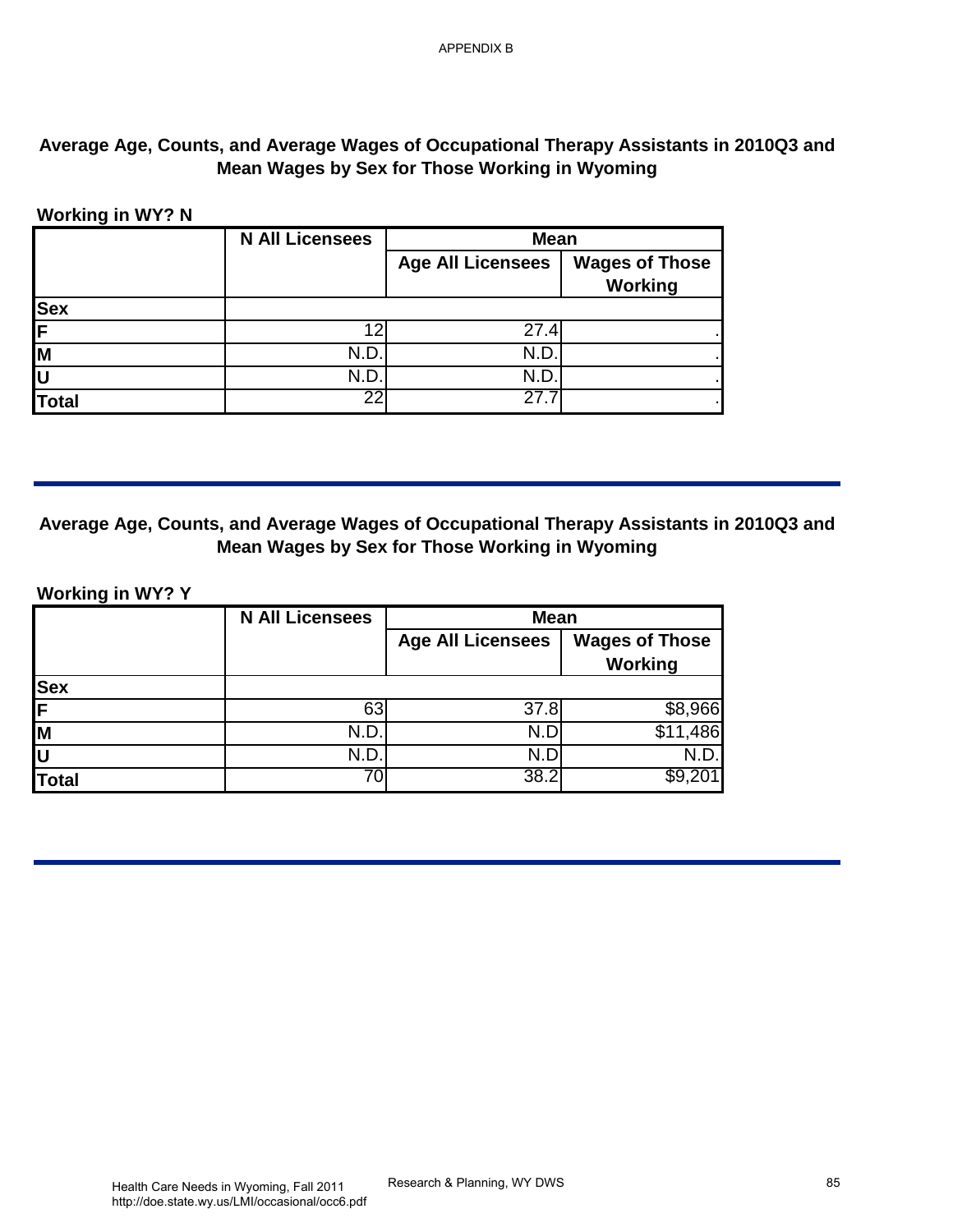## Average Age, Counts, and Average Wages of Occupational Therapy Assistants in 2010Q3 and Mean Wages by Sex for Those Working in Wyoming

**Working in WY? N**

| | N All Licensees | Mean | |
|---|---|---|---|
| | | Age All Licensees | Wages of Those Working |
| **Sex** | | | |
| **F** | 12 | 27.4 | . |
| **M** | N.D. | N.D. | . |
| **U** | N.D. | N.D. | . |
| **Total** | 22 | 27.7 | . |

## Average Age, Counts, and Average Wages of Occupational Therapy Assistants in 2010Q3 and Mean Wages by Sex for Those Working in Wyoming

**Working in WY? Y**

| | N All Licensees | Mean | |
|---|---|---|---|
| | | Age All Licensees | Wages of Those Working |
| **Sex** | | | |
| **F** | 63 | 37.8 | $8,966 |
| **M** | N.D. | N.D | $11,486 |
| **U** | N.D. | N.D | N.D. |
| **Total** | 70 | 38.2 | $9,201 |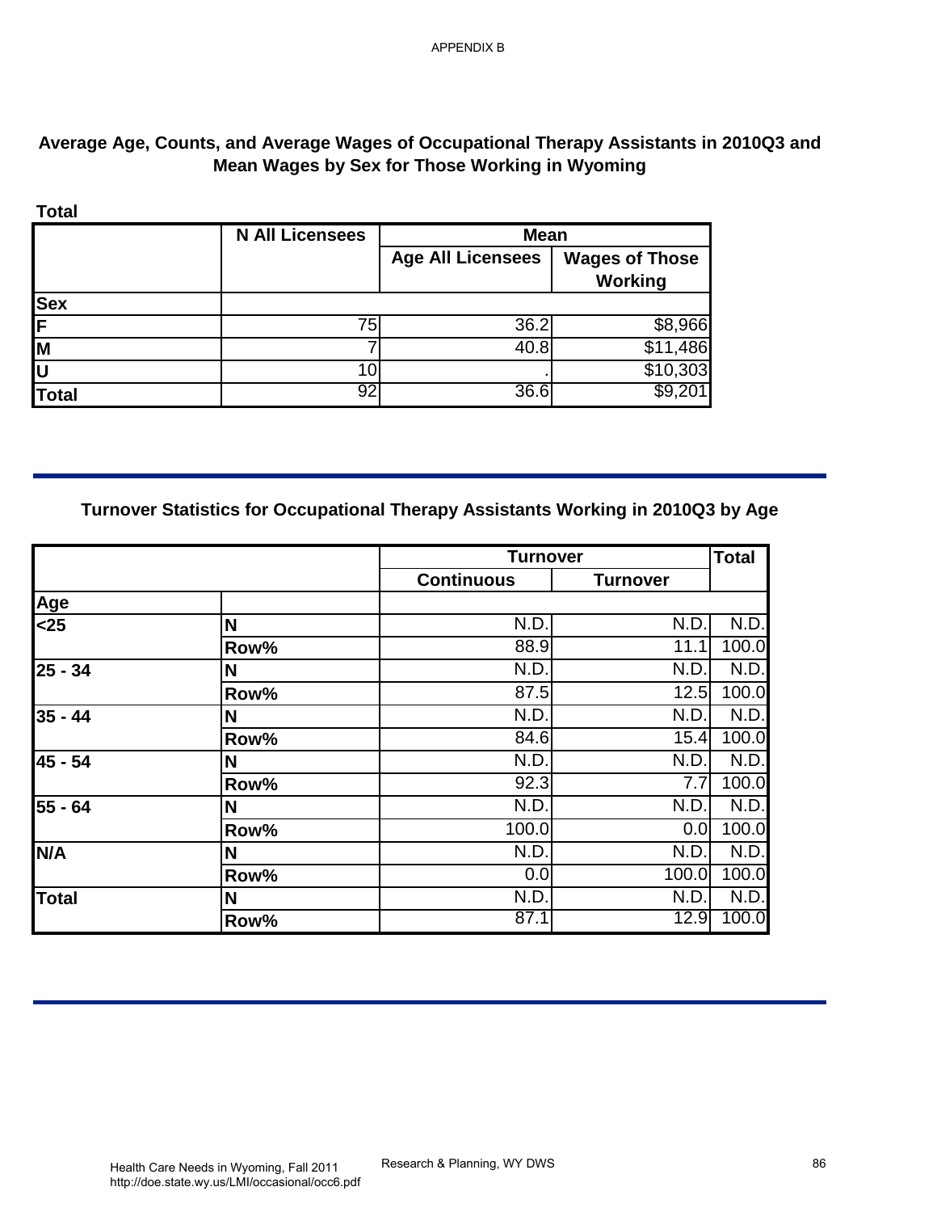APPENDIX B

## Average Age, Counts, and Average Wages of Occupational Therapy Assistants in 2010Q3 and Mean Wages by Sex for Those Working in Wyoming

**Total**

| | N All Licensees | Mean | |
|---|---|---|---|
| | | Age All Licensees | Wages of Those Working |
| **Sex** | | | |
| **F** | 75 | 36.2 | $8,966 |
| **M** | 7 | 40.8 | $11,486 |
| **U** | 10 | . | $10,303 |
| **Total** | 92 | 36.6 | $9,201 |

## Turnover Statistics for Occupational Therapy Assistants Working in 2010Q3 by Age

| | | Turnover | | Total |
|---|---|---|---|---|
| | | Continuous | Turnover | |
| **Age** | | | | |
| **<25** | **N** | N.D. | N.D. | N.D. |
| | **Row%** | 88.9 | 11.1 | 100.0 |
| **25 - 34** | **N** | N.D. | N.D. | N.D. |
| | **Row%** | 87.5 | 12.5 | 100.0 |
| **35 - 44** | **N** | N.D. | N.D. | N.D. |
| | **Row%** | 84.6 | 15.4 | 100.0 |
| **45 - 54** | **N** | N.D. | N.D. | N.D. |
| | **Row%** | 92.3 | 7.7 | 100.0 |
| **55 - 64** | **N** | N.D. | N.D. | N.D. |
| | **Row%** | 100.0 | 0.0 | 100.0 |
| **N/A** | **N** | N.D. | N.D. | N.D. |
| | **Row%** | 0.0 | 100.0 | 100.0 |
| **Total** | **N** | N.D. | N.D. | N.D. |
| | **Row%** | 87.1 | 12.9 | 100.0 |

Health Care Needs in Wyoming, Fall 2011
http://doe.state.wy.us/LMI/occasional/occ6.pdf

Research & Planning, WY DWS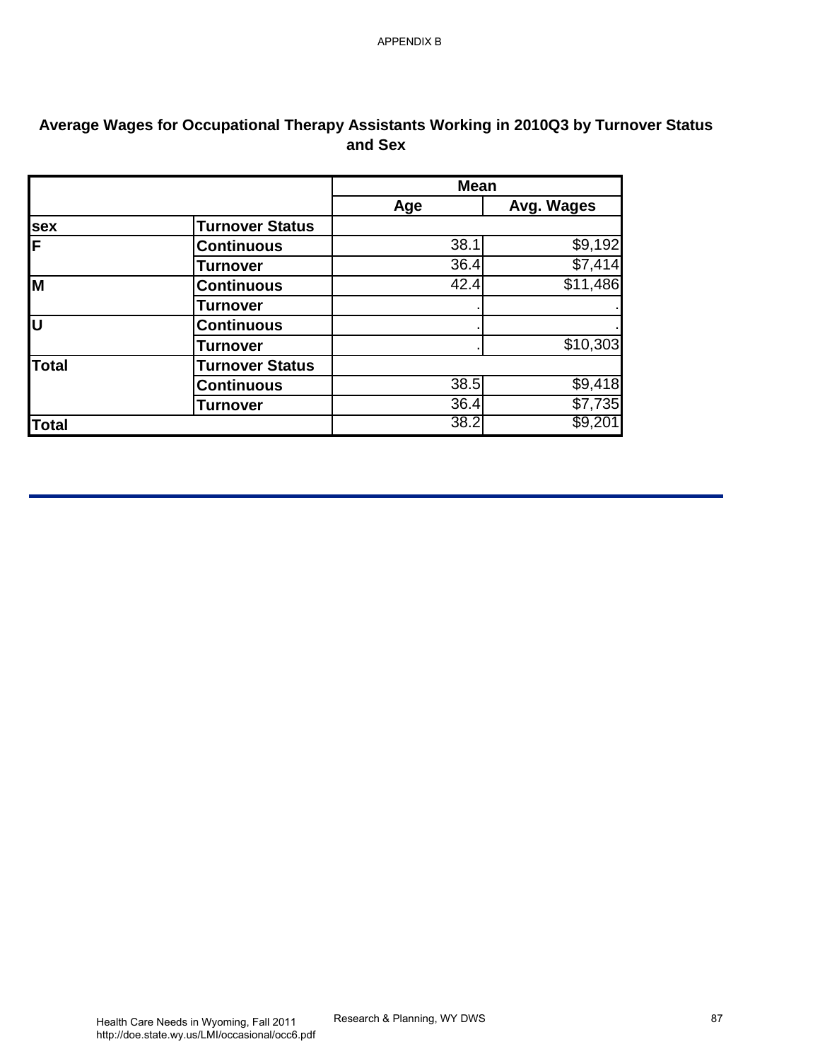## Average Wages for Occupational Therapy Assistants Working in 2010Q3 by Turnover Status and Sex

| | | Mean | |
|---|---|---|---|
| | | Age | Avg. Wages |
| **sex** | **Turnover Status** | | |
| **F** | **Continuous** | 38.1 | $9,192 |
| | **Turnover** | 36.4 | $7,414 |
| **M** | **Continuous** | 42.4 | $11,486 |
| | **Turnover** | . | . |
| **U** | **Continuous** | . | . |
| | **Turnover** | . | $10,303 |
| **Total** | **Turnover Status** | | |
| | **Continuous** | 38.5 | $9,418 |
| | **Turnover** | 36.4 | $7,735 |
| **Total** | | 38.2 | $9,201 |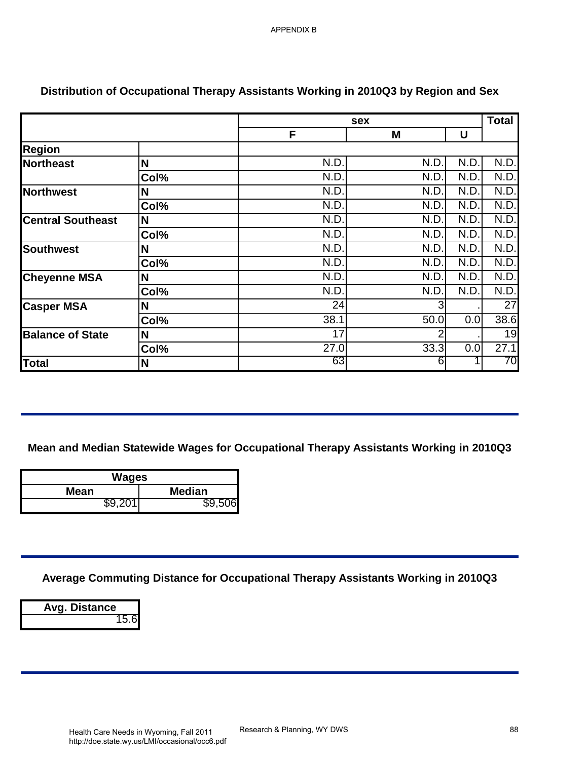APPENDIX B

## Distribution of Occupational Therapy Assistants Working in 2010Q3 by Region and Sex

| | | sex | | | Total |
|---|---|---|---|---|---|
| | | F | M | U | |
| **Region** | | | | | |
| **Northeast** | **N** | N.D. | N.D. | N.D. | N.D. |
| | **Col%** | N.D. | N.D. | N.D. | N.D. |
| **Northwest** | **N** | N.D. | N.D. | N.D. | N.D. |
| | **Col%** | N.D. | N.D. | N.D. | N.D. |
| **Central Southeast** | **N** | N.D. | N.D. | N.D. | N.D. |
| | **Col%** | N.D. | N.D. | N.D. | N.D. |
| **Southwest** | **N** | N.D. | N.D. | N.D. | N.D. |
| | **Col%** | N.D. | N.D. | N.D. | N.D. |
| **Cheyenne MSA** | **N** | N.D. | N.D. | N.D. | N.D. |
| | **Col%** | N.D. | N.D. | N.D. | N.D. |
| **Casper MSA** | **N** | 24 | 3 | . | 27 |
| | **Col%** | 38.1 | 50.0 | 0.0 | 38.6 |
| **Balance of State** | **N** | 17 | 2 | . | 19 |
| | **Col%** | 27.0 | 33.3 | 0.0 | 27.1 |
| **Total** | **N** | 63 | 6 | 1 | 70 |

## Mean and Median Statewide Wages for Occupational Therapy Assistants Working in 2010Q3

| Wages | |
|---|---|
| **Mean** | **Median** |
| $9,201 | $9,506 |

## Average Commuting Distance for Occupational Therapy Assistants Working in 2010Q3

| Avg. Distance |
|---|
| 15.6 |

Health Care Needs in Wyoming, Fall 2011
http://doe.state.wy.us/LMI/occasional/occ6.pdf

Research & Planning, WY DWS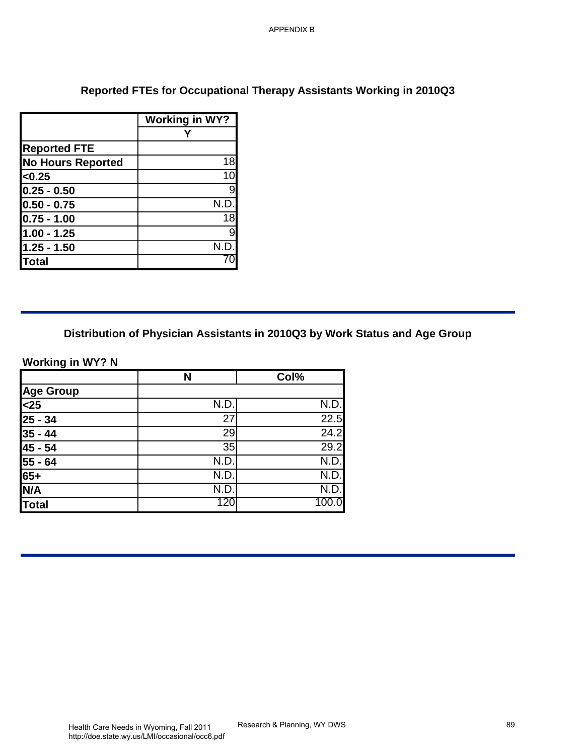## Reported FTEs for Occupational Therapy Assistants Working in 2010Q3

| | Working in WY? |
|---|---|
| | Y |
| **Reported FTE** | |
| **No Hours Reported** | 18 |
| **<0.25** | 10 |
| **0.25 - 0.50** | 9 |
| **0.50 - 0.75** | N.D. |
| **0.75 - 1.00** | 18 |
| **1.00 - 1.25** | 9 |
| **1.25 - 1.50** | N.D. |
| **Total** | 70 |

## Distribution of Physician Assistants in 2010Q3 by Work Status and Age Group

**Working in WY? N**

| | N | Col% |
|---|---|---|
| **Age Group** | | |
| **<25** | N.D. | N.D. |
| **25 - 34** | 27 | 22.5 |
| **35 - 44** | 29 | 24.2 |
| **45 - 54** | 35 | 29.2 |
| **55 - 64** | N.D. | N.D. |
| **65+** | N.D. | N.D. |
| **N/A** | N.D. | N.D. |
| **Total** | 120 | 100.0 |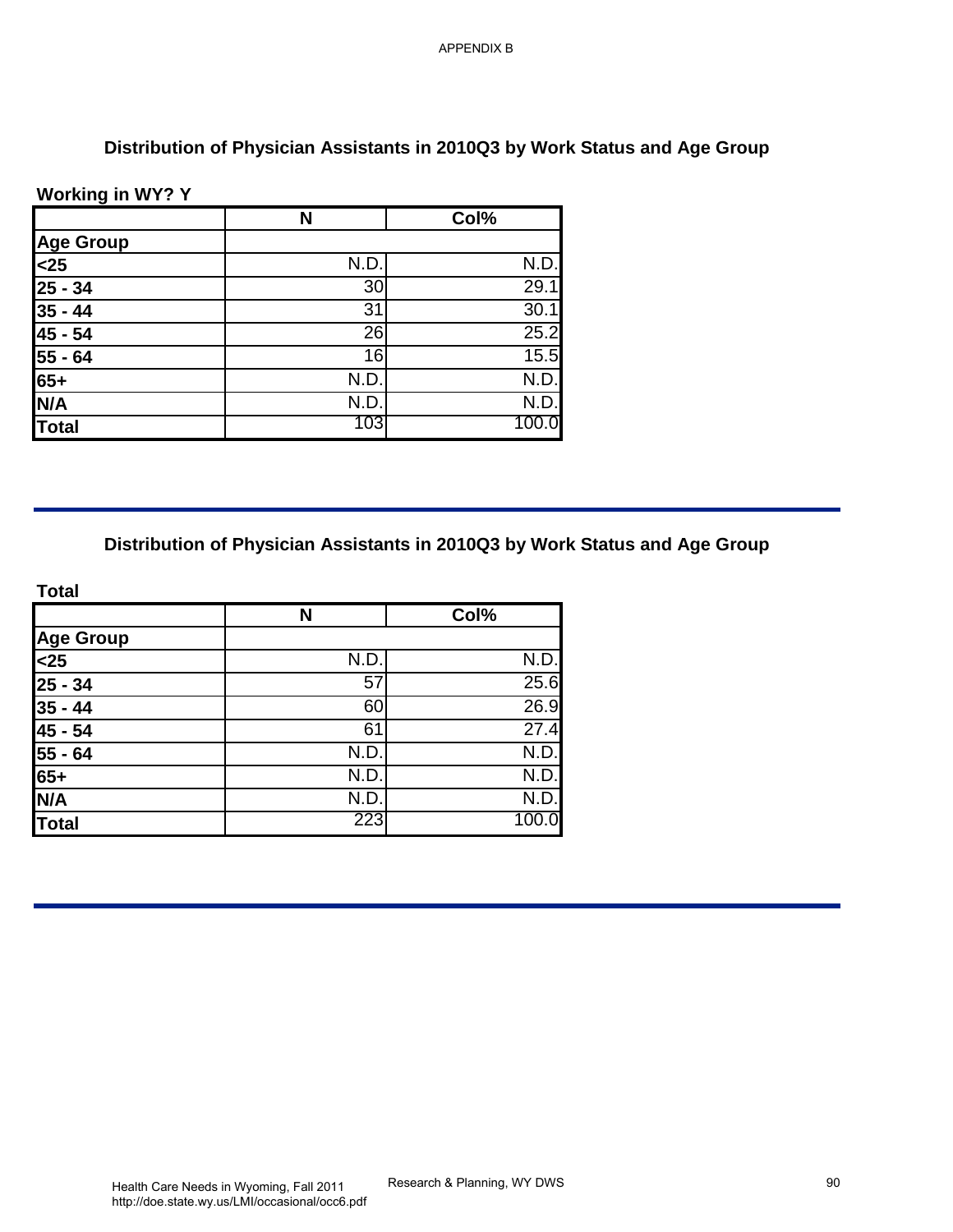## Distribution of Physician Assistants in 2010Q3 by Work Status and Age Group

**Working in WY? Y**

| | N | Col% |
|---|---|---|
| **Age Group** | | |
| **<25** | N.D. | N.D. |
| **25 - 34** | 30 | 29.1 |
| **35 - 44** | 31 | 30.1 |
| **45 - 54** | 26 | 25.2 |
| **55 - 64** | 16 | 15.5 |
| **65+** | N.D. | N.D. |
| **N/A** | N.D. | N.D. |
| **Total** | 103 | 100.0 |

## Distribution of Physician Assistants in 2010Q3 by Work Status and Age Group

**Total**

| | N | Col% |
|---|---|---|
| **Age Group** | | |
| **<25** | N.D. | N.D. |
| **25 - 34** | 57 | 25.6 |
| **35 - 44** | 60 | 26.9 |
| **45 - 54** | 61 | 27.4 |
| **55 - 64** | N.D. | N.D. |
| **65+** | N.D. | N.D. |
| **N/A** | N.D. | N.D. |
| **Total** | 223 | 100.0 |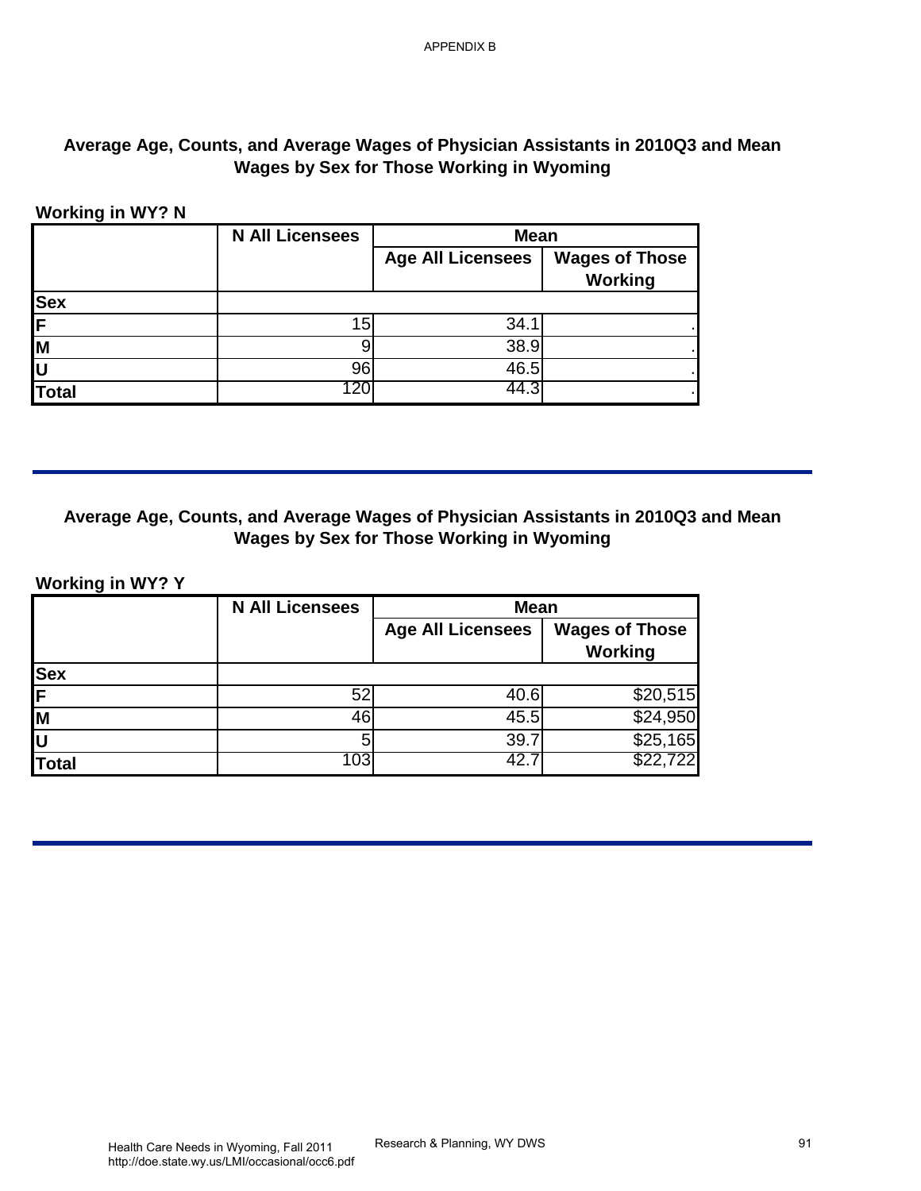APPENDIX B

## Average Age, Counts, and Average Wages of Physician Assistants in 2010Q3 and Mean Wages by Sex for Those Working in Wyoming

**Working in WY? N**

| | N All Licensees | Mean | |
|---|---|---|---|
| | | Age All Licensees | Wages of Those Working |
| **Sex** | | | |
| **F** | 15 | 34.1 | . |
| **M** | 9 | 38.9 | . |
| **U** | 96 | 46.5 | . |
| **Total** | 120 | 44.3 | . |

## Average Age, Counts, and Average Wages of Physician Assistants in 2010Q3 and Mean Wages by Sex for Those Working in Wyoming

**Working in WY? Y**

| | N All Licensees | Mean | |
|---|---|---|---|
| | | Age All Licensees | Wages of Those Working |
| **Sex** | | | |
| **F** | 52 | 40.6 | $20,515 |
| **M** | 46 | 45.5 | $24,950 |
| **U** | 5 | 39.7 | $25,165 |
| **Total** | 103 | 42.7 | $22,722 |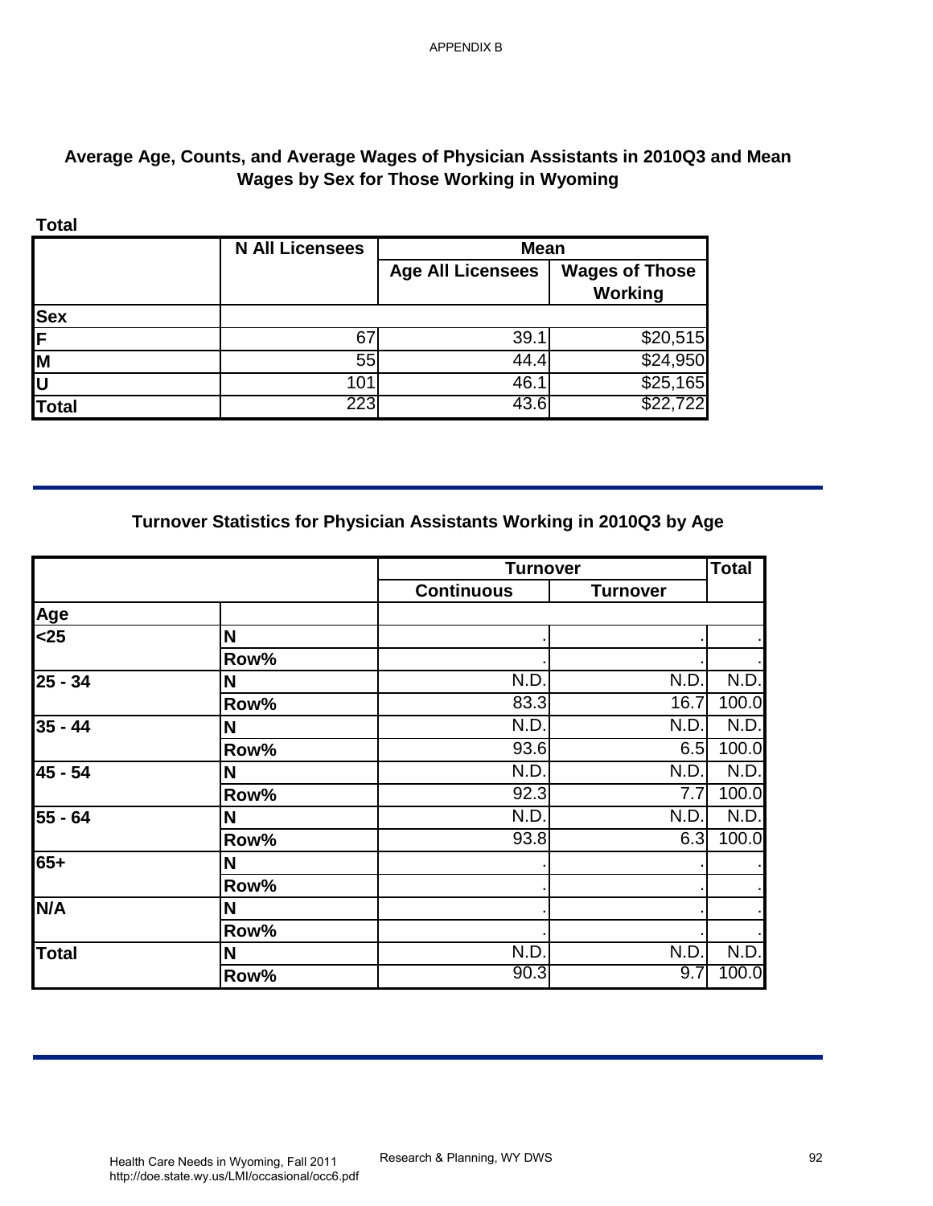## Average Age, Counts, and Average Wages of Physician Assistants in 2010Q3 and Mean Wages by Sex for Those Working in Wyoming

**Total**

| | N All Licensees | Mean | |
|---|---|---|---|
| | | Age All Licensees | Wages of Those Working |
| **Sex** | | | |
| **F** | 67 | 39.1 | $20,515 |
| **M** | 55 | 44.4 | $24,950 |
| **U** | 101 | 46.1 | $25,165 |
| **Total** | 223 | 43.6 | $22,722 |

## Turnover Statistics for Physician Assistants Working in 2010Q3 by Age

| | | Turnover | | Total |
|---|---|---|---|---|
| | | Continuous | Turnover | |
| **Age** | | | | |
| **<25** | **N** | . | . | . |
| | **Row%** | . | . | . |
| **25 - 34** | **N** | N.D. | N.D. | N.D. |
| | **Row%** | 83.3 | 16.7 | 100.0 |
| **35 - 44** | **N** | N.D. | N.D. | N.D. |
| | **Row%** | 93.6 | 6.5 | 100.0 |
| **45 - 54** | **N** | N.D. | N.D. | N.D. |
| | **Row%** | 92.3 | 7.7 | 100.0 |
| **55 - 64** | **N** | N.D. | N.D. | N.D. |
| | **Row%** | 93.8 | 6.3 | 100.0 |
| **65+** | **N** | . | . | . |
| | **Row%** | . | . | . |
| **N/A** | **N** | . | . | . |
| | **Row%** | . | . | . |
| **Total** | **N** | N.D. | N.D. | N.D. |
| | **Row%** | 90.3 | 9.7 | 100.0 |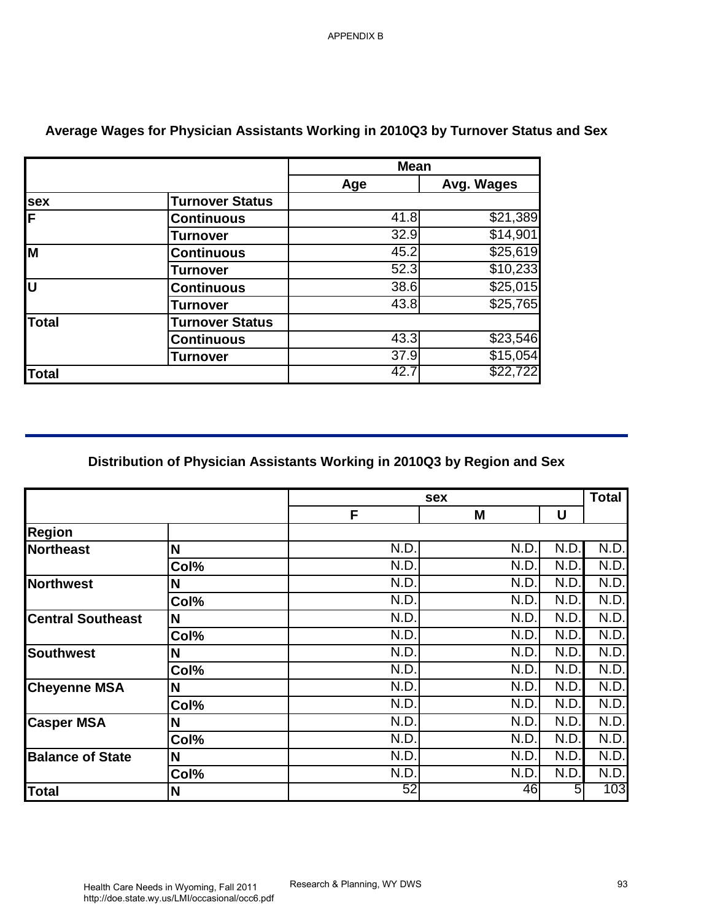APPENDIX B

## Average Wages for Physician Assistants Working in 2010Q3 by Turnover Status and Sex

| | | Mean | |
|---|---|---|---|
| | | Age | Avg. Wages |
| **sex** | **Turnover Status** | | |
| **F** | **Continuous** | 41.8 | $21,389 |
| | **Turnover** | 32.9 | $14,901 |
| **M** | **Continuous** | 45.2 | $25,619 |
| | **Turnover** | 52.3 | $10,233 |
| **U** | **Continuous** | 38.6 | $25,015 |
| | **Turnover** | 43.8 | $25,765 |
| **Total** | **Turnover Status** | | |
| | **Continuous** | 43.3 | $23,546 |
| | **Turnover** | 37.9 | $15,054 |
| **Total** | | 42.7 | $22,722 |

## Distribution of Physician Assistants Working in 2010Q3 by Region and Sex

| | | sex | | | Total |
|---|---|---|---|---|---|
| | | F | M | U | |
| **Region** | | | | | |
| **Northeast** | **N** | N.D. | N.D. | N.D. | N.D. |
| | **Col%** | N.D. | N.D. | N.D. | N.D. |
| **Northwest** | **N** | N.D. | N.D. | N.D. | N.D. |
| | **Col%** | N.D. | N.D. | N.D. | N.D. |
| **Central Southeast** | **N** | N.D. | N.D. | N.D. | N.D. |
| | **Col%** | N.D. | N.D. | N.D. | N.D. |
| **Southwest** | **N** | N.D. | N.D. | N.D. | N.D. |
| | **Col%** | N.D. | N.D. | N.D. | N.D. |
| **Cheyenne MSA** | **N** | N.D. | N.D. | N.D. | N.D. |
| | **Col%** | N.D. | N.D. | N.D. | N.D. |
| **Casper MSA** | **N** | N.D. | N.D. | N.D. | N.D. |
| | **Col%** | N.D. | N.D. | N.D. | N.D. |
| **Balance of State** | **N** | N.D. | N.D. | N.D. | N.D. |
| | **Col%** | N.D. | N.D. | N.D. | N.D. |
| **Total** | **N** | 52 | 46 | 5 | 103 |

Health Care Needs in Wyoming, Fall 2011
http://doe.state.wy.us/LMI/occasional/occ6.pdf

Research & Planning, WY DWS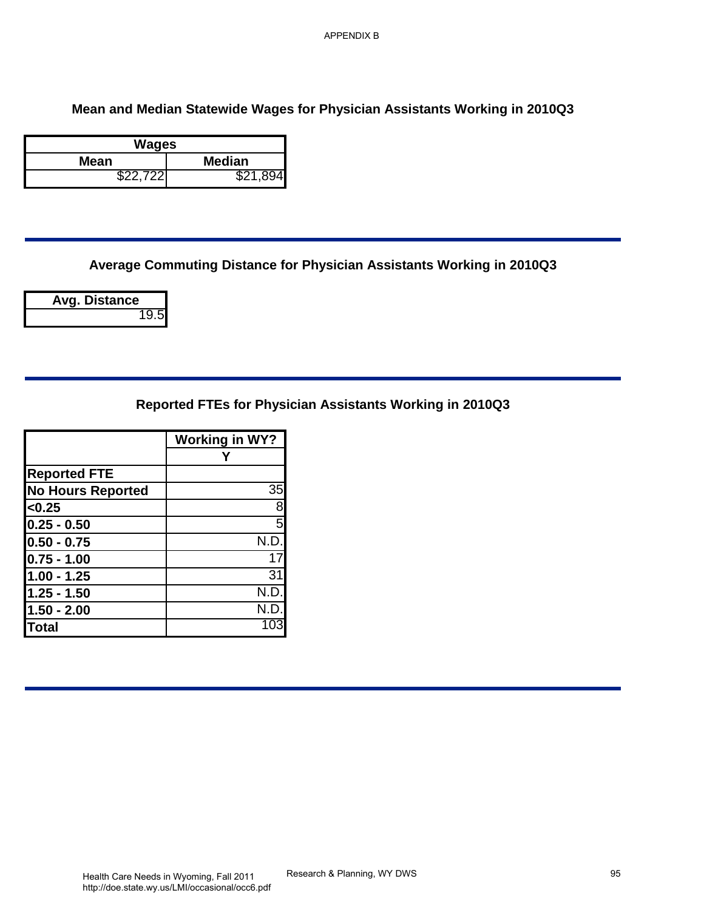## Mean and Median Statewide Wages for Physician Assistants Working in 2010Q3

| Wages | |
|---|---|
| Mean | Median |
| $22,722 | $21,894 |

## Average Commuting Distance for Physician Assistants Working in 2010Q3

| Avg. Distance |
|---|
| 19.5 |

## Reported FTEs for Physician Assistants Working in 2010Q3

| | Working in WY? |
|---|---|
| | Y |
| **Reported FTE** | |
| **No Hours Reported** | 35 |
| **<0.25** | 8 |
| **0.25 - 0.50** | 5 |
| **0.50 - 0.75** | N.D. |
| **0.75 - 1.00** | 17 |
| **1.00 - 1.25** | 31 |
| **1.25 - 1.50** | N.D. |
| **1.50 - 2.00** | N.D. |
| **Total** | 103 |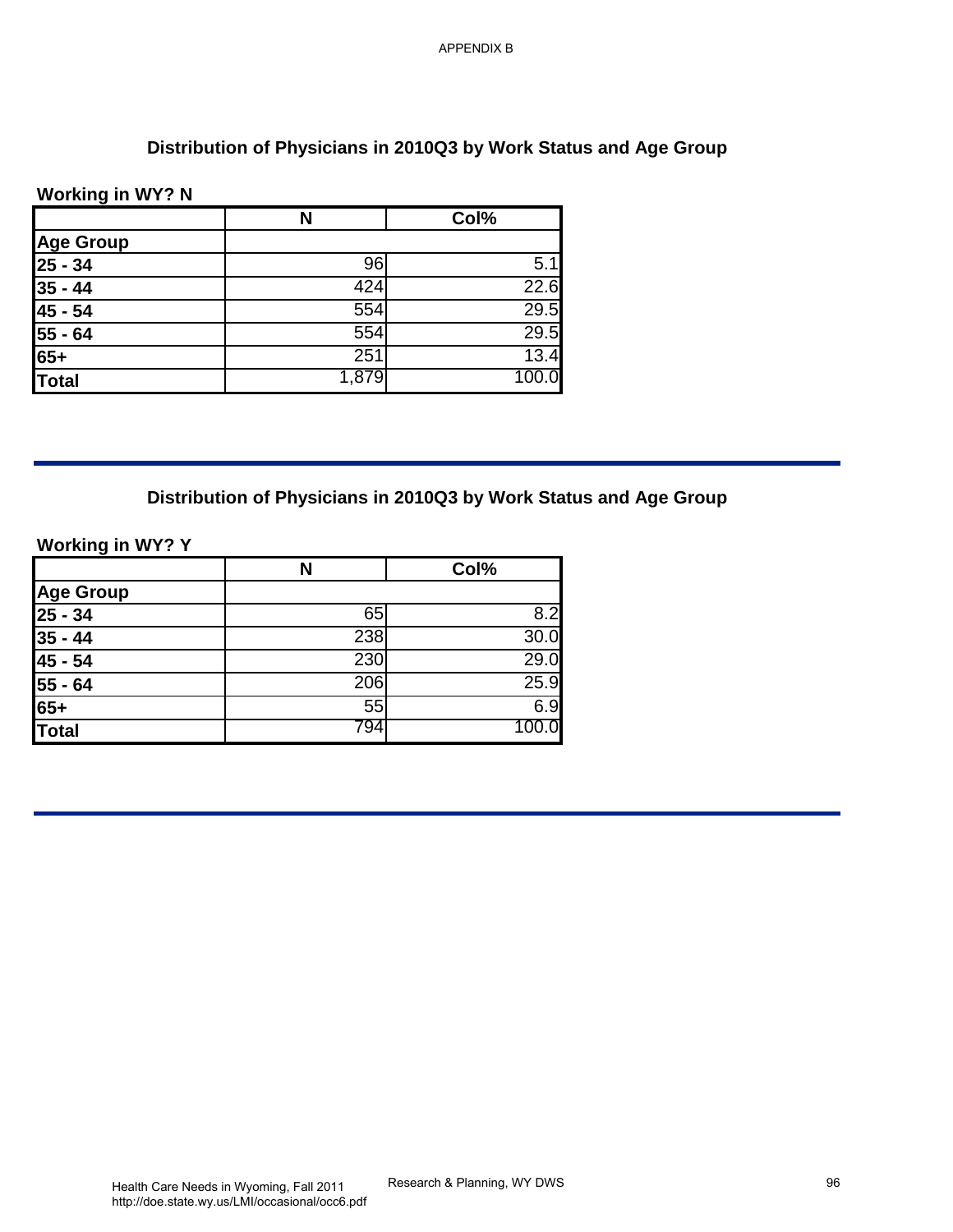## Distribution of Physicians in 2010Q3 by Work Status and Age Group

**Working in WY? N**

| | N | Col% |
|---|---|---|
| **Age Group** | | |
| **25 - 34** | 96 | 5.1 |
| **35 - 44** | 424 | 22.6 |
| **45 - 54** | 554 | 29.5 |
| **55 - 64** | 554 | 29.5 |
| **65+** | 251 | 13.4 |
| **Total** | 1,879 | 100.0 |

## Distribution of Physicians in 2010Q3 by Work Status and Age Group

**Working in WY? Y**

| | N | Col% |
|---|---|---|
| **Age Group** | | |
| **25 - 34** | 65 | 8.2 |
| **35 - 44** | 238 | 30.0 |
| **45 - 54** | 230 | 29.0 |
| **55 - 64** | 206 | 25.9 |
| **65+** | 55 | 6.9 |
| **Total** | 794 | 100.0 |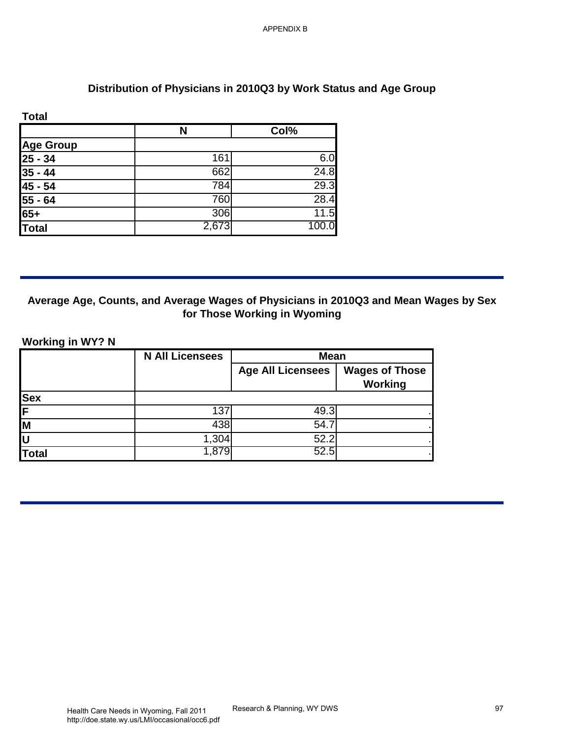## Distribution of Physicians in 2010Q3 by Work Status and Age Group

**Total**

| | N | Col% |
|---|---|---|
| **Age Group** | | |
| **25 - 34** | 161 | 6.0 |
| **35 - 44** | 662 | 24.8 |
| **45 - 54** | 784 | 29.3 |
| **55 - 64** | 760 | 28.4 |
| **65+** | 306 | 11.5 |
| **Total** | 2,673 | 100.0 |

## Average Age, Counts, and Average Wages of Physicians in 2010Q3 and Mean Wages by Sex for Those Working in Wyoming

**Working in WY? N**

| | N All Licensees | Mean | |
|---|---|---|---|
| | | Age All Licensees | Wages of Those Working |
| **Sex** | | | |
| **F** | 137 | 49.3 | . |
| **M** | 438 | 54.7 | . |
| **U** | 1,304 | 52.2 | . |
| **Total** | 1,879 | 52.5 | . |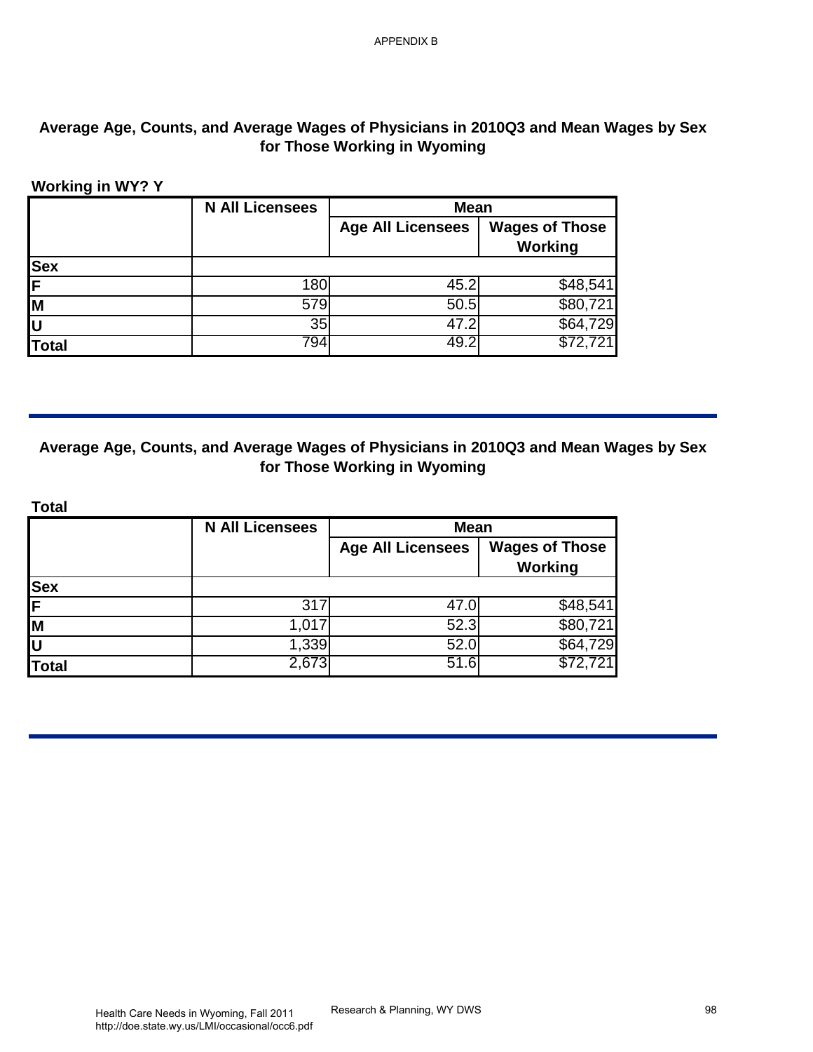APPENDIX B

## Average Age, Counts, and Average Wages of Physicians in 2010Q3 and Mean Wages by Sex for Those Working in Wyoming

**Working in WY? Y**

| | N All Licensees | Mean | |
|---|---|---|---|
| | | Age All Licensees | Wages of Those Working |
| **Sex** | | | |
| **F** | 180 | 45.2 | $48,541 |
| **M** | 579 | 50.5 | $80,721 |
| **U** | 35 | 47.2 | $64,729 |
| **Total** | 794 | 49.2 | $72,721 |

## Average Age, Counts, and Average Wages of Physicians in 2010Q3 and Mean Wages by Sex for Those Working in Wyoming

**Total**

| | N All Licensees | Mean | |
|---|---|---|---|
| | | Age All Licensees | Wages of Those Working |
| **Sex** | | | |
| **F** | 317 | 47.0 | $48,541 |
| **M** | 1,017 | 52.3 | $80,721 |
| **U** | 1,339 | 52.0 | $64,729 |
| **Total** | 2,673 | 51.6 | $72,721 |

Health Care Needs in Wyoming, Fall 2011
http://doe.state.wy.us/LMI/occasional/occ6.pdf

Research & Planning, WY DWS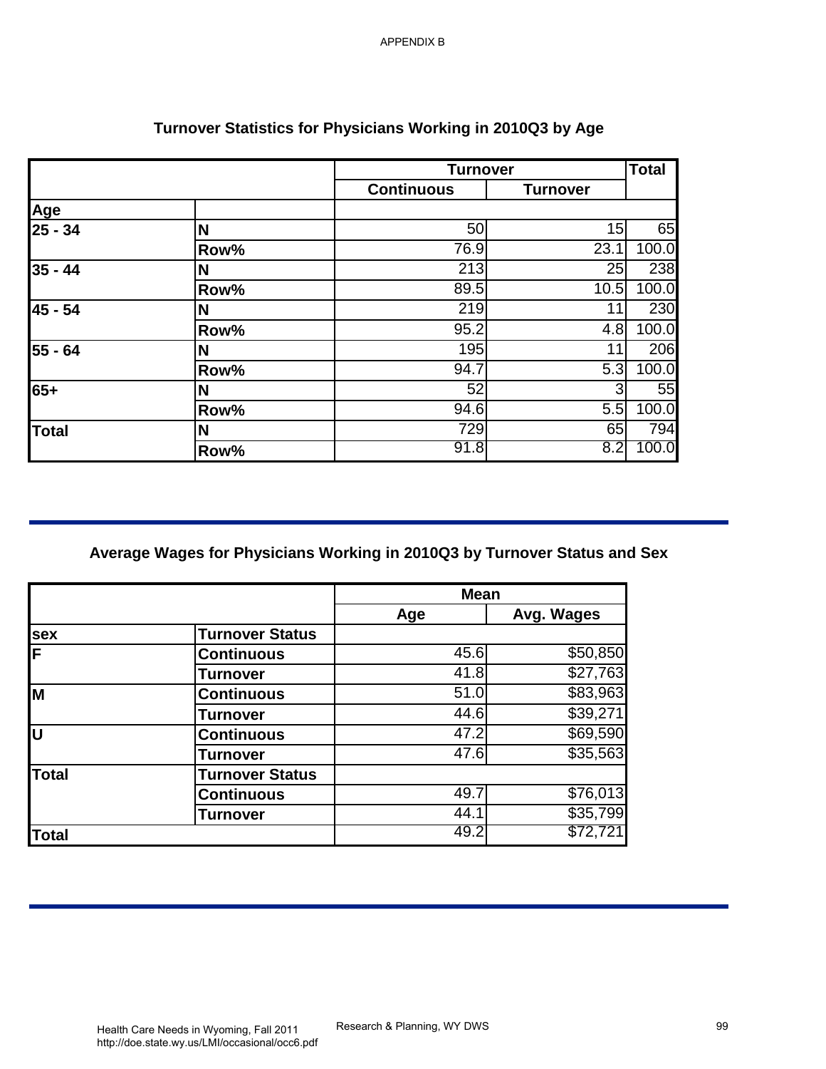## Turnover Statistics for Physicians Working in 2010Q3 by Age

| | | Turnover | | Total |
|---|---|---|---|---|
| | | Continuous | Turnover | |
| **Age** | | | | |
| **25 - 34** | **N** | 50 | 15 | 65 |
| | **Row%** | 76.9 | 23.1 | 100.0 |
| **35 - 44** | **N** | 213 | 25 | 238 |
| | **Row%** | 89.5 | 10.5 | 100.0 |
| **45 - 54** | **N** | 219 | 11 | 230 |
| | **Row%** | 95.2 | 4.8 | 100.0 |
| **55 - 64** | **N** | 195 | 11 | 206 |
| | **Row%** | 94.7 | 5.3 | 100.0 |
| **65+** | **N** | 52 | 3 | 55 |
| | **Row%** | 94.6 | 5.5 | 100.0 |
| **Total** | **N** | 729 | 65 | 794 |
| | **Row%** | 91.8 | 8.2 | 100.0 |

## Average Wages for Physicians Working in 2010Q3 by Turnover Status and Sex

| | | Mean | |
|---|---|---|---|
| | | Age | Avg. Wages |
| **sex** | **Turnover Status** | | |
| **F** | **Continuous** | 45.6 | $50,850 |
| | **Turnover** | 41.8 | $27,763 |
| **M** | **Continuous** | 51.0 | $83,963 |
| | **Turnover** | 44.6 | $39,271 |
| **U** | **Continuous** | 47.2 | $69,590 |
| | **Turnover** | 47.6 | $35,563 |
| **Total** | **Turnover Status** | | |
| | **Continuous** | 49.7 | $76,013 |
| | **Turnover** | 44.1 | $35,799 |
| **Total** | | 49.2 | $72,721 |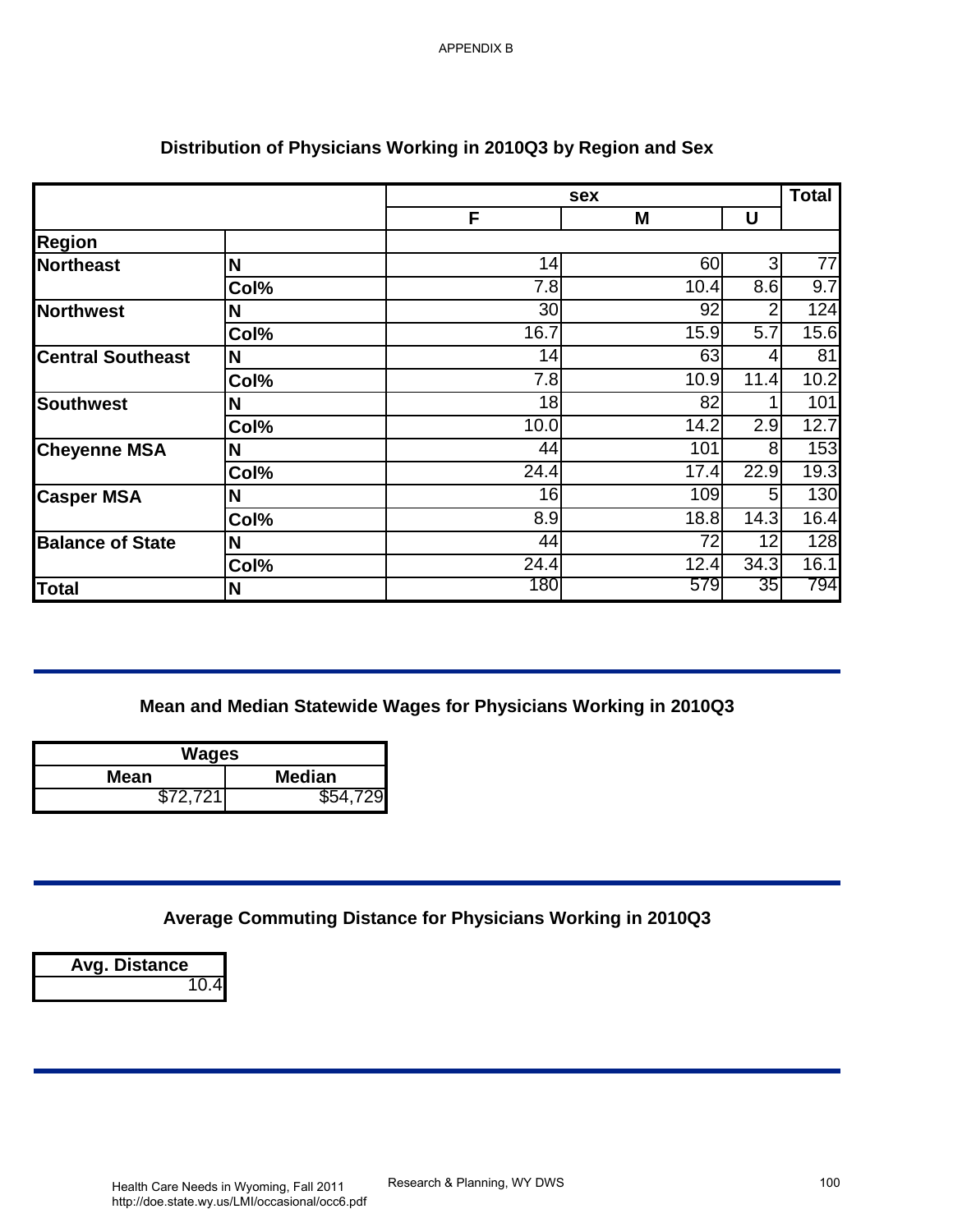APPENDIX B

## Distribution of Physicians Working in 2010Q3 by Region and Sex

| | | sex | | | Total |
|---|---|---|---|---|---|
| | | F | M | U | |
| **Region** | | | | | |
| **Northeast** | **N** | 14 | 60 | 3 | 77 |
| | **Col%** | 7.8 | 10.4 | 8.6 | 9.7 |
| **Northwest** | **N** | 30 | 92 | 2 | 124 |
| | **Col%** | 16.7 | 15.9 | 5.7 | 15.6 |
| **Central Southeast** | **N** | 14 | 63 | 4 | 81 |
| | **Col%** | 7.8 | 10.9 | 11.4 | 10.2 |
| **Southwest** | **N** | 18 | 82 | 1 | 101 |
| | **Col%** | 10.0 | 14.2 | 2.9 | 12.7 |
| **Cheyenne MSA** | **N** | 44 | 101 | 8 | 153 |
| | **Col%** | 24.4 | 17.4 | 22.9 | 19.3 |
| **Casper MSA** | **N** | 16 | 109 | 5 | 130 |
| | **Col%** | 8.9 | 18.8 | 14.3 | 16.4 |
| **Balance of State** | **N** | 44 | 72 | 12 | 128 |
| | **Col%** | 24.4 | 12.4 | 34.3 | 16.1 |
| **Total** | **N** | 180 | 579 | 35 | 794 |

## Mean and Median Statewide Wages for Physicians Working in 2010Q3

| Wages | |
|---|---|
| **Mean** | **Median** |
| $72,721 | $54,729 |

## Average Commuting Distance for Physicians Working in 2010Q3

| Avg. Distance |
|---|
| 10.4 |

Health Care Needs in Wyoming, Fall 2011
http://doe.state.wy.us/LMI/occasional/occ6.pdf

Research & Planning, WY DWS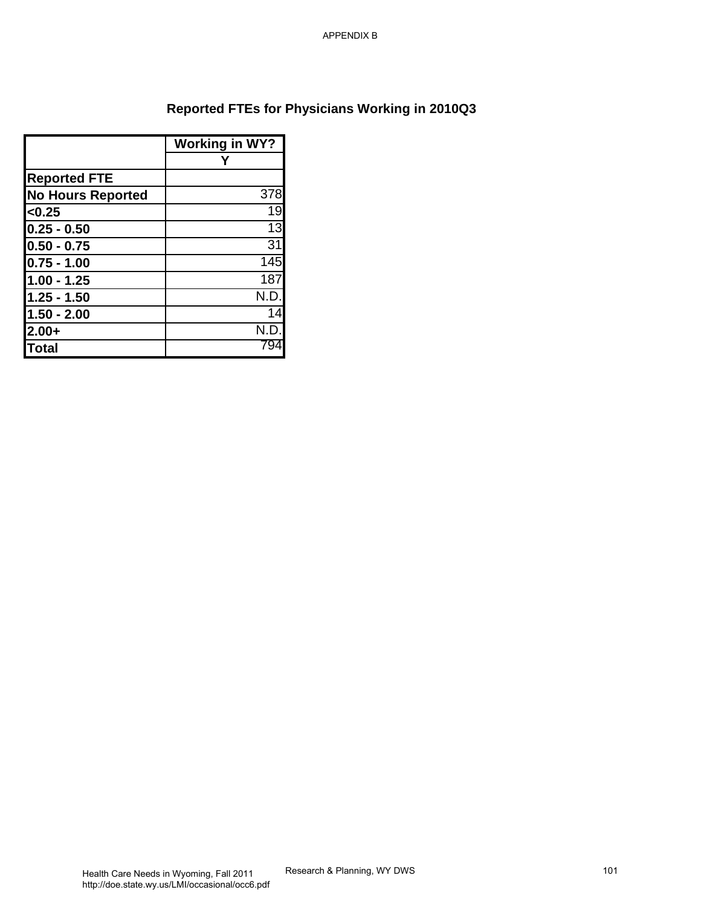## Reported FTEs for Physicians Working in 2010Q3

| | Working in WY? |
|---|---|
| | Y |
| **Reported FTE** | |
| **No Hours Reported** | 378 |
| **<0.25** | 19 |
| **0.25 - 0.50** | 13 |
| **0.50 - 0.75** | 31 |
| **0.75 - 1.00** | 145 |
| **1.00 - 1.25** | 187 |
| **1.25 - 1.50** | N.D. |
| **1.50 - 2.00** | 14 |
| **2.00+** | N.D. |
| **Total** | 794 |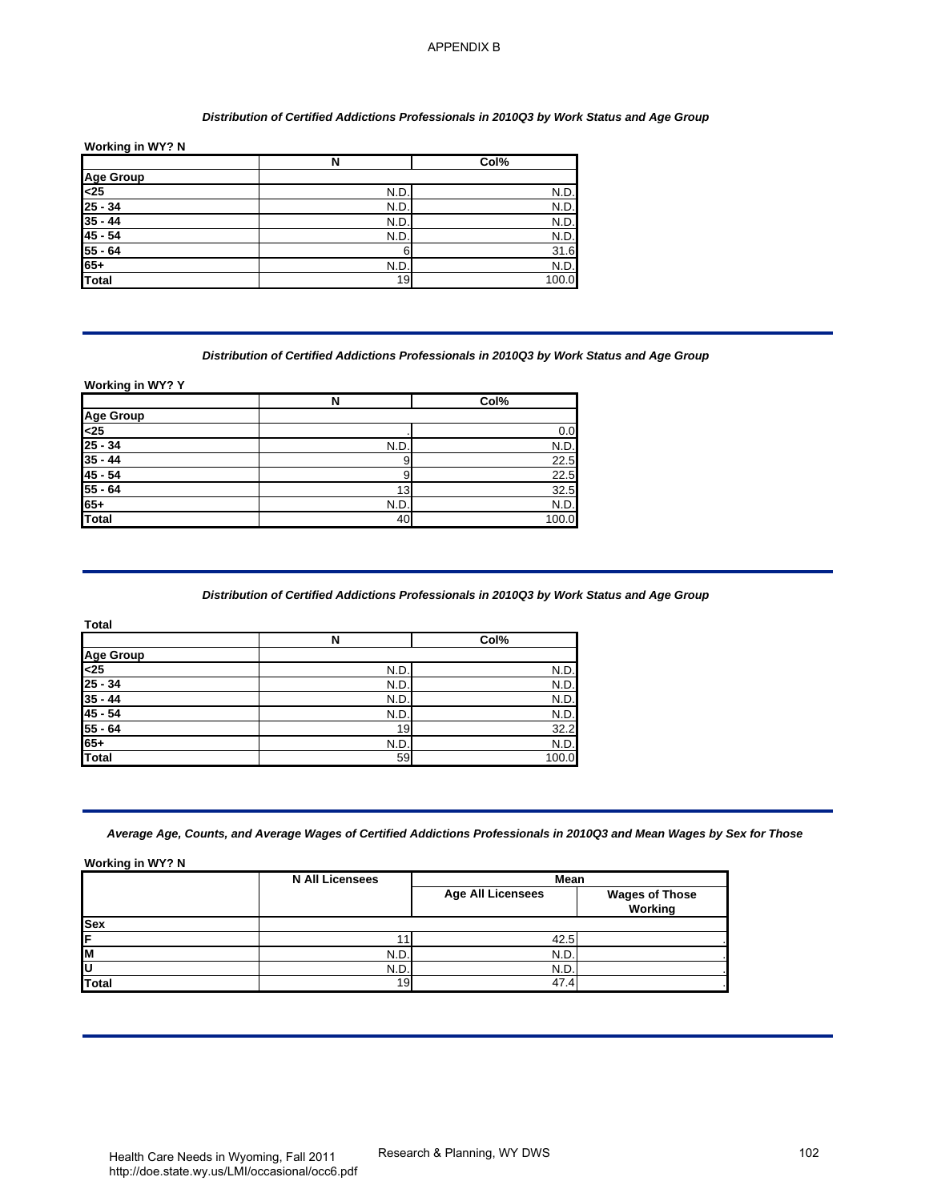APPENDIX B

*Distribution of Certified Addictions Professionals in 2010Q3 by Work Status and Age Group*

**Working in WY? N**

| | N | Col% |
|---|---|---|
| **Age Group** | | |
| **<25** | N.D. | N.D. |
| **25 - 34** | N.D. | N.D. |
| **35 - 44** | N.D. | N.D. |
| **45 - 54** | N.D. | N.D. |
| **55 - 64** | 6 | 31.6 |
| **65+** | N.D. | N.D. |
| **Total** | 19 | 100.0 |

*Distribution of Certified Addictions Professionals in 2010Q3 by Work Status and Age Group*

**Working in WY? Y**

| | N | Col% |
|---|---|---|
| **Age Group** | | |
| **<25** | . | 0.0 |
| **25 - 34** | N.D. | N.D. |
| **35 - 44** | 9 | 22.5 |
| **45 - 54** | 9 | 22.5 |
| **55 - 64** | 13 | 32.5 |
| **65+** | N.D. | N.D. |
| **Total** | 40 | 100.0 |

*Distribution of Certified Addictions Professionals in 2010Q3 by Work Status and Age Group*

**Total**

| | N | Col% |
|---|---|---|
| **Age Group** | | |
| **<25** | N.D. | N.D. |
| **25 - 34** | N.D. | N.D. |
| **35 - 44** | N.D. | N.D. |
| **45 - 54** | N.D. | N.D. |
| **55 - 64** | 19 | 32.2 |
| **65+** | N.D. | N.D. |
| **Total** | 59 | 100.0 |

*Average Age, Counts, and Average Wages of Certified Addictions Professionals in 2010Q3 and Mean Wages by Sex for Those*

**Working in WY? N**

| | N All Licensees | Mean | |
|---|---|---|---|
| | | Age All Licensees | Wages of Those Working |
| **Sex** | | | |
| **F** | 11 | 42.5 | . |
| **M** | N.D. | N.D. | . |
| **U** | N.D. | N.D. | . |
| **Total** | 19 | 47.4 | . |

Health Care Needs in Wyoming, Fall 2011
http://doe.state.wy.us/LMI/occasional/occ6.pdf

Research & Planning, WY DWS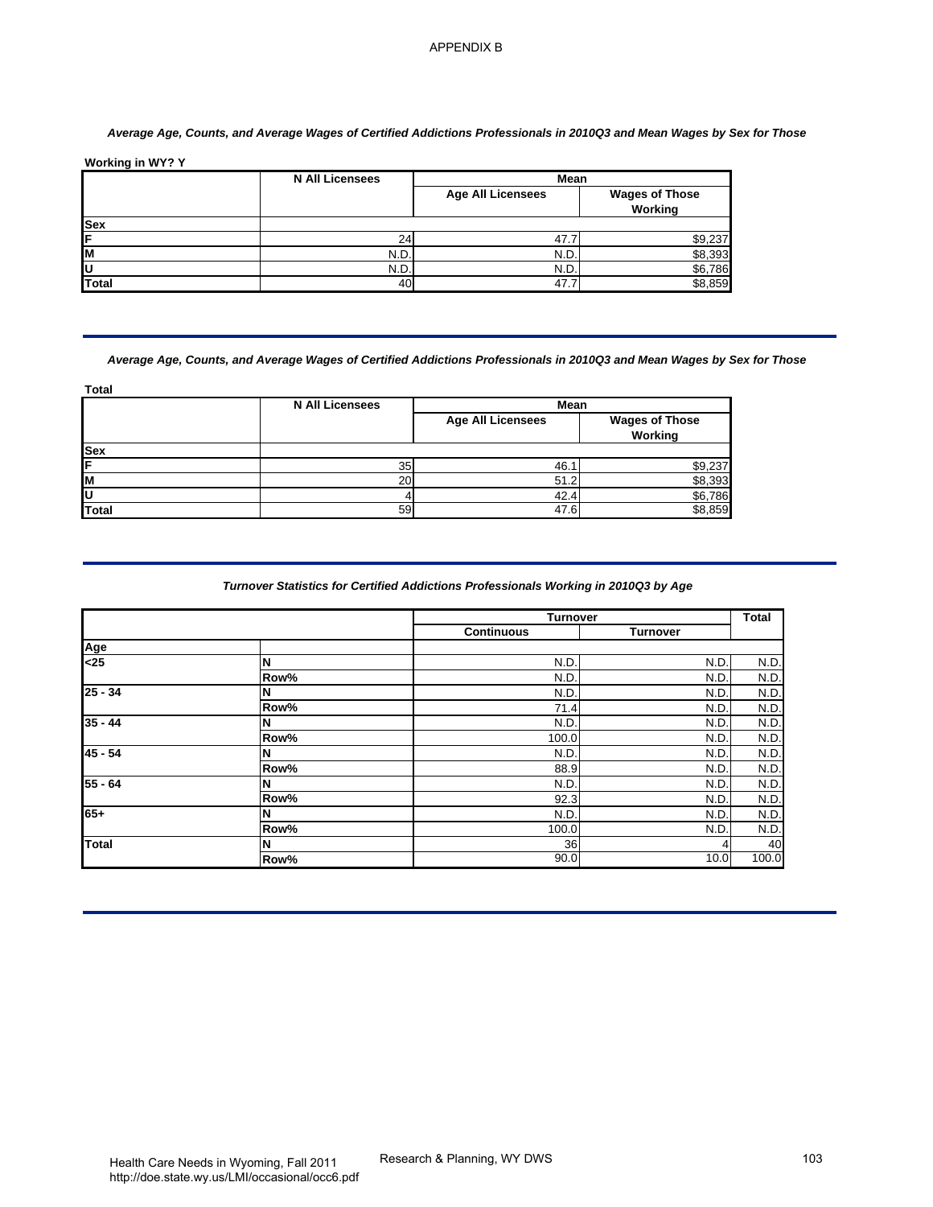APPENDIX B

*Average Age, Counts, and Average Wages of Certified Addictions Professionals in 2010Q3 and Mean Wages by Sex for Those*

**Working in WY? Y**

| | N All Licensees | Mean | |
|---|---|---|---|
| | | Age All Licensees | Wages of Those Working |
| **Sex** | | | |
| **F** | 24 | 47.7 | $9,237 |
| **M** | N.D. | N.D. | $8,393 |
| **U** | N.D. | N.D. | $6,786 |
| **Total** | 40 | 47.7 | $8,859 |

*Average Age, Counts, and Average Wages of Certified Addictions Professionals in 2010Q3 and Mean Wages by Sex for Those*

**Total**

| | N All Licensees | Mean | |
|---|---|---|---|
| | | Age All Licensees | Wages of Those Working |
| **Sex** | | | |
| **F** | 35 | 46.1 | $9,237 |
| **M** | 20 | 51.2 | $8,393 |
| **U** | 4 | 42.4 | $6,786 |
| **Total** | 59 | 47.6 | $8,859 |

*Turnover Statistics for Certified Addictions Professionals Working in 2010Q3 by Age*

| | | Turnover | | Total |
|---|---|---|---|---|
| | | Continuous | Turnover | |
| **Age** | | | | |
| **<25** | **N** | N.D. | N.D. | N.D. |
| | **Row%** | N.D. | N.D. | N.D. |
| **25 - 34** | **N** | N.D. | N.D. | N.D. |
| | **Row%** | 71.4 | N.D. | N.D. |
| **35 - 44** | **N** | N.D. | N.D. | N.D. |
| | **Row%** | 100.0 | N.D. | N.D. |
| **45 - 54** | **N** | N.D. | N.D. | N.D. |
| | **Row%** | 88.9 | N.D. | N.D. |
| **55 - 64** | **N** | N.D. | N.D. | N.D. |
| | **Row%** | 92.3 | N.D. | N.D. |
| **65+** | **N** | N.D. | N.D. | N.D. |
| | **Row%** | 100.0 | N.D. | N.D. |
| **Total** | **N** | 36 | 4 | 40 |
| | **Row%** | 90.0 | 10.0 | 100.0 |

Health Care Needs in Wyoming, Fall 2011
http://doe.state.wy.us/LMI/occasional/occ6.pdf

Research & Planning, WY DWS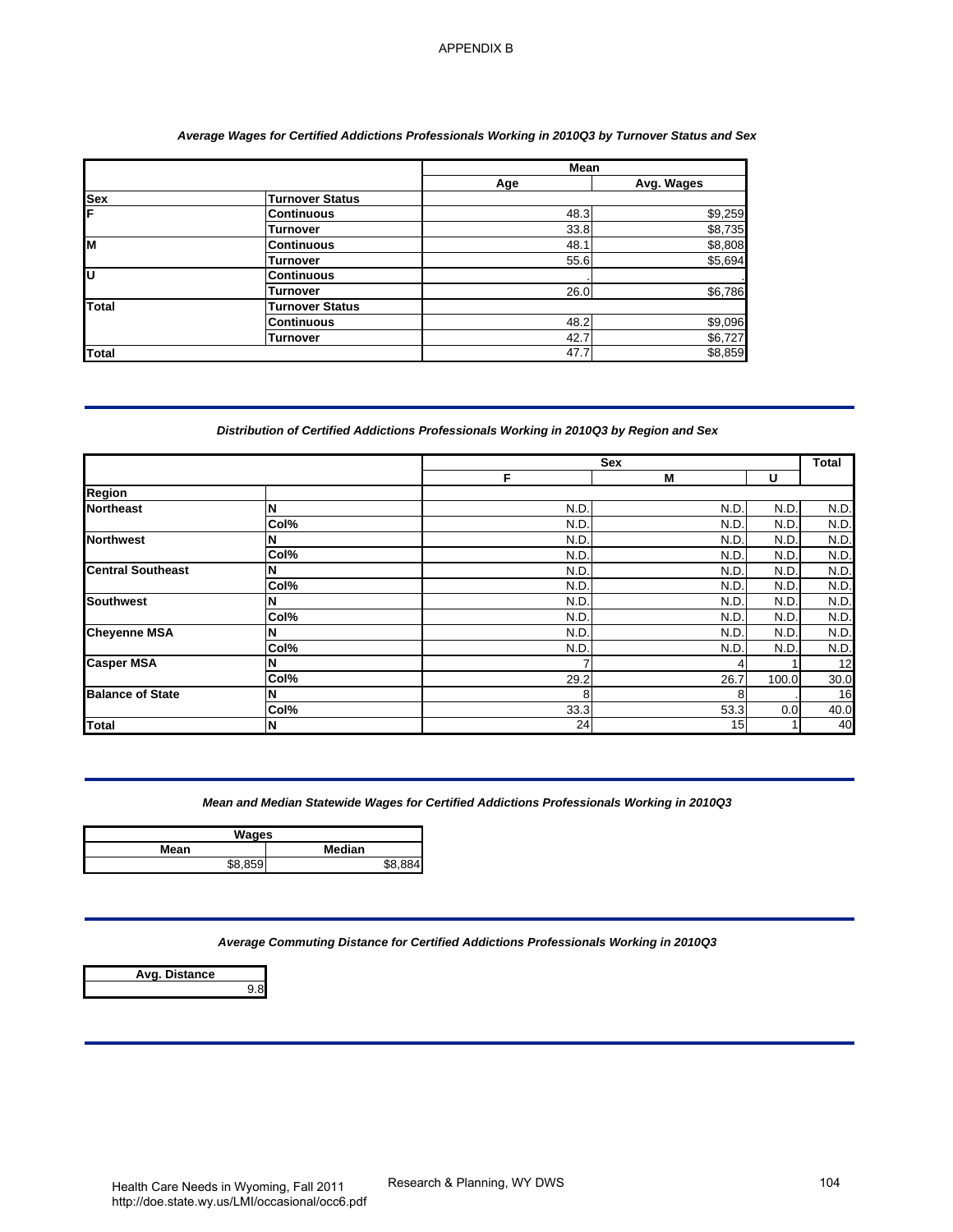APPENDIX B

*Average Wages for Certified Addictions Professionals Working in 2010Q3 by Turnover Status and Sex*

| | | Mean | |
|---|---|---|---|
| | | Age | Avg. Wages |
| **Sex** | **Turnover Status** | | |
| **F** | **Continuous** | 48.3 | $9,259 |
| | **Turnover** | 33.8 | $8,735 |
| **M** | **Continuous** | 48.1 | $8,808 |
| | **Turnover** | 55.6 | $5,694 |
| **U** | **Continuous** | . | . |
| | **Turnover** | 26.0 | $6,786 |
| **Total** | **Turnover Status** | | |
| | **Continuous** | 48.2 | $9,096 |
| | **Turnover** | 42.7 | $6,727 |
| **Total** | | 47.7 | $8,859 |

*Distribution of Certified Addictions Professionals Working in 2010Q3 by Region and Sex*

| | | Sex | | | Total |
|---|---|---|---|---|---|
| | | F | M | U | |
| **Region** | | | | | |
| **Northeast** | **N** | N.D. | N.D. | N.D. | N.D. |
| | **Col%** | N.D. | N.D. | N.D. | N.D. |
| **Northwest** | **N** | N.D. | N.D. | N.D. | N.D. |
| | **Col%** | N.D. | N.D. | N.D. | N.D. |
| **Central Southeast** | **N** | N.D. | N.D. | N.D. | N.D. |
| | **Col%** | N.D. | N.D. | N.D. | N.D. |
| **Southwest** | **N** | N.D. | N.D. | N.D. | N.D. |
| | **Col%** | N.D. | N.D. | N.D. | N.D. |
| **Cheyenne MSA** | **N** | N.D. | N.D. | N.D. | N.D. |
| | **Col%** | N.D. | N.D. | N.D. | N.D. |
| **Casper MSA** | **N** | 7 | 4 | 1 | 12 |
| | **Col%** | 29.2 | 26.7 | 100.0 | 30.0 |
| **Balance of State** | **N** | 8 | 8 | . | 16 |
| | **Col%** | 33.3 | 53.3 | 0.0 | 40.0 |
| **Total** | **N** | 24 | 15 | 1 | 40 |

*Mean and Median Statewide Wages for Certified Addictions Professionals Working in 2010Q3*

| Wages | |
|---|---|
| Mean | Median |
| $8,859 | $8,884 |

*Average Commuting Distance for Certified Addictions Professionals Working in 2010Q3*

| Avg. Distance |
|---|
| 9.8 |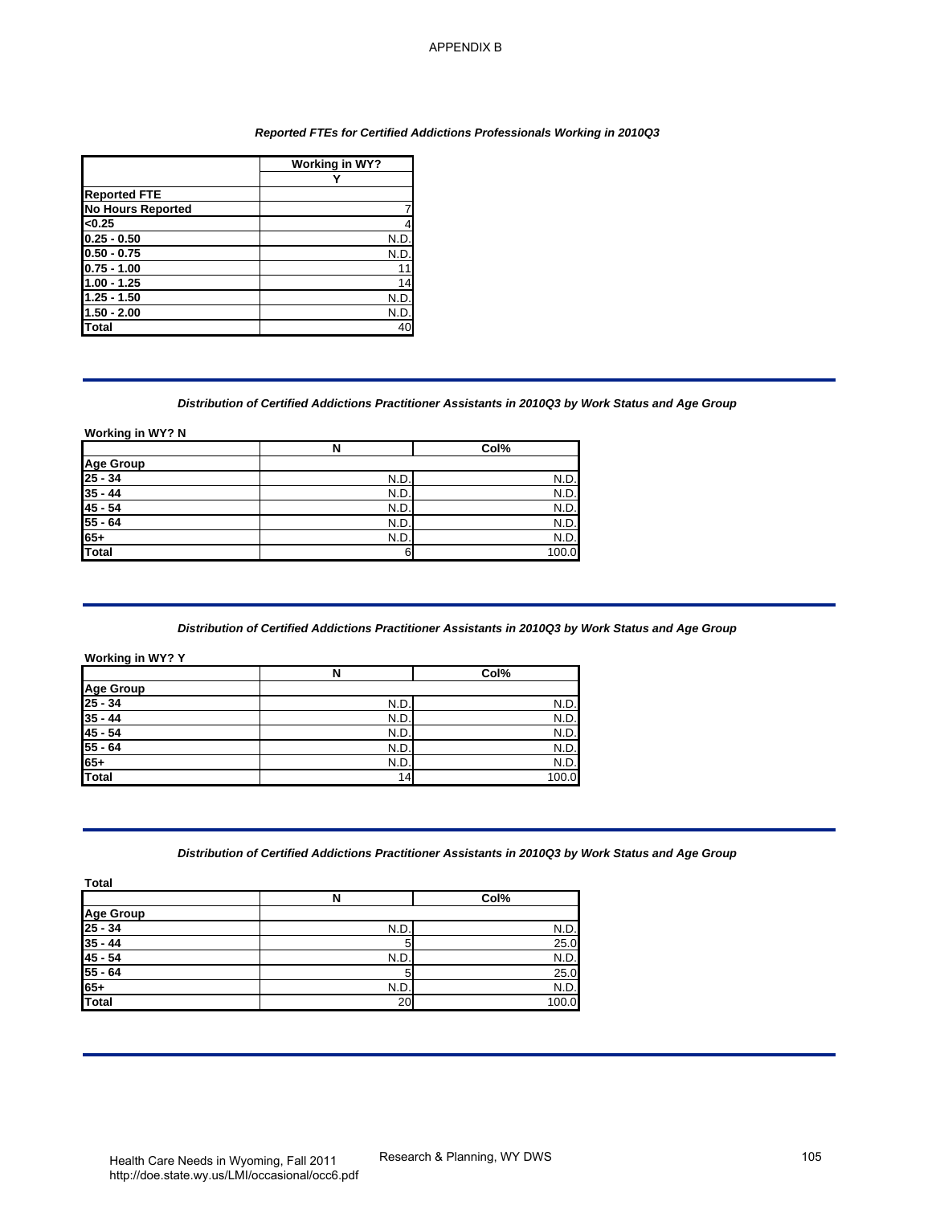APPENDIX B

***Reported FTEs for Certified Addictions Professionals Working in 2010Q3***

| | Working in WY? |
|---|---|
| | Y |
| **Reported FTE** | |
| **No Hours Reported** | 7 |
| **<0.25** | 4 |
| **0.25 - 0.50** | N.D. |
| **0.50 - 0.75** | N.D. |
| **0.75 - 1.00** | 11 |
| **1.00 - 1.25** | 14 |
| **1.25 - 1.50** | N.D. |
| **1.50 - 2.00** | N.D. |
| **Total** | 40 |

***Distribution of Certified Addictions Practitioner Assistants in 2010Q3 by Work Status and Age Group***

**Working in WY? N**

| | N | Col% |
|---|---|---|
| **Age Group** | | |
| **25 - 34** | N.D. | N.D. |
| **35 - 44** | N.D. | N.D. |
| **45 - 54** | N.D. | N.D. |
| **55 - 64** | N.D. | N.D. |
| **65+** | N.D. | N.D. |
| **Total** | 6 | 100.0 |

***Distribution of Certified Addictions Practitioner Assistants in 2010Q3 by Work Status and Age Group***

**Working in WY? Y**

| | N | Col% |
|---|---|---|
| **Age Group** | | |
| **25 - 34** | N.D. | N.D. |
| **35 - 44** | N.D. | N.D. |
| **45 - 54** | N.D. | N.D. |
| **55 - 64** | N.D. | N.D. |
| **65+** | N.D. | N.D. |
| **Total** | 14 | 100.0 |

***Distribution of Certified Addictions Practitioner Assistants in 2010Q3 by Work Status and Age Group***

**Total**

| | N | Col% |
|---|---|---|
| **Age Group** | | |
| **25 - 34** | N.D. | N.D. |
| **35 - 44** | 5 | 25.0 |
| **45 - 54** | N.D. | N.D. |
| **55 - 64** | 5 | 25.0 |
| **65+** | N.D. | N.D. |
| **Total** | 20 | 100.0 |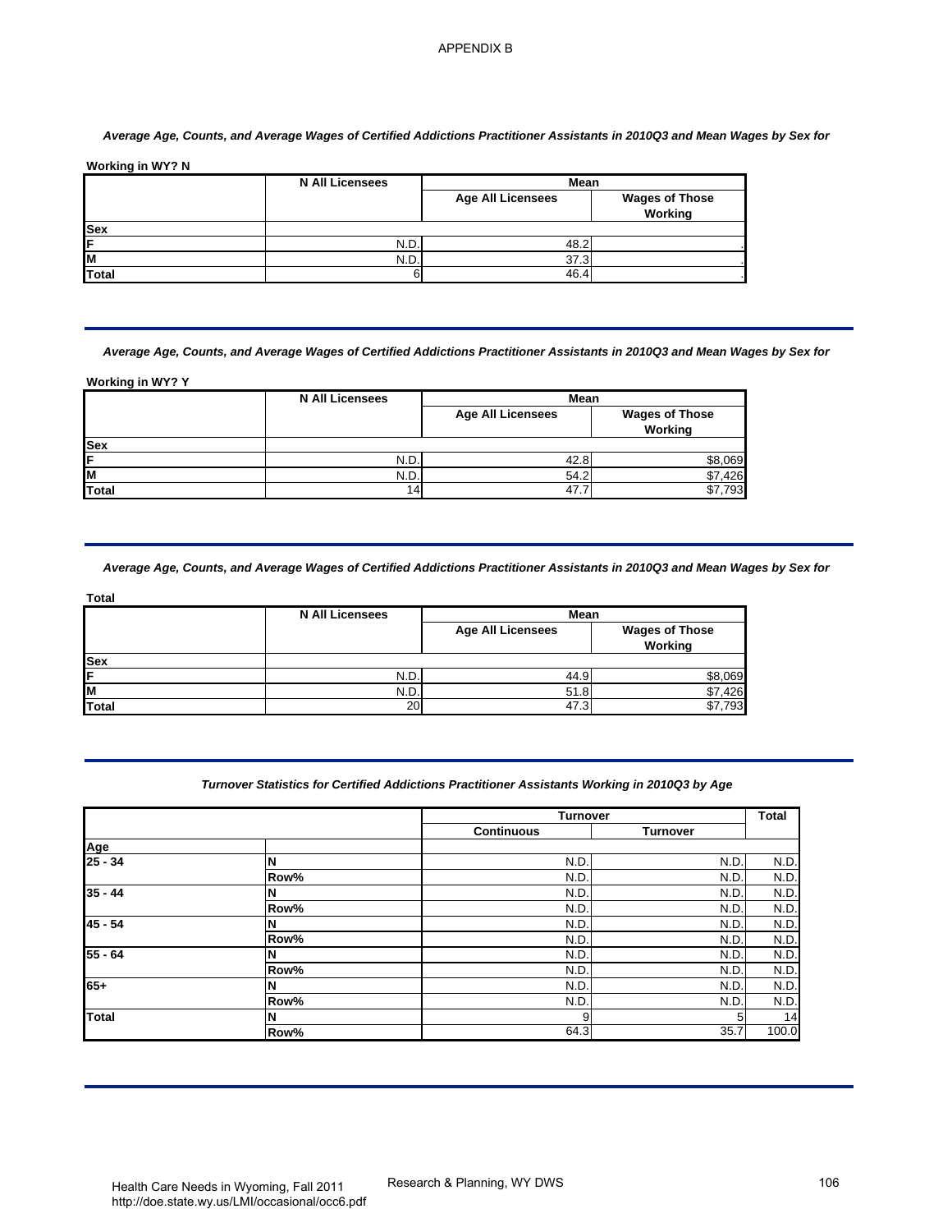APPENDIX B

***Average Age, Counts, and Average Wages of Certified Addictions Practitioner Assistants in 2010Q3 and Mean Wages by Sex for***

**Working in WY? N**

| | N All Licensees | Mean | |
|---|---|---|---|
| | | Age All Licensees | Wages of Those Working |
| **Sex** | | | |
| **F** | N.D. | 48.2 | . |
| **M** | N.D. | 37.3 | . |
| **Total** | 6 | 46.4 | . |

***Average Age, Counts, and Average Wages of Certified Addictions Practitioner Assistants in 2010Q3 and Mean Wages by Sex for***

**Working in WY? Y**

| | N All Licensees | Mean | |
|---|---|---|---|
| | | Age All Licensees | Wages of Those Working |
| **Sex** | | | |
| **F** | N.D. | 42.8 | $8,069 |
| **M** | N.D. | 54.2 | $7,426 |
| **Total** | 14 | 47.7 | $7,793 |

***Average Age, Counts, and Average Wages of Certified Addictions Practitioner Assistants in 2010Q3 and Mean Wages by Sex for***

**Total**

| | N All Licensees | Mean | |
|---|---|---|---|
| | | Age All Licensees | Wages of Those Working |
| **Sex** | | | |
| **F** | N.D. | 44.9 | $8,069 |
| **M** | N.D. | 51.8 | $7,426 |
| **Total** | 20 | 47.3 | $7,793 |

***Turnover Statistics for Certified Addictions Practitioner Assistants Working in 2010Q3 by Age***

| | | Turnover | | Total |
|---|---|---|---|---|
| | | Continuous | Turnover | |
| **Age** | | | | |
| **25 - 34** | **N** | N.D. | N.D. | N.D. |
| | **Row%** | N.D. | N.D. | N.D. |
| **35 - 44** | **N** | N.D. | N.D. | N.D. |
| | **Row%** | N.D. | N.D. | N.D. |
| **45 - 54** | **N** | N.D. | N.D. | N.D. |
| | **Row%** | N.D. | N.D. | N.D. |
| **55 - 64** | **N** | N.D. | N.D. | N.D. |
| | **Row%** | N.D. | N.D. | N.D. |
| **65+** | **N** | N.D. | N.D. | N.D. |
| | **Row%** | N.D. | N.D. | N.D. |
| **Total** | **N** | 9 | 5 | 14 |
| | **Row%** | 64.3 | 35.7 | 100.0 |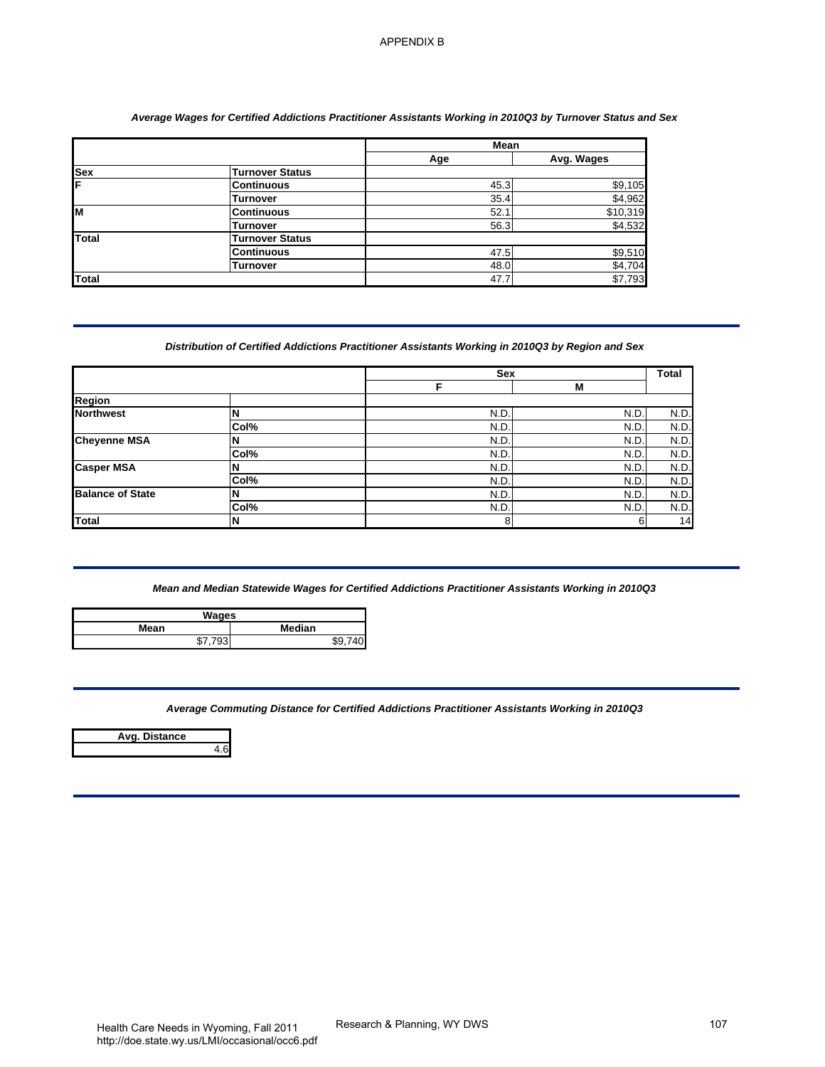APPENDIX B

*Average Wages for Certified Addictions Practitioner Assistants Working in 2010Q3 by Turnover Status and Sex*

| | | Mean | |
|---|---|---|---|
| | | Age | Avg. Wages |
| **Sex** | **Turnover Status** | | |
| **F** | **Continuous** | 45.3 | $9,105 |
| | **Turnover** | 35.4 | $4,962 |
| **M** | **Continuous** | 52.1 | $10,319 |
| | **Turnover** | 56.3 | $4,532 |
| **Total** | **Turnover Status** | | |
| | **Continuous** | 47.5 | $9,510 |
| | **Turnover** | 48.0 | $4,704 |
| **Total** | | 47.7 | $7,793 |

*Distribution of Certified Addictions Practitioner Assistants Working in 2010Q3 by Region and Sex*

| | | Sex | | Total |
|---|---|---|---|---|
| | | F | M | |
| **Region** | | | | |
| **Northwest** | **N** | N.D. | N.D. | N.D. |
| | **Col%** | N.D. | N.D. | N.D. |
| **Cheyenne MSA** | **N** | N.D. | N.D. | N.D. |
| | **Col%** | N.D. | N.D. | N.D. |
| **Casper MSA** | **N** | N.D. | N.D. | N.D. |
| | **Col%** | N.D. | N.D. | N.D. |
| **Balance of State** | **N** | N.D. | N.D. | N.D. |
| | **Col%** | N.D. | N.D. | N.D. |
| **Total** | **N** | 8 | 6 | 14 |

*Mean and Median Statewide Wages for Certified Addictions Practitioner Assistants Working in 2010Q3*

| Wages | |
|---|---|
| Mean | Median |
| $7,793 | $9,740 |

*Average Commuting Distance for Certified Addictions Practitioner Assistants Working in 2010Q3*

| Avg. Distance |
|---|
| 4.6 |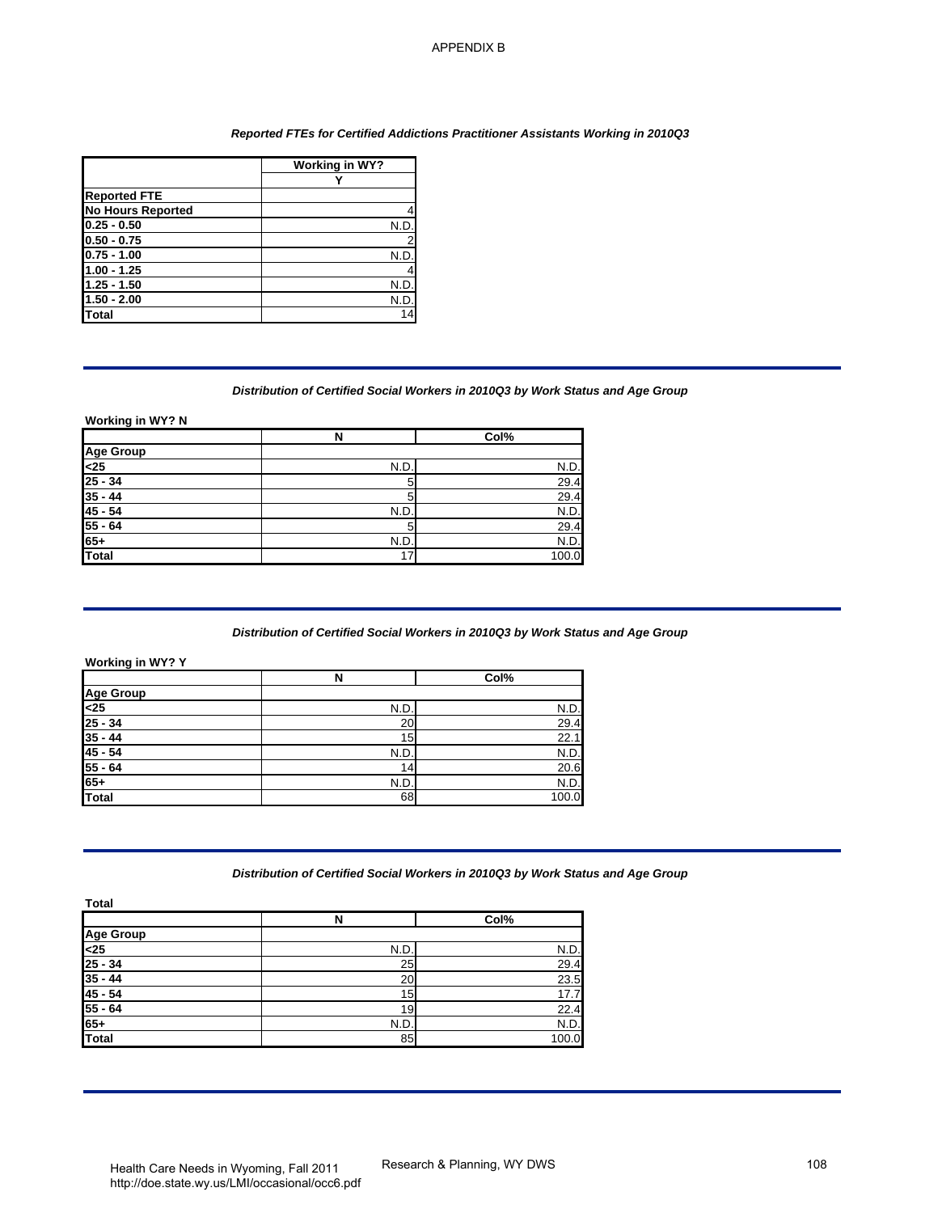APPENDIX B

***Reported FTEs for Certified Addictions Practitioner Assistants Working in 2010Q3***

| | Working in WY? |
|---|---|
| | Y |
| **Reported FTE** | |
| **No Hours Reported** | 4 |
| **0.25 - 0.50** | N.D. |
| **0.50 - 0.75** | 2 |
| **0.75 - 1.00** | N.D. |
| **1.00 - 1.25** | 4 |
| **1.25 - 1.50** | N.D. |
| **1.50 - 2.00** | N.D. |
| **Total** | 14 |

***Distribution of Certified Social Workers in 2010Q3 by Work Status and Age Group***

**Working in WY? N**

| | N | Col% |
|---|---|---|
| **Age Group** | | |
| **<25** | N.D. | N.D. |
| **25 - 34** | 5 | 29.4 |
| **35 - 44** | 5 | 29.4 |
| **45 - 54** | N.D. | N.D. |
| **55 - 64** | 5 | 29.4 |
| **65+** | N.D. | N.D. |
| **Total** | 17 | 100.0 |

***Distribution of Certified Social Workers in 2010Q3 by Work Status and Age Group***

**Working in WY? Y**

| | N | Col% |
|---|---|---|
| **Age Group** | | |
| **<25** | N.D. | N.D. |
| **25 - 34** | 20 | 29.4 |
| **35 - 44** | 15 | 22.1 |
| **45 - 54** | N.D. | N.D. |
| **55 - 64** | 14 | 20.6 |
| **65+** | N.D. | N.D. |
| **Total** | 68 | 100.0 |

***Distribution of Certified Social Workers in 2010Q3 by Work Status and Age Group***

**Total**

| | N | Col% |
|---|---|---|
| **Age Group** | | |
| **<25** | N.D. | N.D. |
| **25 - 34** | 25 | 29.4 |
| **35 - 44** | 20 | 23.5 |
| **45 - 54** | 15 | 17.7 |
| **55 - 64** | 19 | 22.4 |
| **65+** | N.D. | N.D. |
| **Total** | 85 | 100.0 |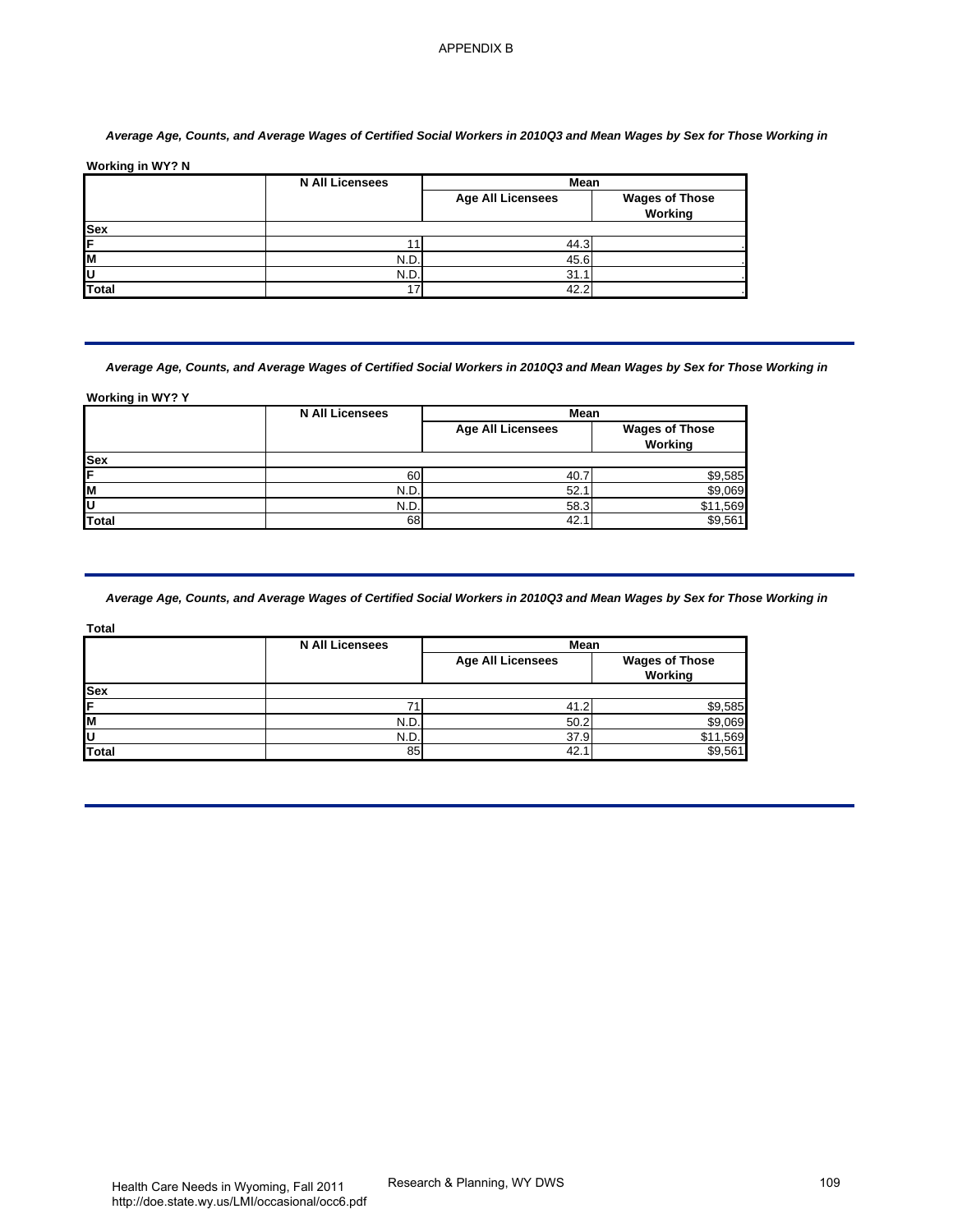APPENDIX B

*Average Age, Counts, and Average Wages of Certified Social Workers in 2010Q3 and Mean Wages by Sex for Those Working in*

**Working in WY? N**

| | N All Licensees | Mean | |
|---|---|---|---|
| | | Age All Licensees | Wages of Those Working |
| **Sex** | | | |
| **F** | 11 | 44.3 | . |
| **M** | N.D. | 45.6 | . |
| **U** | N.D. | 31.1 | . |
| **Total** | 17 | 42.2 | . |

*Average Age, Counts, and Average Wages of Certified Social Workers in 2010Q3 and Mean Wages by Sex for Those Working in*

**Working in WY? Y**

| | N All Licensees | Mean | |
|---|---|---|---|
| | | Age All Licensees | Wages of Those Working |
| **Sex** | | | |
| **F** | 60 | 40.7 | $9,585 |
| **M** | N.D. | 52.1 | $9,069 |
| **U** | N.D. | 58.3 | $11,569 |
| **Total** | 68 | 42.1 | $9,561 |

*Average Age, Counts, and Average Wages of Certified Social Workers in 2010Q3 and Mean Wages by Sex for Those Working in*

**Total**

| | N All Licensees | Mean | |
|---|---|---|---|
| | | Age All Licensees | Wages of Those Working |
| **Sex** | | | |
| **F** | 71 | 41.2 | $9,585 |
| **M** | N.D. | 50.2 | $9,069 |
| **U** | N.D. | 37.9 | $11,569 |
| **Total** | 85 | 42.1 | $9,561 |

Health Care Needs in Wyoming, Fall 2011
http://doe.state.wy.us/LMI/occasional/occ6.pdf

Research & Planning, WY DWS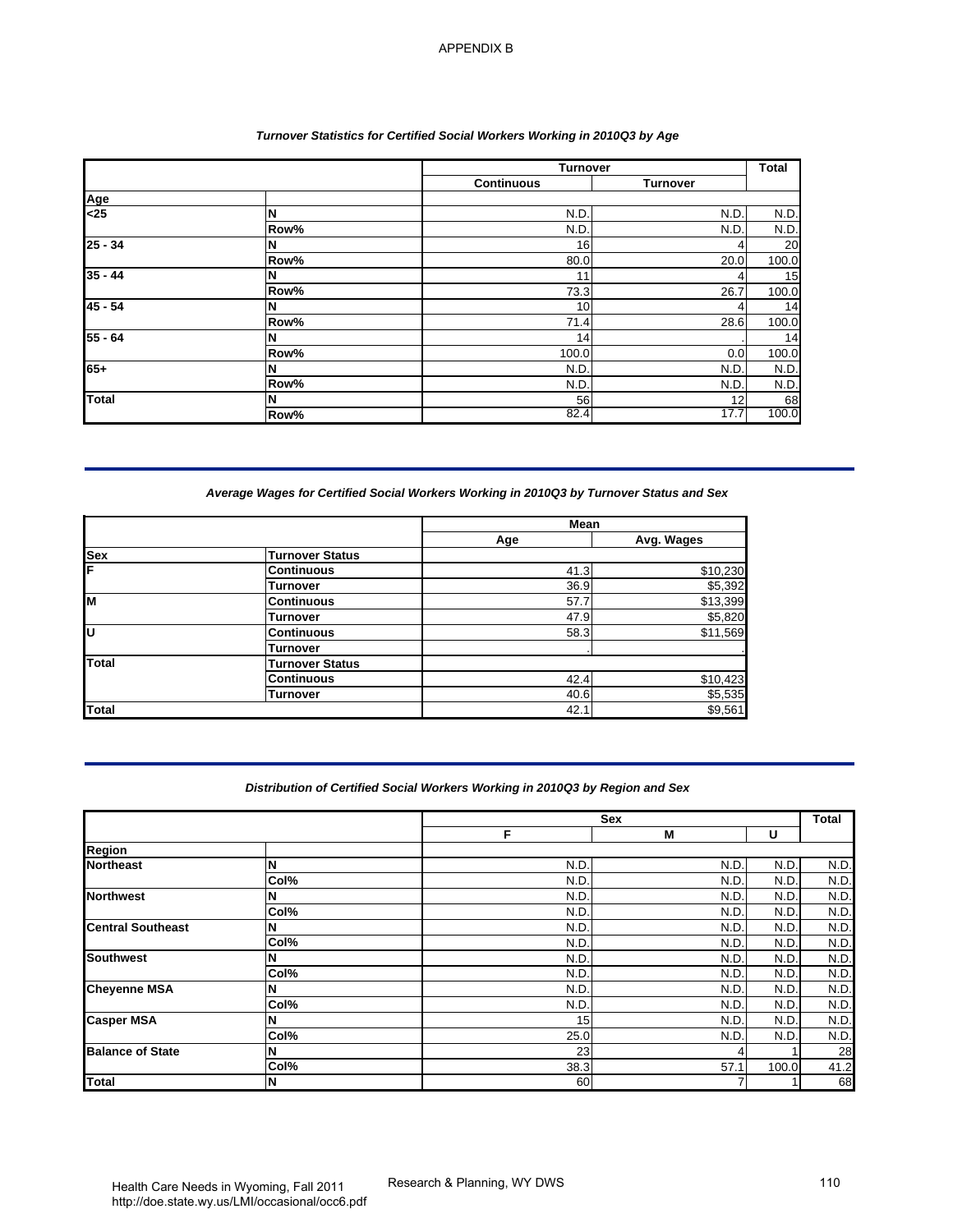APPENDIX B

### Turnover Statistics for Certified Social Workers Working in 2010Q3 by Age

| | | Turnover | | Total |
|---|---|---|---|---|
| | | Continuous | Turnover | |
| **Age** | | | | |
| **<25** | **N** | N.D. | N.D. | N.D. |
| | **Row%** | N.D. | N.D. | N.D. |
| **25 - 34** | **N** | 16 | 4 | 20 |
| | **Row%** | 80.0 | 20.0 | 100.0 |
| **35 - 44** | **N** | 11 | 4 | 15 |
| | **Row%** | 73.3 | 26.7 | 100.0 |
| **45 - 54** | **N** | 10 | 4 | 14 |
| | **Row%** | 71.4 | 28.6 | 100.0 |
| **55 - 64** | **N** | 14 | . | 14 |
| | **Row%** | 100.0 | 0.0 | 100.0 |
| **65+** | **N** | N.D. | N.D. | N.D. |
| | **Row%** | N.D. | N.D. | N.D. |
| **Total** | **N** | 56 | 12 | 68 |
| | **Row%** | 82.4 | 17.7 | 100.0 |

### Average Wages for Certified Social Workers Working in 2010Q3 by Turnover Status and Sex

| | | Mean | |
|---|---|---|---|
| | | Age | Avg. Wages |
| **Sex** | **Turnover Status** | | |
| **F** | **Continuous** | 41.3 | $10,230 |
| | **Turnover** | 36.9 | $5,392 |
| **M** | **Continuous** | 57.7 | $13,399 |
| | **Turnover** | 47.9 | $5,820 |
| **U** | **Continuous** | 58.3 | $11,569 |
| | **Turnover** | . | . |
| **Total** | **Turnover Status** | | |
| | **Continuous** | 42.4 | $10,423 |
| | **Turnover** | 40.6 | $5,535 |
| **Total** | | 42.1 | $9,561 |

### Distribution of Certified Social Workers Working in 2010Q3 by Region and Sex

| | | Sex | | | Total |
|---|---|---|---|---|---|
| | | F | M | U | |
| **Region** | | | | | |
| **Northeast** | **N** | N.D. | N.D. | N.D. | N.D. |
| | **Col%** | N.D. | N.D. | N.D. | N.D. |
| **Northwest** | **N** | N.D. | N.D. | N.D. | N.D. |
| | **Col%** | N.D. | N.D. | N.D. | N.D. |
| **Central Southeast** | **N** | N.D. | N.D. | N.D. | N.D. |
| | **Col%** | N.D. | N.D. | N.D. | N.D. |
| **Southwest** | **N** | N.D. | N.D. | N.D. | N.D. |
| | **Col%** | N.D. | N.D. | N.D. | N.D. |
| **Cheyenne MSA** | **N** | N.D. | N.D. | N.D. | N.D. |
| | **Col%** | N.D. | N.D. | N.D. | N.D. |
| **Casper MSA** | **N** | 15 | N.D. | N.D. | N.D. |
| | **Col%** | 25.0 | N.D. | N.D. | N.D. |
| **Balance of State** | **N** | 23 | 4 | 1 | 28 |
| | **Col%** | 38.3 | 57.1 | 100.0 | 41.2 |
| **Total** | **N** | 60 | 7 | 1 | 68 |

Health Care Needs in Wyoming, Fall 2011
http://doe.state.wy.us/LMI/occasional/occ6.pdf

Research & Planning, WY DWS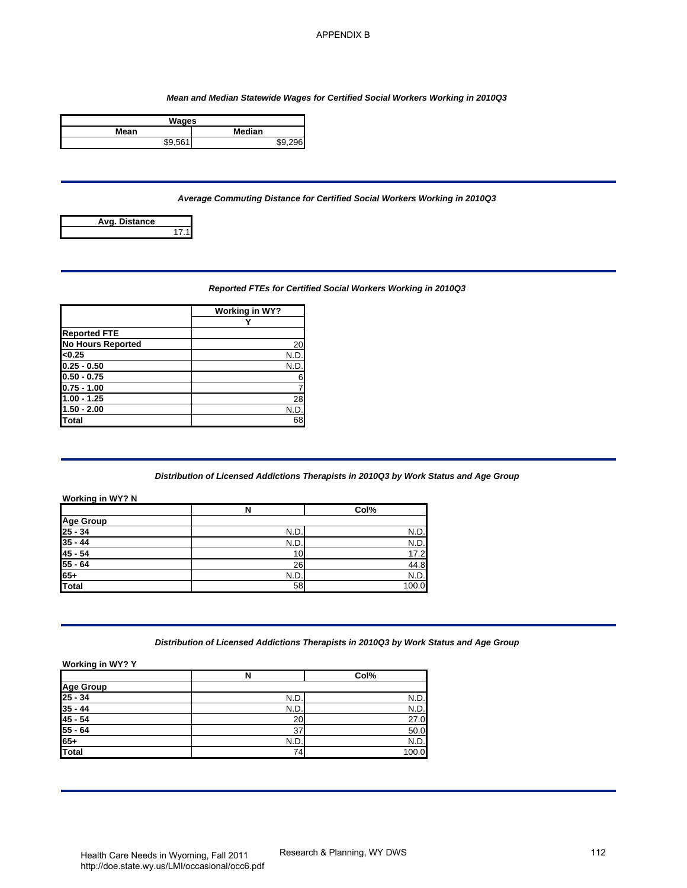APPENDIX B

***Mean and Median Statewide Wages for Certified Social Workers Working in 2010Q3***

| Wages | |
|---|---|
| **Mean** | **Median** |
| $9,561 | $9,296 |

***Average Commuting Distance for Certified Social Workers Working in 2010Q3***

| Avg. Distance |
|---|
| 17.1 |

***Reported FTEs for Certified Social Workers Working in 2010Q3***

| | Working in WY? |
|---|---|
| | Y |
| **Reported FTE** | |
| **No Hours Reported** | 20 |
| **<0.25** | N.D. |
| **0.25 - 0.50** | N.D. |
| **0.50 - 0.75** | 6 |
| **0.75 - 1.00** | 7 |
| **1.00 - 1.25** | 28 |
| **1.50 - 2.00** | N.D. |
| **Total** | 68 |

***Distribution of Licensed Addictions Therapists in 2010Q3 by Work Status and Age Group***

**Working in WY? N**

| | N | Col% |
|---|---|---|
| **Age Group** | | |
| **25 - 34** | N.D. | N.D. |
| **35 - 44** | N.D. | N.D. |
| **45 - 54** | 10 | 17.2 |
| **55 - 64** | 26 | 44.8 |
| **65+** | N.D. | N.D. |
| **Total** | 58 | 100.0 |

***Distribution of Licensed Addictions Therapists in 2010Q3 by Work Status and Age Group***

**Working in WY? Y**

| | N | Col% |
|---|---|---|
| **Age Group** | | |
| **25 - 34** | N.D. | N.D. |
| **35 - 44** | N.D. | N.D. |
| **45 - 54** | 20 | 27.0 |
| **55 - 64** | 37 | 50.0 |
| **65+** | N.D. | N.D. |
| **Total** | 74 | 100.0 |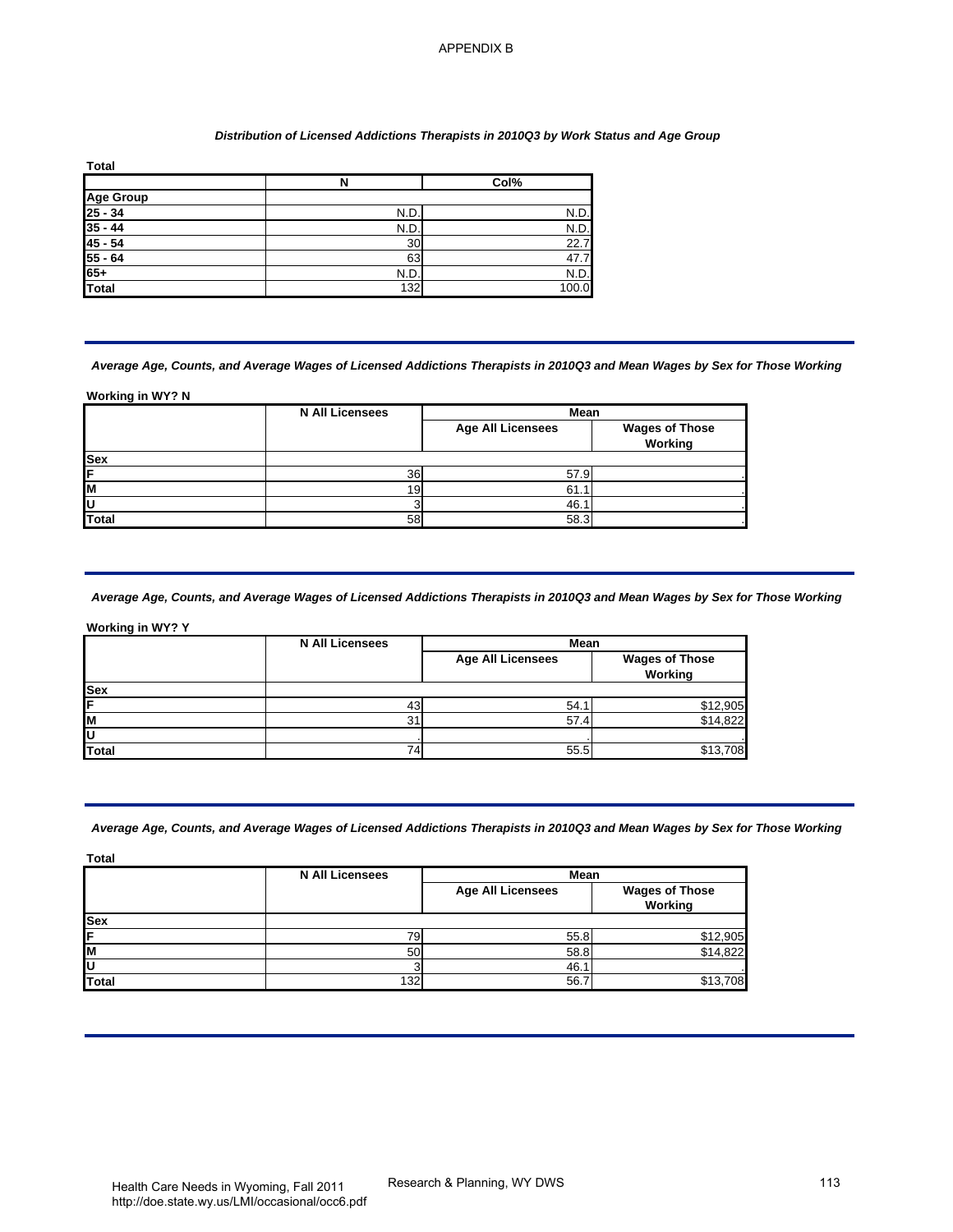APPENDIX B

***Distribution of Licensed Addictions Therapists in 2010Q3 by Work Status and Age Group***

**Total**

| | N | Col% |
|---|---|---|
| **Age Group** | | |
| **25 - 34** | N.D. | N.D. |
| **35 - 44** | N.D. | N.D. |
| **45 - 54** | 30 | 22.7 |
| **55 - 64** | 63 | 47.7 |
| **65+** | N.D. | N.D. |
| **Total** | 132 | 100.0 |

***Average Age, Counts, and Average Wages of Licensed Addictions Therapists in 2010Q3 and Mean Wages by Sex for Those Working***

**Working in WY? N**

| | N All Licensees | Mean | |
|---|---|---|---|
| | | Age All Licensees | Wages of Those Working |
| **Sex** | | | |
| **F** | 36 | 57.9 | . |
| **M** | 19 | 61.1 | . |
| **U** | 3 | 46.1 | . |
| **Total** | 58 | 58.3 | . |

***Average Age, Counts, and Average Wages of Licensed Addictions Therapists in 2010Q3 and Mean Wages by Sex for Those Working***

**Working in WY? Y**

| | N All Licensees | Mean | |
|---|---|---|---|
| | | Age All Licensees | Wages of Those Working |
| **Sex** | | | |
| **F** | 43 | 54.1 | $12,905 |
| **M** | 31 | 57.4 | $14,822 |
| **U** | . | . | . |
| **Total** | 74 | 55.5 | $13,708 |

***Average Age, Counts, and Average Wages of Licensed Addictions Therapists in 2010Q3 and Mean Wages by Sex for Those Working***

**Total**

| | N All Licensees | Mean | |
|---|---|---|---|
| | | Age All Licensees | Wages of Those Working |
| **Sex** | | | |
| **F** | 79 | 55.8 | $12,905 |
| **M** | 50 | 58.8 | $14,822 |
| **U** | 3 | 46.1 | . |
| **Total** | 132 | 56.7 | $13,708 |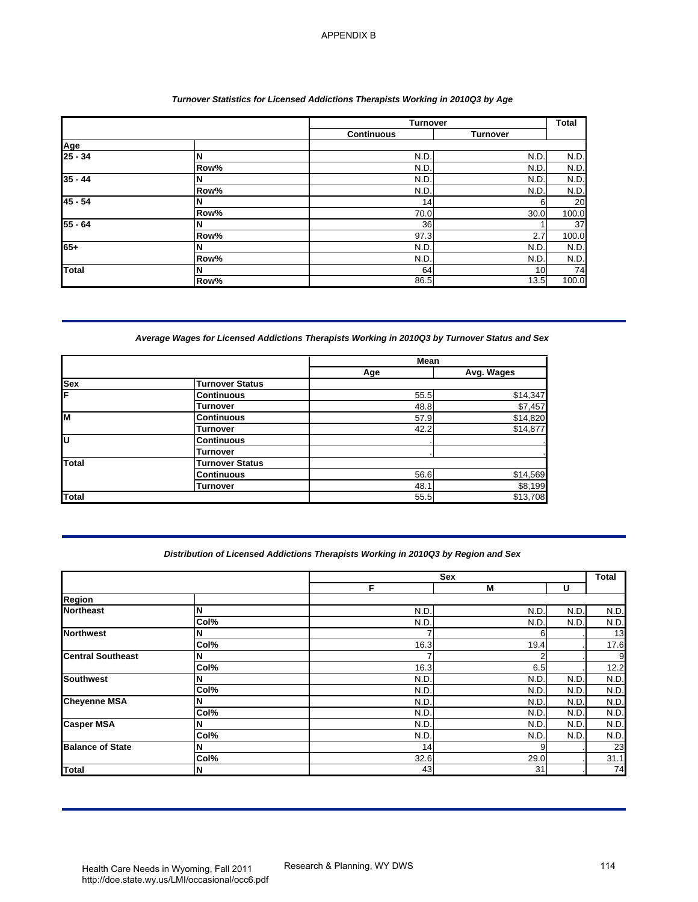APPENDIX B

### *Turnover Statistics for Licensed Addictions Therapists Working in 2010Q3 by Age*

| | | Turnover | | Total |
|---|---|---|---|---|
| | | Continuous | Turnover | |
| **Age** | | | | |
| **25 - 34** | **N** | N.D. | N.D. | N.D. |
| | **Row%** | N.D. | N.D. | N.D. |
| **35 - 44** | **N** | N.D. | N.D. | N.D. |
| | **Row%** | N.D. | N.D. | N.D. |
| **45 - 54** | **N** | 14 | 6 | 20 |
| | **Row%** | 70.0 | 30.0 | 100.0 |
| **55 - 64** | **N** | 36 | 1 | 37 |
| | **Row%** | 97.3 | 2.7 | 100.0 |
| **65+** | **N** | N.D. | N.D. | N.D. |
| | **Row%** | N.D. | N.D. | N.D. |
| **Total** | **N** | 64 | 10 | 74 |
| | **Row%** | 86.5 | 13.5 | 100.0 |

### *Average Wages for Licensed Addictions Therapists Working in 2010Q3 by Turnover Status and Sex*

| | | Mean | |
|---|---|---|---|
| | | Age | Avg. Wages |
| **Sex** | **Turnover Status** | | |
| **F** | **Continuous** | 55.5 | $14,347 |
| | **Turnover** | 48.8 | $7,457 |
| **M** | **Continuous** | 57.9 | $14,820 |
| | **Turnover** | 42.2 | $14,877 |
| **U** | **Continuous** | . | . |
| | **Turnover** | . | . |
| **Total** | **Turnover Status** | | |
| | **Continuous** | 56.6 | $14,569 |
| | **Turnover** | 48.1 | $8,199 |
| **Total** | | 55.5 | $13,708 |

### *Distribution of Licensed Addictions Therapists Working in 2010Q3 by Region and Sex*

| | | Sex | | | Total |
|---|---|---|---|---|---|
| | | F | M | U | |
| **Region** | | | | | |
| **Northeast** | **N** | N.D. | N.D. | N.D. | N.D. |
| | **Col%** | N.D. | N.D. | N.D. | N.D. |
| **Northwest** | **N** | 7 | 6 | . | 13 |
| | **Col%** | 16.3 | 19.4 | . | 17.6 |
| **Central Southeast** | **N** | 7 | 2 | . | 9 |
| | **Col%** | 16.3 | 6.5 | . | 12.2 |
| **Southwest** | **N** | N.D. | N.D. | N.D. | N.D. |
| | **Col%** | N.D. | N.D. | N.D. | N.D. |
| **Cheyenne MSA** | **N** | N.D. | N.D. | N.D. | N.D. |
| | **Col%** | N.D. | N.D. | N.D. | N.D. |
| **Casper MSA** | **N** | N.D. | N.D. | N.D. | N.D. |
| | **Col%** | N.D. | N.D. | N.D. | N.D. |
| **Balance of State** | **N** | 14 | 9 | . | 23 |
| | **Col%** | 32.6 | 29.0 | . | 31.1 |
| **Total** | **N** | 43 | 31 | . | 74 |

Health Care Needs in Wyoming, Fall 2011
http://doe.state.wy.us/LMI/occasional/occ6.pdf

Research & Planning, WY DWS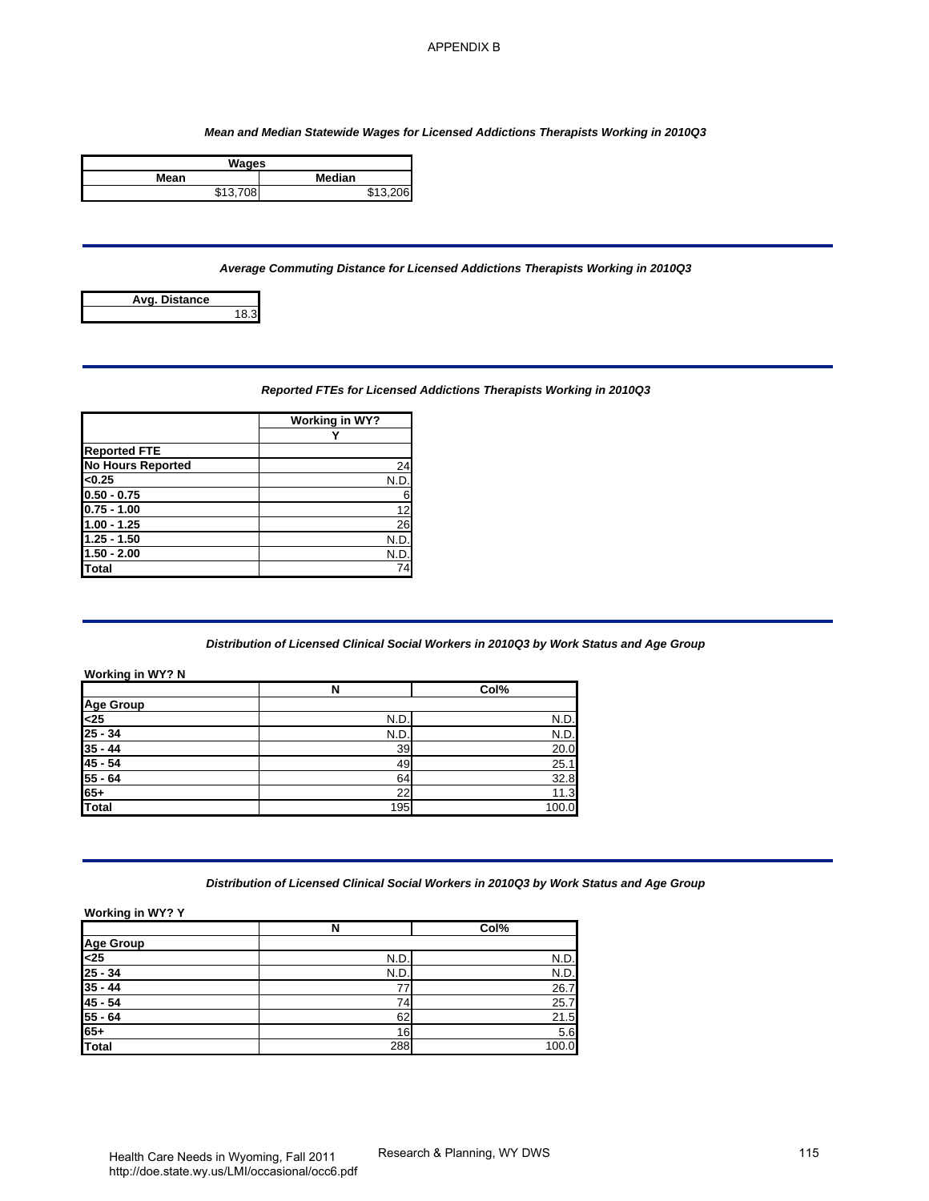APPENDIX B

*Mean and Median Statewide Wages for Licensed Addictions Therapists Working in 2010Q3*

| Wages | |
|---|---|
| **Mean** | **Median** |
| $13,708 | $13,206 |

*Average Commuting Distance for Licensed Addictions Therapists Working in 2010Q3*

| Avg. Distance |
|---|
| 18.3 |

*Reported FTEs for Licensed Addictions Therapists Working in 2010Q3*

| | Working in WY? |
|---|---|
| | Y |
| **Reported FTE** | |
| **No Hours Reported** | 24 |
| **<0.25** | N.D. |
| **0.50 - 0.75** | 6 |
| **0.75 - 1.00** | 12 |
| **1.00 - 1.25** | 26 |
| **1.25 - 1.50** | N.D. |
| **1.50 - 2.00** | N.D. |
| **Total** | 74 |

*Distribution of Licensed Clinical Social Workers in 2010Q3 by Work Status and Age Group*

**Working in WY? N**

| | N | Col% |
|---|---|---|
| **Age Group** | | |
| **<25** | N.D. | N.D. |
| **25 - 34** | N.D. | N.D. |
| **35 - 44** | 39 | 20.0 |
| **45 - 54** | 49 | 25.1 |
| **55 - 64** | 64 | 32.8 |
| **65+** | 22 | 11.3 |
| **Total** | 195 | 100.0 |

*Distribution of Licensed Clinical Social Workers in 2010Q3 by Work Status and Age Group*

**Working in WY? Y**

| | N | Col% |
|---|---|---|
| **Age Group** | | |
| **<25** | N.D. | N.D. |
| **25 - 34** | N.D. | N.D. |
| **35 - 44** | 77 | 26.7 |
| **45 - 54** | 74 | 25.7 |
| **55 - 64** | 62 | 21.5 |
| **65+** | 16 | 5.6 |
| **Total** | 288 | 100.0 |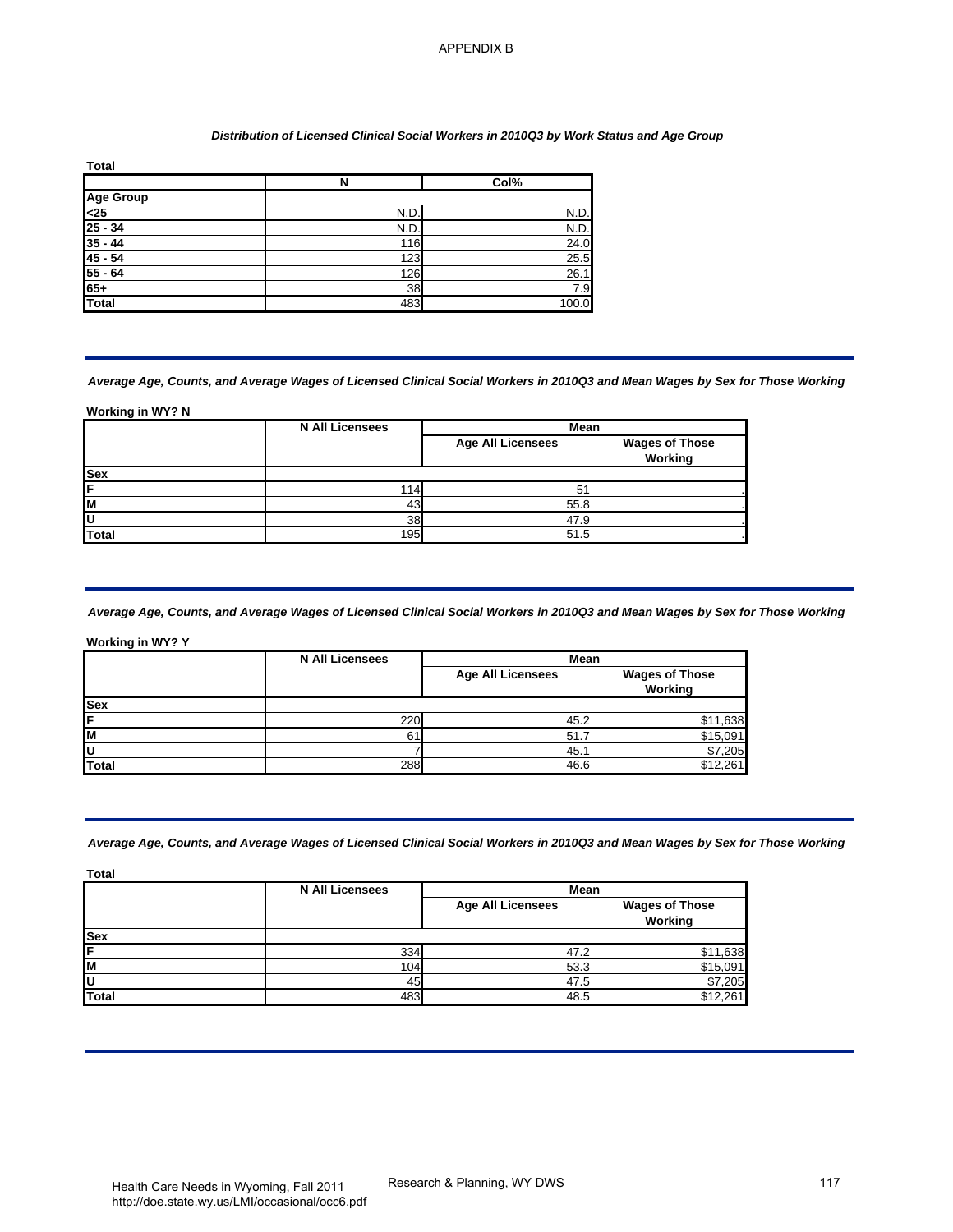APPENDIX B

*Distribution of Licensed Clinical Social Workers in 2010Q3 by Work Status and Age Group*

**Total**

| | N | Col% |
|---|---|---|
| **Age Group** | | |
| **<25** | N.D. | N.D. |
| **25 - 34** | N.D. | N.D. |
| **35 - 44** | 116 | 24.0 |
| **45 - 54** | 123 | 25.5 |
| **55 - 64** | 126 | 26.1 |
| **65+** | 38 | 7.9 |
| **Total** | 483 | 100.0 |

*Average Age, Counts, and Average Wages of Licensed Clinical Social Workers in 2010Q3 and Mean Wages by Sex for Those Working*

**Working in WY? N**

| | N All Licensees | Mean | |
|---|---|---|---|
| | | Age All Licensees | Wages of Those Working |
| **Sex** | | | |
| **F** | 114 | 51 | . |
| **M** | 43 | 55.8 | . |
| **U** | 38 | 47.9 | . |
| **Total** | 195 | 51.5 | . |

*Average Age, Counts, and Average Wages of Licensed Clinical Social Workers in 2010Q3 and Mean Wages by Sex for Those Working*

**Working in WY? Y**

| | N All Licensees | Mean | |
|---|---|---|---|
| | | Age All Licensees | Wages of Those Working |
| **Sex** | | | |
| **F** | 220 | 45.2 | $11,638 |
| **M** | 61 | 51.7 | $15,091 |
| **U** | 7 | 45.1 | $7,205 |
| **Total** | 288 | 46.6 | $12,261 |

*Average Age, Counts, and Average Wages of Licensed Clinical Social Workers in 2010Q3 and Mean Wages by Sex for Those Working*

**Total**

| | N All Licensees | Mean | |
|---|---|---|---|
| | | Age All Licensees | Wages of Those Working |
| **Sex** | | | |
| **F** | 334 | 47.2 | $11,638 |
| **M** | 104 | 53.3 | $15,091 |
| **U** | 45 | 47.5 | $7,205 |
| **Total** | 483 | 48.5 | $12,261 |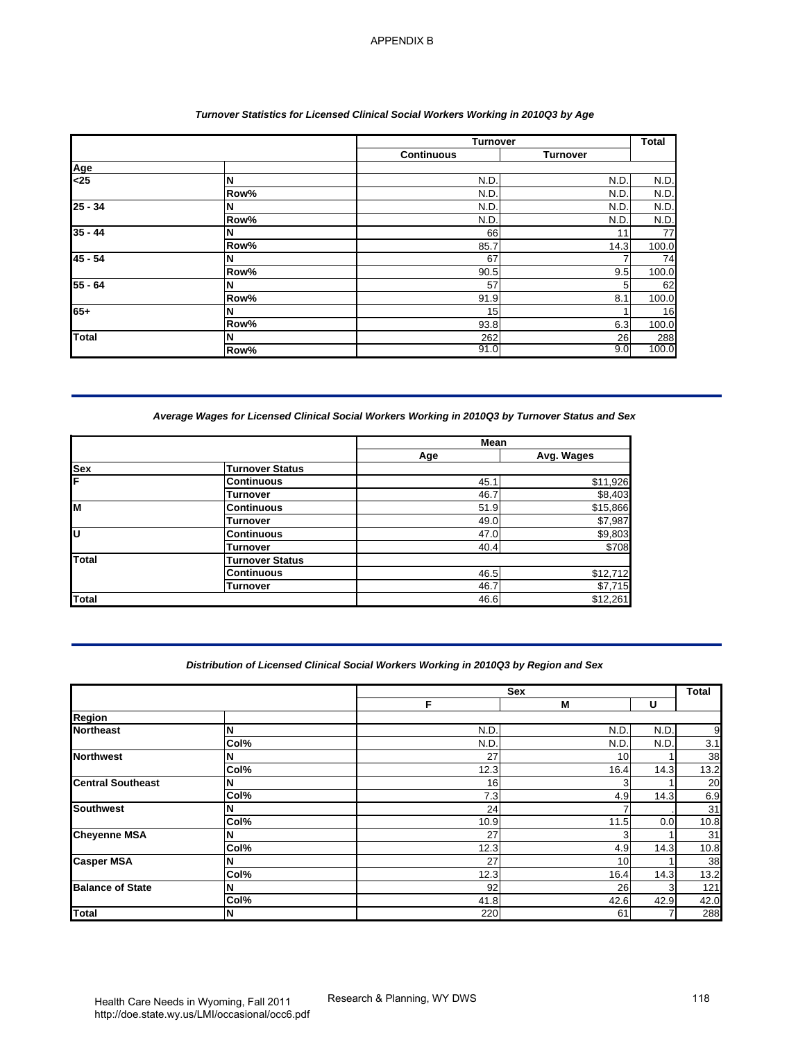APPENDIX B

### *Turnover Statistics for Licensed Clinical Social Workers Working in 2010Q3 by Age*

| | | Turnover | | Total |
|---|---|---|---|---|
| | | Continuous | Turnover | |
| **Age** | | | | |
| **<25** | **N** | N.D. | N.D. | N.D. |
| | **Row%** | N.D. | N.D. | N.D. |
| **25 - 34** | **N** | N.D. | N.D. | N.D. |
| | **Row%** | N.D. | N.D. | N.D. |
| **35 - 44** | **N** | 66 | 11 | 77 |
| | **Row%** | 85.7 | 14.3 | 100.0 |
| **45 - 54** | **N** | 67 | 7 | 74 |
| | **Row%** | 90.5 | 9.5 | 100.0 |
| **55 - 64** | **N** | 57 | 5 | 62 |
| | **Row%** | 91.9 | 8.1 | 100.0 |
| **65+** | **N** | 15 | 1 | 16 |
| | **Row%** | 93.8 | 6.3 | 100.0 |
| **Total** | **N** | 262 | 26 | 288 |
| | **Row%** | 91.0 | 9.0 | 100.0 |

### *Average Wages for Licensed Clinical Social Workers Working in 2010Q3 by Turnover Status and Sex*

| | | Mean | |
|---|---|---|---|
| | | Age | Avg. Wages |
| **Sex** | **Turnover Status** | | |
| **F** | **Continuous** | 45.1 | $11,926 |
| | **Turnover** | 46.7 | $8,403 |
| **M** | **Continuous** | 51.9 | $15,866 |
| | **Turnover** | 49.0 | $7,987 |
| **U** | **Continuous** | 47.0 | $9,803 |
| | **Turnover** | 40.4 | $708 |
| **Total** | **Turnover Status** | | |
| | **Continuous** | 46.5 | $12,712 |
| | **Turnover** | 46.7 | $7,715 |
| **Total** | | 46.6 | $12,261 |

### *Distribution of Licensed Clinical Social Workers Working in 2010Q3 by Region and Sex*

| | | Sex | | | Total |
|---|---|---|---|---|---|
| | | F | M | U | |
| **Region** | | | | | |
| **Northeast** | **N** | N.D. | N.D. | N.D. | 9 |
| | **Col%** | N.D. | N.D. | N.D. | 3.1 |
| **Northwest** | **N** | 27 | 10 | 1 | 38 |
| | **Col%** | 12.3 | 16.4 | 14.3 | 13.2 |
| **Central Southeast** | **N** | 16 | 3 | 1 | 20 |
| | **Col%** | 7.3 | 4.9 | 14.3 | 6.9 |
| **Southwest** | **N** | 24 | 7 | . | 31 |
| | **Col%** | 10.9 | 11.5 | 0.0 | 10.8 |
| **Cheyenne MSA** | **N** | 27 | 3 | 1 | 31 |
| | **Col%** | 12.3 | 4.9 | 14.3 | 10.8 |
| **Casper MSA** | **N** | 27 | 10 | 1 | 38 |
| | **Col%** | 12.3 | 16.4 | 14.3 | 13.2 |
| **Balance of State** | **N** | 92 | 26 | 3 | 121 |
| | **Col%** | 41.8 | 42.6 | 42.9 | 42.0 |
| **Total** | **N** | 220 | 61 | 7 | 288 |

Health Care Needs in Wyoming, Fall 2011
http://doe.state.wy.us/LMI/occasional/occ6.pdf

Research & Planning, WY DWS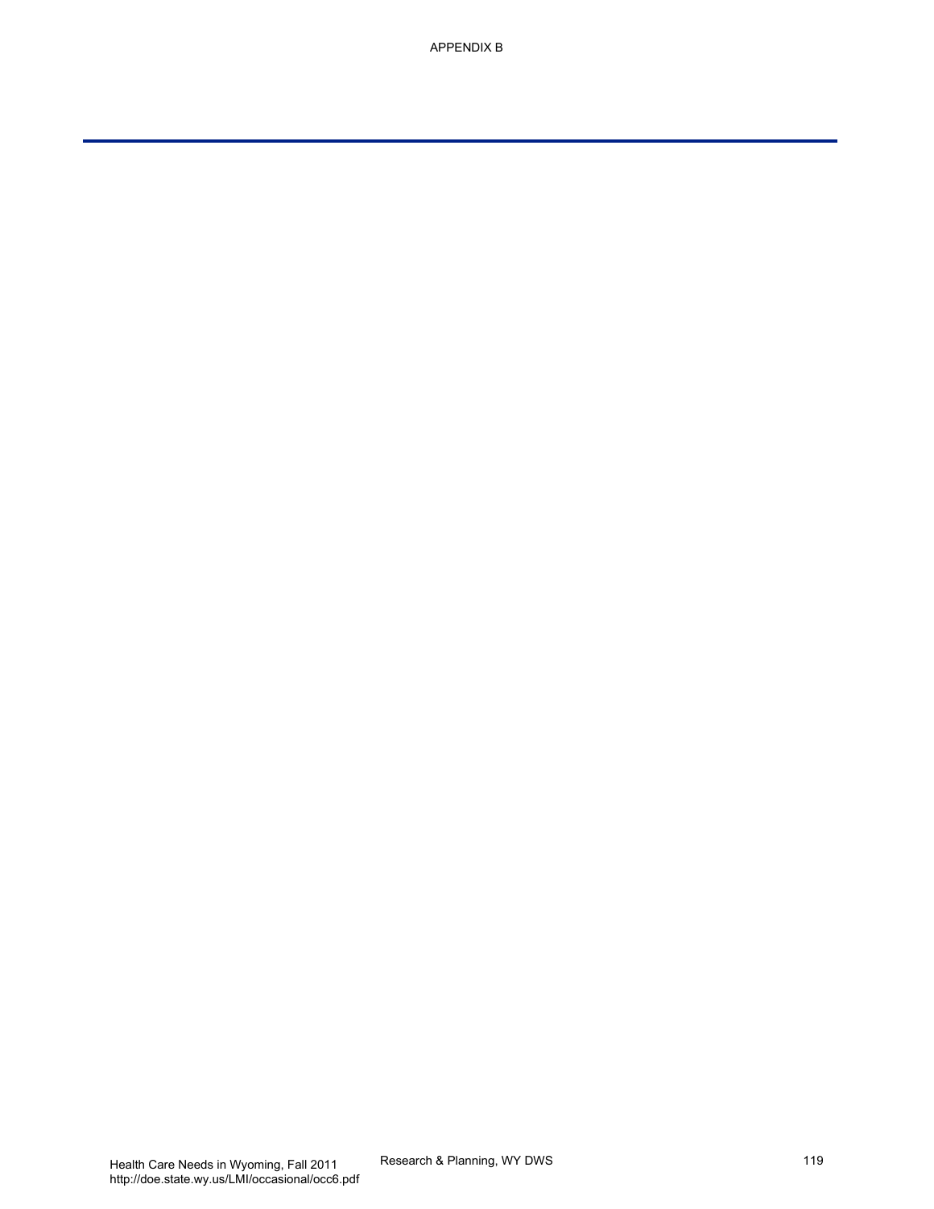# APPENDIX B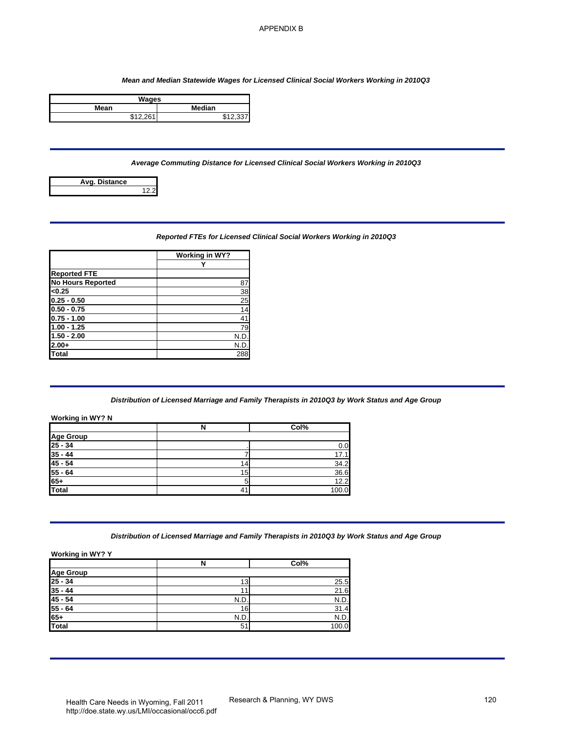APPENDIX B

*Mean and Median Statewide Wages for Licensed Clinical Social Workers Working in 2010Q3*

| Wages | |
|---|---|
| Mean | Median |
| \$12,261 | \$12,337 |

*Average Commuting Distance for Licensed Clinical Social Workers Working in 2010Q3*

| Avg. Distance |
|---|
| 12.2 |

*Reported FTEs for Licensed Clinical Social Workers Working in 2010Q3*

| | Working in WY? |
|---|---|
| | Y |
| **Reported FTE** | |
| **No Hours Reported** | 87 |
| **<0.25** | 38 |
| **0.25 - 0.50** | 25 |
| **0.50 - 0.75** | 14 |
| **0.75 - 1.00** | 41 |
| **1.00 - 1.25** | 79 |
| **1.50 - 2.00** | N.D. |
| **2.00+** | N.D. |
| **Total** | 288 |

*Distribution of Licensed Marriage and Family Therapists in 2010Q3 by Work Status and Age Group*

**Working in WY? N**

| | N | Col% |
|---|---|---|
| **Age Group** | | |
| **25 - 34** | . | 0.0 |
| **35 - 44** | 7 | 17.1 |
| **45 - 54** | 14 | 34.2 |
| **55 - 64** | 15 | 36.6 |
| **65+** | 5 | 12.2 |
| **Total** | 41 | 100.0 |

*Distribution of Licensed Marriage and Family Therapists in 2010Q3 by Work Status and Age Group*

**Working in WY? Y**

| | N | Col% |
|---|---|---|
| **Age Group** | | |
| **25 - 34** | 13 | 25.5 |
| **35 - 44** | 11 | 21.6 |
| **45 - 54** | N.D. | N.D. |
| **55 - 64** | 16 | 31.4 |
| **65+** | N.D. | N.D. |
| **Total** | 51 | 100.0 |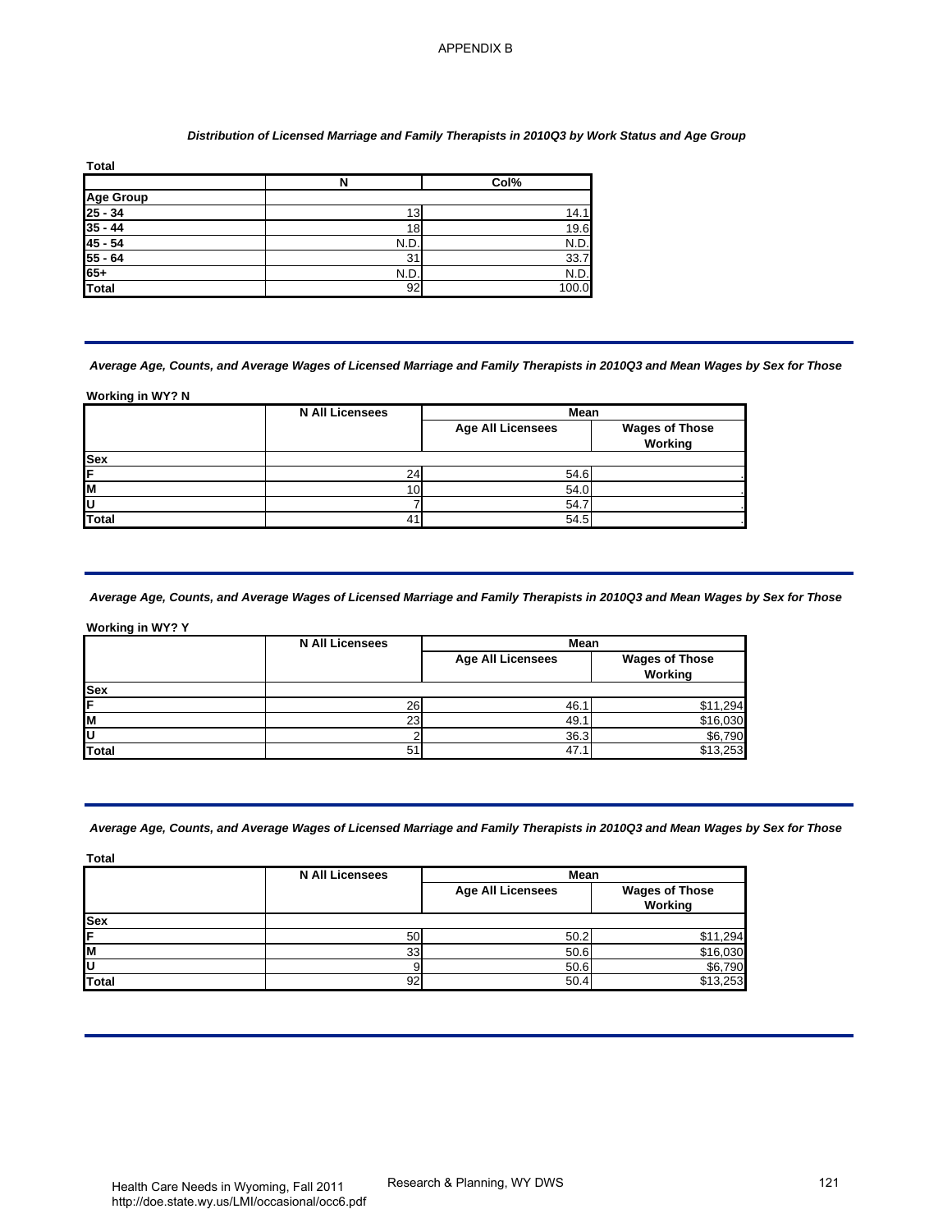APPENDIX B

*Distribution of Licensed Marriage and Family Therapists in 2010Q3 by Work Status and Age Group*

**Total**

| | N | Col% |
|---|---|---|
| **Age Group** | | |
| **25 - 34** | 13 | 14.1 |
| **35 - 44** | 18 | 19.6 |
| **45 - 54** | N.D. | N.D. |
| **55 - 64** | 31 | 33.7 |
| **65+** | N.D. | N.D. |
| **Total** | 92 | 100.0 |

*Average Age, Counts, and Average Wages of Licensed Marriage and Family Therapists in 2010Q3 and Mean Wages by Sex for Those*

**Working in WY? N**

| | N All Licensees | Mean | |
|---|---|---|---|
| | | Age All Licensees | Wages of Those Working |
| **Sex** | | | |
| **F** | 24 | 54.6 | . |
| **M** | 10 | 54.0 | . |
| **U** | 7 | 54.7 | . |
| **Total** | 41 | 54.5 | . |

*Average Age, Counts, and Average Wages of Licensed Marriage and Family Therapists in 2010Q3 and Mean Wages by Sex for Those*

**Working in WY? Y**

| | N All Licensees | Mean | |
|---|---|---|---|
| | | Age All Licensees | Wages of Those Working |
| **Sex** | | | |
| **F** | 26 | 46.1 | $11,294 |
| **M** | 23 | 49.1 | $16,030 |
| **U** | 2 | 36.3 | $6,790 |
| **Total** | 51 | 47.1 | $13,253 |

*Average Age, Counts, and Average Wages of Licensed Marriage and Family Therapists in 2010Q3 and Mean Wages by Sex for Those*

**Total**

| | N All Licensees | Mean | |
|---|---|---|---|
| | | Age All Licensees | Wages of Those Working |
| **Sex** | | | |
| **F** | 50 | 50.2 | $11,294 |
| **M** | 33 | 50.6 | $16,030 |
| **U** | 9 | 50.6 | $6,790 |
| **Total** | 92 | 50.4 | $13,253 |

Health Care Needs in Wyoming, Fall 2011
http://doe.state.wy.us/LMI/occasional/occ6.pdf

Research & Planning, WY DWS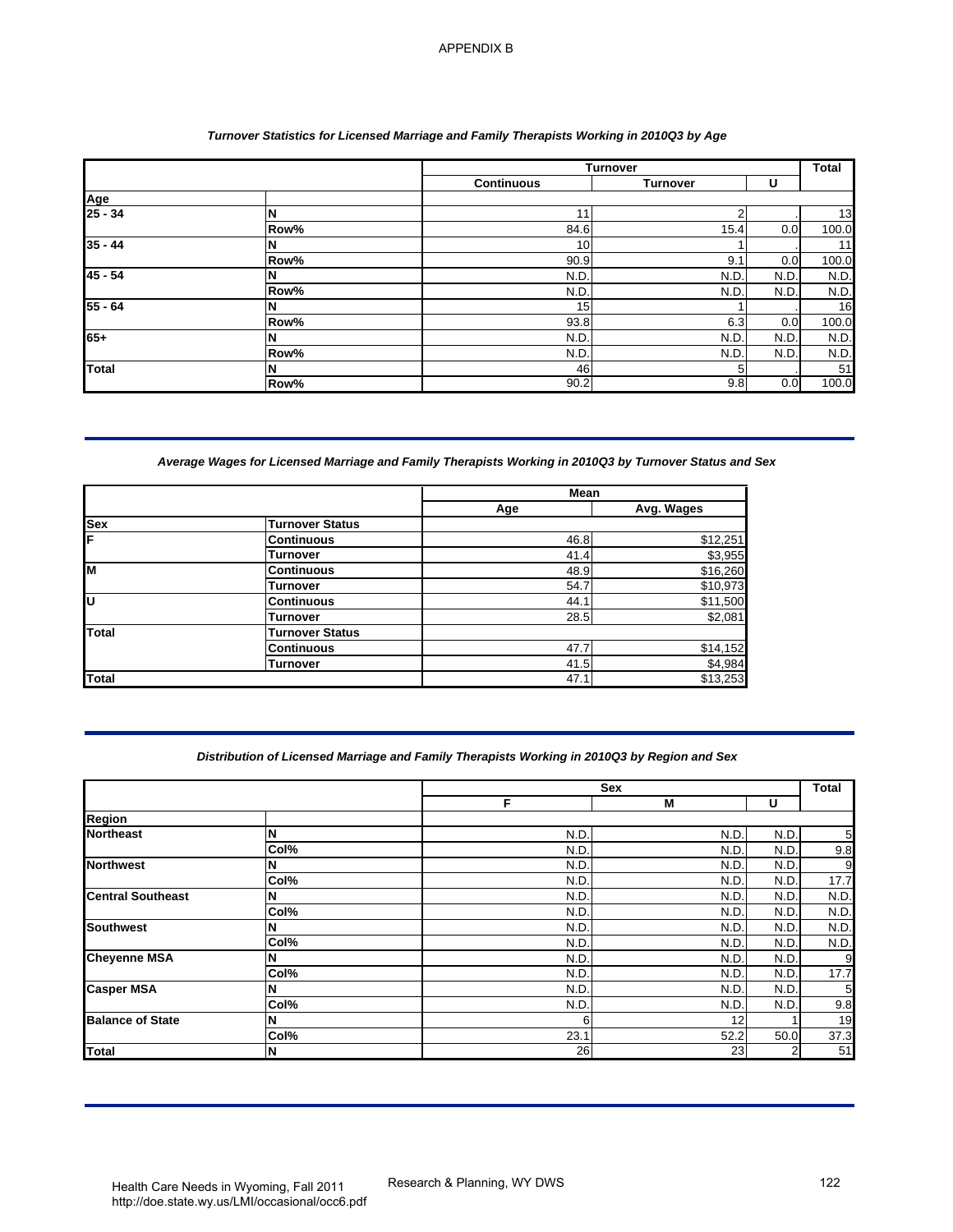APPENDIX B

### *Turnover Statistics for Licensed Marriage and Family Therapists Working in 2010Q3 by Age*

| | | Turnover | | | Total |
|---|---|---|---|---|---|
| | | Continuous | Turnover | U | |
| **Age** | | | | | |
| **25 - 34** | **N** | 11 | 2 | . | 13 |
| | **Row%** | 84.6 | 15.4 | 0.0 | 100.0 |
| **35 - 44** | **N** | 10 | 1 | . | 11 |
| | **Row%** | 90.9 | 9.1 | 0.0 | 100.0 |
| **45 - 54** | **N** | N.D. | N.D. | N.D. | N.D. |
| | **Row%** | N.D. | N.D. | N.D. | N.D. |
| **55 - 64** | **N** | 15 | 1 | . | 16 |
| | **Row%** | 93.8 | 6.3 | 0.0 | 100.0 |
| **65+** | **N** | N.D. | N.D. | N.D. | N.D. |
| | **Row%** | N.D. | N.D. | N.D. | N.D. |
| **Total** | **N** | 46 | 5 | . | 51 |
| | **Row%** | 90.2 | 9.8 | 0.0 | 100.0 |

### *Average Wages for Licensed Marriage and Family Therapists Working in 2010Q3 by Turnover Status and Sex*

| | | Mean | |
|---|---|---|---|
| | | Age | Avg. Wages |
| **Sex** | **Turnover Status** | | |
| **F** | **Continuous** | 46.8 | $12,251 |
| | **Turnover** | 41.4 | $3,955 |
| **M** | **Continuous** | 48.9 | $16,260 |
| | **Turnover** | 54.7 | $10,973 |
| **U** | **Continuous** | 44.1 | $11,500 |
| | **Turnover** | 28.5 | $2,081 |
| **Total** | **Turnover Status** | | |
| | **Continuous** | 47.7 | $14,152 |
| | **Turnover** | 41.5 | $4,984 |
| **Total** | | 47.1 | $13,253 |

### *Distribution of Licensed Marriage and Family Therapists Working in 2010Q3 by Region and Sex*

| | | Sex | | | Total |
|---|---|---|---|---|---|
| | | F | M | U | |
| **Region** | | | | | |
| **Northeast** | **N** | N.D. | N.D. | N.D. | 5 |
| | **Col%** | N.D. | N.D. | N.D. | 9.8 |
| **Northwest** | **N** | N.D. | N.D. | N.D. | 9 |
| | **Col%** | N.D. | N.D. | N.D. | 17.7 |
| **Central Southeast** | **N** | N.D. | N.D. | N.D. | N.D. |
| | **Col%** | N.D. | N.D. | N.D. | N.D. |
| **Southwest** | **N** | N.D. | N.D. | N.D. | N.D. |
| | **Col%** | N.D. | N.D. | N.D. | N.D. |
| **Cheyenne MSA** | **N** | N.D. | N.D. | N.D. | 9 |
| | **Col%** | N.D. | N.D. | N.D. | 17.7 |
| **Casper MSA** | **N** | N.D. | N.D. | N.D. | 5 |
| | **Col%** | N.D. | N.D. | N.D. | 9.8 |
| **Balance of State** | **N** | 6 | 12 | 1 | 19 |
| | **Col%** | 23.1 | 52.2 | 50.0 | 37.3 |
| **Total** | **N** | 26 | 23 | 2 | 51 |

Health Care Needs in Wyoming, Fall 2011
http://doe.state.wy.us/LMI/occasional/occ6.pdf

Research & Planning, WY DWS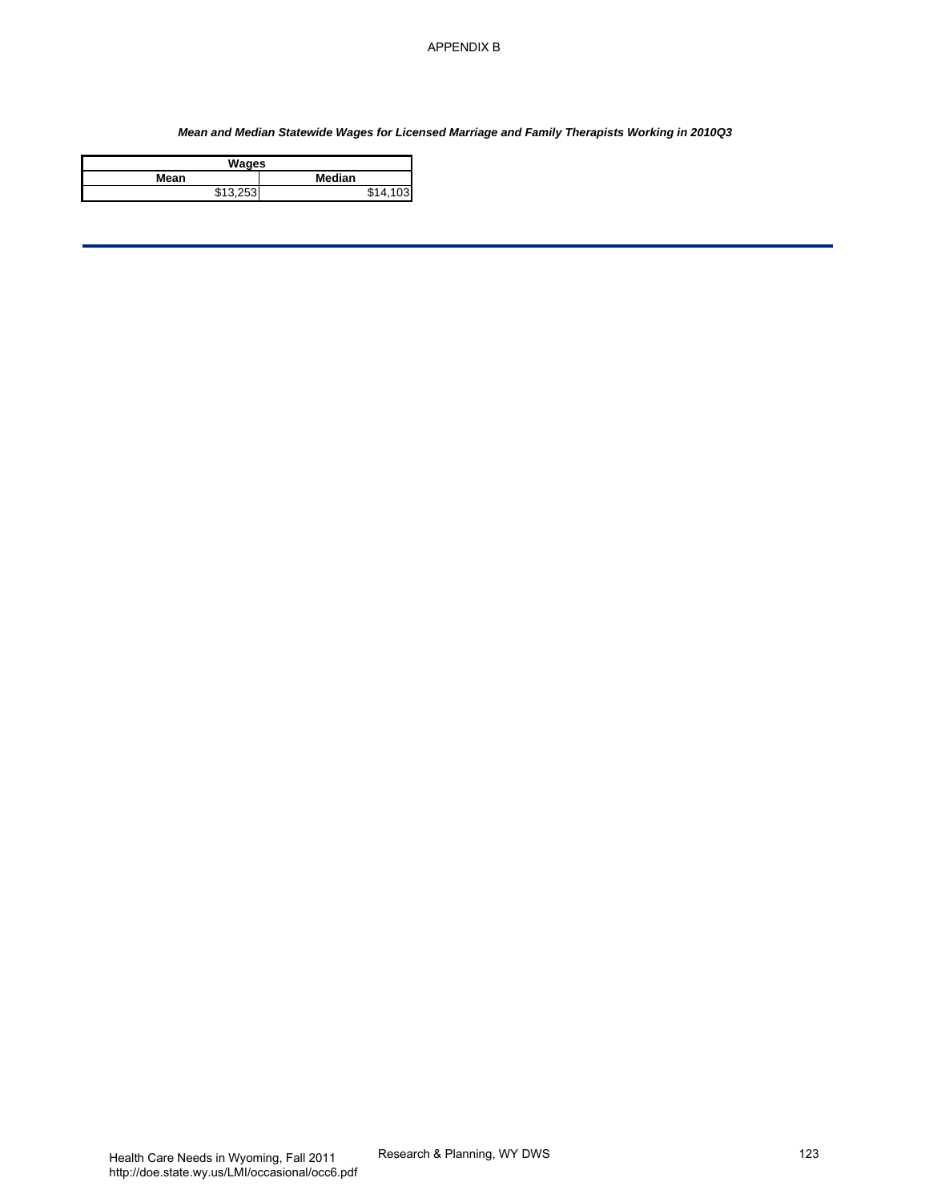***Mean and Median Statewide Wages for Licensed Marriage and Family Therapists Working in 2010Q3***

| Wages | |
|---|---|
| **Mean** | **Median** |
| $13,253 | $14,103 |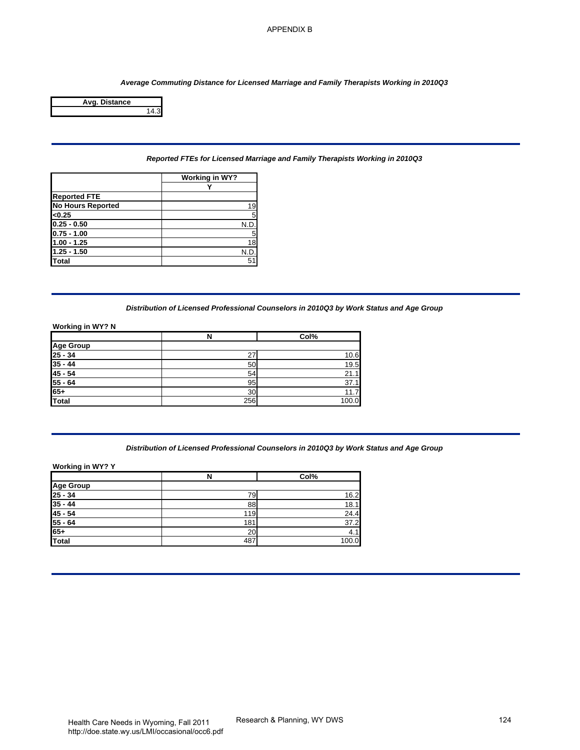APPENDIX B

*Average Commuting Distance for Licensed Marriage and Family Therapists Working in 2010Q3*

| Avg. Distance |
|---|
| 14.3 |

*Reported FTEs for Licensed Marriage and Family Therapists Working in 2010Q3*

| | Working in WY? |
|---|---|
| | Y |
| **Reported FTE** | |
| **No Hours Reported** | 19 |
| **<0.25** | 5 |
| **0.25 - 0.50** | N.D. |
| **0.75 - 1.00** | 5 |
| **1.00 - 1.25** | 18 |
| **1.25 - 1.50** | N.D. |
| **Total** | 51 |

*Distribution of Licensed Professional Counselors in 2010Q3 by Work Status and Age Group*

**Working in WY? N**

| | N | Col% |
|---|---|---|
| **Age Group** | | |
| **25 - 34** | 27 | 10.6 |
| **35 - 44** | 50 | 19.5 |
| **45 - 54** | 54 | 21.1 |
| **55 - 64** | 95 | 37.1 |
| **65+** | 30 | 11.7 |
| **Total** | 256 | 100.0 |

*Distribution of Licensed Professional Counselors in 2010Q3 by Work Status and Age Group*

**Working in WY? Y**

| | N | Col% |
|---|---|---|
| **Age Group** | | |
| **25 - 34** | 79 | 16.2 |
| **35 - 44** | 88 | 18.1 |
| **45 - 54** | 119 | 24.4 |
| **55 - 64** | 181 | 37.2 |
| **65+** | 20 | 4.1 |
| **Total** | 487 | 100.0 |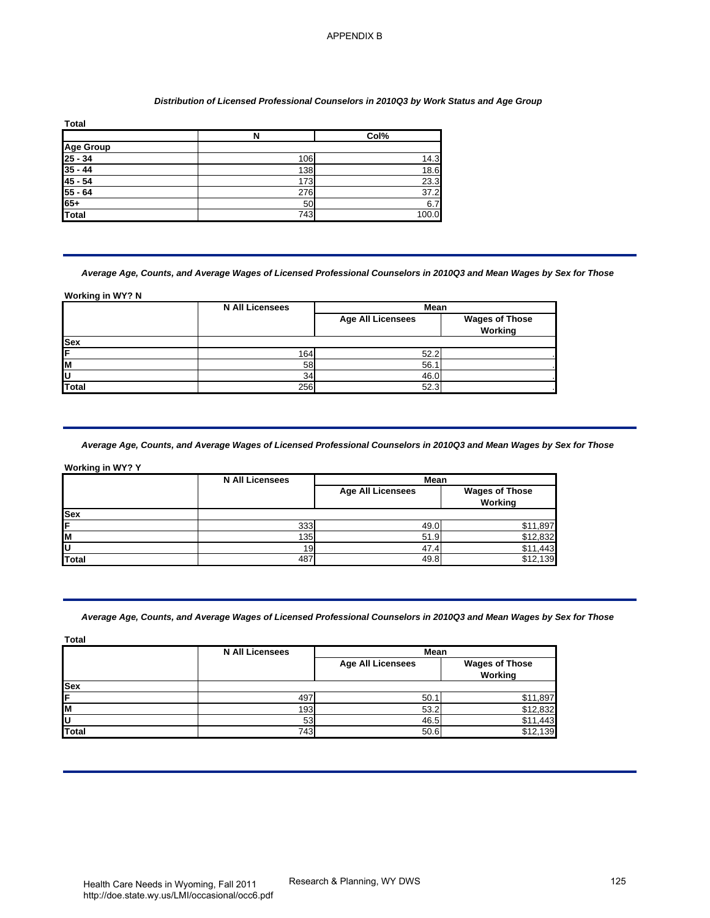APPENDIX B

*Distribution of Licensed Professional Counselors in 2010Q3 by Work Status and Age Group*

**Total**

| | N | Col% |
|---|---|---|
| **Age Group** | | |
| **25 - 34** | 106 | 14.3 |
| **35 - 44** | 138 | 18.6 |
| **45 - 54** | 173 | 23.3 |
| **55 - 64** | 276 | 37.2 |
| **65+** | 50 | 6.7 |
| **Total** | 743 | 100.0 |

*Average Age, Counts, and Average Wages of Licensed Professional Counselors in 2010Q3 and Mean Wages by Sex for Those*

**Working in WY? N**

| | N All Licensees | Mean | |
|---|---|---|---|
| | | Age All Licensees | Wages of Those Working |
| **Sex** | | | |
| **F** | 164 | 52.2 | . |
| **M** | 58 | 56.1 | . |
| **U** | 34 | 46.0 | . |
| **Total** | 256 | 52.3 | . |

*Average Age, Counts, and Average Wages of Licensed Professional Counselors in 2010Q3 and Mean Wages by Sex for Those*

**Working in WY? Y**

| | N All Licensees | Mean | |
|---|---|---|---|
| | | Age All Licensees | Wages of Those Working |
| **Sex** | | | |
| **F** | 333 | 49.0 | $11,897 |
| **M** | 135 | 51.9 | $12,832 |
| **U** | 19 | 47.4 | $11,443 |
| **Total** | 487 | 49.8 | $12,139 |

*Average Age, Counts, and Average Wages of Licensed Professional Counselors in 2010Q3 and Mean Wages by Sex for Those*

**Total**

| | N All Licensees | Mean | |
|---|---|---|---|
| | | Age All Licensees | Wages of Those Working |
| **Sex** | | | |
| **F** | 497 | 50.1 | $11,897 |
| **M** | 193 | 53.2 | $12,832 |
| **U** | 53 | 46.5 | $11,443 |
| **Total** | 743 | 50.6 | $12,139 |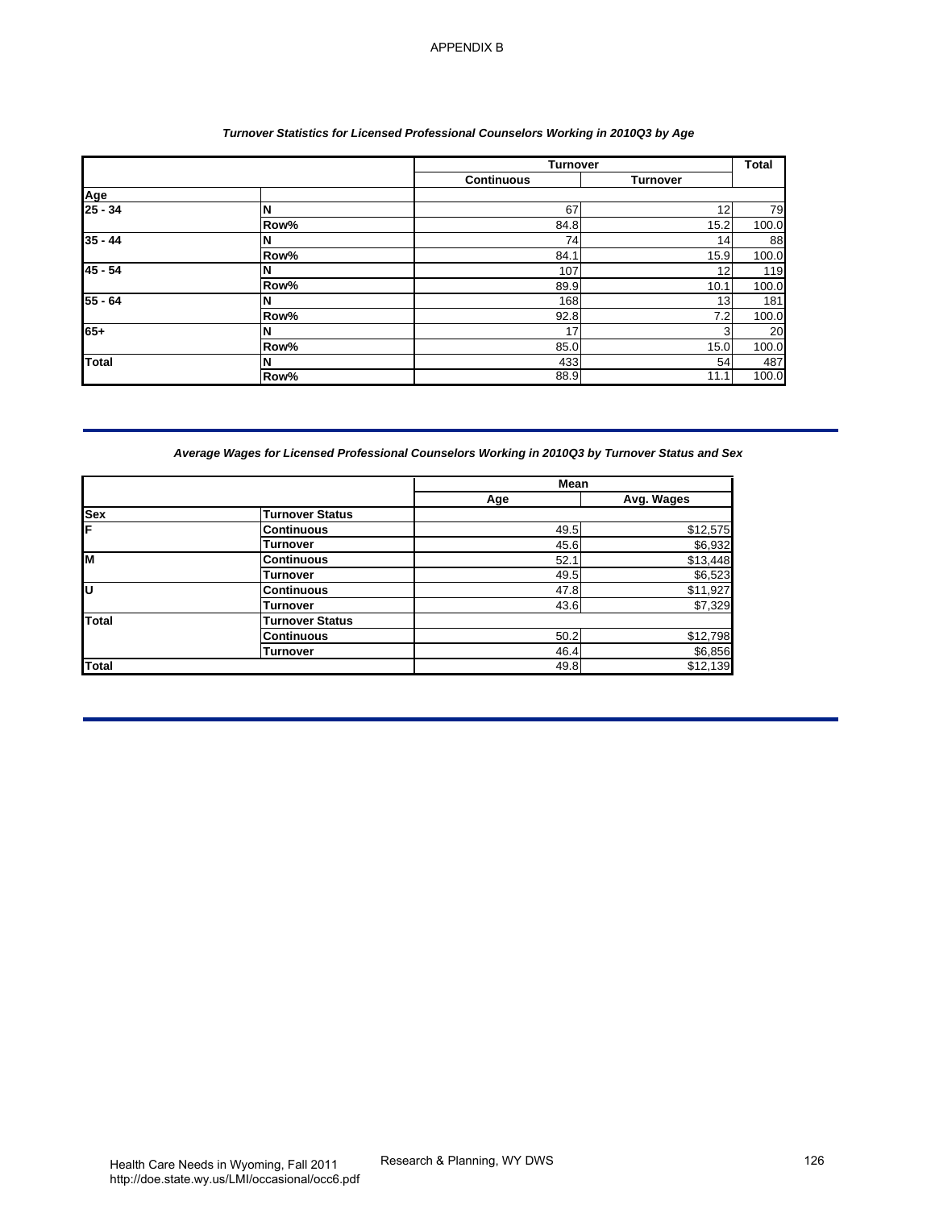APPENDIX B

*Turnover Statistics for Licensed Professional Counselors Working in 2010Q3 by Age*

| | | Turnover | | Total |
|---|---|---|---|---|
| | | Continuous | Turnover | |
| **Age** | | | | |
| **25 - 34** | **N** | 67 | 12 | 79 |
| | **Row%** | 84.8 | 15.2 | 100.0 |
| **35 - 44** | **N** | 74 | 14 | 88 |
| | **Row%** | 84.1 | 15.9 | 100.0 |
| **45 - 54** | **N** | 107 | 12 | 119 |
| | **Row%** | 89.9 | 10.1 | 100.0 |
| **55 - 64** | **N** | 168 | 13 | 181 |
| | **Row%** | 92.8 | 7.2 | 100.0 |
| **65+** | **N** | 17 | 3 | 20 |
| | **Row%** | 85.0 | 15.0 | 100.0 |
| **Total** | **N** | 433 | 54 | 487 |
| | **Row%** | 88.9 | 11.1 | 100.0 |

*Average Wages for Licensed Professional Counselors Working in 2010Q3 by Turnover Status and Sex*

| | | Mean | |
|---|---|---|---|
| | | Age | Avg. Wages |
| **Sex** | **Turnover Status** | | |
| **F** | **Continuous** | 49.5 | $12,575 |
| | **Turnover** | 45.6 | $6,932 |
| **M** | **Continuous** | 52.1 | $13,448 |
| | **Turnover** | 49.5 | $6,523 |
| **U** | **Continuous** | 47.8 | $11,927 |
| | **Turnover** | 43.6 | $7,329 |
| **Total** | **Turnover Status** | | |
| | **Continuous** | 50.2 | $12,798 |
| | **Turnover** | 46.4 | $6,856 |
| **Total** | | 49.8 | $12,139 |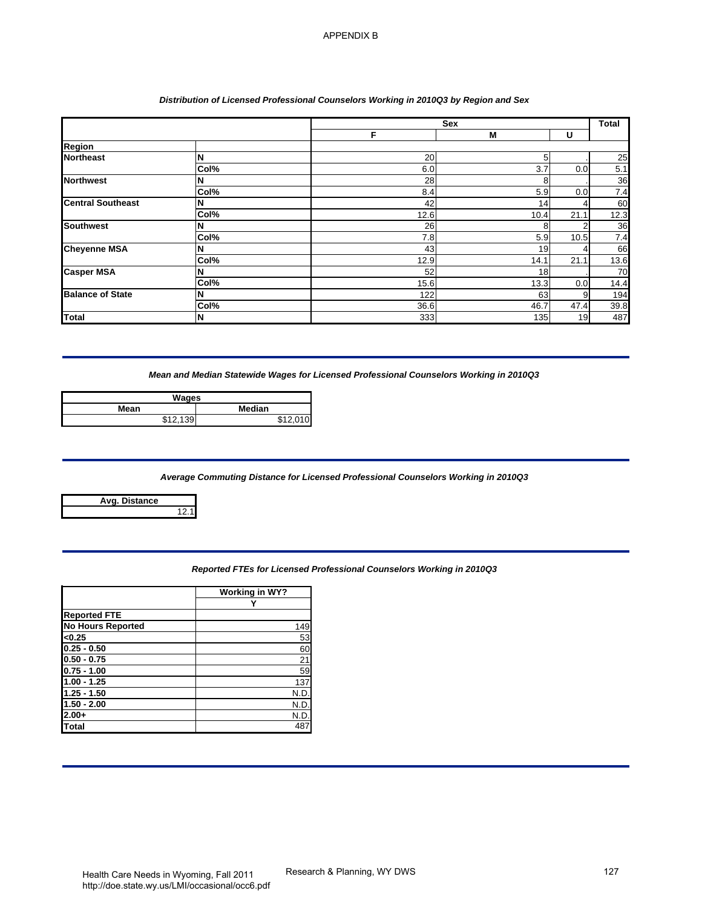APPENDIX B

*Distribution of Licensed Professional Counselors Working in 2010Q3 by Region and Sex*

| | | Sex | | | Total |
|---|---|---|---|---|---|
| | | F | M | U | |
| **Region** | | | | | |
| **Northeast** | N | 20 | 5 | . | 25 |
| | Col% | 6.0 | 3.7 | 0.0 | 5.1 |
| **Northwest** | N | 28 | 8 | . | 36 |
| | Col% | 8.4 | 5.9 | 0.0 | 7.4 |
| **Central Southeast** | N | 42 | 14 | 4 | 60 |
| | Col% | 12.6 | 10.4 | 21.1 | 12.3 |
| **Southwest** | N | 26 | 8 | 2 | 36 |
| | Col% | 7.8 | 5.9 | 10.5 | 7.4 |
| **Cheyenne MSA** | N | 43 | 19 | 4 | 66 |
| | Col% | 12.9 | 14.1 | 21.1 | 13.6 |
| **Casper MSA** | N | 52 | 18 | . | 70 |
| | Col% | 15.6 | 13.3 | 0.0 | 14.4 |
| **Balance of State** | N | 122 | 63 | 9 | 194 |
| | Col% | 36.6 | 46.7 | 47.4 | 39.8 |
| **Total** | N | 333 | 135 | 19 | 487 |

*Mean and Median Statewide Wages for Licensed Professional Counselors Working in 2010Q3*

| Wages | |
|---|---|
| Mean | Median |
| $12,139 | $12,010 |

*Average Commuting Distance for Licensed Professional Counselors Working in 2010Q3*

| Avg. Distance |
|---|
| 12.1 |

*Reported FTEs for Licensed Professional Counselors Working in 2010Q3*

| | Working in WY? |
|---|---|
| | Y |
| **Reported FTE** | |
| **No Hours Reported** | 149 |
| **<0.25** | 53 |
| **0.25 - 0.50** | 60 |
| **0.50 - 0.75** | 21 |
| **0.75 - 1.00** | 59 |
| **1.00 - 1.25** | 137 |
| **1.25 - 1.50** | N.D. |
| **1.50 - 2.00** | N.D. |
| **2.00+** | N.D. |
| **Total** | 487 |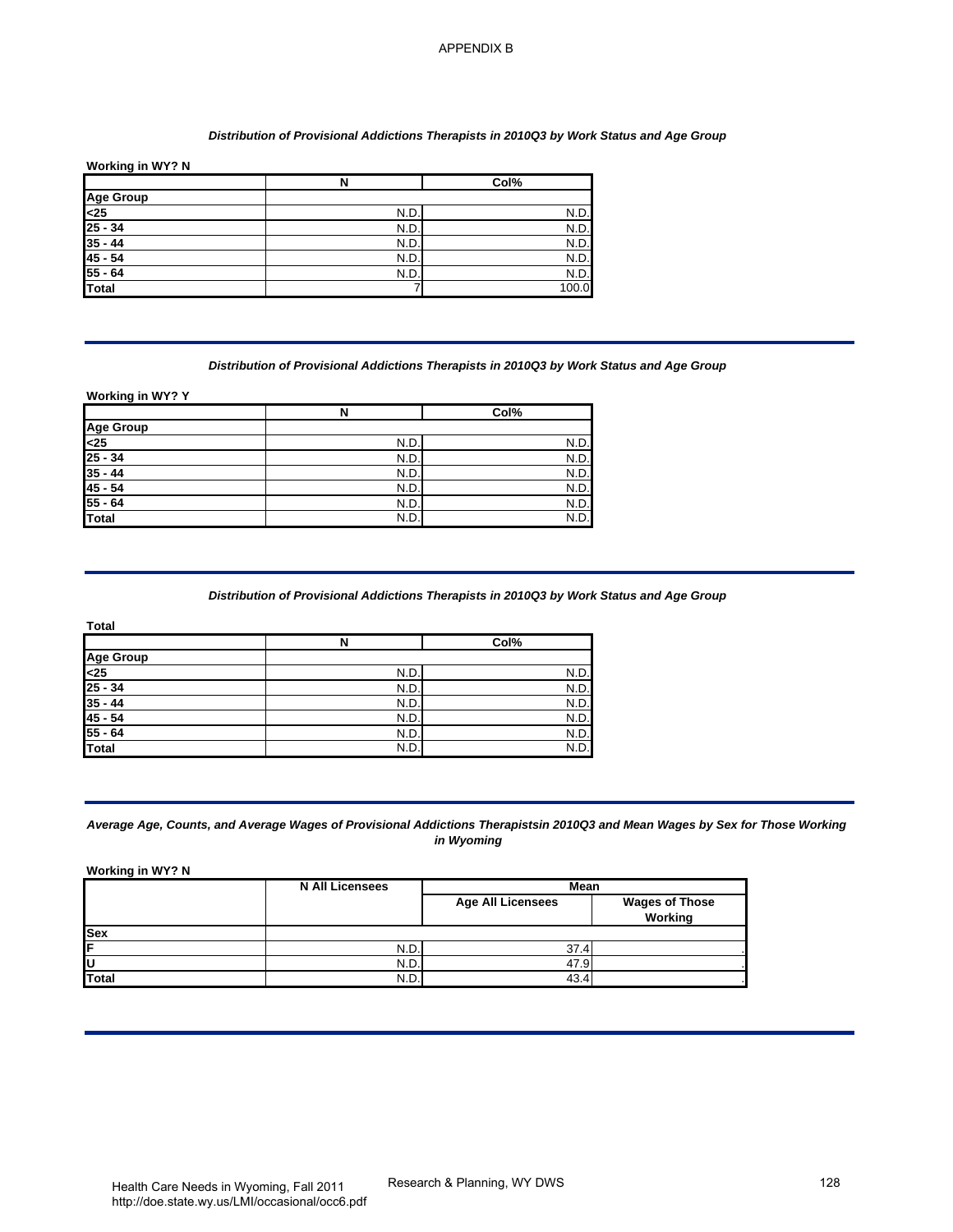APPENDIX B

*Distribution of Provisional Addictions Therapists in 2010Q3 by Work Status and Age Group*

**Working in WY? N**

| | N | Col% |
|---|---|---|
| **Age Group** | | |
| **<25** | N.D. | N.D. |
| **25 - 34** | N.D. | N.D. |
| **35 - 44** | N.D. | N.D. |
| **45 - 54** | N.D. | N.D. |
| **55 - 64** | N.D. | N.D. |
| **Total** | 7 | 100.0 |

*Distribution of Provisional Addictions Therapists in 2010Q3 by Work Status and Age Group*

**Working in WY? Y**

| | N | Col% |
|---|---|---|
| **Age Group** | | |
| **<25** | N.D. | N.D. |
| **25 - 34** | N.D. | N.D. |
| **35 - 44** | N.D. | N.D. |
| **45 - 54** | N.D. | N.D. |
| **55 - 64** | N.D. | N.D. |
| **Total** | N.D. | N.D. |

*Distribution of Provisional Addictions Therapists in 2010Q3 by Work Status and Age Group*

**Total**

| | N | Col% |
|---|---|---|
| **Age Group** | | |
| **<25** | N.D. | N.D. |
| **25 - 34** | N.D. | N.D. |
| **35 - 44** | N.D. | N.D. |
| **45 - 54** | N.D. | N.D. |
| **55 - 64** | N.D. | N.D. |
| **Total** | N.D. | N.D. |

*Average Age, Counts, and Average Wages of Provisional Addictions Therapistsin 2010Q3 and Mean Wages by Sex for Those Working in Wyoming*

**Working in WY? N**

| | N All Licensees | Mean | |
|---|---|---|---|
| | | Age All Licensees | Wages of Those Working |
| **Sex** | | | |
| **F** | N.D. | 37.4 | . |
| **U** | N.D. | 47.9 | . |
| **Total** | N.D. | 43.4 | . |

Health Care Needs in Wyoming, Fall 2011
http://doe.state.wy.us/LMI/occasional/occ6.pdf

Research & Planning, WY DWS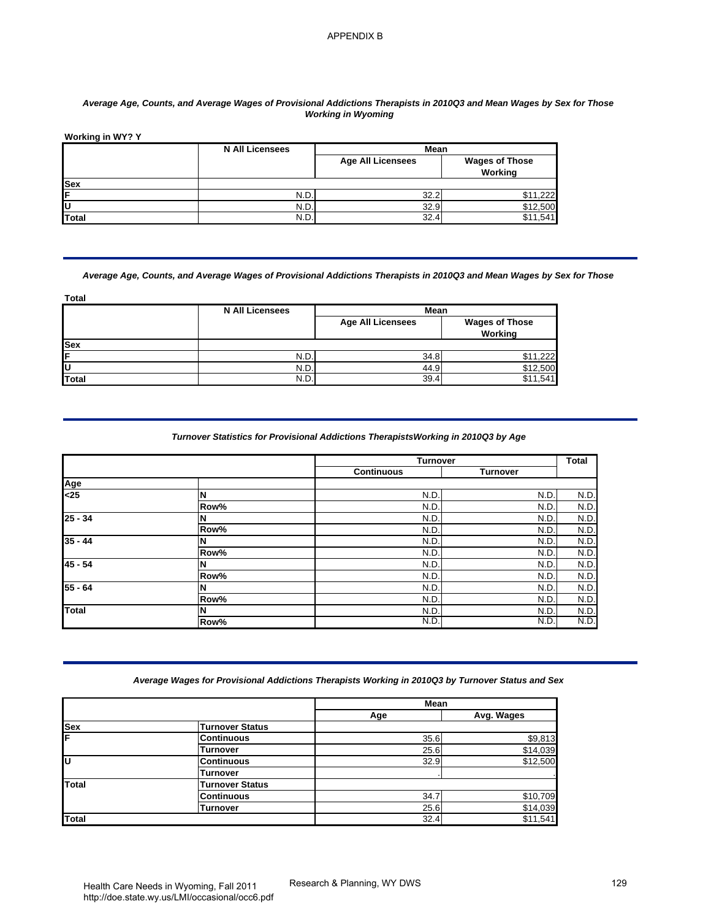APPENDIX B

*Average Age, Counts, and Average Wages of Provisional Addictions Therapists in 2010Q3 and Mean Wages by Sex for Those Working in Wyoming*

**Working in WY? Y**

| | N All Licensees | Mean | |
|---|---|---|---|
| | | Age All Licensees | Wages of Those Working |
| **Sex** | | | |
| **F** | N.D. | 32.2 | $11,222 |
| **U** | N.D. | 32.9 | $12,500 |
| **Total** | N.D. | 32.4 | $11,541 |

*Average Age, Counts, and Average Wages of Provisional Addictions Therapists in 2010Q3 and Mean Wages by Sex for Those*

**Total**

| | N All Licensees | Mean | |
|---|---|---|---|
| | | Age All Licensees | Wages of Those Working |
| **Sex** | | | |
| **F** | N.D. | 34.8 | $11,222 |
| **U** | N.D. | 44.9 | $12,500 |
| **Total** | N.D. | 39.4 | $11,541 |

*Turnover Statistics for Provisional Addictions TherapistsWorking in 2010Q3 by Age*

| | | Turnover | | Total |
|---|---|---|---|---|
| | | Continuous | Turnover | |
| **Age** | | | | |
| **<25** | **N** | N.D. | N.D. | N.D. |
| | **Row%** | N.D. | N.D. | N.D. |
| **25 - 34** | **N** | N.D. | N.D. | N.D. |
| | **Row%** | N.D. | N.D. | N.D. |
| **35 - 44** | **N** | N.D. | N.D. | N.D. |
| | **Row%** | N.D. | N.D. | N.D. |
| **45 - 54** | **N** | N.D. | N.D. | N.D. |
| | **Row%** | N.D. | N.D. | N.D. |
| **55 - 64** | **N** | N.D. | N.D. | N.D. |
| | **Row%** | N.D. | N.D. | N.D. |
| **Total** | **N** | N.D. | N.D. | N.D. |
| | **Row%** | N.D. | N.D. | N.D. |

*Average Wages for Provisional Addictions Therapists Working in 2010Q3 by Turnover Status and Sex*

| | | Mean | |
|---|---|---|---|
| | | Age | Avg. Wages |
| **Sex** | **Turnover Status** | | |
| **F** | **Continuous** | 35.6 | $9,813 |
| | **Turnover** | 25.6 | $14,039 |
| **U** | **Continuous** | 32.9 | $12,500 |
| | **Turnover** | . | . |
| **Total** | **Turnover Status** | | |
| | **Continuous** | 34.7 | $10,709 |
| | **Turnover** | 25.6 | $14,039 |
| **Total** | | 32.4 | $11,541 |

Health Care Needs in Wyoming, Fall 2011
http://doe.state.wy.us/LMI/occasional/occ6.pdf

Research & Planning, WY DWS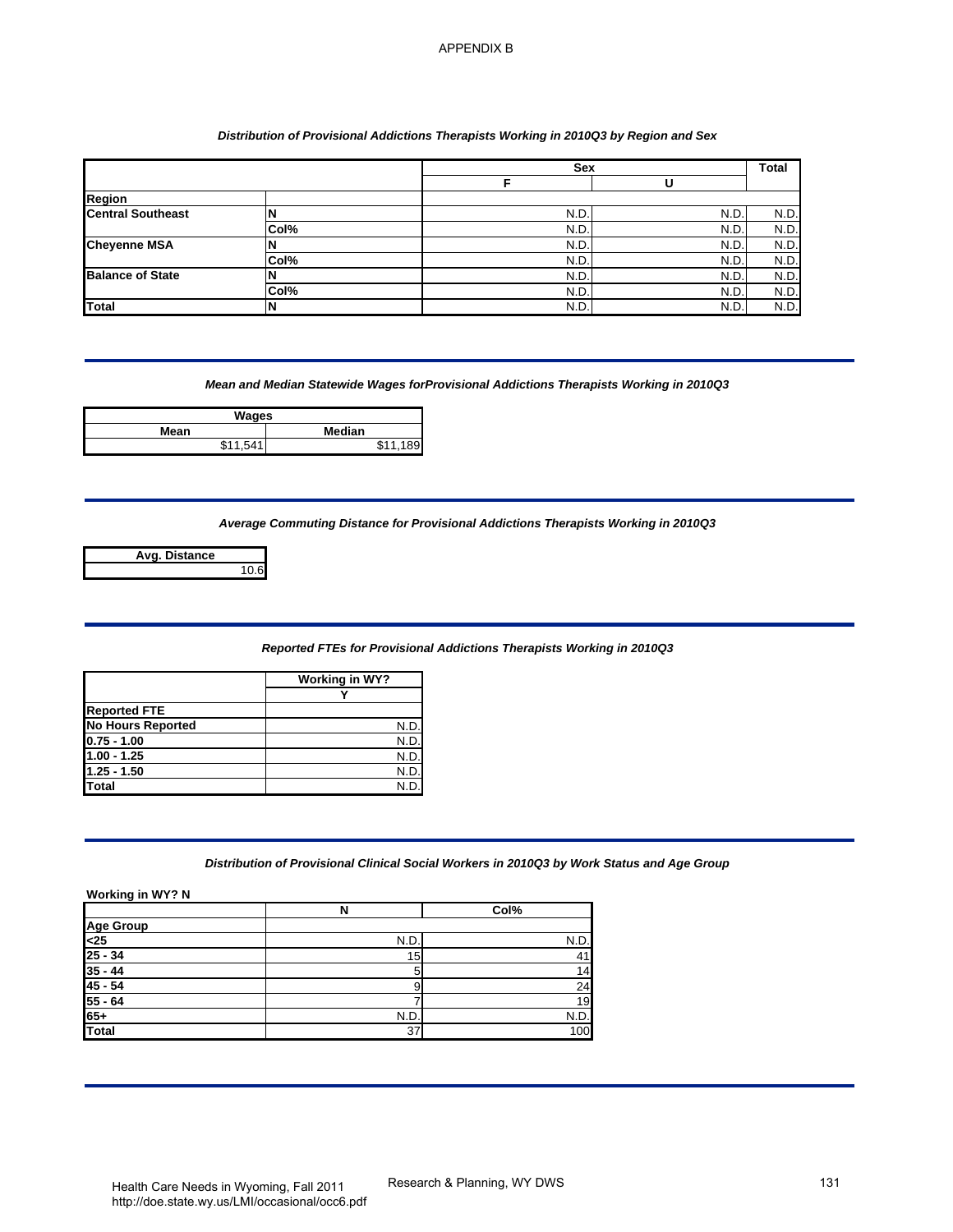APPENDIX B

### Distribution of Provisional Addictions Therapists Working in 2010Q3 by Region and Sex

| | | Sex | | Total |
|---|---|---|---|---|
| | | F | U | |
| **Region** | | | | |
| **Central Southeast** | N | N.D. | N.D. | N.D. |
| | Col% | N.D. | N.D. | N.D. |
| **Cheyenne MSA** | N | N.D. | N.D. | N.D. |
| | Col% | N.D. | N.D. | N.D. |
| **Balance of State** | N | N.D. | N.D. | N.D. |
| | Col% | N.D. | N.D. | N.D. |
| **Total** | N | N.D. | N.D. | N.D. |

### Mean and Median Statewide Wages forProvisional Addictions Therapists Working in 2010Q3

| Wages | |
|---|---|
| Mean | Median |
| $11,541 | $11,189 |

### Average Commuting Distance for Provisional Addictions Therapists Working in 2010Q3

| Avg. Distance |
|---|
| 10.6 |

### Reported FTEs for Provisional Addictions Therapists Working in 2010Q3

| | Working in WY? |
|---|---|
| | Y |
| **Reported FTE** | |
| **No Hours Reported** | N.D. |
| **0.75 - 1.00** | N.D. |
| **1.00 - 1.25** | N.D. |
| **1.25 - 1.50** | N.D. |
| **Total** | N.D. |

### Distribution of Provisional Clinical Social Workers in 2010Q3 by Work Status and Age Group

**Working in WY? N**

| | N | Col% |
|---|---|---|
| **Age Group** | | |
| **<25** | N.D. | N.D. |
| **25 - 34** | 15 | 41 |
| **35 - 44** | 5 | 14 |
| **45 - 54** | 9 | 24 |
| **55 - 64** | 7 | 19 |
| **65+** | N.D. | N.D. |
| **Total** | 37 | 100 |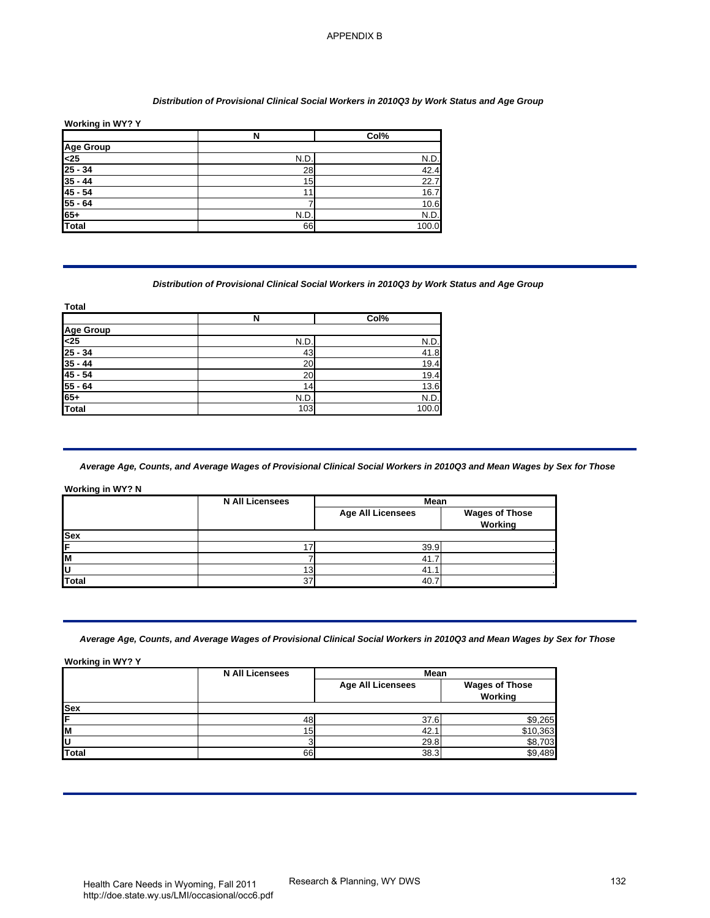APPENDIX B

*Distribution of Provisional Clinical Social Workers in 2010Q3 by Work Status and Age Group*

**Working in WY? Y**

| | N | Col% |
|---|---|---|
| **Age Group** | | |
| **<25** | N.D. | N.D. |
| **25 - 34** | 28 | 42.4 |
| **35 - 44** | 15 | 22.7 |
| **45 - 54** | 11 | 16.7 |
| **55 - 64** | 7 | 10.6 |
| **65+** | N.D. | N.D. |
| **Total** | 66 | 100.0 |

*Distribution of Provisional Clinical Social Workers in 2010Q3 by Work Status and Age Group*

**Total**

| | N | Col% |
|---|---|---|
| **Age Group** | | |
| **<25** | N.D. | N.D. |
| **25 - 34** | 43 | 41.8 |
| **35 - 44** | 20 | 19.4 |
| **45 - 54** | 20 | 19.4 |
| **55 - 64** | 14 | 13.6 |
| **65+** | N.D. | N.D. |
| **Total** | 103 | 100.0 |

*Average Age, Counts, and Average Wages of Provisional Clinical Social Workers in 2010Q3 and Mean Wages by Sex for Those*

**Working in WY? N**

| | N All Licensees | Mean | |
|---|---|---|---|
| | | Age All Licensees | Wages of Those Working |
| **Sex** | | | |
| **F** | 17 | 39.9 | . |
| **M** | 7 | 41.7 | . |
| **U** | 13 | 41.1 | . |
| **Total** | 37 | 40.7 | . |

*Average Age, Counts, and Average Wages of Provisional Clinical Social Workers in 2010Q3 and Mean Wages by Sex for Those*

**Working in WY? Y**

| | N All Licensees | Mean | |
|---|---|---|---|
| | | Age All Licensees | Wages of Those Working |
| **Sex** | | | |
| **F** | 48 | 37.6 | $9,265 |
| **M** | 15 | 42.1 | $10,363 |
| **U** | 3 | 29.8 | $8,703 |
| **Total** | 66 | 38.3 | $9,489 |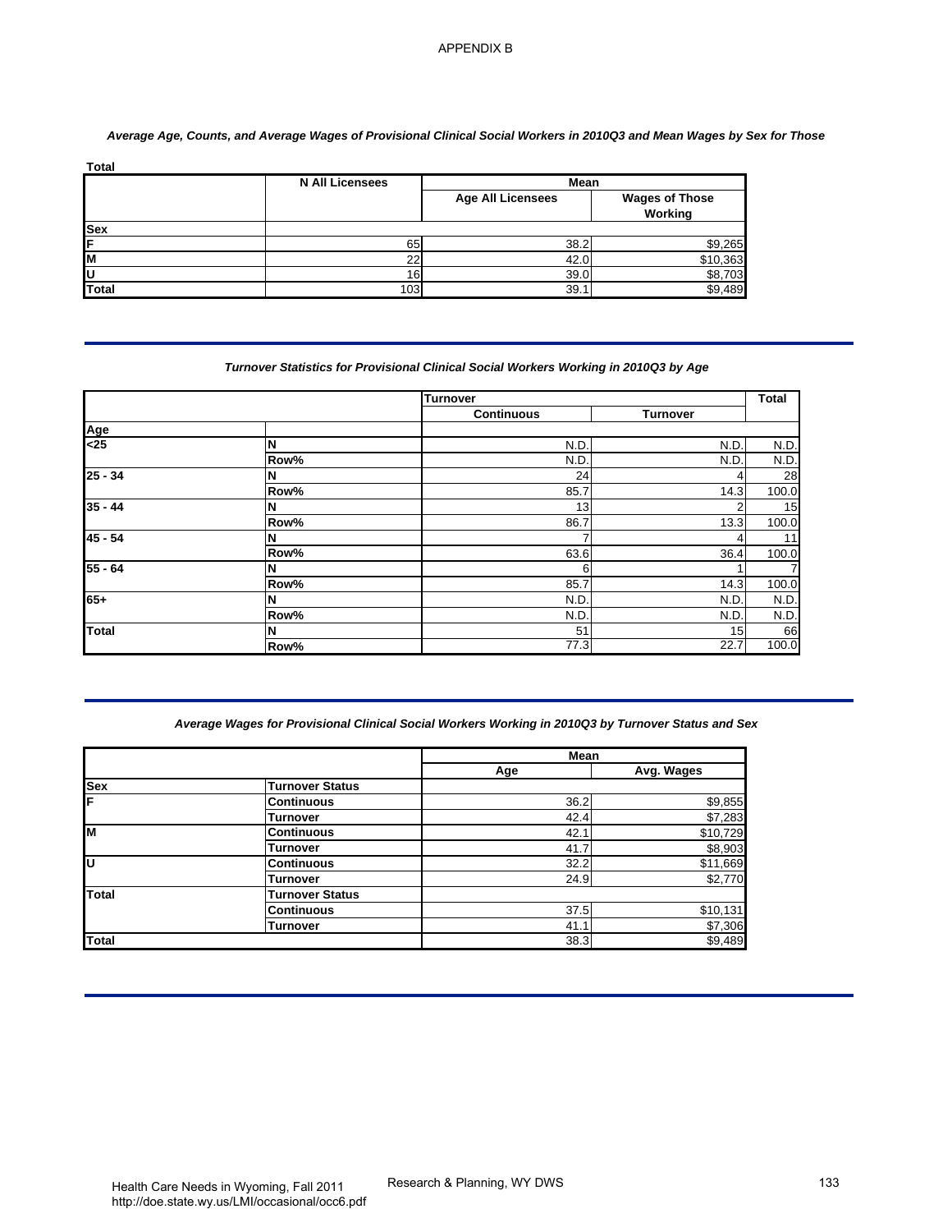APPENDIX B

*Average Age, Counts, and Average Wages of Provisional Clinical Social Workers in 2010Q3 and Mean Wages by Sex for Those*

**Total**

| | N All Licensees | Mean | |
|---|---|---|---|
| | | Age All Licensees | Wages of Those Working |
| **Sex** | | | |
| **F** | 65 | 38.2 | $9,265 |
| **M** | 22 | 42.0 | $10,363 |
| **U** | 16 | 39.0 | $8,703 |
| **Total** | 103 | 39.1 | $9,489 |

*Turnover Statistics for Provisional Clinical Social Workers Working in 2010Q3 by Age*

| | | Turnover | | Total |
|---|---|---|---|---|
| | | Continuous | Turnover | |
| **Age** | | | | |
| **<25** | **N** | N.D. | N.D. | N.D. |
| | **Row%** | N.D. | N.D. | N.D. |
| **25 - 34** | **N** | 24 | 4 | 28 |
| | **Row%** | 85.7 | 14.3 | 100.0 |
| **35 - 44** | **N** | 13 | 2 | 15 |
| | **Row%** | 86.7 | 13.3 | 100.0 |
| **45 - 54** | **N** | 7 | 4 | 11 |
| | **Row%** | 63.6 | 36.4 | 100.0 |
| **55 - 64** | **N** | 6 | 1 | 7 |
| | **Row%** | 85.7 | 14.3 | 100.0 |
| **65+** | **N** | N.D. | N.D. | N.D. |
| | **Row%** | N.D. | N.D. | N.D. |
| **Total** | **N** | 51 | 15 | 66 |
| | **Row%** | 77.3 | 22.7 | 100.0 |

*Average Wages for Provisional Clinical Social Workers Working in 2010Q3 by Turnover Status and Sex*

| | | Mean | |
|---|---|---|---|
| | | Age | Avg. Wages |
| **Sex** | **Turnover Status** | | |
| **F** | **Continuous** | 36.2 | $9,855 |
| | **Turnover** | 42.4 | $7,283 |
| **M** | **Continuous** | 42.1 | $10,729 |
| | **Turnover** | 41.7 | $8,903 |
| **U** | **Continuous** | 32.2 | $11,669 |
| | **Turnover** | 24.9 | $2,770 |
| **Total** | **Turnover Status** | | |
| | **Continuous** | 37.5 | $10,131 |
| | **Turnover** | 41.1 | $7,306 |
| **Total** | | 38.3 | $9,489 |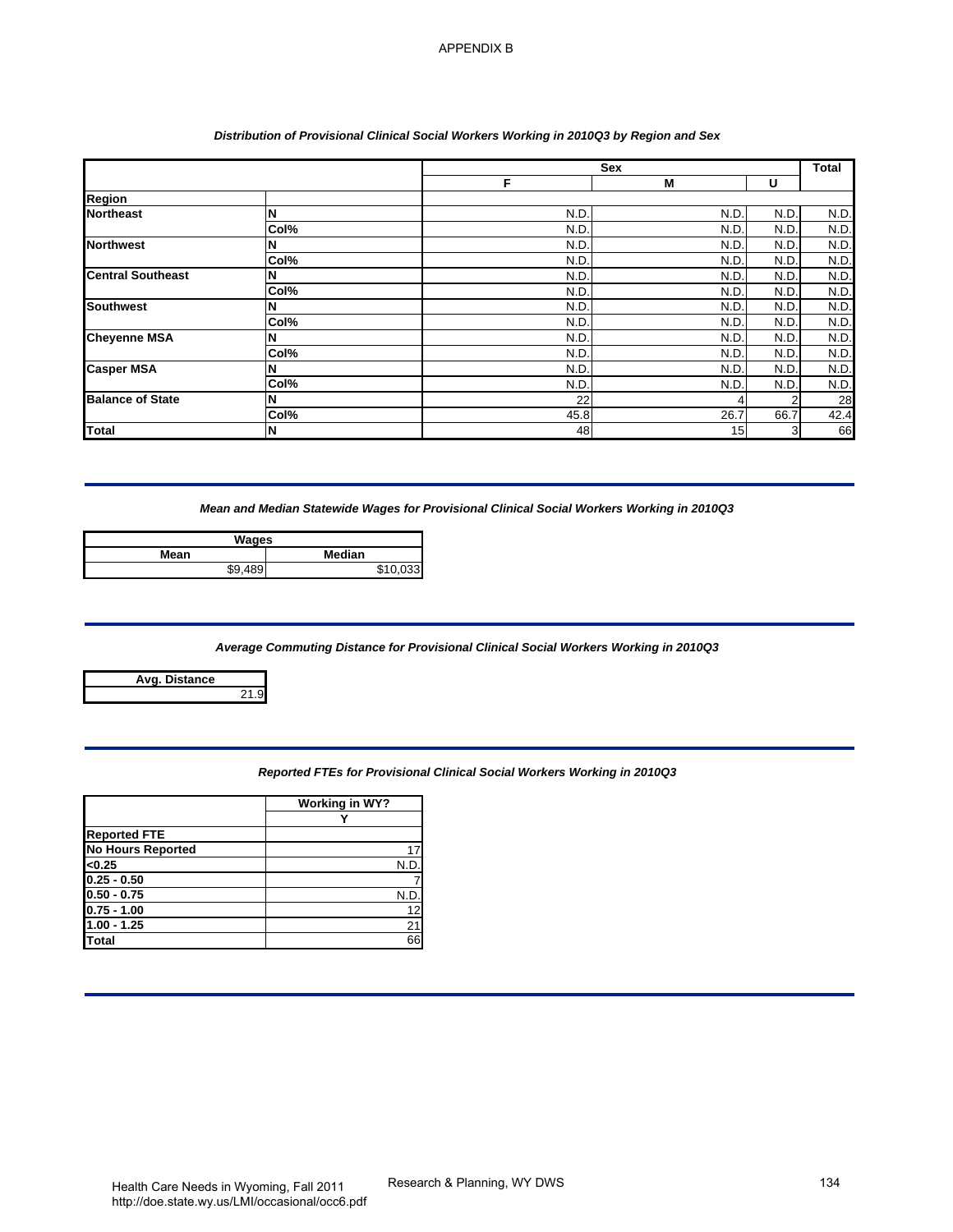APPENDIX B

*Distribution of Provisional Clinical Social Workers Working in 2010Q3 by Region and Sex*

| | | Sex | | | Total |
|---|---|---|---|---|---|
| | | F | M | U | |
| Region | | | | | |
| Northeast | N | N.D. | N.D. | N.D. | N.D. |
| | Col% | N.D. | N.D. | N.D. | N.D. |
| Northwest | N | N.D. | N.D. | N.D. | N.D. |
| | Col% | N.D. | N.D. | N.D. | N.D. |
| Central Southeast | N | N.D. | N.D. | N.D. | N.D. |
| | Col% | N.D. | N.D. | N.D. | N.D. |
| Southwest | N | N.D. | N.D. | N.D. | N.D. |
| | Col% | N.D. | N.D. | N.D. | N.D. |
| Cheyenne MSA | N | N.D. | N.D. | N.D. | N.D. |
| | Col% | N.D. | N.D. | N.D. | N.D. |
| Casper MSA | N | N.D. | N.D. | N.D. | N.D. |
| | Col% | N.D. | N.D. | N.D. | N.D. |
| Balance of State | N | 22 | 4 | 2 | 28 |
| | Col% | 45.8 | 26.7 | 66.7 | 42.4 |
| Total | N | 48 | 15 | 3 | 66 |

*Mean and Median Statewide Wages for Provisional Clinical Social Workers Working in 2010Q3*

| Wages | |
|---|---|
| Mean | Median |
| $9,489 | $10,033 |

*Average Commuting Distance for Provisional Clinical Social Workers Working in 2010Q3*

| Avg. Distance |
|---|
| 21.9 |

*Reported FTEs for Provisional Clinical Social Workers Working in 2010Q3*

| | Working in WY? |
|---|---|
| | Y |
| Reported FTE | |
| No Hours Reported | 17 |
| <0.25 | N.D. |
| 0.25 - 0.50 | 7 |
| 0.50 - 0.75 | N.D. |
| 0.75 - 1.00 | 12 |
| 1.00 - 1.25 | 21 |
| Total | 66 |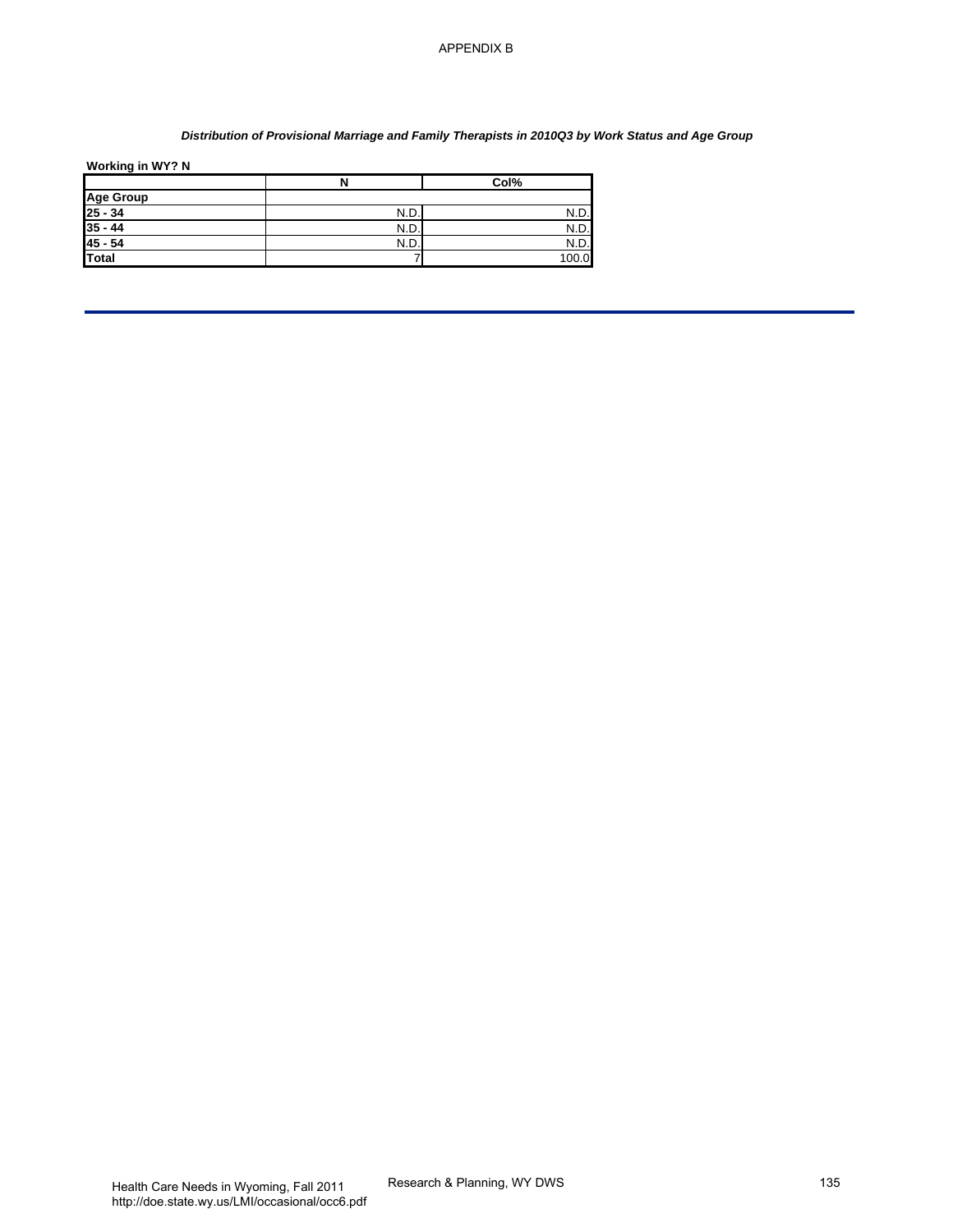APPENDIX B

***Distribution of Provisional Marriage and Family Therapists in 2010Q3 by Work Status and Age Group***

**Working in WY? N**

| | N | Col% |
|---|---|---|
| **Age Group** | | |
| **25 - 34** | N.D. | N.D. |
| **35 - 44** | N.D. | N.D. |
| **45 - 54** | N.D. | N.D. |
| **Total** | 7 | 100.0 |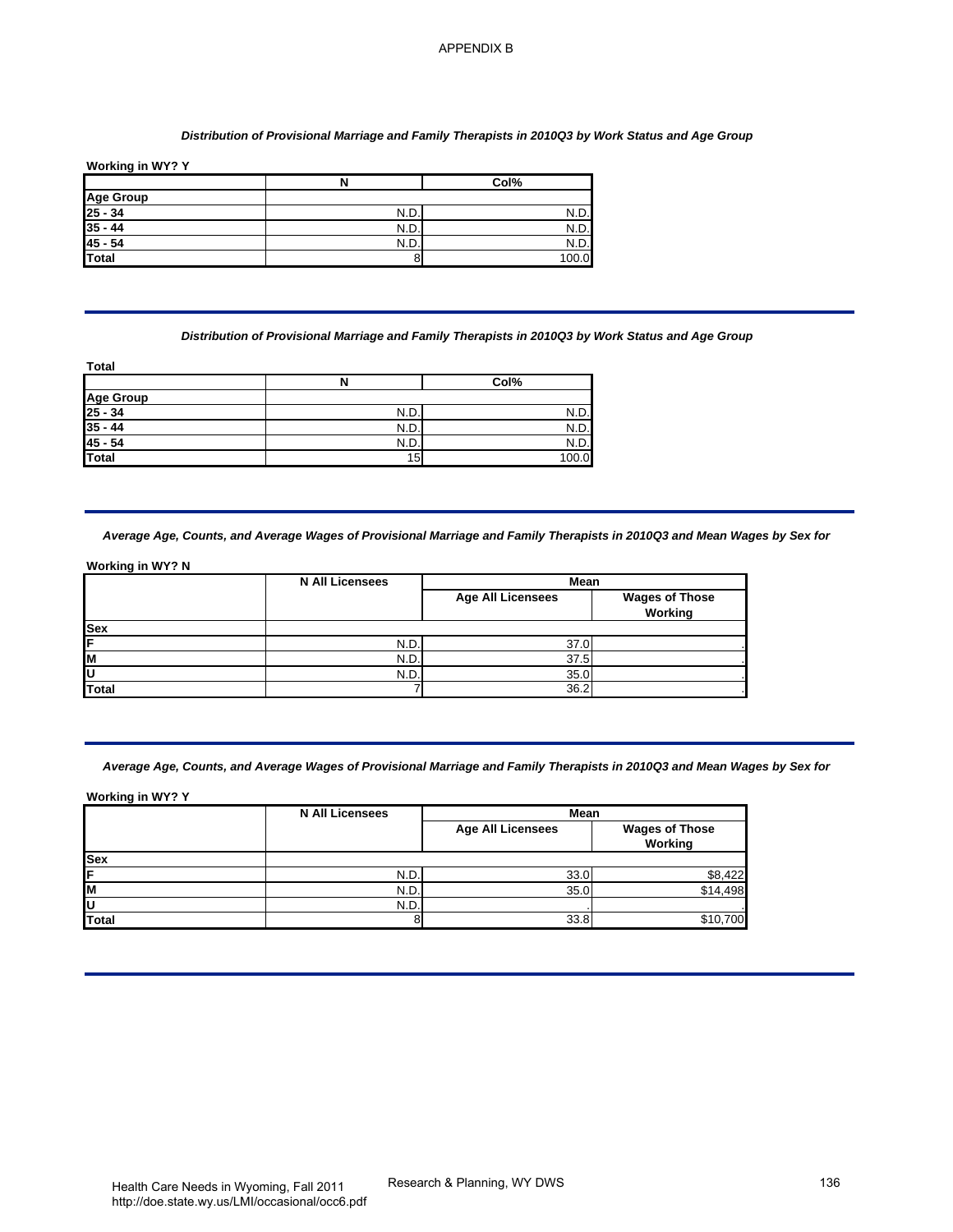APPENDIX B

***Distribution of Provisional Marriage and Family Therapists in 2010Q3 by Work Status and Age Group***

**Working in WY? Y**

| | N | Col% |
|---|---|---|
| **Age Group** | | |
| **25 - 34** | N.D. | N.D. |
| **35 - 44** | N.D. | N.D. |
| **45 - 54** | N.D. | N.D. |
| **Total** | 8 | 100.0 |

***Distribution of Provisional Marriage and Family Therapists in 2010Q3 by Work Status and Age Group***

**Total**

| | N | Col% |
|---|---|---|
| **Age Group** | | |
| **25 - 34** | N.D. | N.D. |
| **35 - 44** | N.D. | N.D. |
| **45 - 54** | N.D. | N.D. |
| **Total** | 15 | 100.0 |

***Average Age, Counts, and Average Wages of Provisional Marriage and Family Therapists in 2010Q3 and Mean Wages by Sex for***

**Working in WY? N**

| | N All Licensees | Mean | |
|---|---|---|---|
| | | Age All Licensees | Wages of Those Working |
| **Sex** | | | |
| **F** | N.D. | 37.0 | . |
| **M** | N.D. | 37.5 | . |
| **U** | N.D. | 35.0 | . |
| **Total** | 7 | 36.2 | . |

***Average Age, Counts, and Average Wages of Provisional Marriage and Family Therapists in 2010Q3 and Mean Wages by Sex for***

**Working in WY? Y**

| | N All Licensees | Mean | |
|---|---|---|---|
| | | Age All Licensees | Wages of Those Working |
| **Sex** | | | |
| **F** | N.D. | 33.0 | $8,422 |
| **M** | N.D. | 35.0 | $14,498 |
| **U** | N.D. | . | . |
| **Total** | 8 | 33.8 | $10,700 |

Health Care Needs in Wyoming, Fall 2011
http://doe.state.wy.us/LMI/occasional/occ6.pdf

Research & Planning, WY DWS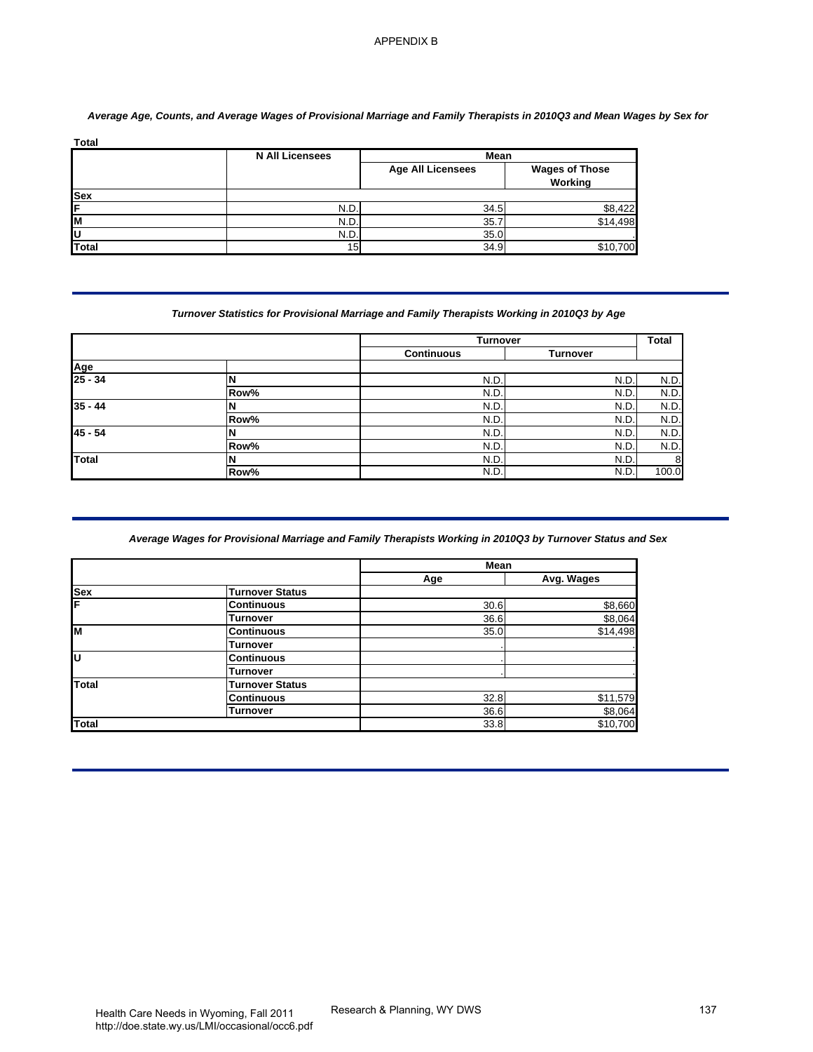APPENDIX B

*Average Age, Counts, and Average Wages of Provisional Marriage and Family Therapists in 2010Q3 and Mean Wages by Sex for*

**Total**

| | N All Licensees | Mean | |
|---|---|---|---|
| | | Age All Licensees | Wages of Those Working |
| **Sex** | | | |
| **F** | N.D. | 34.5 | $8,422 |
| **M** | N.D. | 35.7 | $14,498 |
| **U** | N.D. | 35.0 | . |
| **Total** | 15 | 34.9 | $10,700 |

*Turnover Statistics for Provisional Marriage and Family Therapists Working in 2010Q3 by Age*

| | | Turnover | | Total |
|---|---|---|---|---|
| | | Continuous | Turnover | |
| **Age** | | | | |
| **25 - 34** | **N** | N.D. | N.D. | N.D. |
| | **Row%** | N.D. | N.D. | N.D. |
| **35 - 44** | **N** | N.D. | N.D. | N.D. |
| | **Row%** | N.D. | N.D. | N.D. |
| **45 - 54** | **N** | N.D. | N.D. | N.D. |
| | **Row%** | N.D. | N.D. | N.D. |
| **Total** | **N** | N.D. | N.D. | 8 |
| | **Row%** | N.D. | N.D. | 100.0 |

*Average Wages for Provisional Marriage and Family Therapists Working in 2010Q3 by Turnover Status and Sex*

| | | Mean | |
|---|---|---|---|
| | | Age | Avg. Wages |
| **Sex** | **Turnover Status** | | |
| **F** | **Continuous** | 30.6 | $8,660 |
| | **Turnover** | 36.6 | $8,064 |
| **M** | **Continuous** | 35.0 | $14,498 |
| | **Turnover** | . | . |
| **U** | **Continuous** | . | . |
| | **Turnover** | . | . |
| **Total** | **Turnover Status** | | |
| | **Continuous** | 32.8 | $11,579 |
| | **Turnover** | 36.6 | $8,064 |
| **Total** | | 33.8 | $10,700 |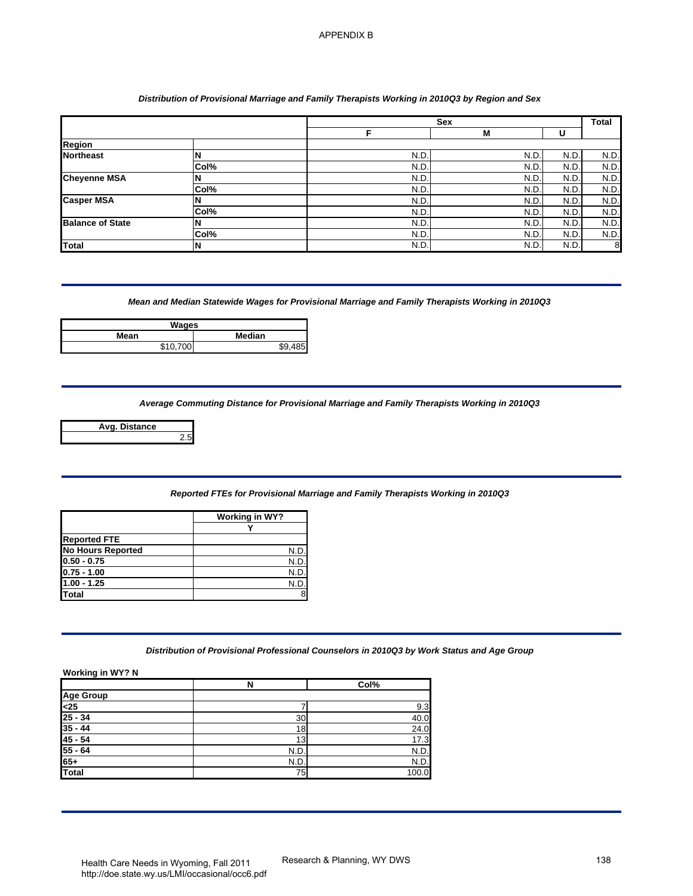APPENDIX B

*Distribution of Provisional Marriage and Family Therapists Working in 2010Q3 by Region and Sex*

| | | Sex | | | Total |
|---|---|---|---|---|---|
| | | F | M | U | |
| **Region** | | | | | |
| **Northeast** | **N** | N.D. | N.D. | N.D. | N.D. |
| | **Col%** | N.D. | N.D. | N.D. | N.D. |
| **Cheyenne MSA** | **N** | N.D. | N.D. | N.D. | N.D. |
| | **Col%** | N.D. | N.D. | N.D. | N.D. |
| **Casper MSA** | **N** | N.D. | N.D. | N.D. | N.D. |
| | **Col%** | N.D. | N.D. | N.D. | N.D. |
| **Balance of State** | **N** | N.D. | N.D. | N.D. | N.D. |
| | **Col%** | N.D. | N.D. | N.D. | N.D. |
| **Total** | **N** | N.D. | N.D. | N.D. | 8 |

*Mean and Median Statewide Wages for Provisional Marriage and Family Therapists Working in 2010Q3*

| Wages | |
|---|---|
| **Mean** | **Median** |
| $10,700 | $9,485 |

*Average Commuting Distance for Provisional Marriage and Family Therapists Working in 2010Q3*

| Avg. Distance |
|---|
| 2.5 |

*Reported FTEs for Provisional Marriage and Family Therapists Working in 2010Q3*

| | Working in WY? |
|---|---|
| | Y |
| **Reported FTE** | |
| **No Hours Reported** | N.D. |
| **0.50 - 0.75** | N.D. |
| **0.75 - 1.00** | N.D. |
| **1.00 - 1.25** | N.D. |
| **Total** | 8 |

*Distribution of Provisional Professional Counselors in 2010Q3 by Work Status and Age Group*

**Working in WY? N**

| | N | Col% |
|---|---|---|
| **Age Group** | | |
| **<25** | 7 | 9.3 |
| **25 - 34** | 30 | 40.0 |
| **35 - 44** | 18 | 24.0 |
| **45 - 54** | 13 | 17.3 |
| **55 - 64** | N.D. | N.D. |
| **65+** | N.D. | N.D. |
| **Total** | 75 | 100.0 |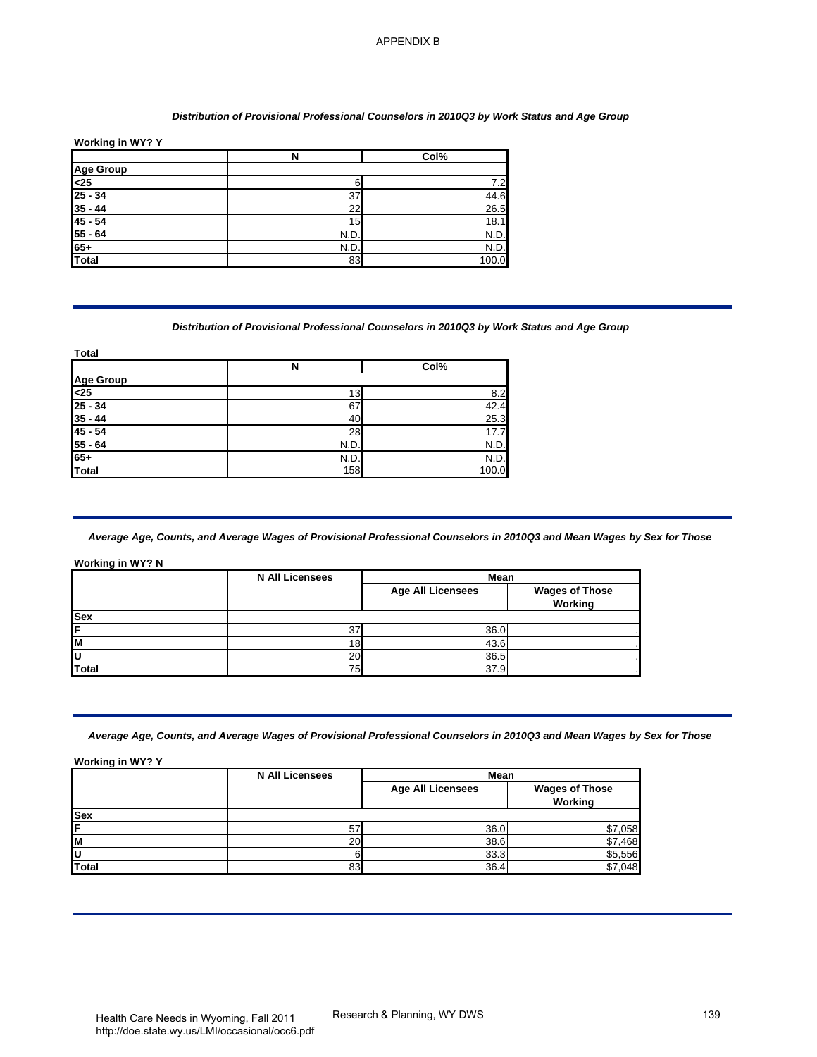APPENDIX B

*Distribution of Provisional Professional Counselors in 2010Q3 by Work Status and Age Group*

**Working in WY? Y**

| | N | Col% |
|---|---|---|
| **Age Group** | | |
| **<25** | 6 | 7.2 |
| **25 - 34** | 37 | 44.6 |
| **35 - 44** | 22 | 26.5 |
| **45 - 54** | 15 | 18.1 |
| **55 - 64** | N.D. | N.D. |
| **65+** | N.D. | N.D. |
| **Total** | 83 | 100.0 |

*Distribution of Provisional Professional Counselors in 2010Q3 by Work Status and Age Group*

**Total**

| | N | Col% |
|---|---|---|
| **Age Group** | | |
| **<25** | 13 | 8.2 |
| **25 - 34** | 67 | 42.4 |
| **35 - 44** | 40 | 25.3 |
| **45 - 54** | 28 | 17.7 |
| **55 - 64** | N.D. | N.D. |
| **65+** | N.D. | N.D. |
| **Total** | 158 | 100.0 |

*Average Age, Counts, and Average Wages of Provisional Professional Counselors in 2010Q3 and Mean Wages by Sex for Those*

**Working in WY? N**

| | N All Licensees | Mean | |
|---|---|---|---|
| | | Age All Licensees | Wages of Those Working |
| **Sex** | | | |
| **F** | 37 | 36.0 | . |
| **M** | 18 | 43.6 | . |
| **U** | 20 | 36.5 | . |
| **Total** | 75 | 37.9 | . |

*Average Age, Counts, and Average Wages of Provisional Professional Counselors in 2010Q3 and Mean Wages by Sex for Those*

**Working in WY? Y**

| | N All Licensees | Mean | |
|---|---|---|---|
| | | Age All Licensees | Wages of Those Working |
| **Sex** | | | |
| **F** | 57 | 36.0 | $7,058 |
| **M** | 20 | 38.6 | $7,468 |
| **U** | 6 | 33.3 | $5,556 |
| **Total** | 83 | 36.4 | $7,048 |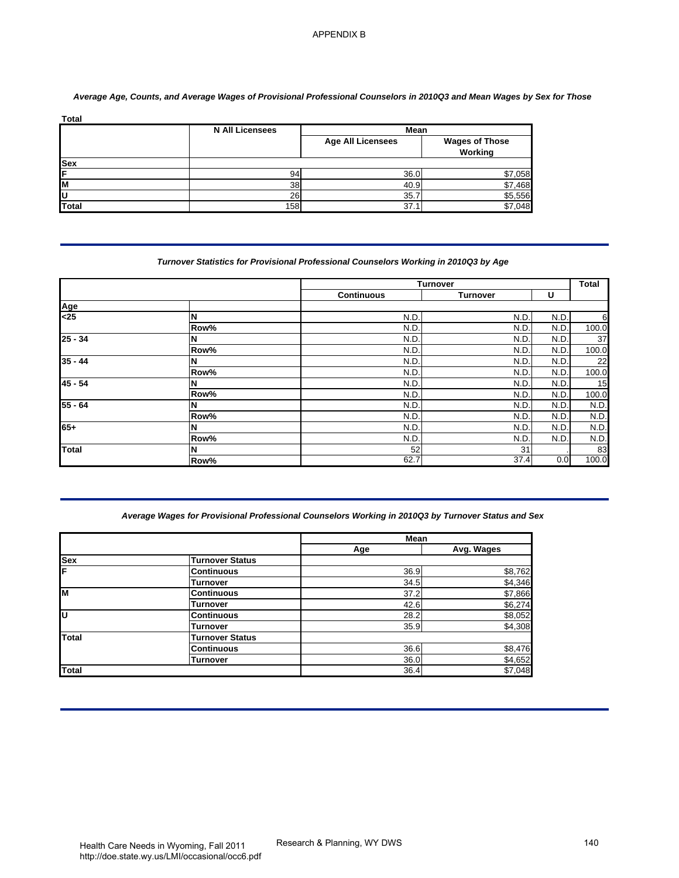APPENDIX B

*Average Age, Counts, and Average Wages of Provisional Professional Counselors in 2010Q3 and Mean Wages by Sex for Those*

**Total**

| | N All Licensees | Mean | |
|---|---|---|---|
| | | Age All Licensees | Wages of Those Working |
| **Sex** | | | |
| **F** | 94 | 36.0 | $7,058 |
| **M** | 38 | 40.9 | $7,468 |
| **U** | 26 | 35.7 | $5,556 |
| **Total** | 158 | 37.1 | $7,048 |

*Turnover Statistics for Provisional Professional Counselors Working in 2010Q3 by Age*

| | | Turnover | | | Total |
|---|---|---|---|---|---|
| | | Continuous | Turnover | U | |
| **Age** | | | | | |
| **<25** | **N** | N.D. | N.D. | N.D. | 6 |
| | **Row%** | N.D. | N.D. | N.D. | 100.0 |
| **25 - 34** | **N** | N.D. | N.D. | N.D. | 37 |
| | **Row%** | N.D. | N.D. | N.D. | 100.0 |
| **35 - 44** | **N** | N.D. | N.D. | N.D. | 22 |
| | **Row%** | N.D. | N.D. | N.D. | 100.0 |
| **45 - 54** | **N** | N.D. | N.D. | N.D. | 15 |
| | **Row%** | N.D. | N.D. | N.D. | 100.0 |
| **55 - 64** | **N** | N.D. | N.D. | N.D. | N.D. |
| | **Row%** | N.D. | N.D. | N.D. | N.D. |
| **65+** | **N** | N.D. | N.D. | N.D. | N.D. |
| | **Row%** | N.D. | N.D. | N.D. | N.D. |
| **Total** | **N** | 52 | 31 | . | 83 |
| | **Row%** | 62.7 | 37.4 | 0.0 | 100.0 |

*Average Wages for Provisional Professional Counselors Working in 2010Q3 by Turnover Status and Sex*

| | | Mean | |
|---|---|---|---|
| | | Age | Avg. Wages |
| **Sex** | **Turnover Status** | | |
| **F** | **Continuous** | 36.9 | $8,762 |
| | **Turnover** | 34.5 | $4,346 |
| **M** | **Continuous** | 37.2 | $7,866 |
| | **Turnover** | 42.6 | $6,274 |
| **U** | **Continuous** | 28.2 | $8,052 |
| | **Turnover** | 35.9 | $4,308 |
| **Total** | **Turnover Status** | | |
| | **Continuous** | 36.6 | $8,476 |
| | **Turnover** | 36.0 | $4,652 |
| **Total** | | 36.4 | $7,048 |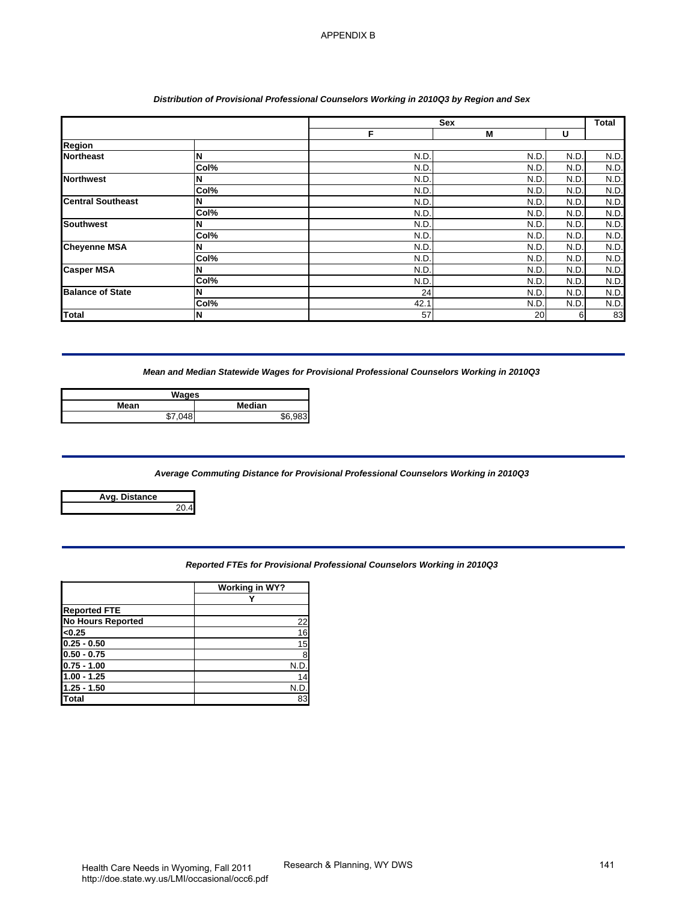APPENDIX B

***Distribution of Provisional Professional Counselors Working in 2010Q3 by Region and Sex***

| | | Sex | | | Total |
|---|---|---|---|---|---|
| | | F | M | U | |
| **Region** | | | | | |
| **Northeast** | **N** | N.D. | N.D. | N.D. | N.D. |
| | **Col%** | N.D. | N.D. | N.D. | N.D. |
| **Northwest** | **N** | N.D. | N.D. | N.D. | N.D. |
| | **Col%** | N.D. | N.D. | N.D. | N.D. |
| **Central Southeast** | **N** | N.D. | N.D. | N.D. | N.D. |
| | **Col%** | N.D. | N.D. | N.D. | N.D. |
| **Southwest** | **N** | N.D. | N.D. | N.D. | N.D. |
| | **Col%** | N.D. | N.D. | N.D. | N.D. |
| **Cheyenne MSA** | **N** | N.D. | N.D. | N.D. | N.D. |
| | **Col%** | N.D. | N.D. | N.D. | N.D. |
| **Casper MSA** | **N** | N.D. | N.D. | N.D. | N.D. |
| | **Col%** | N.D. | N.D. | N.D. | N.D. |
| **Balance of State** | **N** | 24 | N.D. | N.D. | N.D. |
| | **Col%** | 42.1 | N.D. | N.D. | N.D. |
| **Total** | **N** | 57 | 20 | 6 | 83 |

***Mean and Median Statewide Wages for Provisional Professional Counselors Working in 2010Q3***

| Wages | |
|---|---|
| **Mean** | **Median** |
| $7,048 | $6,983 |

***Average Commuting Distance for Provisional Professional Counselors Working in 2010Q3***

| **Avg. Distance** |
|---|
| 20.4 |

***Reported FTEs for Provisional Professional Counselors Working in 2010Q3***

| | Working in WY? |
|---|---|
| | **Y** |
| **Reported FTE** | |
| **No Hours Reported** | 22 |
| **<0.25** | 16 |
| **0.25 - 0.50** | 15 |
| **0.50 - 0.75** | 8 |
| **0.75 - 1.00** | N.D. |
| **1.00 - 1.25** | 14 |
| **1.25 - 1.50** | N.D. |
| **Total** | 83 |